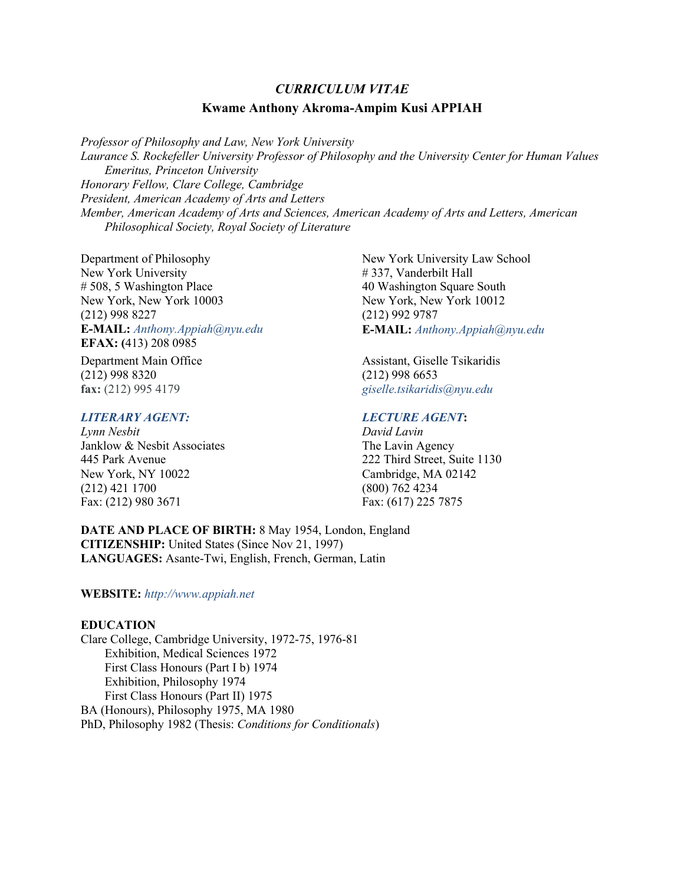# *CURRICULUM VITAE*

## Kwame Anthony Akroma-Ampim Kusi APPIAH

*Professor of Philosophy and Law, New York University*
*Laurance S. Rockefeller University Professor of Philosophy and the University Center for Human Values Emeritus, Princeton University*
*Honorary Fellow, Clare College, Cambridge*
*President, American Academy of Arts and Letters*
*Member, American Academy of Arts and Sciences, American Academy of Arts and Letters, American Philosophical Society, Royal Society of Literature*

Department of Philosophy
New York University
# 508, 5 Washington Place
New York, New York 10003
(212) 998 8227
**E-MAIL:** *Anthony.Appiah@nyu.edu*
**EFAX: (**413) 208 0985

Department Main Office
(212) 998 8320
**fax:** (212) 995 4179

New York University Law School
# 337, Vanderbilt Hall
40 Washington Square South
New York, New York 10012
(212) 992 9787
**E-MAIL:** *Anthony.Appiah@nyu.edu*

Assistant, Giselle Tsikaridis
(212) 998 6653
*giselle.tsikaridis@nyu.edu*

***LITERARY AGENT:***
*Lynn Nesbit*
Janklow & Nesbit Associates
445 Park Avenue
New York, NY 10022
(212) 421 1700
Fax: (212) 980 3671

***LECTURE AGENT*:**
*David Lavin*
The Lavin Agency
222 Third Street, Suite 1130
Cambridge, MA 02142
(800) 762 4234
Fax: (617) 225 7875

**DATE AND PLACE OF BIRTH:** 8 May 1954, London, England
**CITIZENSHIP:** United States (Since Nov 21, 1997)
**LANGUAGES:** Asante-Twi, English, French, German, Latin

**WEBSITE:** *http://www.appiah.net*

**EDUCATION**

Clare College, Cambridge University, 1972-75, 1976-81
- Exhibition, Medical Sciences 1972
- First Class Honours (Part I b) 1974
- Exhibition, Philosophy 1974
- First Class Honours (Part II) 1975

BA (Honours), Philosophy 1975, MA 1980
PhD, Philosophy 1982 (Thesis: *Conditions for Conditionals*)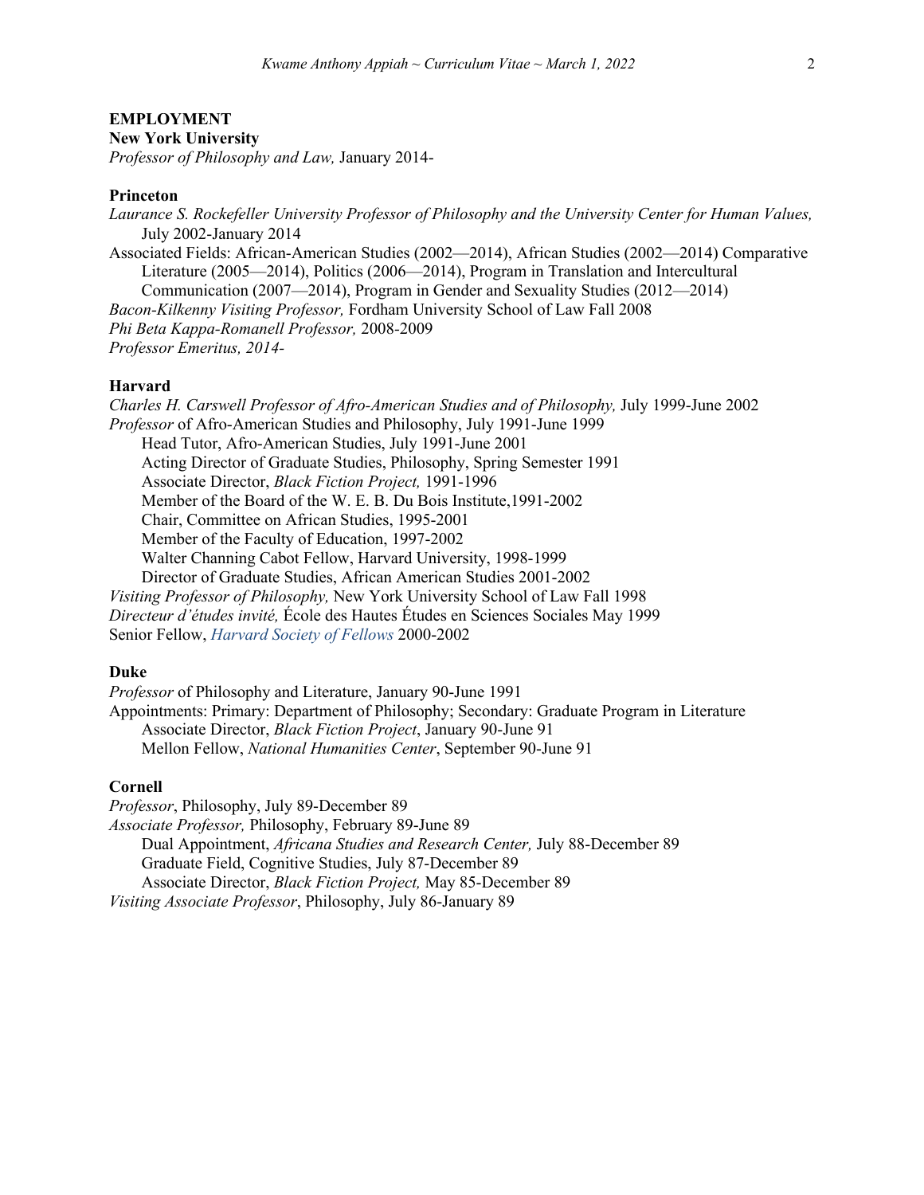## EMPLOYMENT

**New York University**

*Professor of Philosophy and Law,* January 2014-

**Princeton**

*Laurance S. Rockefeller University Professor of Philosophy and the University Center for Human Values,* July 2002-January 2014

Associated Fields: African-American Studies (2002—2014), African Studies (2002—2014) Comparative Literature (2005—2014), Politics (2006—2014), Program in Translation and Intercultural Communication (2007—2014), Program in Gender and Sexuality Studies (2012—2014)

*Bacon-Kilkenny Visiting Professor,* Fordham University School of Law Fall 2008

*Phi Beta Kappa-Romanell Professor,* 2008-2009

*Professor Emeritus, 2014-*

**Harvard**

*Charles H. Carswell Professor of Afro-American Studies and of Philosophy,* July 1999-June 2002

*Professor* of Afro-American Studies and Philosophy, July 1991-June 1999

- Head Tutor, Afro-American Studies, July 1991-June 2001
- Acting Director of Graduate Studies, Philosophy, Spring Semester 1991
- Associate Director, *Black Fiction Project,* 1991-1996
- Member of the Board of the W. E. B. Du Bois Institute,1991-2002
- Chair, Committee on African Studies, 1995-2001
- Member of the Faculty of Education, 1997-2002
- Walter Channing Cabot Fellow, Harvard University, 1998-1999
- Director of Graduate Studies, African American Studies 2001-2002

*Visiting Professor of Philosophy,* New York University School of Law Fall 1998

*Directeur d'études invité,* École des Hautes Études en Sciences Sociales May 1999

Senior Fellow, *Harvard Society of Fellows* 2000-2002

**Duke**

*Professor* of Philosophy and Literature, January 90-June 1991

Appointments: Primary: Department of Philosophy; Secondary: Graduate Program in Literature

- Associate Director, *Black Fiction Project*, January 90-June 91
- Mellon Fellow, *National Humanities Center*, September 90-June 91

**Cornell**

*Professor*, Philosophy, July 89-December 89

*Associate Professor,* Philosophy, February 89-June 89

- Dual Appointment, *Africana Studies and Research Center,* July 88-December 89
- Graduate Field, Cognitive Studies, July 87-December 89
- Associate Director, *Black Fiction Project,* May 85-December 89

*Visiting Associate Professor*, Philosophy, July 86-January 89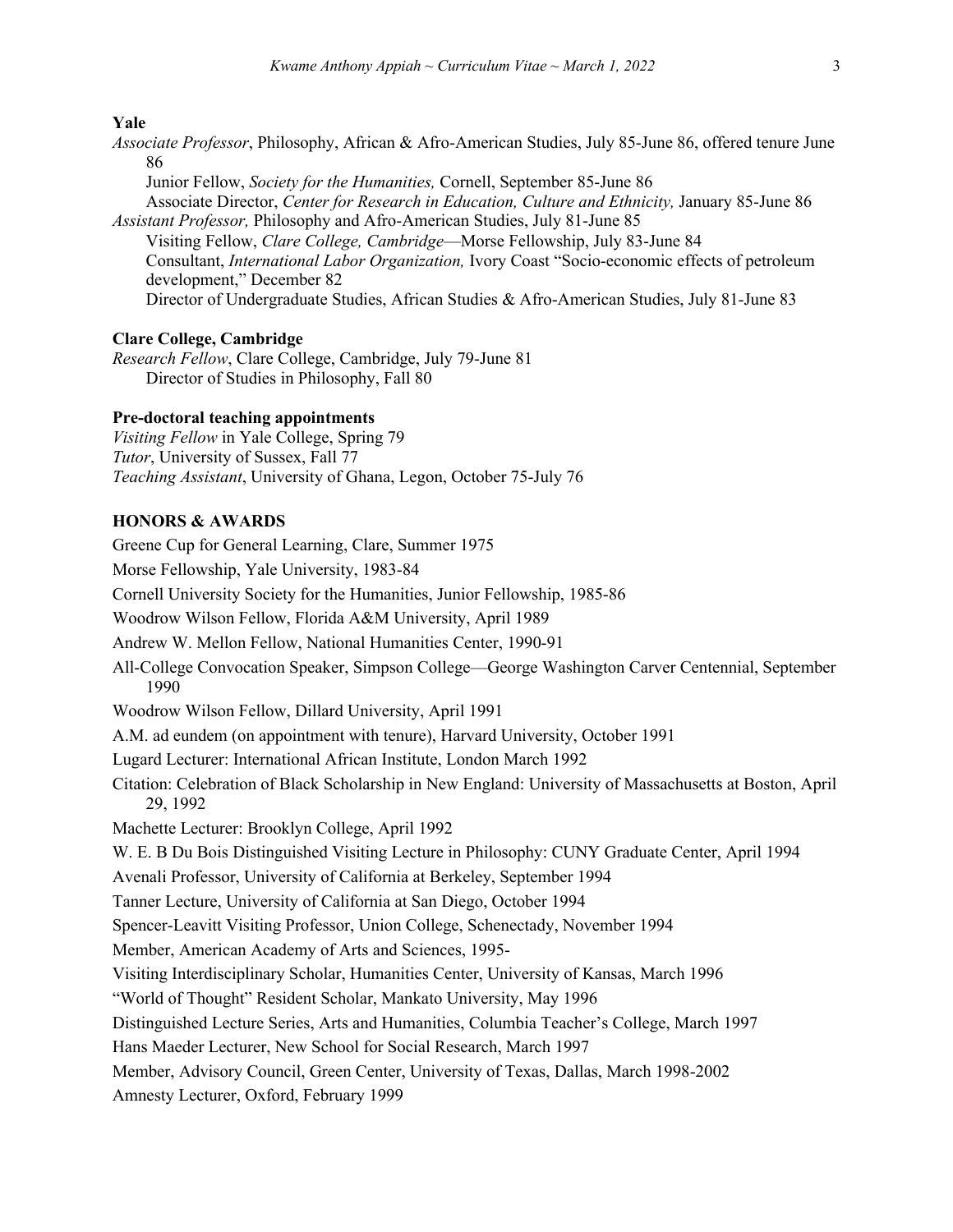**Yale**

*Associate Professor*, Philosophy, African & Afro-American Studies, July 85-June 86, offered tenure June 86

Junior Fellow, *Society for the Humanities,* Cornell, September 85-June 86

Associate Director, *Center for Research in Education, Culture and Ethnicity,* January 85-June 86

*Assistant Professor,* Philosophy and Afro-American Studies, July 81-June 85

Visiting Fellow, *Clare College, Cambridge*—Morse Fellowship, July 83-June 84

Consultant, *International Labor Organization,* Ivory Coast "Socio-economic effects of petroleum development," December 82

Director of Undergraduate Studies, African Studies & Afro-American Studies, July 81-June 83

**Clare College, Cambridge**

*Research Fellow*, Clare College, Cambridge, July 79-June 81

Director of Studies in Philosophy, Fall 80

**Pre-doctoral teaching appointments**

*Visiting Fellow* in Yale College, Spring 79

*Tutor*, University of Sussex, Fall 77

*Teaching Assistant*, University of Ghana, Legon, October 75-July 76

## HONORS & AWARDS

Greene Cup for General Learning, Clare, Summer 1975

Morse Fellowship, Yale University, 1983-84

Cornell University Society for the Humanities, Junior Fellowship, 1985-86

Woodrow Wilson Fellow, Florida A&M University, April 1989

Andrew W. Mellon Fellow, National Humanities Center, 1990-91

All-College Convocation Speaker, Simpson College—George Washington Carver Centennial, September 1990

Woodrow Wilson Fellow, Dillard University, April 1991

A.M. ad eundem (on appointment with tenure), Harvard University, October 1991

Lugard Lecturer: International African Institute, London March 1992

Citation: Celebration of Black Scholarship in New England: University of Massachusetts at Boston, April 29, 1992

Machette Lecturer: Brooklyn College, April 1992

W. E. B Du Bois Distinguished Visiting Lecture in Philosophy: CUNY Graduate Center, April 1994

Avenali Professor, University of California at Berkeley, September 1994

Tanner Lecture, University of California at San Diego, October 1994

Spencer-Leavitt Visiting Professor, Union College, Schenectady, November 1994

Member, American Academy of Arts and Sciences, 1995-

Visiting Interdisciplinary Scholar, Humanities Center, University of Kansas, March 1996

"World of Thought" Resident Scholar, Mankato University, May 1996

Distinguished Lecture Series, Arts and Humanities, Columbia Teacher's College, March 1997

Hans Maeder Lecturer, New School for Social Research, March 1997

Member, Advisory Council, Green Center, University of Texas, Dallas, March 1998-2002

Amnesty Lecturer, Oxford, February 1999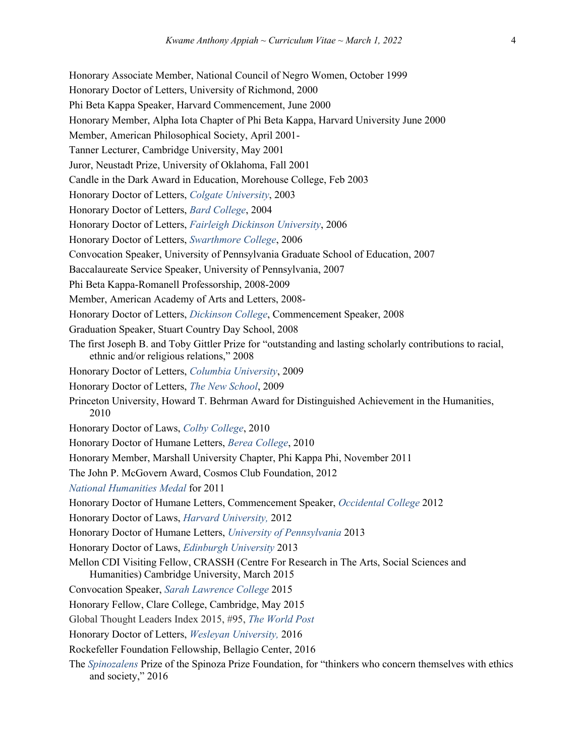Honorary Associate Member, National Council of Negro Women, October 1999

Honorary Doctor of Letters, University of Richmond, 2000

Phi Beta Kappa Speaker, Harvard Commencement, June 2000

Honorary Member, Alpha Iota Chapter of Phi Beta Kappa, Harvard University June 2000

Member, American Philosophical Society, April 2001-

Tanner Lecturer, Cambridge University, May 2001

Juror, Neustadt Prize, University of Oklahoma, Fall 2001

Candle in the Dark Award in Education, Morehouse College, Feb 2003

Honorary Doctor of Letters, *Colgate University*, 2003

Honorary Doctor of Letters, *Bard College*, 2004

Honorary Doctor of Letters, *Fairleigh Dickinson University*, 2006

Honorary Doctor of Letters, *Swarthmore College*, 2006

Convocation Speaker, University of Pennsylvania Graduate School of Education, 2007

Baccalaureate Service Speaker, University of Pennsylvania, 2007

Phi Beta Kappa-Romanell Professorship, 2008-2009

Member, American Academy of Arts and Letters, 2008-

Honorary Doctor of Letters, *Dickinson College*, Commencement Speaker, 2008

Graduation Speaker, Stuart Country Day School, 2008

The first Joseph B. and Toby Gittler Prize for "outstanding and lasting scholarly contributions to racial, ethnic and/or religious relations," 2008

Honorary Doctor of Letters, *Columbia University*, 2009

Honorary Doctor of Letters, *The New School*, 2009

Princeton University, Howard T. Behrman Award for Distinguished Achievement in the Humanities, 2010

Honorary Doctor of Laws, *Colby College*, 2010

Honorary Doctor of Humane Letters, *Berea College*, 2010

Honorary Member, Marshall University Chapter, Phi Kappa Phi, November 2011

The John P. McGovern Award, Cosmos Club Foundation, 2012

*National Humanities Medal* for 2011

Honorary Doctor of Humane Letters, Commencement Speaker, *Occidental College* 2012

Honorary Doctor of Laws, *Harvard University,* 2012

Honorary Doctor of Humane Letters, *University of Pennsylvania* 2013

Honorary Doctor of Laws, *Edinburgh University* 2013

Mellon CDI Visiting Fellow, CRASSH (Centre For Research in The Arts, Social Sciences and Humanities) Cambridge University, March 2015

Convocation Speaker, *Sarah Lawrence College* 2015

Honorary Fellow, Clare College, Cambridge, May 2015

Global Thought Leaders Index 2015, #95, *The World Post*

Honorary Doctor of Letters, *Wesleyan University,* 2016

Rockefeller Foundation Fellowship, Bellagio Center, 2016

The *Spinozalens* Prize of the Spinoza Prize Foundation, for "thinkers who concern themselves with ethics and society," 2016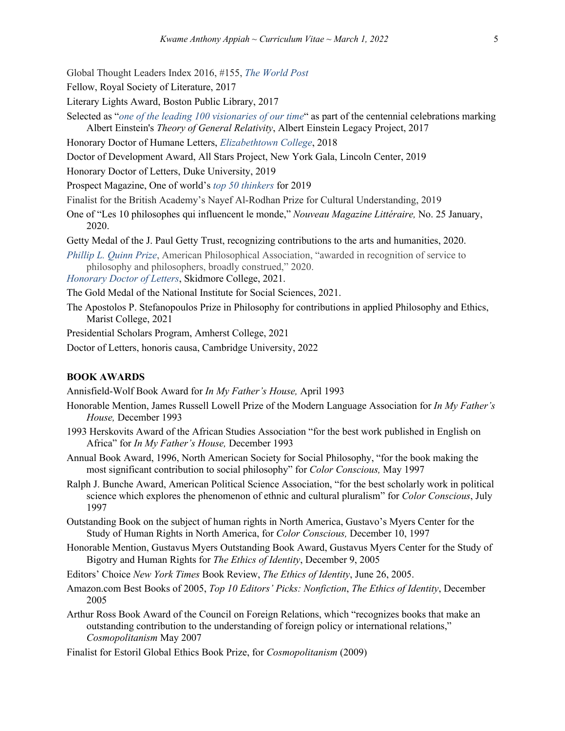Global Thought Leaders Index 2016, #155, *The World Post*

Fellow, Royal Society of Literature, 2017

Literary Lights Award, Boston Public Library, 2017

Selected as "*one of the leading 100 visionaries of our time*" as part of the centennial celebrations marking Albert Einstein's *Theory of General Relativity*, Albert Einstein Legacy Project, 2017

Honorary Doctor of Humane Letters, *Elizabethtown College*, 2018

Doctor of Development Award, All Stars Project, New York Gala, Lincoln Center, 2019

Honorary Doctor of Letters, Duke University, 2019

Prospect Magazine, One of world's *top 50 thinkers* for 2019

Finalist for the British Academy's Nayef Al-Rodhan Prize for Cultural Understanding, 2019

One of "Les 10 philosophes qui influencent le monde," *Nouveau Magazine Littéraire,* No. 25 January, 2020.

Getty Medal of the J. Paul Getty Trust, recognizing contributions to the arts and humanities, 2020.

*Phillip L. Quinn Prize*, American Philosophical Association, "awarded in recognition of service to philosophy and philosophers, broadly construed," 2020.

*Honorary Doctor of Letters*, Skidmore College, 2021.

The Gold Medal of the National Institute for Social Sciences, 2021.

The Apostolos P. Stefanopoulos Prize in Philosophy for contributions in applied Philosophy and Ethics, Marist College, 2021

Presidential Scholars Program, Amherst College, 2021

Doctor of Letters, honoris causa, Cambridge University, 2022

**BOOK AWARDS**

Annisfield-Wolf Book Award for *In My Father's House,* April 1993

Honorable Mention, James Russell Lowell Prize of the Modern Language Association for *In My Father's House,* December 1993

1993 Herskovits Award of the African Studies Association "for the best work published in English on Africa" for *In My Father's House,* December 1993

Annual Book Award, 1996, North American Society for Social Philosophy, "for the book making the most significant contribution to social philosophy" for *Color Conscious,* May 1997

Ralph J. Bunche Award, American Political Science Association, "for the best scholarly work in political science which explores the phenomenon of ethnic and cultural pluralism" for *Color Conscious*, July 1997

Outstanding Book on the subject of human rights in North America, Gustavo's Myers Center for the Study of Human Rights in North America, for *Color Conscious,* December 10, 1997

Honorable Mention, Gustavus Myers Outstanding Book Award, Gustavus Myers Center for the Study of Bigotry and Human Rights for *The Ethics of Identity*, December 9, 2005

Editors' Choice *New York Times* Book Review, *The Ethics of Identity*, June 26, 2005.

Amazon.com Best Books of 2005, *Top 10 Editors' Picks: Nonfiction*, *The Ethics of Identity*, December 2005

Arthur Ross Book Award of the Council on Foreign Relations, which "recognizes books that make an outstanding contribution to the understanding of foreign policy or international relations," *Cosmopolitanism* May 2007

Finalist for Estoril Global Ethics Book Prize, for *Cosmopolitanism* (2009)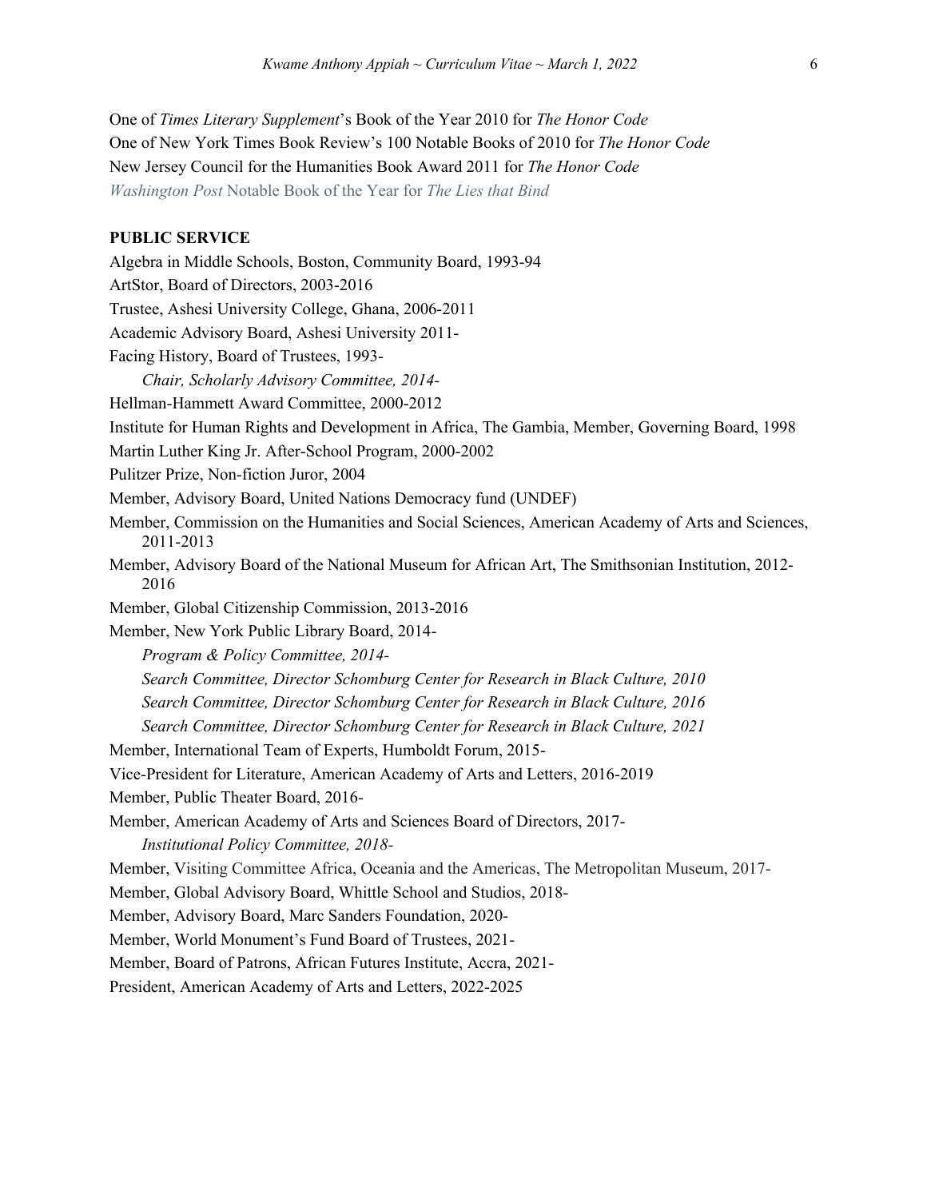One of *Times Literary Supplement*'s Book of the Year 2010 for *The Honor Code*
One of New York Times Book Review's 100 Notable Books of 2010 for *The Honor Code*
New Jersey Council for the Humanities Book Award 2011 for *The Honor Code*
*Washington Post* Notable Book of the Year for *The Lies that Bind*

**PUBLIC SERVICE**

Algebra in Middle Schools, Boston, Community Board, 1993-94

ArtStor, Board of Directors, 2003-2016

Trustee, Ashesi University College, Ghana, 2006-2011

Academic Advisory Board, Ashesi University 2011-

Facing History, Board of Trustees, 1993-

*Chair, Scholarly Advisory Committee, 2014-*

Hellman-Hammett Award Committee, 2000-2012

Institute for Human Rights and Development in Africa, The Gambia, Member, Governing Board, 1998

Martin Luther King Jr. After-School Program, 2000-2002

Pulitzer Prize, Non-fiction Juror, 2004

Member, Advisory Board, United Nations Democracy fund (UNDEF)

Member, Commission on the Humanities and Social Sciences, American Academy of Arts and Sciences, 2011-2013

Member, Advisory Board of the National Museum for African Art, The Smithsonian Institution, 2012-2016

Member, Global Citizenship Commission, 2013-2016

Member, New York Public Library Board, 2014-

*Program & Policy Committee, 2014-*

*Search Committee, Director Schomburg Center for Research in Black Culture, 2010*

*Search Committee, Director Schomburg Center for Research in Black Culture, 2016*

*Search Committee, Director Schomburg Center for Research in Black Culture, 2021*

Member, International Team of Experts, Humboldt Forum, 2015-

Vice-President for Literature, American Academy of Arts and Letters, 2016-2019

Member, Public Theater Board, 2016-

Member, American Academy of Arts and Sciences Board of Directors, 2017-

*Institutional Policy Committee, 2018-*

Member, Visiting Committee Africa, Oceania and the Americas, The Metropolitan Museum, 2017-

Member, Global Advisory Board, Whittle School and Studios, 2018-

Member, Advisory Board, Marc Sanders Foundation, 2020-

Member, World Monument's Fund Board of Trustees, 2021-

Member, Board of Patrons, African Futures Institute, Accra, 2021-

President, American Academy of Arts and Letters, 2022-2025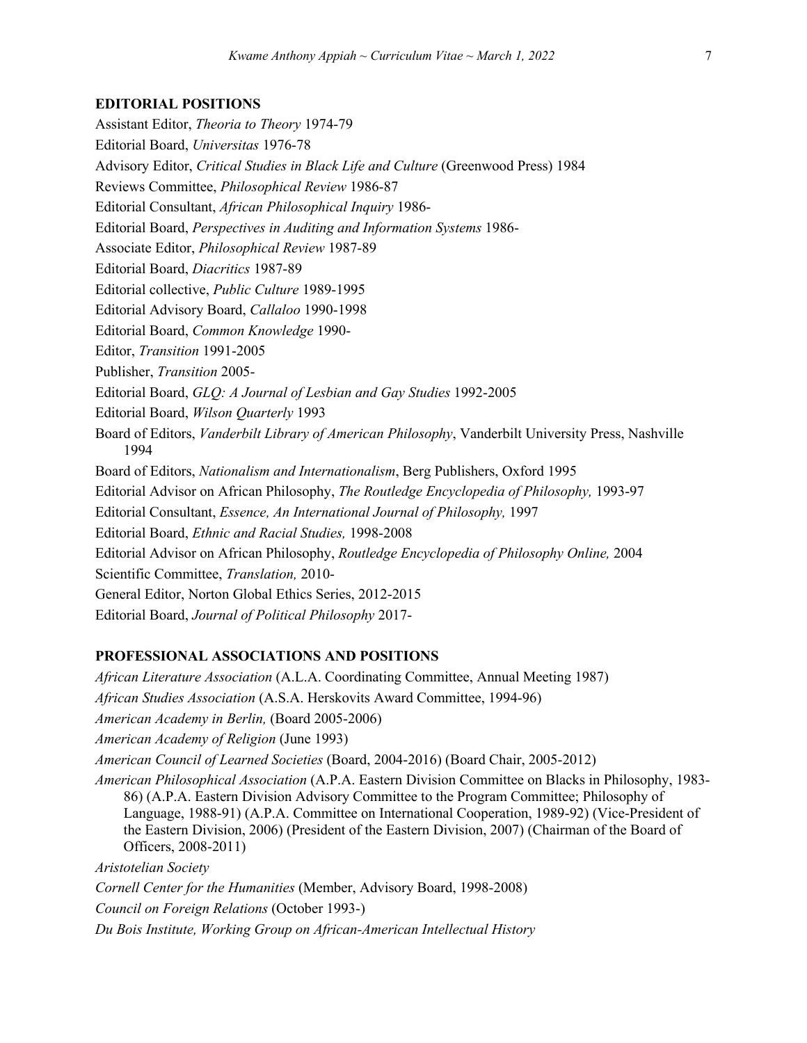## EDITORIAL POSITIONS

Assistant Editor, *Theoria to Theory* 1974-79

Editorial Board, *Universitas* 1976-78

Advisory Editor, *Critical Studies in Black Life and Culture* (Greenwood Press) 1984

Reviews Committee, *Philosophical Review* 1986-87

Editorial Consultant, *African Philosophical Inquiry* 1986-

Editorial Board, *Perspectives in Auditing and Information Systems* 1986-

Associate Editor, *Philosophical Review* 1987-89

Editorial Board, *Diacritics* 1987-89

Editorial collective, *Public Culture* 1989-1995

Editorial Advisory Board, *Callaloo* 1990-1998

Editorial Board, *Common Knowledge* 1990-

Editor, *Transition* 1991-2005

Publisher, *Transition* 2005-

Editorial Board, *GLQ: A Journal of Lesbian and Gay Studies* 1992-2005

Editorial Board, *Wilson Quarterly* 1993

Board of Editors, *Vanderbilt Library of American Philosophy*, Vanderbilt University Press, Nashville 1994

Board of Editors, *Nationalism and Internationalism*, Berg Publishers, Oxford 1995

Editorial Advisor on African Philosophy, *The Routledge Encyclopedia of Philosophy,* 1993-97

Editorial Consultant, *Essence, An International Journal of Philosophy,* 1997

Editorial Board, *Ethnic and Racial Studies,* 1998-2008

Editorial Advisor on African Philosophy, *Routledge Encyclopedia of Philosophy Online,* 2004

Scientific Committee, *Translation,* 2010-

General Editor, Norton Global Ethics Series, 2012-2015

Editorial Board, *Journal of Political Philosophy* 2017-

## PROFESSIONAL ASSOCIATIONS AND POSITIONS

*African Literature Association* (A.L.A. Coordinating Committee, Annual Meeting 1987)

*African Studies Association* (A.S.A. Herskovits Award Committee, 1994-96)

*American Academy in Berlin,* (Board 2005-2006)

*American Academy of Religion* (June 1993)

*American Council of Learned Societies* (Board, 2004-2016) (Board Chair, 2005-2012)

*American Philosophical Association* (A.P.A. Eastern Division Committee on Blacks in Philosophy, 1983-86) (A.P.A. Eastern Division Advisory Committee to the Program Committee; Philosophy of Language, 1988-91) (A.P.A. Committee on International Cooperation, 1989-92) (Vice-President of the Eastern Division, 2006) (President of the Eastern Division, 2007) (Chairman of the Board of Officers, 2008-2011)

*Aristotelian Society*

*Cornell Center for the Humanities* (Member, Advisory Board, 1998-2008)

*Council on Foreign Relations* (October 1993-)

*Du Bois Institute, Working Group on African-American Intellectual History*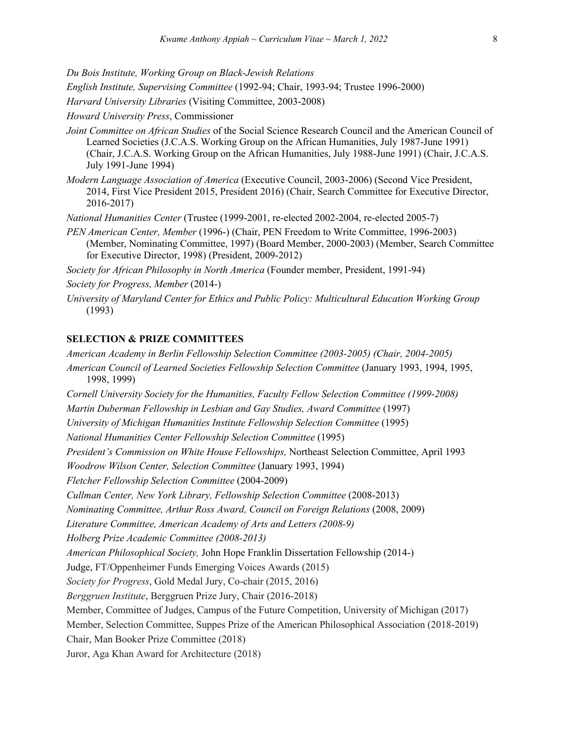*Du Bois Institute, Working Group on Black-Jewish Relations*

*English Institute, Supervising Committee* (1992-94; Chair, 1993-94; Trustee 1996-2000)

*Harvard University Libraries* (Visiting Committee, 2003-2008)

*Howard University Press*, Commissioner

*Joint Committee on African Studies* of the Social Science Research Council and the American Council of Learned Societies (J.C.A.S. Working Group on the African Humanities, July 1987-June 1991) (Chair, J.C.A.S. Working Group on the African Humanities, July 1988-June 1991) (Chair, J.C.A.S. July 1991-June 1994)

*Modern Language Association of America* (Executive Council, 2003-2006) (Second Vice President, 2014, First Vice President 2015, President 2016) (Chair, Search Committee for Executive Director, 2016-2017)

*National Humanities Center* (Trustee (1999-2001, re-elected 2002-2004, re-elected 2005-7)

*PEN American Center, Member* (1996-) (Chair, PEN Freedom to Write Committee, 1996-2003) (Member, Nominating Committee, 1997) (Board Member, 2000-2003) (Member, Search Committee for Executive Director, 1998) (President, 2009-2012)

*Society for African Philosophy in North America* (Founder member, President, 1991-94)

*Society for Progress, Member* (2014-)

*University of Maryland Center for Ethics and Public Policy: Multicultural Education Working Group* (1993)

## SELECTION & PRIZE COMMITTEES

*American Academy in Berlin Fellowship Selection Committee (2003-2005) (Chair, 2004-2005)*

*American Council of Learned Societies Fellowship Selection Committee* (January 1993, 1994, 1995, 1998, 1999)

*Cornell University Society for the Humanities, Faculty Fellow Selection Committee (1999-2008)*

*Martin Duberman Fellowship in Lesbian and Gay Studies, Award Committee* (1997)

*University of Michigan Humanities Institute Fellowship Selection Committee* (1995)

*National Humanities Center Fellowship Selection Committee* (1995)

*President's Commission on White House Fellowships,* Northeast Selection Committee, April 1993

*Woodrow Wilson Center, Selection Committee* (January 1993, 1994)

*Fletcher Fellowship Selection Committee* (2004-2009)

*Cullman Center, New York Library, Fellowship Selection Committee* (2008-2013)

*Nominating Committee, Arthur Ross Award, Council on Foreign Relations* (2008, 2009)

*Literature Committee, American Academy of Arts and Letters (2008-9)*

*Holberg Prize Academic Committee (2008-2013)*

*American Philosophical Society,* John Hope Franklin Dissertation Fellowship (2014-)

Judge, FT/Oppenheimer Funds Emerging Voices Awards (2015)

*Society for Progress*, Gold Medal Jury, Co-chair (2015, 2016)

*Berggruen Institute*, Berggruen Prize Jury, Chair (2016-2018)

Member, Committee of Judges, Campus of the Future Competition, University of Michigan (2017)

Member, Selection Committee, Suppes Prize of the American Philosophical Association (2018-2019)

Chair, Man Booker Prize Committee (2018)

Juror, Aga Khan Award for Architecture (2018)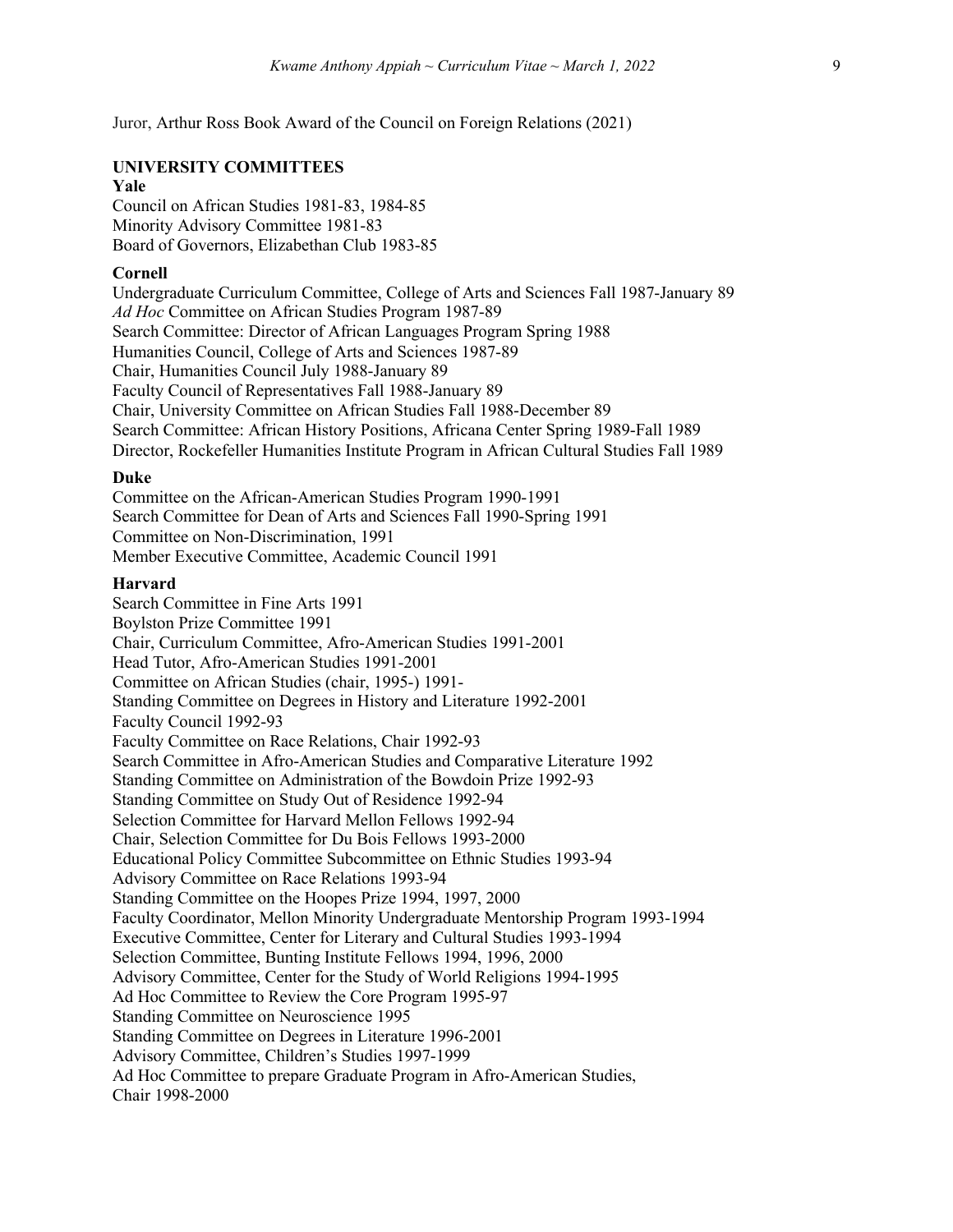Juror, Arthur Ross Book Award of the Council on Foreign Relations (2021)

## UNIVERSITY COMMITTEES

### Yale

Council on African Studies 1981-83, 1984-85
Minority Advisory Committee 1981-83
Board of Governors, Elizabethan Club 1983-85

### Cornell

Undergraduate Curriculum Committee, College of Arts and Sciences Fall 1987-January 89
*Ad Hoc* Committee on African Studies Program 1987-89
Search Committee: Director of African Languages Program Spring 1988
Humanities Council, College of Arts and Sciences 1987-89
Chair, Humanities Council July 1988-January 89
Faculty Council of Representatives Fall 1988-January 89
Chair, University Committee on African Studies Fall 1988-December 89
Search Committee: African History Positions, Africana Center Spring 1989-Fall 1989
Director, Rockefeller Humanities Institute Program in African Cultural Studies Fall 1989

### Duke

Committee on the African-American Studies Program 1990-1991
Search Committee for Dean of Arts and Sciences Fall 1990-Spring 1991
Committee on Non-Discrimination, 1991
Member Executive Committee, Academic Council 1991

### Harvard

Search Committee in Fine Arts 1991
Boylston Prize Committee 1991
Chair, Curriculum Committee, Afro-American Studies 1991-2001
Head Tutor, Afro-American Studies 1991-2001
Committee on African Studies (chair, 1995-) 1991-
Standing Committee on Degrees in History and Literature 1992-2001
Faculty Council 1992-93
Faculty Committee on Race Relations, Chair 1992-93
Search Committee in Afro-American Studies and Comparative Literature 1992
Standing Committee on Administration of the Bowdoin Prize 1992-93
Standing Committee on Study Out of Residence 1992-94
Selection Committee for Harvard Mellon Fellows 1992-94
Chair, Selection Committee for Du Bois Fellows 1993-2000
Educational Policy Committee Subcommittee on Ethnic Studies 1993-94
Advisory Committee on Race Relations 1993-94
Standing Committee on the Hoopes Prize 1994, 1997, 2000
Faculty Coordinator, Mellon Minority Undergraduate Mentorship Program 1993-1994
Executive Committee, Center for Literary and Cultural Studies 1993-1994
Selection Committee, Bunting Institute Fellows 1994, 1996, 2000
Advisory Committee, Center for the Study of World Religions 1994-1995
Ad Hoc Committee to Review the Core Program 1995-97
Standing Committee on Neuroscience 1995
Standing Committee on Degrees in Literature 1996-2001
Advisory Committee, Children's Studies 1997-1999
Ad Hoc Committee to prepare Graduate Program in Afro-American Studies,
Chair 1998-2000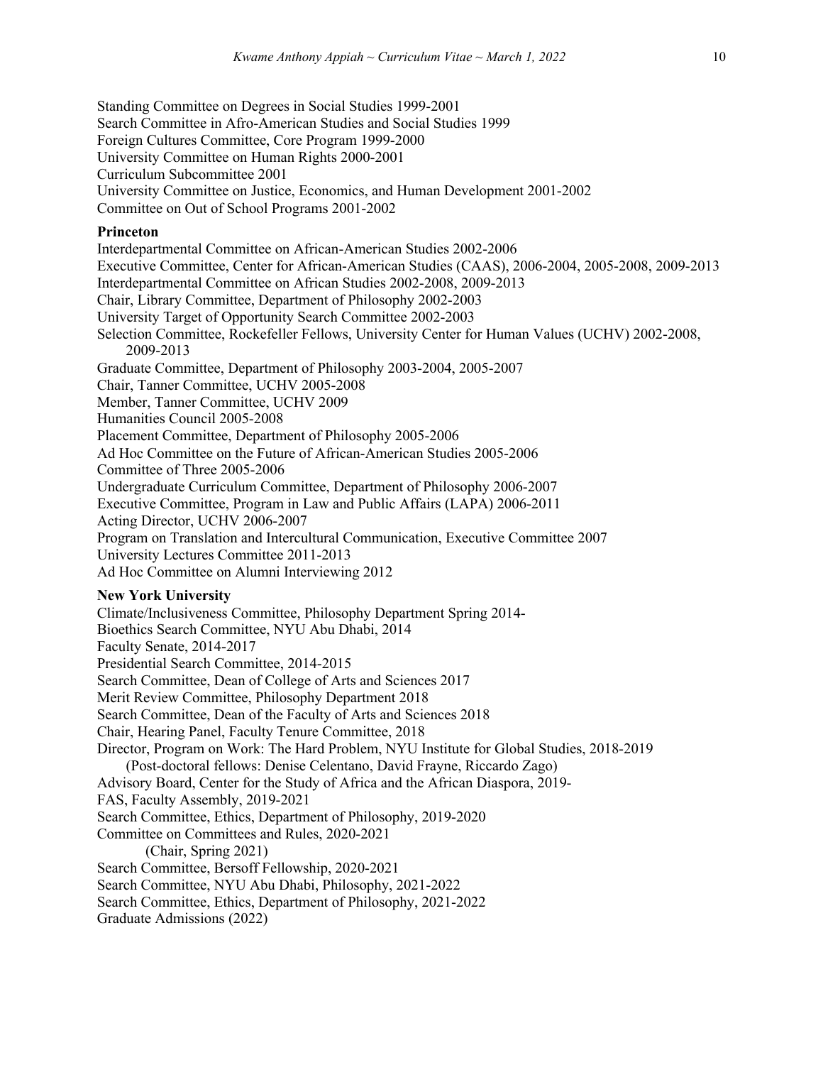Standing Committee on Degrees in Social Studies 1999-2001
Search Committee in Afro-American Studies and Social Studies 1999
Foreign Cultures Committee, Core Program 1999-2000
University Committee on Human Rights 2000-2001
Curriculum Subcommittee 2001
University Committee on Justice, Economics, and Human Development 2001-2002
Committee on Out of School Programs 2001-2002

**Princeton**

Interdepartmental Committee on African-American Studies 2002-2006
Executive Committee, Center for African-American Studies (CAAS), 2006-2004, 2005-2008, 2009-2013
Interdepartmental Committee on African Studies 2002-2008, 2009-2013
Chair, Library Committee, Department of Philosophy 2002-2003
University Target of Opportunity Search Committee 2002-2003
Selection Committee, Rockefeller Fellows, University Center for Human Values (UCHV) 2002-2008, 2009-2013
Graduate Committee, Department of Philosophy 2003-2004, 2005-2007
Chair, Tanner Committee, UCHV 2005-2008
Member, Tanner Committee, UCHV 2009
Humanities Council 2005-2008
Placement Committee, Department of Philosophy 2005-2006
Ad Hoc Committee on the Future of African-American Studies 2005-2006
Committee of Three 2005-2006
Undergraduate Curriculum Committee, Department of Philosophy 2006-2007
Executive Committee, Program in Law and Public Affairs (LAPA) 2006-2011
Acting Director, UCHV 2006-2007
Program on Translation and Intercultural Communication, Executive Committee 2007
University Lectures Committee 2011-2013
Ad Hoc Committee on Alumni Interviewing 2012

**New York University**

Climate/Inclusiveness Committee, Philosophy Department Spring 2014-
Bioethics Search Committee, NYU Abu Dhabi, 2014
Faculty Senate, 2014-2017
Presidential Search Committee, 2014-2015
Search Committee, Dean of College of Arts and Sciences 2017
Merit Review Committee, Philosophy Department 2018
Search Committee, Dean of the Faculty of Arts and Sciences 2018
Chair, Hearing Panel, Faculty Tenure Committee, 2018
Director, Program on Work: The Hard Problem, NYU Institute for Global Studies, 2018-2019
(Post-doctoral fellows: Denise Celentano, David Frayne, Riccardo Zago)
Advisory Board, Center for the Study of Africa and the African Diaspora, 2019-
FAS, Faculty Assembly, 2019-2021
Search Committee, Ethics, Department of Philosophy, 2019-2020
Committee on Committees and Rules, 2020-2021
(Chair, Spring 2021)
Search Committee, Bersoff Fellowship, 2020-2021
Search Committee, NYU Abu Dhabi, Philosophy, 2021-2022
Search Committee, Ethics, Department of Philosophy, 2021-2022
Graduate Admissions (2022)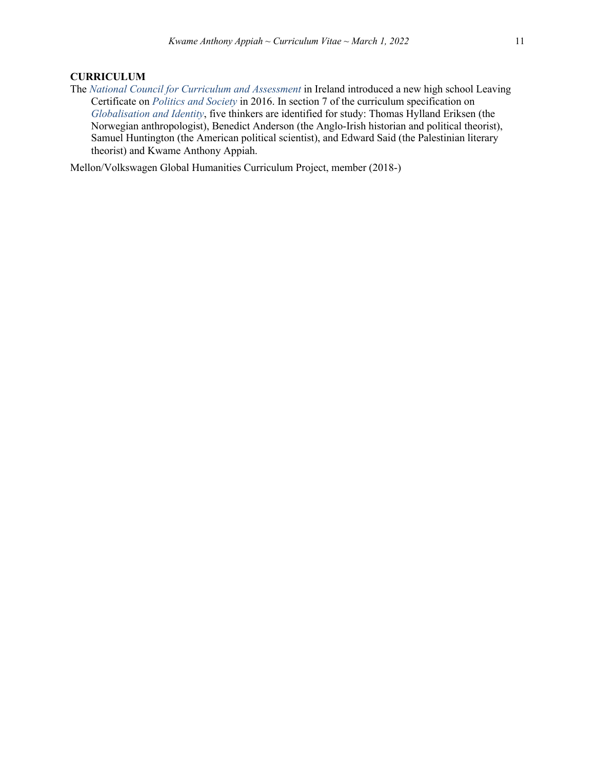**CURRICULUM**

The *National Council for Curriculum and Assessment* in Ireland introduced a new high school Leaving Certificate on *Politics and Society* in 2016. In section 7 of the curriculum specification on *Globalisation and Identity*, five thinkers are identified for study: Thomas Hylland Eriksen (the Norwegian anthropologist), Benedict Anderson (the Anglo-Irish historian and political theorist), Samuel Huntington (the American political scientist), and Edward Said (the Palestinian literary theorist) and Kwame Anthony Appiah.

Mellon/Volkswagen Global Humanities Curriculum Project, member (2018-)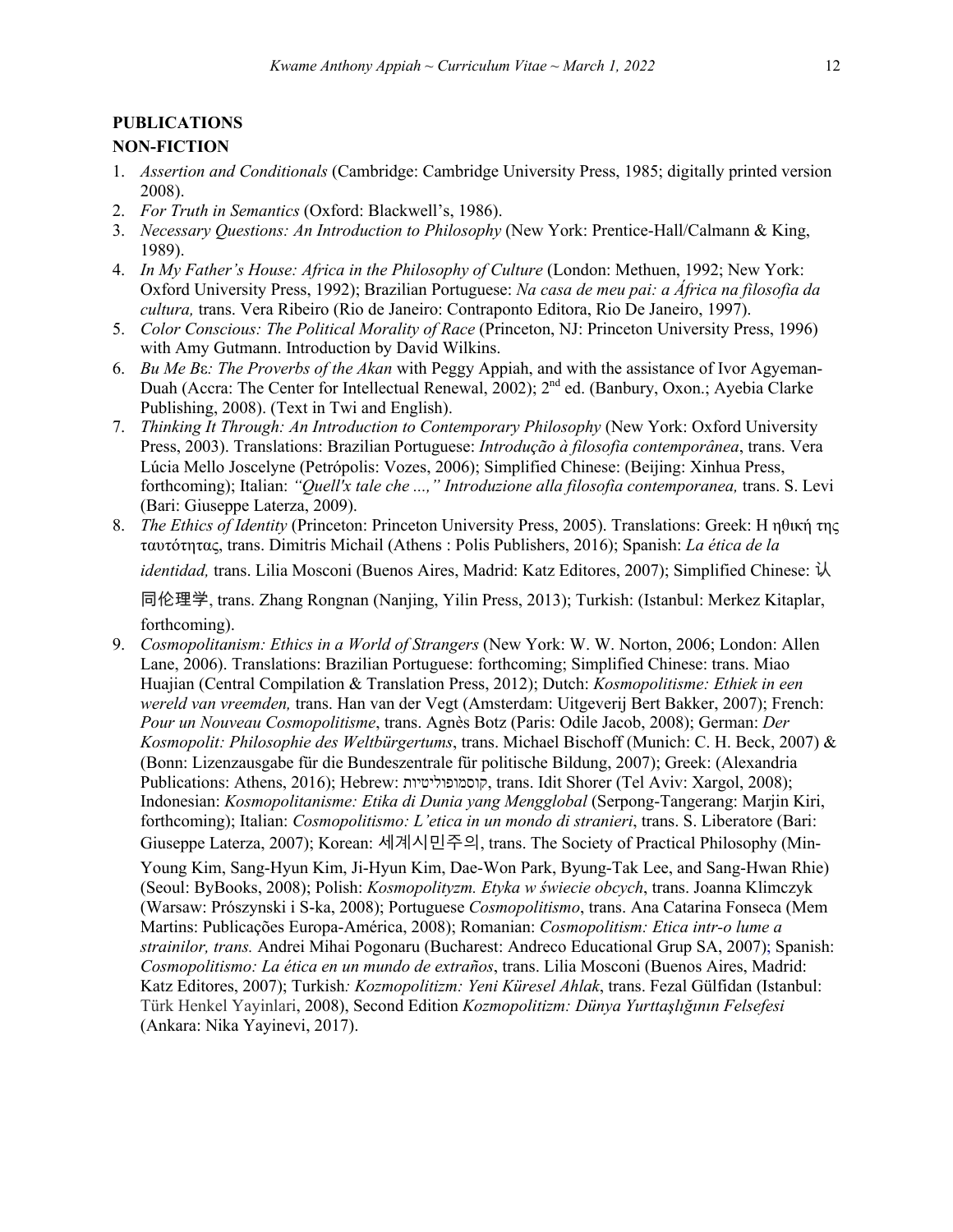**PUBLICATIONS**

**NON-FICTION**

1. *Assertion and Conditionals* (Cambridge: Cambridge University Press, 1985; digitally printed version 2008).
2. *For Truth in Semantics* (Oxford: Blackwell's, 1986).
3. *Necessary Questions: An Introduction to Philosophy* (New York: Prentice-Hall/Calmann & King, 1989).
4. *In My Father's House: Africa in the Philosophy of Culture* (London: Methuen, 1992; New York: Oxford University Press, 1992); Brazilian Portuguese: *Na casa de meu pai: a África na filosofia da cultura,* trans. Vera Ribeiro (Rio de Janeiro: Contraponto Editora, Rio De Janeiro, 1997).
5. *Color Conscious: The Political Morality of Race* (Princeton, NJ: Princeton University Press, 1996) with Amy Gutmann. Introduction by David Wilkins.
6. *Bu Me Bɛ: The Proverbs of the Akan* with Peggy Appiah, and with the assistance of Ivor Agyeman-Duah (Accra: The Center for Intellectual Renewal, 2002); 2nd ed. (Banbury, Oxon.; Ayebia Clarke Publishing, 2008). (Text in Twi and English).
7. *Thinking It Through: An Introduction to Contemporary Philosophy* (New York: Oxford University Press, 2003). Translations: Brazilian Portuguese: *Introdução à filosofia contemporânea*, trans. Vera Lúcia Mello Joscelyne (Petrópolis: Vozes, 2006); Simplified Chinese: (Beijing: Xinhua Press, forthcoming); Italian: *"Quell'x tale che ...," Introduzione alla filosofia contemporanea,* trans. S. Levi (Bari: Giuseppe Laterza, 2009).
8. *The Ethics of Identity* (Princeton: Princeton University Press, 2005). Translations: Greek: Η ηθική της ταυτότητας, trans. Dimitris Michail (Athens : Polis Publishers, 2016); Spanish: *La ética de la identidad,* trans. Lilia Mosconi (Buenos Aires, Madrid: Katz Editores, 2007); Simplified Chinese: 认同伦理学, trans. Zhang Rongnan (Nanjing, Yilin Press, 2013); Turkish: (Istanbul: Merkez Kitaplar, forthcoming).
9. *Cosmopolitanism: Ethics in a World of Strangers* (New York: W. W. Norton, 2006; London: Allen Lane, 2006). Translations: Brazilian Portuguese: forthcoming; Simplified Chinese: trans. Miao Huajian (Central Compilation & Translation Press, 2012); Dutch: *Kosmopolitisme: Ethiek in een wereld van vreemden,* trans. Han van der Vegt (Amsterdam: Uitgeverij Bert Bakker, 2007); French: *Pour un Nouveau Cosmopolitisme*, trans. Agnès Botz (Paris: Odile Jacob, 2008); German: *Der Kosmopolit: Philosophie des Weltbürgertums*, trans. Michael Bischoff (Munich: C. H. Beck, 2007) & (Bonn: Lizenzausgabe für die Bundeszentrale für politische Bildung, 2007); Greek: (Alexandria Publications: Athens, 2016); Hebrew: קוסמופוליטיות, trans. Idit Shorer (Tel Aviv: Xargol, 2008); Indonesian: *Kosmopolitanisme: Etika di Dunia yang Mengglobal* (Serpong-Tangerang: Marjin Kiri, forthcoming); Italian: *Cosmopolitismo: L'etica in un mondo di stranieri*, trans. S. Liberatore (Bari: Giuseppe Laterza, 2007); Korean: 세계시민주의, trans. The Society of Practical Philosophy (Min-Young Kim, Sang-Hyun Kim, Ji-Hyun Kim, Dae-Won Park, Byung-Tak Lee, and Sang-Hwan Rhie) (Seoul: ByBooks, 2008); Polish: *Kosmopolityzm. Etyka w świecie obcych*, trans. Joanna Klimczyk (Warsaw: Prószynski i S-ka, 2008); Portuguese *Cosmopolitismo*, trans. Ana Catarina Fonseca (Mem Martins: Publicações Europa-América, 2008); Romanian: *Cosmopolitism: Etica intr-o lume a strainilor, trans.* Andrei Mihai Pogonaru (Bucharest: Andreco Educational Grup SA, 2007); Spanish: *Cosmopolitismo: La ética en un mundo de extraños*, trans. Lilia Mosconi (Buenos Aires, Madrid: Katz Editores, 2007); Turkish*: Kozmopolitizm: Yeni Küresel Ahlak*, trans. Fezal Gülfidan (Istanbul: Türk Henkel Yayinlari, 2008), Second Edition *Kozmopolitizm: Dünya Yurttaşlığının Felsefesi* (Ankara: Nika Yayinevi, 2017).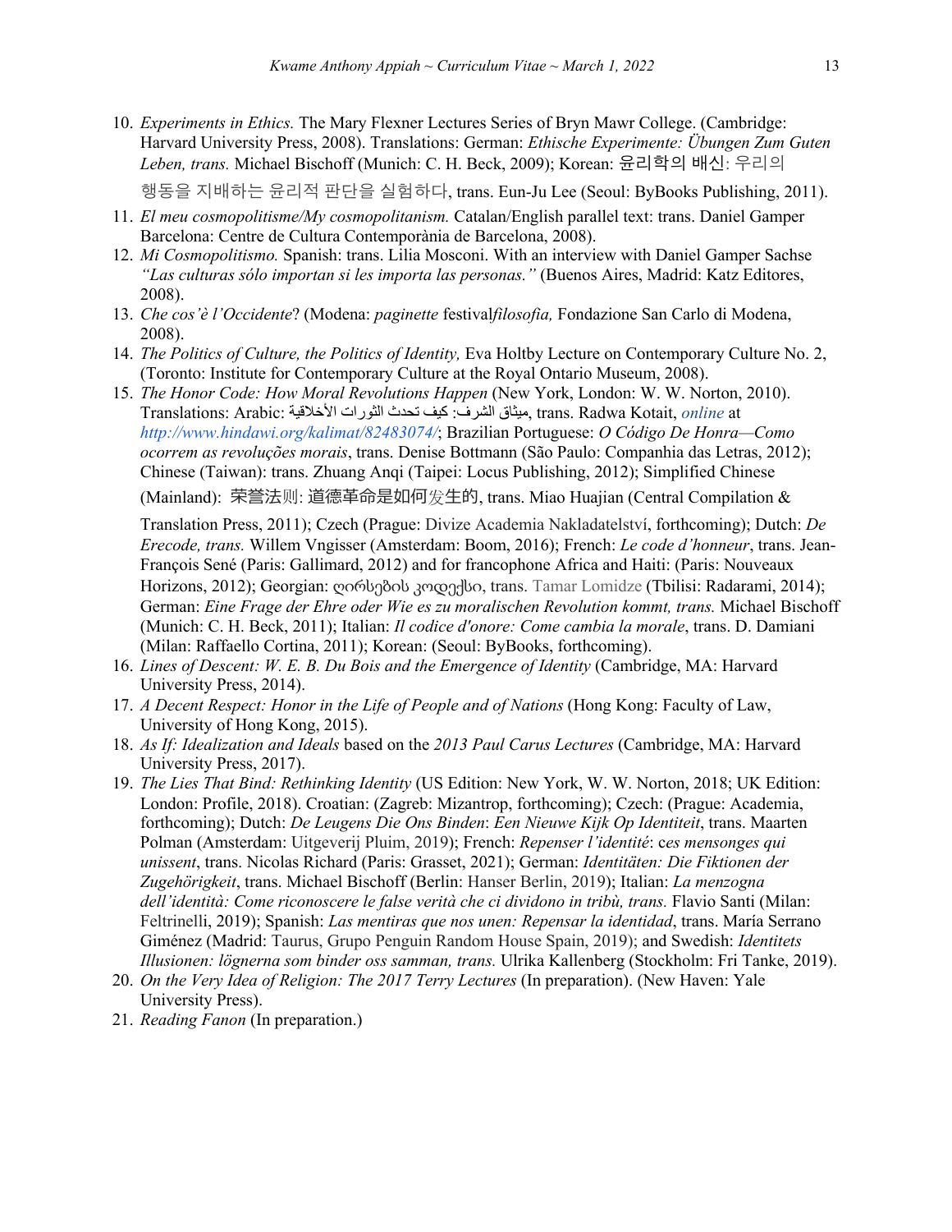10. *Experiments in Ethics.* The Mary Flexner Lectures Series of Bryn Mawr College. (Cambridge: Harvard University Press, 2008). Translations: German: *Ethische Experimente: Übungen Zum Guten Leben, trans.* Michael Bischoff (Munich: C. H. Beck, 2009); Korean: 윤리학의 배신: 우리의 행동을 지배하는 윤리적 판단을 실험하다, trans. Eun-Ju Lee (Seoul: ByBooks Publishing, 2011).
11. *El meu cosmopolitisme/My cosmopolitanism.* Catalan/English parallel text: trans. Daniel Gamper Barcelona: Centre de Cultura Contemporània de Barcelona, 2008).
12. *Mi Cosmopolitismo.* Spanish: trans. Lilia Mosconi. With an interview with Daniel Gamper Sachse *"Las culturas sólo importan si les importa las personas."* (Buenos Aires, Madrid: Katz Editores, 2008).
13. *Che cos'è l'Occidente*? (Modena: *paginette* festival*filosofia,* Fondazione San Carlo di Modena, 2008).
14. *The Politics of Culture, the Politics of Identity,* Eva Holtby Lecture on Contemporary Culture No. 2, (Toronto: Institute for Contemporary Culture at the Royal Ontario Museum, 2008).
15. *The Honor Code: How Moral Revolutions Happen* (New York, London: W. W. Norton, 2010). Translations: Arabic: ميثاق الشرف: كيف تحدث الثورات الأخلاقية, trans. Radwa Kotait, *online* at *http://www.hindawi.org/kalimat/82483074/*; Brazilian Portuguese: *O Código De Honra—Como ocorrem as revoluções morais*, trans. Denise Bottmann (São Paulo: Companhia das Letras, 2012); Chinese (Taiwan): trans. Zhuang Anqi (Taipei: Locus Publishing, 2012); Simplified Chinese (Mainland): 荣誉法则: 道德革命是如何发生的, trans. Miao Huajian (Central Compilation & Translation Press, 2011); Czech (Prague: Divize Academia Nakladatelství, forthcoming); Dutch: *De Erecode, trans.* Willem Vngisser (Amsterdam: Boom, 2016); French: *Le code d'honneur*, trans. Jean-François Sené (Paris: Gallimard, 2012) and for francophone Africa and Haiti: (Paris: Nouveaux Horizons, 2012); Georgian: ღირსების კოდექსი, trans. Tamar Lomidze (Tbilisi: Radarami, 2014); German: *Eine Frage der Ehre oder Wie es zu moralischen Revolution kommt, trans.* Michael Bischoff (Munich: C. H. Beck, 2011); Italian: *Il codice d'onore: Come cambia la morale*, trans. D. Damiani (Milan: Raffaello Cortina, 2011); Korean: (Seoul: ByBooks, forthcoming).
16. *Lines of Descent: W. E. B. Du Bois and the Emergence of Identity* (Cambridge, MA: Harvard University Press, 2014).
17. *A Decent Respect: Honor in the Life of People and of Nations* (Hong Kong: Faculty of Law, University of Hong Kong, 2015).
18. *As If: Idealization and Ideals* based on the *2013 Paul Carus Lectures* (Cambridge, MA: Harvard University Press, 2017).
19. *The Lies That Bind: Rethinking Identity* (US Edition: New York, W. W. Norton, 2018; UK Edition: London: Profile, 2018). Croatian: (Zagreb: Mizantrop, forthcoming); Czech: (Prague: Academia, forthcoming); Dutch: *De Leugens Die Ons Binden*: *Een Nieuwe Kijk Op Identiteit*, trans. Maarten Polman (Amsterdam: Uitgeverij Pluim, 2019); French: *Repenser l'identité*: c*es mensonges qui unissent*, trans. Nicolas Richard (Paris: Grasset, 2021); German: *Identitäten: Die Fiktionen der Zugehörigkeit*, trans. Michael Bischoff (Berlin: Hanser Berlin, 2019); Italian: *La menzogna dell'identità: Come riconoscere le false verità che ci dividono in tribù, trans.* Flavio Santi (Milan: Feltrinelli, 2019); Spanish: *Las mentiras que nos unen: Repensar la identidad*, trans. María Serrano Giménez (Madrid: Taurus, Grupo Penguin Random House Spain, 2019); and Swedish: *Identitets Illusionen: lögnerna som binder oss samman, trans.* Ulrika Kallenberg (Stockholm: Fri Tanke, 2019).
20. *On the Very Idea of Religion: The 2017 Terry Lectures* (In preparation). (New Haven: Yale University Press).
21. *Reading Fanon* (In preparation.)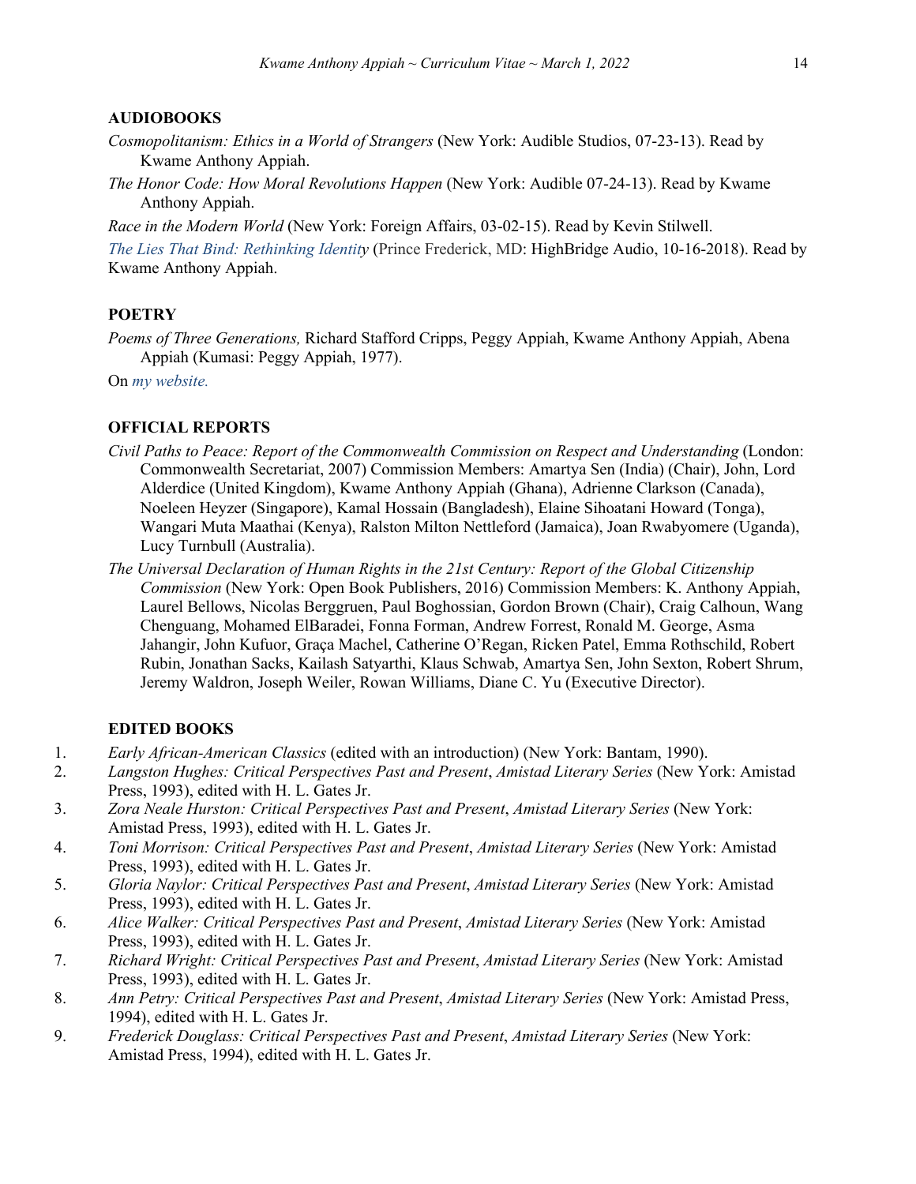## AUDIOBOOKS

*Cosmopolitanism: Ethics in a World of Strangers* (New York: Audible Studios, 07-23-13). Read by Kwame Anthony Appiah.

*The Honor Code: How Moral Revolutions Happen* (New York: Audible 07-24-13). Read by Kwame Anthony Appiah.

*Race in the Modern World* (New York: Foreign Affairs, 03-02-15). Read by Kevin Stilwell.

*The Lies That Bind: Rethinking Identity* (Prince Frederick, MD: HighBridge Audio, 10-16-2018). Read by Kwame Anthony Appiah.

## POETRY

*Poems of Three Generations,* Richard Stafford Cripps, Peggy Appiah, Kwame Anthony Appiah, Abena Appiah (Kumasi: Peggy Appiah, 1977).

On *my website.*

## OFFICIAL REPORTS

*Civil Paths to Peace: Report of the Commonwealth Commission on Respect and Understanding* (London: Commonwealth Secretariat, 2007) Commission Members: Amartya Sen (India) (Chair), John, Lord Alderdice (United Kingdom), Kwame Anthony Appiah (Ghana), Adrienne Clarkson (Canada), Noeleen Heyzer (Singapore), Kamal Hossain (Bangladesh), Elaine Sihoatani Howard (Tonga), Wangari Muta Maathai (Kenya), Ralston Milton Nettleford (Jamaica), Joan Rwabyomere (Uganda), Lucy Turnbull (Australia).

*The Universal Declaration of Human Rights in the 21st Century: Report of the Global Citizenship Commission* (New York: Open Book Publishers, 2016) Commission Members: K. Anthony Appiah, Laurel Bellows, Nicolas Berggruen, Paul Boghossian, Gordon Brown (Chair), Craig Calhoun, Wang Chenguang, Mohamed ElBaradei, Fonna Forman, Andrew Forrest, Ronald M. George, Asma Jahangir, John Kufuor, Graça Machel, Catherine O'Regan, Ricken Patel, Emma Rothschild, Robert Rubin, Jonathan Sacks, Kailash Satyarthi, Klaus Schwab, Amartya Sen, John Sexton, Robert Shrum, Jeremy Waldron, Joseph Weiler, Rowan Williams, Diane C. Yu (Executive Director).

## EDITED BOOKS

1. *Early African-American Classics* (edited with an introduction) (New York: Bantam, 1990).
2. *Langston Hughes: Critical Perspectives Past and Present*, *Amistad Literary Series* (New York: Amistad Press, 1993), edited with H. L. Gates Jr.
3. *Zora Neale Hurston: Critical Perspectives Past and Present*, *Amistad Literary Series* (New York: Amistad Press, 1993), edited with H. L. Gates Jr.
4. *Toni Morrison: Critical Perspectives Past and Present*, *Amistad Literary Series* (New York: Amistad Press, 1993), edited with H. L. Gates Jr.
5. *Gloria Naylor: Critical Perspectives Past and Present*, *Amistad Literary Series* (New York: Amistad Press, 1993), edited with H. L. Gates Jr.
6. *Alice Walker: Critical Perspectives Past and Present*, *Amistad Literary Series* (New York: Amistad Press, 1993), edited with H. L. Gates Jr.
7. *Richard Wright: Critical Perspectives Past and Present*, *Amistad Literary Series* (New York: Amistad Press, 1993), edited with H. L. Gates Jr.
8. *Ann Petry: Critical Perspectives Past and Present*, *Amistad Literary Series* (New York: Amistad Press, 1994), edited with H. L. Gates Jr.
9. *Frederick Douglass: Critical Perspectives Past and Present*, *Amistad Literary Series* (New York: Amistad Press, 1994), edited with H. L. Gates Jr.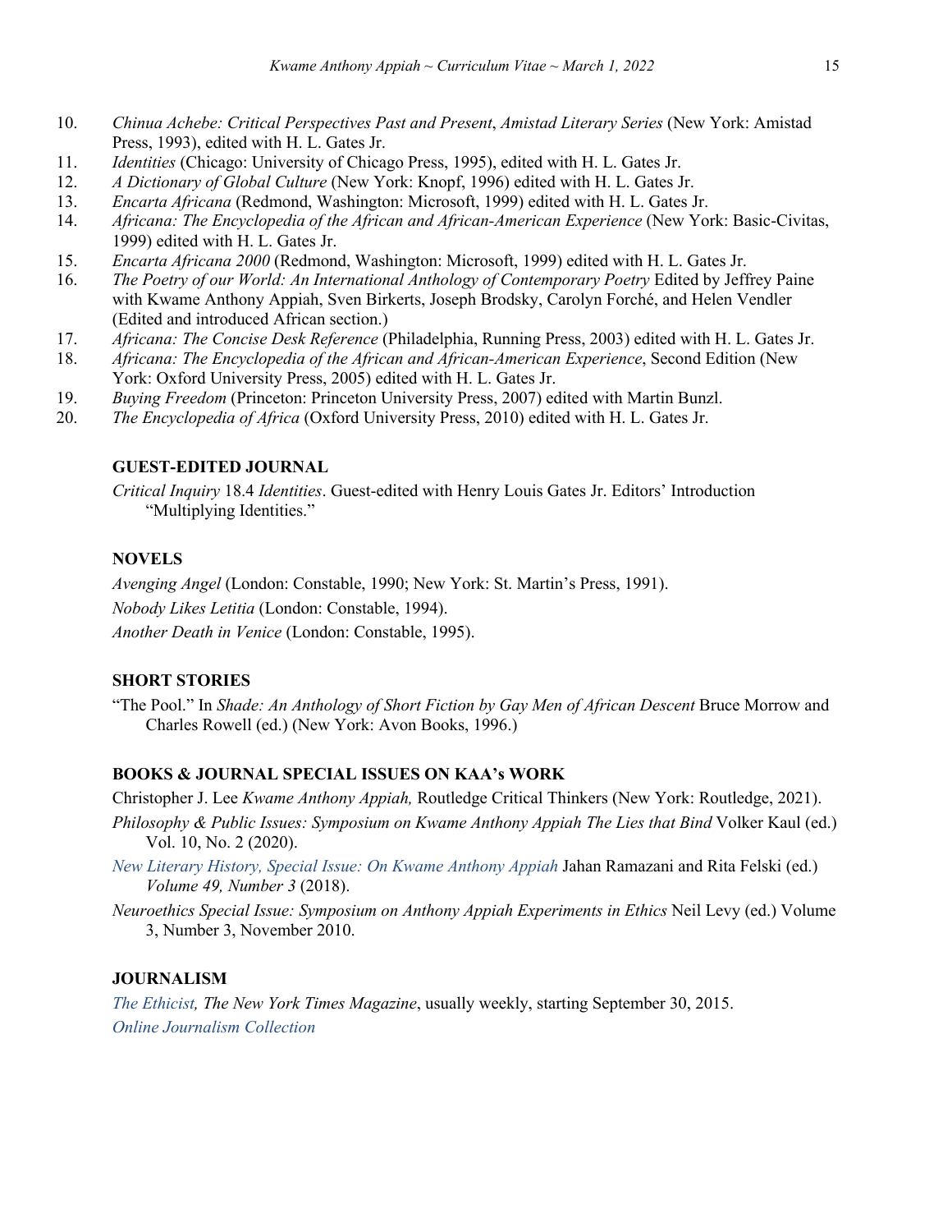10. *Chinua Achebe: Critical Perspectives Past and Present*, *Amistad Literary Series* (New York: Amistad Press, 1993), edited with H. L. Gates Jr.
11. *Identities* (Chicago: University of Chicago Press, 1995), edited with H. L. Gates Jr.
12. *A Dictionary of Global Culture* (New York: Knopf, 1996) edited with H. L. Gates Jr.
13. *Encarta Africana* (Redmond, Washington: Microsoft, 1999) edited with H. L. Gates Jr.
14. *Africana: The Encyclopedia of the African and African-American Experience* (New York: Basic-Civitas, 1999) edited with H. L. Gates Jr.
15. *Encarta Africana 2000* (Redmond, Washington: Microsoft, 1999) edited with H. L. Gates Jr.
16. *The Poetry of our World: An International Anthology of Contemporary Poetry* Edited by Jeffrey Paine with Kwame Anthony Appiah, Sven Birkerts, Joseph Brodsky, Carolyn Forché, and Helen Vendler (Edited and introduced African section.)
17. *Africana: The Concise Desk Reference* (Philadelphia, Running Press, 2003) edited with H. L. Gates Jr.
18. *Africana: The Encyclopedia of the African and African-American Experience*, Second Edition (New York: Oxford University Press, 2005) edited with H. L. Gates Jr.
19. *Buying Freedom* (Princeton: Princeton University Press, 2007) edited with Martin Bunzl.
20. *The Encyclopedia of Africa* (Oxford University Press, 2010) edited with H. L. Gates Jr.

## GUEST-EDITED JOURNAL

*Critical Inquiry* 18.4 *Identities*. Guest-edited with Henry Louis Gates Jr. Editors' Introduction "Multiplying Identities."

## NOVELS

*Avenging Angel* (London: Constable, 1990; New York: St. Martin's Press, 1991).

*Nobody Likes Letitia* (London: Constable, 1994).

*Another Death in Venice* (London: Constable, 1995).

## SHORT STORIES

"The Pool." In *Shade: An Anthology of Short Fiction by Gay Men of African Descent* Bruce Morrow and Charles Rowell (ed.) (New York: Avon Books, 1996.)

## BOOKS & JOURNAL SPECIAL ISSUES ON KAA's WORK

Christopher J. Lee *Kwame Anthony Appiah,* Routledge Critical Thinkers (New York: Routledge, 2021).

*Philosophy & Public Issues: Symposium on Kwame Anthony Appiah The Lies that Bind* Volker Kaul (ed.) Vol. 10, No. 2 (2020).

*New Literary History, Special Issue: On Kwame Anthony Appiah* Jahan Ramazani and Rita Felski (ed.) *Volume 49, Number 3* (2018).

*Neuroethics Special Issue: Symposium on Anthony Appiah Experiments in Ethics* Neil Levy (ed.) Volume 3, Number 3, November 2010.

## JOURNALISM

*The Ethicist, The New York Times Magazine*, usually weekly, starting September 30, 2015.

*Online Journalism Collection*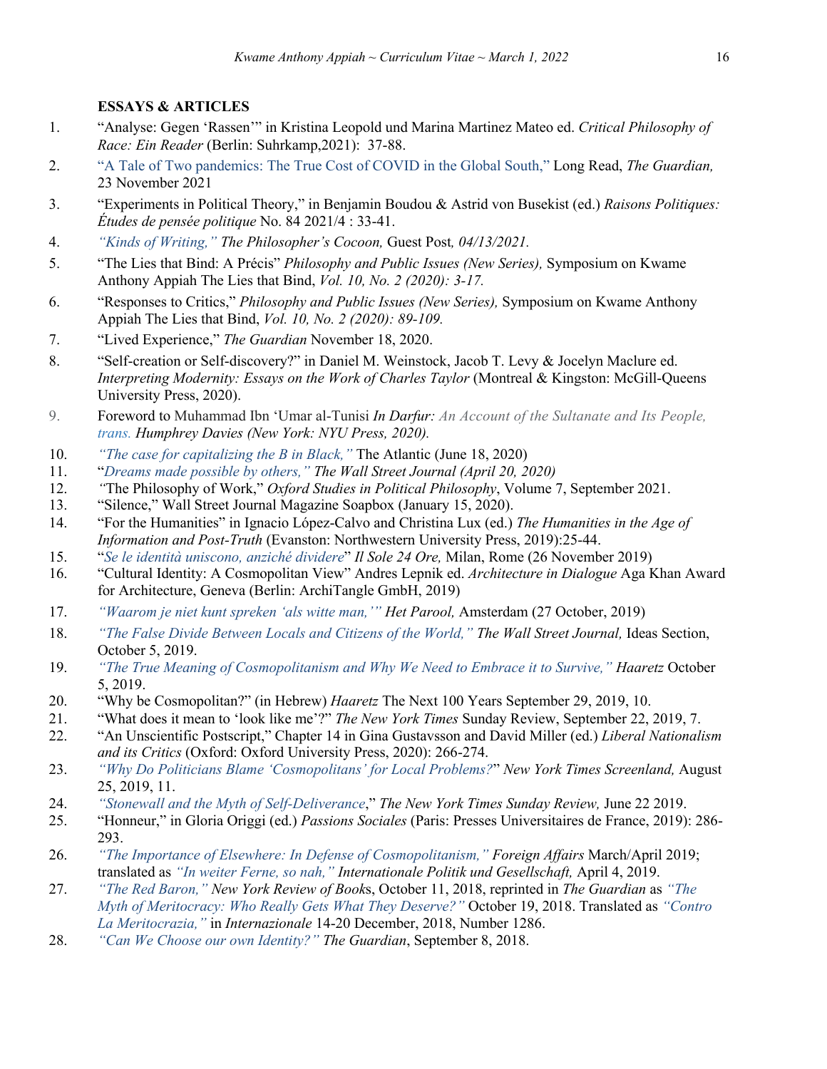**ESSAYS & ARTICLES**

1. "Analyse: Gegen 'Rassen'" in Kristina Leopold und Marina Martinez Mateo ed. *Critical Philosophy of Race: Ein Reader* (Berlin: Suhrkamp,2021): 37-88.
2. "A Tale of Two pandemics: The True Cost of COVID in the Global South," Long Read, *The Guardian,* 23 November 2021
3. "Experiments in Political Theory," in Benjamin Boudou & Astrid von Busekist (ed.) *Raisons Politiques: Études de pensée politique* No. 84 2021/4 : 33-41.
4. *"Kinds of Writing," The Philosopher's Cocoon,* Guest Post*, 04/13/2021.*
5. "The Lies that Bind: A Précis" *Philosophy and Public Issues (New Series),* Symposium on Kwame Anthony Appiah The Lies that Bind, *Vol. 10, No. 2 (2020): 3-17.*
6. "Responses to Critics," *Philosophy and Public Issues (New Series),* Symposium on Kwame Anthony Appiah The Lies that Bind, *Vol. 10, No. 2 (2020): 89-109.*
7. "Lived Experience," *The Guardian* November 18, 2020.
8. "Self-creation or Self-discovery?" in Daniel M. Weinstock, Jacob T. Levy & Jocelyn Maclure ed. *Interpreting Modernity: Essays on the Work of Charles Taylor* (Montreal & Kingston: McGill-Queens University Press, 2020).
9. Foreword to Muhammad Ibn 'Umar al-Tunisi *In Darfur: An Account of the Sultanate and Its People, trans. Humphrey Davies (New York: NYU Press, 2020).*
10. *"The case for capitalizing the B in Black,"* The Atlantic (June 18, 2020)
11. "*Dreams made possible by others," The Wall Street Journal (April 20, 2020)*
12. *"*The Philosophy of Work," *Oxford Studies in Political Philosophy*, Volume 7, September 2021.
13. "Silence," Wall Street Journal Magazine Soapbox (January 15, 2020).
14. "For the Humanities" in Ignacio López-Calvo and Christina Lux (ed.) *The Humanities in the Age of Information and Post-Truth* (Evanston: Northwestern University Press, 2019):25-44.
15. "*Se le identità uniscono, anziché dividere*" *Il Sole 24 Ore,* Milan, Rome (26 November 2019)
16. "Cultural Identity: A Cosmopolitan View" Andres Lepnik ed. *Architecture in Dialogue* Aga Khan Award for Architecture, Geneva (Berlin: ArchiTangle GmbH, 2019)
17. *"Waarom je niet kunt spreken 'als witte man,'" Het Parool,* Amsterdam (27 October, 2019)
18. *"The False Divide Between Locals and Citizens of the World," The Wall Street Journal,* Ideas Section, October 5, 2019.
19. *"The True Meaning of Cosmopolitanism and Why We Need to Embrace it to Survive," Haaretz* October 5, 2019.
20. "Why be Cosmopolitan?" (in Hebrew) *Haaretz* The Next 100 Years September 29, 2019, 10.
21. "What does it mean to 'look like me'?" *The New York Times* Sunday Review, September 22, 2019, 7.
22. "An Unscientific Postscript," Chapter 14 in Gina Gustavsson and David Miller (ed.) *Liberal Nationalism and its Critics* (Oxford: Oxford University Press, 2020): 266-274.
23. *"Why Do Politicians Blame 'Cosmopolitans' for Local Problems?*" *New York Times Screenland,* August 25, 2019, 11.
24. *"Stonewall and the Myth of Self-Deliverance*," *The New York Times Sunday Review,* June 22 2019.
25. "Honneur," in Gloria Origgi (ed.) *Passions Sociales* (Paris: Presses Universitaires de France, 2019): 286-293.
26. *"The Importance of Elsewhere: In Defense of Cosmopolitanism," Foreign Affairs* March/April 2019; translated as *"In weiter Ferne, so nah," Internationale Politik und Gesellschaft,* April 4, 2019.
27. *"The Red Baron," New York Review of Book*s, October 11, 2018, reprinted in *The Guardian* as *"The Myth of Meritocracy: Who Really Gets What They Deserve?"* October 19, 2018. Translated as *"Contro La Meritocrazia,"* in *Internazionale* 14-20 December, 2018, Number 1286.
28. *"Can We Choose our own Identity?" The Guardian*, September 8, 2018.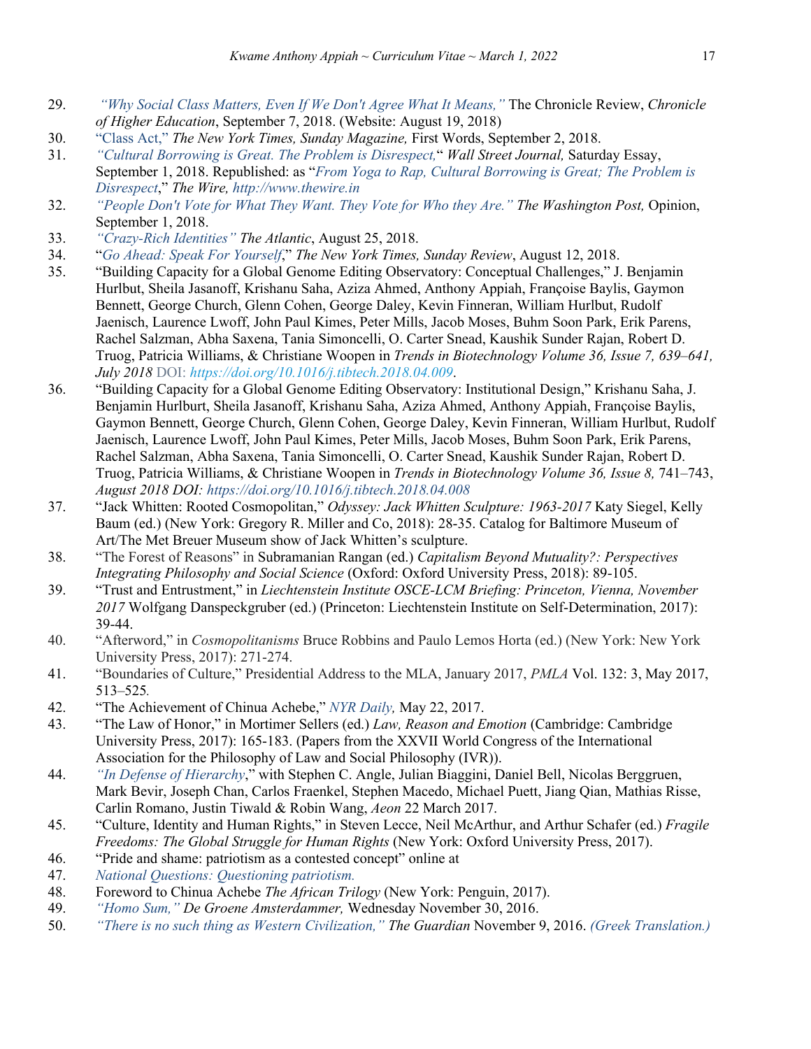29. *"Why Social Class Matters, Even If We Don't Agree What It Means,"* The Chronicle Review, *Chronicle of Higher Education*, September 7, 2018. (Website: August 19, 2018)
30. "Class Act," *The New York Times, Sunday Magazine,* First Words, September 2, 2018.
31. *"Cultural Borrowing is Great. The Problem is Disrespect,"* *Wall Street Journal,* Saturday Essay, September 1, 2018. Republished: as "*From Yoga to Rap, Cultural Borrowing is Great; The Problem is Disrespect*," *The Wire, http://www.thewire.in*
32. *"People Don't Vote for What They Want. They Vote for Who they Are."* *The Washington Post,* Opinion, September 1, 2018.
33. *"Crazy-Rich Identities"* *The Atlantic*, August 25, 2018.
34. "*Go Ahead: Speak For Yourself*," *The New York Times, Sunday Review*, August 12, 2018.
35. "Building Capacity for a Global Genome Editing Observatory: Conceptual Challenges," J. Benjamin Hurlbut, Sheila Jasanoff, Krishanu Saha, Aziza Ahmed, Anthony Appiah, Françoise Baylis, Gaymon Bennett, George Church, Glenn Cohen, George Daley, Kevin Finneran, William Hurlbut, Rudolf Jaenisch, Laurence Lwoff, John Paul Kimes, Peter Mills, Jacob Moses, Buhm Soon Park, Erik Parens, Rachel Salzman, Abha Saxena, Tania Simoncelli, O. Carter Snead, Kaushik Sunder Rajan, Robert D. Truog, Patricia Williams, & Christiane Woopen in *Trends in Biotechnology Volume 36, Issue 7, 639–641, July 2018* DOI: *https://doi.org/10.1016/j.tibtech.2018.04.009*.
36. "Building Capacity for a Global Genome Editing Observatory: Institutional Design," Krishanu Saha, J. Benjamin Hurlburt, Sheila Jasanoff, Krishanu Saha, Aziza Ahmed, Anthony Appiah, Françoise Baylis, Gaymon Bennett, George Church, Glenn Cohen, George Daley, Kevin Finneran, William Hurlbut, Rudolf Jaenisch, Laurence Lwoff, John Paul Kimes, Peter Mills, Jacob Moses, Buhm Soon Park, Erik Parens, Rachel Salzman, Abha Saxena, Tania Simoncelli, O. Carter Snead, Kaushik Sunder Rajan, Robert D. Truog, Patricia Williams, & Christiane Woopen in *Trends in Biotechnology Volume 36, Issue 8,* 741–743, *August 2018 DOI: https://doi.org/10.1016/j.tibtech.2018.04.008*
37. "Jack Whitten: Rooted Cosmopolitan," *Odyssey: Jack Whitten Sculpture: 1963-2017* Katy Siegel, Kelly Baum (ed.) (New York: Gregory R. Miller and Co, 2018): 28-35. Catalog for Baltimore Museum of Art/The Met Breuer Museum show of Jack Whitten's sculpture.
38. "The Forest of Reasons" in Subramanian Rangan (ed.) *Capitalism Beyond Mutuality?: Perspectives Integrating Philosophy and Social Science* (Oxford: Oxford University Press, 2018): 89-105.
39. "Trust and Entrustment," in *Liechtenstein Institute OSCE-LCM Briefing: Princeton, Vienna, November 2017* Wolfgang Danspeckgruber (ed.) (Princeton: Liechtenstein Institute on Self-Determination, 2017): 39-44.
40. "Afterword," in *Cosmopolitanisms* Bruce Robbins and Paulo Lemos Horta (ed.) (New York: New York University Press, 2017): 271-274.
41. "Boundaries of Culture," Presidential Address to the MLA, January 2017, *PMLA* Vol. 132: 3, May 2017, 513–525.
42. "The Achievement of Chinua Achebe," *NYR Daily,* May 22, 2017.
43. "The Law of Honor," in Mortimer Sellers (ed.) *Law, Reason and Emotion* (Cambridge: Cambridge University Press, 2017): 165-183. (Papers from the XXVII World Congress of the International Association for the Philosophy of Law and Social Philosophy (IVR)).
44. *"In Defense of Hierarchy*," with Stephen C. Angle, Julian Biaggini, Daniel Bell, Nicolas Berggruen, Mark Bevir, Joseph Chan, Carlos Fraenkel, Stephen Macedo, Michael Puett, Jiang Qian, Mathias Risse, Carlin Romano, Justin Tiwald & Robin Wang, *Aeon* 22 March 2017.
45. "Culture, Identity and Human Rights," in Steven Lecce, Neil McArthur, and Arthur Schafer (ed.) *Fragile Freedoms: The Global Struggle for Human Rights* (New York: Oxford University Press, 2017).
46. "Pride and shame: patriotism as a contested concept" online at
47. *National Questions: Questioning patriotism.*
48. Foreword to Chinua Achebe *The African Trilogy* (New York: Penguin, 2017).
49. *"Homo Sum,"* *De Groene Amsterdammer,* Wednesday November 30, 2016.
50. *"There is no such thing as Western Civilization,"* *The Guardian* November 9, 2016. *(Greek Translation.)*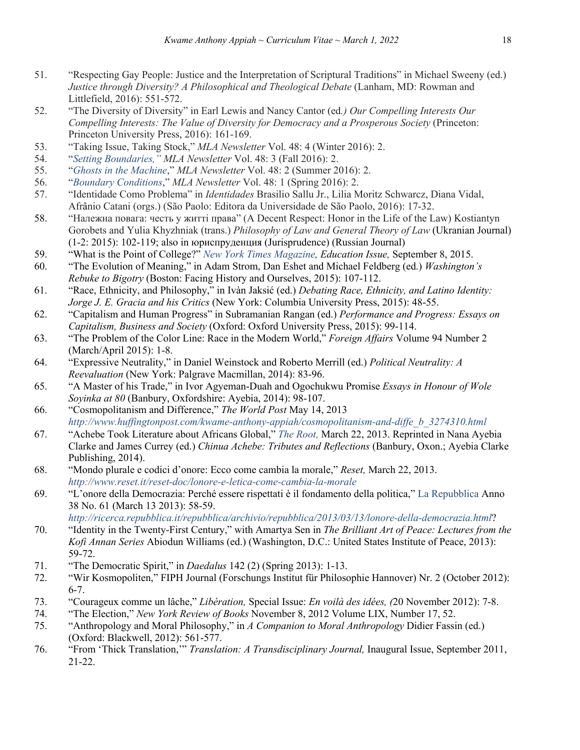51. "Respecting Gay People: Justice and the Interpretation of Scriptural Traditions" in Michael Sweeny (ed.) *Justice through Diversity? A Philosophical and Theological Debate* (Lanham, MD: Rowman and Littlefield, 2016): 551-572.
52. "The Diversity of Diversity" in Earl Lewis and Nancy Cantor (ed*.) Our Compelling Interests Our Compelling Interests: The Value of Diversity for Democracy and a Prosperous Society* (Princeton: Princeton University Press, 2016): 161-169.
53. "Taking Issue, Taking Stock," *MLA Newsletter* Vol. 48: 4 (Winter 2016): 2.
54. "*Setting Boundaries,"* *MLA Newsletter* Vol. 48: 3 (Fall 2016): 2.
55. "*Ghosts in the Machine*," *MLA Newsletter* Vol. 48: 2 (Summer 2016): 2.
56. "*Boundary Conditions*," *MLA Newsletter* Vol. 48: 1 (Spring 2016): 2.
57. "Identidade Como Problema" in *Identidades* Brasilio Sallu Jr., Lilia Moritz Schwarcz, Diana Vidal, Afrânio Catani (orgs.) (São Paolo: Editora da Universidade de São Paolo, 2016): 17-32.
58. "Належна повага: честь у житті права" (A Decent Respect: Honor in the Life of the Law) Kostiantyn Gorobets and Yulia Khyzhniak (trans.) *Philosophy of Law and General Theory of Law* (Ukranian Journal) (1-2: 2015): 102-119; also in юриспруденция (Jurisprudence) (Russian Journal)
59. "What is the Point of College?" *New York Times Magazine, Education Issue,* September 8, 2015.
60. "The Evolution of Meaning," in Adam Strom, Dan Eshet and Michael Feldberg (ed.) *Washington's Rebuke to Bigotry* (Boston: Facing History and Ourselves, 2015): 107-112.
61. "Race, Ethnicity, and Philosophy," in Ivàn Jaksić (ed.) *Debating Race, Ethnicity, and Latino Identity: Jorge J. E. Gracia and his Critics* (New York: Columbia University Press, 2015): 48-55.
62. "Capitalism and Human Progress" in Subramanian Rangan (ed.) *Performance and Progress: Essays on Capitalism, Business and Society* (Oxford: Oxford University Press, 2015): 99-114.
63. "The Problem of the Color Line: Race in the Modern World," *Foreign Affairs* Volume 94 Number 2 (March/April 2015): 1-8.
64. "Expressive Neutrality," in Daniel Weinstock and Roberto Merrill (ed.) *Political Neutrality: A Reevaluation* (New York: Palgrave Macmillan, 2014): 83-96.
65. "A Master of his Trade," in Ivor Agyeman-Duah and Ogochukwu Promise *Essays in Honour of Wole Soyinka at 80* (Banbury, Oxfordshire: Ayebia, 2014): 98-107.
66. "Cosmopolitanism and Difference," *The World Post* May 14, 2013 *http://www.huffingtonpost.com/kwame-anthony-appiah/cosmopolitanism-and-diffe_b_3274310.html*
67. "Achebe Took Literature about Africans Global," *The Root,* March 22, 2013. Reprinted in Nana Ayebia Clarke and James Currey (ed.) *Chinua Achebe: Tributes and Reflections* (Banbury, Oxon.; Ayebia Clarke Publishing, 2014).
68. "Mondo plurale e codici d'onore: Ecco come cambia la morale," *Reset,* March 22, 2013. *http://www.reset.it/reset-doc/lonore-e-letica-come-cambia-la-morale*
69. "L'onore della Democrazia: Perché essere rispettati è il fondamento della politica," La Repubblica Anno 38 No. 61 (March 13 2013): 58-59. *http://ricerca.repubblica.it/repubblica/archivio/repubblica/2013/03/13/lonore-della-democrazia.html*?
70. "Identity in the Twenty-First Century," with Amartya Sen in *The Brilliant Art of Peace: Lectures from the Kofi Annan Series* Abiodun Williams (ed.) (Washington, D.C.: United States Institute of Peace, 2013): 59-72.
71. "The Democratic Spirit," in *Daedalus* 142 (2) (Spring 2013): 1-13.
72. "Wir Kosmopoliten," FIPH Journal (Forschungs Institut für Philosophie Hannover) Nr. 2 (October 2012): 6-7.
73. "Courageux comme un lâche," *Libération,* Special Issue: *En voilà des idées, (*20 November 2012): 7-8.
74. "The Election," *New York Review of Books* November 8, 2012 Volume LIX, Number 17, 52.
75. "Anthropology and Moral Philosophy," in *A Companion to Moral Anthropology* Didier Fassin (ed.) (Oxford: Blackwell, 2012): 561-577.
76. "From 'Thick Translation,'" *Translation: A Transdisciplinary Journal,* Inaugural Issue, September 2011, 21-22.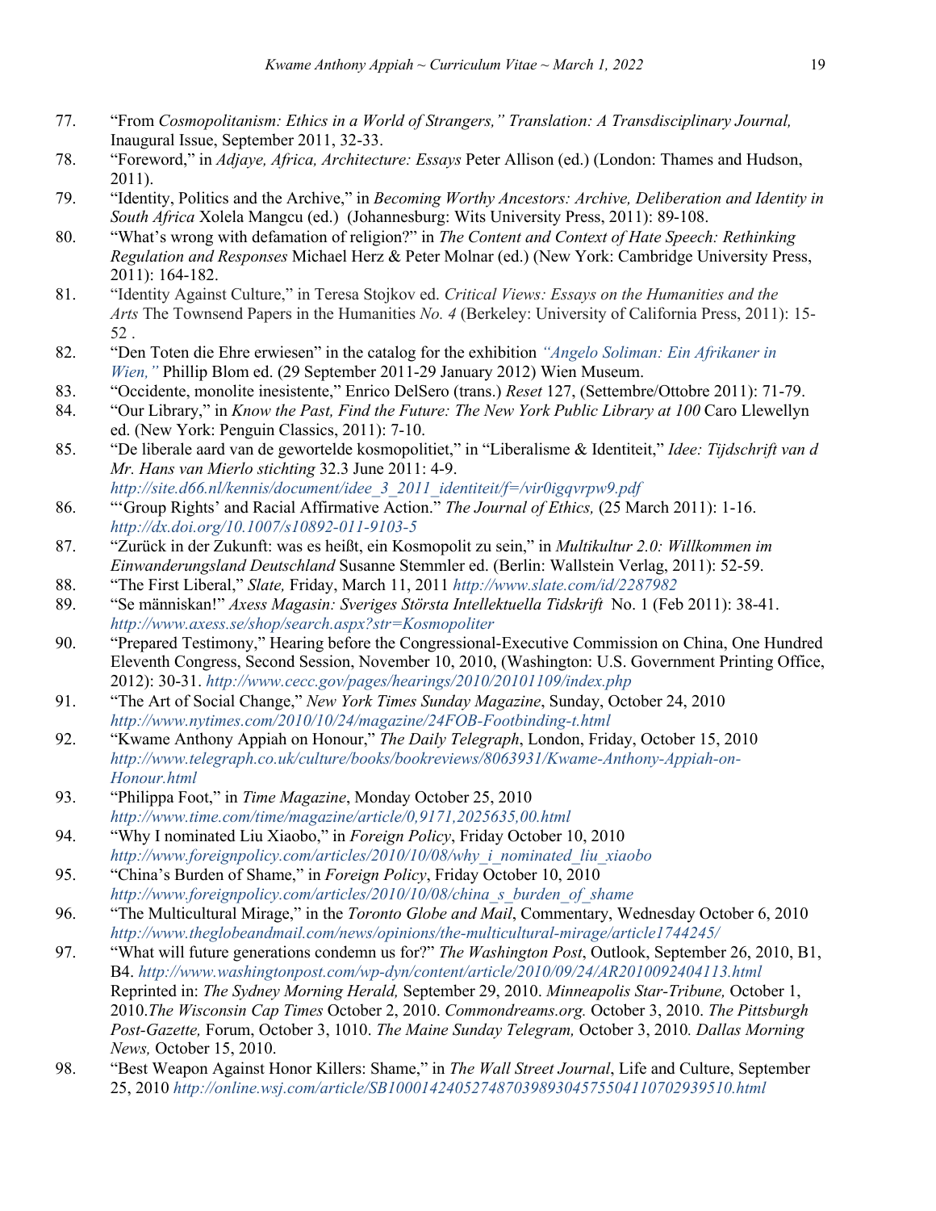77. "From *Cosmopolitanism: Ethics in a World of Strangers," Translation: A Transdisciplinary Journal,* Inaugural Issue, September 2011, 32-33.
78. "Foreword," in *Adjaye, Africa, Architecture: Essays* Peter Allison (ed.) (London: Thames and Hudson, 2011).
79. "Identity, Politics and the Archive," in *Becoming Worthy Ancestors: Archive, Deliberation and Identity in South Africa* Xolela Mangcu (ed.) (Johannesburg: Wits University Press, 2011): 89-108.
80. "What's wrong with defamation of religion?" in *The Content and Context of Hate Speech: Rethinking Regulation and Responses* Michael Herz & Peter Molnar (ed.) (New York: Cambridge University Press, 2011): 164-182.
81. "Identity Against Culture," in Teresa Stojkov ed. *Critical Views: Essays on the Humanities and the Arts* The Townsend Papers in the Humanities *No. 4* (Berkeley: University of California Press, 2011): 15-52 .
82. "Den Toten die Ehre erwiesen" in the catalog for the exhibition *"Angelo Soliman: Ein Afrikaner in Wien,"* Phillip Blom ed. (29 September 2011-29 January 2012) Wien Museum.
83. "Occidente, monolite inesistente," Enrico DelSero (trans.) *Reset* 127, (Settembre/Ottobre 2011): 71-79.
84. "Our Library," in *Know the Past, Find the Future: The New York Public Library at 100* Caro Llewellyn ed. (New York: Penguin Classics, 2011): 7-10.
85. "De liberale aard van de gewortelde kosmopolitiet," in "Liberalisme & Identiteit," *Idee: Tijdschrift van d Mr. Hans van Mierlo stichting* 32.3 June 2011: 4-9. *http://site.d66.nl/kennis/document/idee_3_2011_identiteit/f=/vir0igqvrpw9.pdf*
86. "'Group Rights' and Racial Affirmative Action." *The Journal of Ethics,* (25 March 2011): 1-16. *http://dx.doi.org/10.1007/s10892-011-9103-5*
87. "Zurück in der Zukunft: was es heißt, ein Kosmopolit zu sein," in *Multikultur 2.0: Willkommen im Einwanderungsland Deutschland* Susanne Stemmler ed. (Berlin: Wallstein Verlag, 2011): 52-59.
88. "The First Liberal," *Slate,* Friday, March 11, 2011 *http://www.slate.com/id/2287982*
89. "Se människan!" *Axess Magasin: Sveriges Största Intellektuella Tidskrift* No. 1 (Feb 2011): 38-41. *http://www.axess.se/shop/search.aspx?str=Kosmopoliter*
90. "Prepared Testimony," Hearing before the Congressional-Executive Commission on China, One Hundred Eleventh Congress, Second Session, November 10, 2010, (Washington: U.S. Government Printing Office, 2012): 30-31. *http://www.cecc.gov/pages/hearings/2010/20101109/index.php*
91. "The Art of Social Change," *New York Times Sunday Magazine*, Sunday, October 24, 2010 *http://www.nytimes.com/2010/10/24/magazine/24FOB-Footbinding-t.html*
92. "Kwame Anthony Appiah on Honour," *The Daily Telegraph*, London, Friday, October 15, 2010 *http://www.telegraph.co.uk/culture/books/bookreviews/8063931/Kwame-Anthony-Appiah-on-Honour.html*
93. "Philippa Foot," in *Time Magazine*, Monday October 25, 2010 *http://www.time.com/time/magazine/article/0,9171,2025635,00.html*
94. "Why I nominated Liu Xiaobo," in *Foreign Policy*, Friday October 10, 2010 *http://www.foreignpolicy.com/articles/2010/10/08/why_i_nominated_liu_xiaobo*
95. "China's Burden of Shame," in *Foreign Policy*, Friday October 10, 2010 *http://www.foreignpolicy.com/articles/2010/10/08/china_s_burden_of_shame*
96. "The Multicultural Mirage," in the *Toronto Globe and Mail*, Commentary, Wednesday October 6, 2010 *http://www.theglobeandmail.com/news/opinions/the-multicultural-mirage/article1744245/*
97. "What will future generations condemn us for?" *The Washington Post*, Outlook, September 26, 2010, B1, B4. *http://www.washingtonpost.com/wp-dyn/content/article/2010/09/24/AR2010092404113.html* Reprinted in: *The Sydney Morning Herald,* September 29, 2010. *Minneapolis Star-Tribune,* October 1, 2010.*The Wisconsin Cap Times* October 2, 2010. *Commondreams.org.* October 3, 2010. *The Pittsburgh Post-Gazette,* Forum, October 3, 1010. *The Maine Sunday Telegram,* October 3, 2010*. Dallas Morning News,* October 15, 2010.
98. "Best Weapon Against Honor Killers: Shame," in *The Wall Street Journal*, Life and Culture, September 25, 2010 *http://online.wsj.com/article/SB10001424052748703989304575504110702939510.html*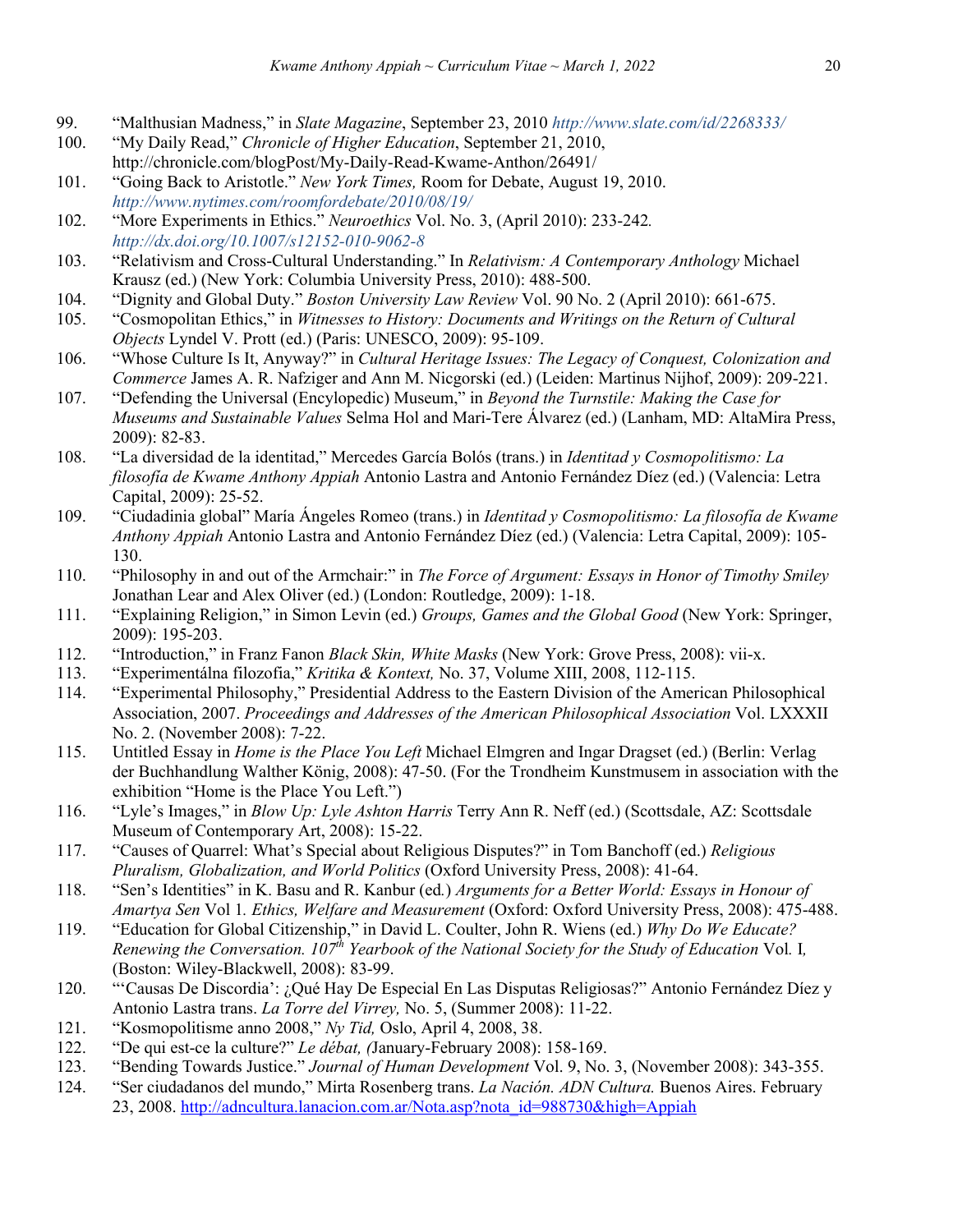99. “Malthusian Madness,” in *Slate Magazine*, September 23, 2010 *http://www.slate.com/id/2268333/*
100. “My Daily Read,” *Chronicle of Higher Education*, September 21, 2010, http://chronicle.com/blogPost/My-Daily-Read-Kwame-Anthon/26491/
101. “Going Back to Aristotle.” *New York Times,* Room for Debate, August 19, 2010. *http://www.nytimes.com/roomfordebate/2010/08/19/*
102. “More Experiments in Ethics.” *Neuroethics* Vol. No. 3, (April 2010): 233-242*. http://dx.doi.org/10.1007/s12152-010-9062-8*
103. “Relativism and Cross-Cultural Understanding.” In *Relativism: A Contemporary Anthology* Michael Krausz (ed.) (New York: Columbia University Press, 2010): 488-500.
104. “Dignity and Global Duty.” *Boston University Law Review* Vol. 90 No. 2 (April 2010): 661-675.
105. “Cosmopolitan Ethics,” in *Witnesses to History: Documents and Writings on the Return of Cultural Objects* Lyndel V. Prott (ed.) (Paris: UNESCO, 2009): 95-109.
106. “Whose Culture Is It, Anyway?” in *Cultural Heritage Issues: The Legacy of Conquest, Colonization and Commerce* James A. R. Nafziger and Ann M. Nicgorski (ed.) (Leiden: Martinus Nijhof, 2009): 209-221.
107. “Defending the Universal (Encylopedic) Museum,” in *Beyond the Turnstile: Making the Case for Museums and Sustainable Values* Selma Hol and Mari-Tere Álvarez (ed.) (Lanham, MD: AltaMira Press, 2009): 82-83.
108. “La diversidad de la identitad,” Mercedes García Bolós (trans.) in *Identitad y Cosmopolitismo: La filosofía de Kwame Anthony Appiah* Antonio Lastra and Antonio Fernández Díez (ed.) (Valencia: Letra Capital, 2009): 25-52.
109. “Ciudadinia global” María Ángeles Romeo (trans.) in *Identitad y Cosmopolitismo: La filosofía de Kwame Anthony Appiah* Antonio Lastra and Antonio Fernández Díez (ed.) (Valencia: Letra Capital, 2009): 105-130.
110. “Philosophy in and out of the Armchair:” in *The Force of Argument: Essays in Honor of Timothy Smiley* Jonathan Lear and Alex Oliver (ed.) (London: Routledge, 2009): 1-18.
111. “Explaining Religion,” in Simon Levin (ed.) *Groups, Games and the Global Good* (New York: Springer, 2009): 195-203.
112. “Introduction,” in Franz Fanon *Black Skin, White Masks* (New York: Grove Press, 2008): vii-x.
113. “Experimentálna filozofia,” *Kritika & Kontext,* No. 37, Volume XIII, 2008, 112-115.
114. “Experimental Philosophy,” Presidential Address to the Eastern Division of the American Philosophical Association, 2007. *Proceedings and Addresses of the American Philosophical Association* Vol. LXXXII No. 2. (November 2008): 7-22.
115. Untitled Essay in *Home is the Place You Left* Michael Elmgren and Ingar Dragset (ed.) (Berlin: Verlag der Buchhandlung Walther König, 2008): 47-50. (For the Trondheim Kunstmusem in association with the exhibition “Home is the Place You Left.”)
116. “Lyle’s Images,” in *Blow Up: Lyle Ashton Harris* Terry Ann R. Neff (ed.) (Scottsdale, AZ: Scottsdale Museum of Contemporary Art, 2008): 15-22.
117. “Causes of Quarrel: What’s Special about Religious Disputes?” in Tom Banchoff (ed.) *Religious Pluralism, Globalization, and World Politics* (Oxford University Press, 2008): 41-64.
118. “Sen’s Identities” in K. Basu and R. Kanbur (ed.) *Arguments for a Better World: Essays in Honour of Amartya Sen* Vol 1*. Ethics, Welfare and Measurement* (Oxford: Oxford University Press, 2008): 475-488.
119. “Education for Global Citizenship,” in David L. Coulter, John R. Wiens (ed.) *Why Do We Educate? Renewing the Conversation. 107th Yearbook of the National Society for the Study of Education* Vol*.* I*,* (Boston: Wiley-Blackwell, 2008): 83-99.
120. "‘Causas De Discordia’: ¿Qué Hay De Especial En Las Disputas Religiosas?” Antonio Fernández Díez y Antonio Lastra trans. *La Torre del Virrey,* No. 5, (Summer 2008): 11-22.
121. “Kosmopolitisme anno 2008,” *Ny Tid,* Oslo, April 4, 2008, 38.
122. “De qui est-ce la culture?” *Le débat, (*January-February 2008): 158-169.
123. “Bending Towards Justice.” *Journal of Human Development* Vol. 9, No. 3, (November 2008): 343-355.
124. “Ser ciudadanos del mundo,” Mirta Rosenberg trans. *La Nación. ADN Cultura.* Buenos Aires. February 23, 2008. http://adncultura.lanacion.com.ar/Nota.asp?nota_id=988730&high=Appiah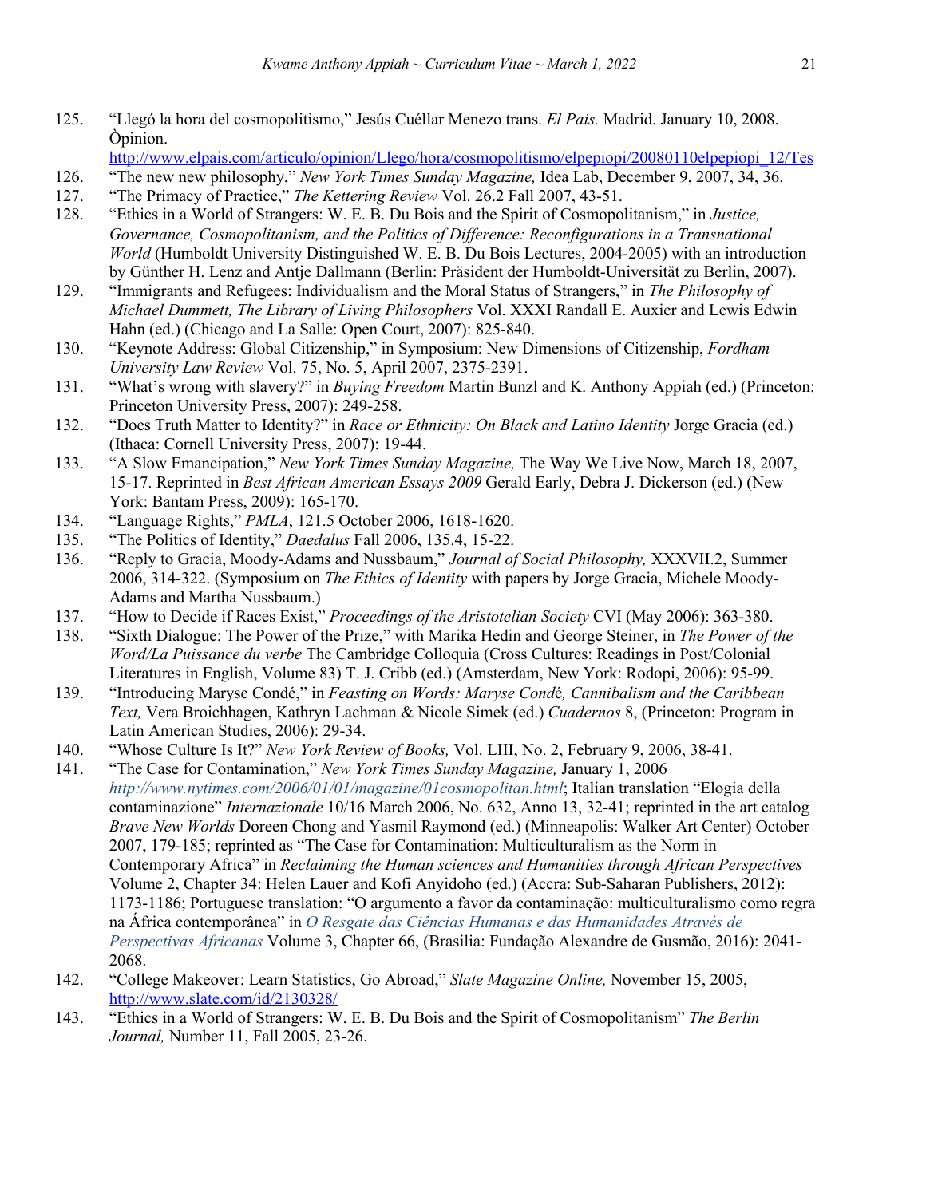125. "Llegó la hora del cosmopolitismo," Jesús Cuéllar Menezo trans. *El Pais.* Madrid. January 10, 2008. Òpinion. http://www.elpais.com/articulo/opinion/Llego/hora/cosmopolitismo/elpepiopi/20080110elpepiopi_12/Tes
126. "The new new philosophy," *New York Times Sunday Magazine,* Idea Lab, December 9, 2007, 34, 36.
127. "The Primacy of Practice," *The Kettering Review* Vol. 26.2 Fall 2007, 43-51.
128. "Ethics in a World of Strangers: W. E. B. Du Bois and the Spirit of Cosmopolitanism," in *Justice, Governance, Cosmopolitanism, and the Politics of Difference: Reconfigurations in a Transnational World* (Humboldt University Distinguished W. E. B. Du Bois Lectures, 2004-2005) with an introduction by Günther H. Lenz and Antje Dallmann (Berlin: Präsident der Humboldt-Universität zu Berlin, 2007).
129. "Immigrants and Refugees: Individualism and the Moral Status of Strangers," in *The Philosophy of Michael Dummett, The Library of Living Philosophers* Vol. XXXI Randall E. Auxier and Lewis Edwin Hahn (ed.) (Chicago and La Salle: Open Court, 2007): 825-840.
130. "Keynote Address: Global Citizenship," in Symposium: New Dimensions of Citizenship, *Fordham University Law Review* Vol. 75, No. 5, April 2007, 2375-2391.
131. "What's wrong with slavery?" in *Buying Freedom* Martin Bunzl and K. Anthony Appiah (ed.) (Princeton: Princeton University Press, 2007): 249-258.
132. "Does Truth Matter to Identity?" in *Race or Ethnicity: On Black and Latino Identity* Jorge Gracia (ed.) (Ithaca: Cornell University Press, 2007): 19-44.
133. "A Slow Emancipation," *New York Times Sunday Magazine,* The Way We Live Now, March 18, 2007, 15-17. Reprinted in *Best African American Essays 2009* Gerald Early, Debra J. Dickerson (ed.) (New York: Bantam Press, 2009): 165-170.
134. "Language Rights," *PMLA*, 121.5 October 2006, 1618-1620.
135. "The Politics of Identity," *Daedalus* Fall 2006, 135.4, 15-22.
136. "Reply to Gracia, Moody-Adams and Nussbaum," *Journal of Social Philosophy,* XXXVII.2, Summer 2006, 314-322. (Symposium on *The Ethics of Identity* with papers by Jorge Gracia, Michele Moody-Adams and Martha Nussbaum.)
137. "How to Decide if Races Exist," *Proceedings of the Aristotelian Society* CVI (May 2006): 363-380.
138. "Sixth Dialogue: The Power of the Prize," with Marika Hedin and George Steiner, in *The Power of the Word/La Puissance du verbe* The Cambridge Colloquia (Cross Cultures: Readings in Post/Colonial Literatures in English, Volume 83) T. J. Cribb (ed.) (Amsterdam, New York: Rodopi, 2006): 95-99.
139. "Introducing Maryse Condé," in *Feasting on Words: Maryse Condé, Cannibalism and the Caribbean Text,* Vera Broichhagen, Kathryn Lachman & Nicole Simek (ed.) *Cuadernos* 8, (Princeton: Program in Latin American Studies, 2006): 29-34.
140. "Whose Culture Is It?" *New York Review of Books,* Vol. LIII, No. 2, February 9, 2006, 38-41.
141. "The Case for Contamination," *New York Times Sunday Magazine,* January 1, 2006 *http://www.nytimes.com/2006/01/01/magazine/01cosmopolitan.html*; Italian translation "Elogia della contaminazione" *Internazionale* 10/16 March 2006, No. 632, Anno 13, 32-41; reprinted in the art catalog *Brave New Worlds* Doreen Chong and Yasmil Raymond (ed.) (Minneapolis: Walker Art Center) October 2007, 179-185; reprinted as "The Case for Contamination: Multiculturalism as the Norm in Contemporary Africa" in *Reclaiming the Human sciences and Humanities through African Perspectives* Volume 2, Chapter 34: Helen Lauer and Kofi Anyidoho (ed.) (Accra: Sub-Saharan Publishers, 2012): 1173-1186; Portuguese translation: "O argumento a favor da contaminação: multiculturalismo como regra na África contemporânea" in *O Resgate das Ciências Humanas e das Humanidades Através de Perspectivas Africanas* Volume 3, Chapter 66, (Brasilia: Fundação Alexandre de Gusmão, 2016): 2041-2068.
142. "College Makeover: Learn Statistics, Go Abroad," *Slate Magazine Online,* November 15, 2005, http://www.slate.com/id/2130328/
143. "Ethics in a World of Strangers: W. E. B. Du Bois and the Spirit of Cosmopolitanism" *The Berlin Journal,* Number 11, Fall 2005, 23-26.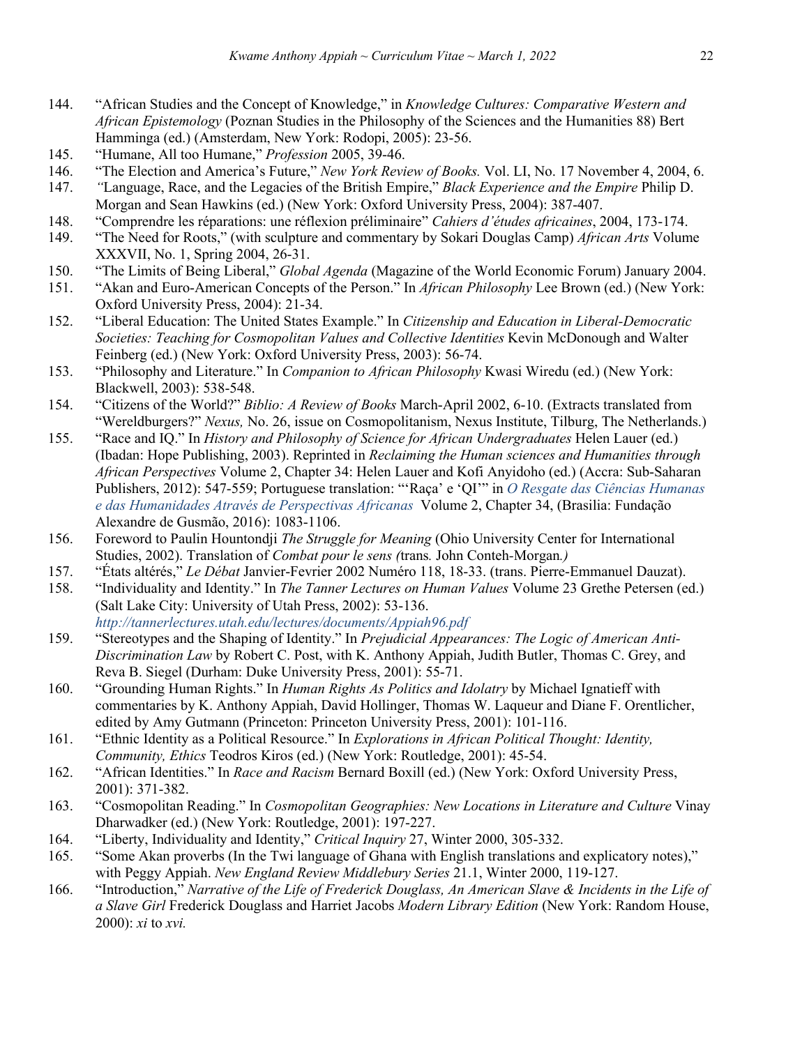144. "African Studies and the Concept of Knowledge," in *Knowledge Cultures: Comparative Western and African Epistemology* (Poznan Studies in the Philosophy of the Sciences and the Humanities 88) Bert Hamminga (ed.) (Amsterdam, New York: Rodopi, 2005): 23-56.
145. "Humane, All too Humane," *Profession* 2005, 39-46.
146. "The Election and America's Future," *New York Review of Books.* Vol. LI, No. 17 November 4, 2004, 6.
147. *"*Language, Race, and the Legacies of the British Empire," *Black Experience and the Empire* Philip D. Morgan and Sean Hawkins (ed.) (New York: Oxford University Press, 2004): 387-407.
148. "Comprendre les réparations: une réflexion préliminaire" *Cahiers d'études africaines*, 2004, 173-174.
149. "The Need for Roots," (with sculpture and commentary by Sokari Douglas Camp) *African Arts* Volume XXXVII, No. 1, Spring 2004, 26-31.
150. "The Limits of Being Liberal," *Global Agenda* (Magazine of the World Economic Forum) January 2004.
151. "Akan and Euro-American Concepts of the Person." In *African Philosophy* Lee Brown (ed.) (New York: Oxford University Press, 2004): 21-34.
152. "Liberal Education: The United States Example." In *Citizenship and Education in Liberal-Democratic Societies: Teaching for Cosmopolitan Values and Collective Identities* Kevin McDonough and Walter Feinberg (ed.) (New York: Oxford University Press, 2003): 56-74.
153. "Philosophy and Literature." In *Companion to African Philosophy* Kwasi Wiredu (ed.) (New York: Blackwell, 2003): 538-548.
154. "Citizens of the World?" *Biblio: A Review of Books* March-April 2002, 6-10. (Extracts translated from "Wereldburgers?" *Nexus,* No. 26, issue on Cosmopolitanism, Nexus Institute, Tilburg, The Netherlands.)
155. "Race and IQ." In *History and Philosophy of Science for African Undergraduates* Helen Lauer (ed.) (Ibadan: Hope Publishing, 2003). Reprinted in *Reclaiming the Human sciences and Humanities through African Perspectives* Volume 2, Chapter 34: Helen Lauer and Kofi Anyidoho (ed.) (Accra: Sub-Saharan Publishers, 2012): 547-559; Portuguese translation: "'Raça' e 'QI'" in *O Resgate das Ciências Humanas e das Humanidades Através de Perspectivas Africanas* Volume 2, Chapter 34, (Brasilia: Fundação Alexandre de Gusmão, 2016): 1083-1106.
156. Foreword to Paulin Hountondji *The Struggle for Meaning* (Ohio University Center for International Studies, 2002). Translation of *Combat pour le sens (*trans*.* John Conteh-Morgan*.)*
157. "États altérés," *Le Débat* Janvier-Fevrier 2002 Numéro 118, 18-33. (trans. Pierre-Emmanuel Dauzat).
158. "Individuality and Identity." In *The Tanner Lectures on Human Values* Volume 23 Grethe Petersen (ed.) (Salt Lake City: University of Utah Press, 2002): 53-136. *http://tannerlectures.utah.edu/lectures/documents/Appiah96.pdf*
159. "Stereotypes and the Shaping of Identity." In *Prejudicial Appearances: The Logic of American Anti-Discrimination Law* by Robert C. Post, with K. Anthony Appiah, Judith Butler, Thomas C. Grey, and Reva B. Siegel (Durham: Duke University Press, 2001): 55-71.
160. "Grounding Human Rights." In *Human Rights As Politics and Idolatry* by Michael Ignatieff with commentaries by K. Anthony Appiah, David Hollinger, Thomas W. Laqueur and Diane F. Orentlicher, edited by Amy Gutmann (Princeton: Princeton University Press, 2001): 101-116.
161. "Ethnic Identity as a Political Resource." In *Explorations in African Political Thought: Identity, Community, Ethics* Teodros Kiros (ed.) (New York: Routledge, 2001): 45-54.
162. "African Identities." In *Race and Racism* Bernard Boxill (ed.) (New York: Oxford University Press, 2001): 371-382.
163. "Cosmopolitan Reading." In *Cosmopolitan Geographies: New Locations in Literature and Culture* Vinay Dharwadker (ed.) (New York: Routledge, 2001): 197-227.
164. "Liberty, Individuality and Identity," *Critical Inquiry* 27, Winter 2000, 305-332.
165. "Some Akan proverbs (In the Twi language of Ghana with English translations and explicatory notes)," with Peggy Appiah. *New England Review Middlebury Series* 21.1, Winter 2000, 119-127.
166. "Introduction," *Narrative of the Life of Frederick Douglass, An American Slave & Incidents in the Life of a Slave Girl* Frederick Douglass and Harriet Jacobs *Modern Library Edition* (New York: Random House, 2000): *xi* to *xvi.*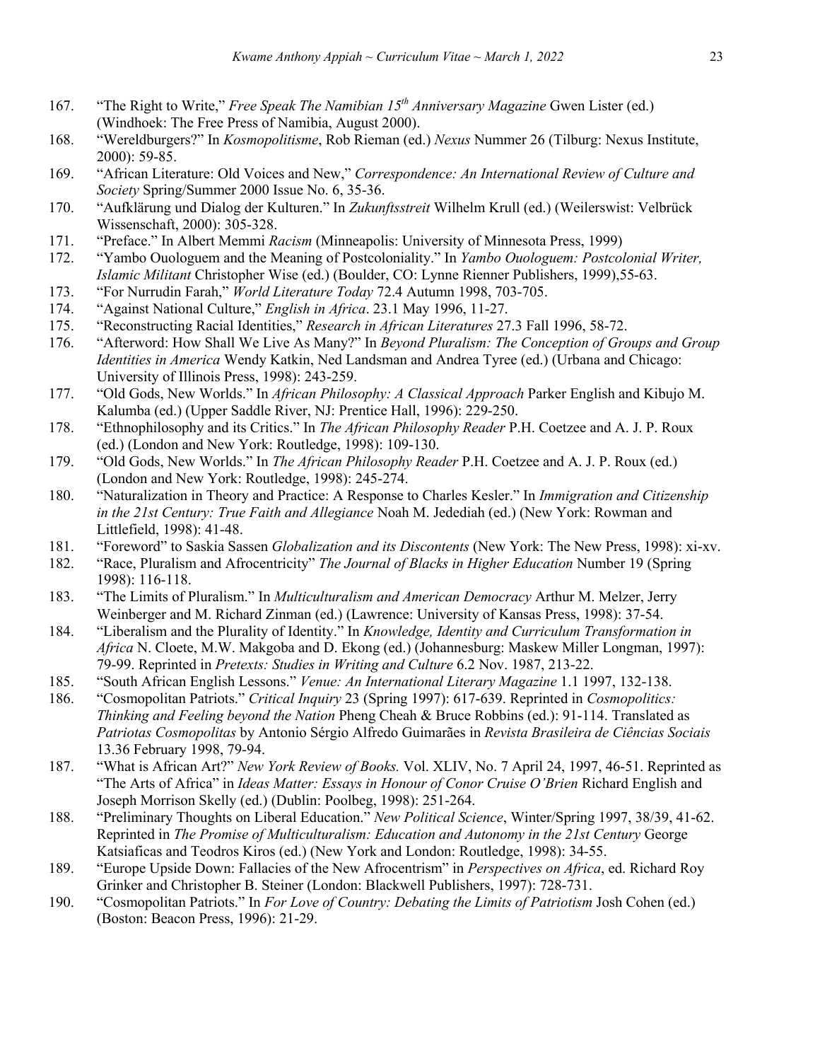167. "The Right to Write," *Free Speak The Namibian 15th Anniversary Magazine* Gwen Lister (ed.) (Windhoek: The Free Press of Namibia, August 2000).
168. "Wereldburgers?" In *Kosmopolitisme*, Rob Rieman (ed.) *Nexus* Nummer 26 (Tilburg: Nexus Institute, 2000): 59-85.
169. "African Literature: Old Voices and New," *Correspondence: An International Review of Culture and Society* Spring/Summer 2000 Issue No. 6, 35-36.
170. "Aufklärung und Dialog der Kulturen." In *Zukunftsstreit* Wilhelm Krull (ed.) (Weilerswist: Velbrück Wissenschaft, 2000): 305-328.
171. "Preface." In Albert Memmi *Racism* (Minneapolis: University of Minnesota Press, 1999)
172. "Yambo Ouologuem and the Meaning of Postcoloniality." In *Yambo Ouologuem: Postcolonial Writer, Islamic Militant* Christopher Wise (ed.) (Boulder, CO: Lynne Rienner Publishers, 1999),55-63.
173. "For Nurrudin Farah," *World Literature Today* 72.4 Autumn 1998, 703-705.
174. "Against National Culture," *English in Africa*. 23.1 May 1996, 11-27.
175. "Reconstructing Racial Identities," *Research in African Literatures* 27.3 Fall 1996, 58-72.
176. "Afterword: How Shall We Live As Many?" In *Beyond Pluralism: The Conception of Groups and Group Identities in America* Wendy Katkin, Ned Landsman and Andrea Tyree (ed.) (Urbana and Chicago: University of Illinois Press, 1998): 243-259.
177. "Old Gods, New Worlds." In *African Philosophy: A Classical Approach* Parker English and Kibujo M. Kalumba (ed.) (Upper Saddle River, NJ: Prentice Hall, 1996): 229-250.
178. "Ethnophilosophy and its Critics." In *The African Philosophy Reader* P.H. Coetzee and A. J. P. Roux (ed.) (London and New York: Routledge, 1998): 109-130.
179. "Old Gods, New Worlds." In *The African Philosophy Reader* P.H. Coetzee and A. J. P. Roux (ed.) (London and New York: Routledge, 1998): 245-274.
180. "Naturalization in Theory and Practice: A Response to Charles Kesler." In *Immigration and Citizenship in the 21st Century: True Faith and Allegiance* Noah M. Jedediah (ed.) (New York: Rowman and Littlefield, 1998): 41-48.
181. "Foreword" to Saskia Sassen *Globalization and its Discontents* (New York: The New Press, 1998): xi-xv.
182. "Race, Pluralism and Afrocentricity" *The Journal of Blacks in Higher Education* Number 19 (Spring 1998): 116-118.
183. "The Limits of Pluralism." In *Multiculturalism and American Democracy* Arthur M. Melzer, Jerry Weinberger and M. Richard Zinman (ed.) (Lawrence: University of Kansas Press, 1998): 37-54.
184. "Liberalism and the Plurality of Identity." In *Knowledge, Identity and Curriculum Transformation in Africa* N. Cloete, M.W. Makgoba and D. Ekong (ed.) (Johannesburg: Maskew Miller Longman, 1997): 79-99. Reprinted in *Pretexts: Studies in Writing and Culture* 6.2 Nov. 1987, 213-22.
185. "South African English Lessons." *Venue: An International Literary Magazine* 1.1 1997, 132-138.
186. "Cosmopolitan Patriots." *Critical Inquiry* 23 (Spring 1997): 617-639. Reprinted in *Cosmopolitics: Thinking and Feeling beyond the Nation* Pheng Cheah & Bruce Robbins (ed.): 91-114. Translated as *Patriotas Cosmopolitas* by Antonio Sérgio Alfredo Guimarães in *Revista Brasileira de Ciências Sociais* 13.36 February 1998, 79-94.
187. "What is African Art?" *New York Review of Books.* Vol. XLIV, No. 7 April 24, 1997, 46-51. Reprinted as "The Arts of Africa" in *Ideas Matter: Essays in Honour of Conor Cruise O'Brien* Richard English and Joseph Morrison Skelly (ed.) (Dublin: Poolbeg, 1998): 251-264.
188. "Preliminary Thoughts on Liberal Education." *New Political Science*, Winter/Spring 1997, 38/39, 41-62. Reprinted in *The Promise of Multiculturalism: Education and Autonomy in the 21st Century* George Katsiaficas and Teodros Kiros (ed.) (New York and London: Routledge, 1998): 34-55.
189. "Europe Upside Down: Fallacies of the New Afrocentrism" in *Perspectives on Africa*, ed. Richard Roy Grinker and Christopher B. Steiner (London: Blackwell Publishers, 1997): 728-731.
190. "Cosmopolitan Patriots." In *For Love of Country: Debating the Limits of Patriotism* Josh Cohen (ed.) (Boston: Beacon Press, 1996): 21-29.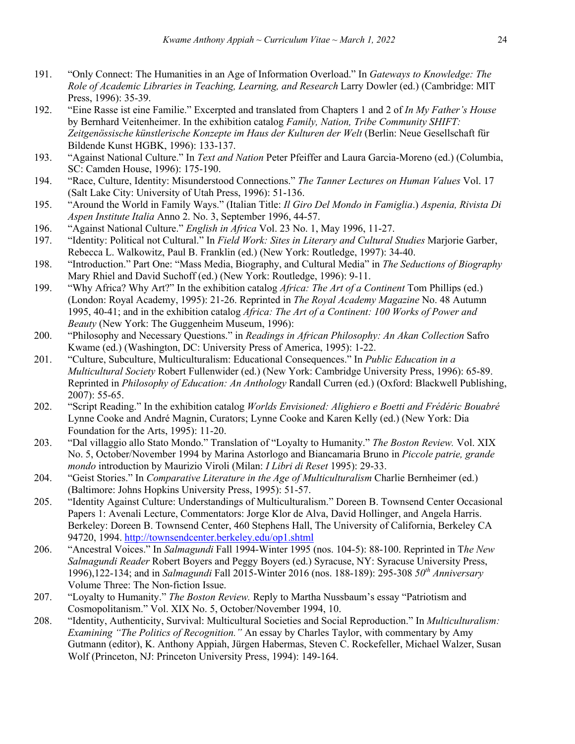191. "Only Connect: The Humanities in an Age of Information Overload." In *Gateways to Knowledge: The Role of Academic Libraries in Teaching, Learning, and Research* Larry Dowler (ed.) (Cambridge: MIT Press, 1996): 35-39.
192. "Eine Rasse ist eine Familie." Excerpted and translated from Chapters 1 and 2 of *In My Father's House* by Bernhard Veitenheimer. In the exhibition catalog *Family, Nation, Tribe Community SHIFT: Zeitgenössische künstlerische Konzepte im Haus der Kulturen der Welt* (Berlin: Neue Gesellschaft für Bildende Kunst HGBK, 1996): 133-137.
193. "Against National Culture." In *Text and Nation* Peter Pfeiffer and Laura Garcia-Moreno (ed.) (Columbia, SC: Camden House, 1996): 175-190.
194. "Race, Culture, Identity: Misunderstood Connections." *The Tanner Lectures on Human Values* Vol. 17 (Salt Lake City: University of Utah Press, 1996): 51-136.
195. "Around the World in Family Ways." (Italian Title: *Il Giro Del Mondo in Famiglia*.) *Aspenia, Rivista Di Aspen Institute Italia* Anno 2. No. 3, September 1996, 44-57.
196. "Against National Culture." *English in Africa* Vol. 23 No. 1, May 1996, 11-27.
197. "Identity: Political not Cultural." In *Field Work: Sites in Literary and Cultural Studies* Marjorie Garber, Rebecca L. Walkowitz, Paul B. Franklin (ed.) (New York: Routledge, 1997): 34-40.
198. "Introduction." Part One: "Mass Media, Biography, and Cultural Media" in *The Seductions of Biography* Mary Rhiel and David Suchoff (ed.) (New York: Routledge, 1996): 9-11.
199. "Why Africa? Why Art?" In the exhibition catalog *Africa: The Art of a Continent* Tom Phillips (ed.) (London: Royal Academy, 1995): 21-26. Reprinted in *The Royal Academy Magazine* No. 48 Autumn 1995, 40-41; and in the exhibition catalog *Africa: The Art of a Continent: 100 Works of Power and Beauty* (New York: The Guggenheim Museum, 1996):
200. "Philosophy and Necessary Questions." in *Readings in African Philosophy: An Akan Collection* Safro Kwame (ed.) (Washington, DC: University Press of America, 1995): 1-22.
201. "Culture, Subculture, Multiculturalism: Educational Consequences." In *Public Education in a Multicultural Society* Robert Fullenwider (ed.) (New York: Cambridge University Press, 1996): 65-89. Reprinted in *Philosophy of Education: An Anthology* Randall Curren (ed.) (Oxford: Blackwell Publishing, 2007): 55-65.
202. "Script Reading." In the exhibition catalog *Worlds Envisioned: Alighiero e Boetti and Frédéric Bouabré* Lynne Cooke and André Magnin, Curators; Lynne Cooke and Karen Kelly (ed.) (New York: Dia Foundation for the Arts, 1995): 11-20.
203. "Dal villaggio allo Stato Mondo." Translation of "Loyalty to Humanity." *The Boston Review.* Vol. XIX No. 5, October/November 1994 by Marina Astorlogo and Biancamaria Bruno in *Piccole patrie, grande mondo* introduction by Maurizio Viroli (Milan: *I Libri di Reset* 1995): 29-33.
204. "Geist Stories." In *Comparative Literature in the Age of Multiculturalism* Charlie Bernheimer (ed.) (Baltimore: Johns Hopkins University Press, 1995): 51-57.
205. "Identity Against Culture: Understandings of Multiculturalism." Doreen B. Townsend Center Occasional Papers 1: Avenali Lecture, Commentators: Jorge Klor de Alva, David Hollinger, and Angela Harris. Berkeley: Doreen B. Townsend Center, 460 Stephens Hall, The University of California, Berkeley CA 94720, 1994. http://townsendcenter.berkeley.edu/op1.shtml
206. "Ancestral Voices." In *Salmagundi* Fall 1994-Winter 1995 (nos. 104-5): 88-100. Reprinted in T*he New Salmagundi Reader* Robert Boyers and Peggy Boyers (ed.) Syracuse, NY: Syracuse University Press, 1996),122-134; and in *Salmagundi* Fall 2015-Winter 2016 (nos. 188-189): 295-308 *50th Anniversary* Volume Three: The Non-fiction Issue.
207. "Loyalty to Humanity." *The Boston Review.* Reply to Martha Nussbaum's essay "Patriotism and Cosmopolitanism." Vol. XIX No. 5, October/November 1994, 10.
208. "Identity, Authenticity, Survival: Multicultural Societies and Social Reproduction." In *Multiculturalism: Examining "The Politics of Recognition."* An essay by Charles Taylor, with commentary by Amy Gutmann (editor), K. Anthony Appiah, Jürgen Habermas, Steven C. Rockefeller, Michael Walzer, Susan Wolf (Princeton, NJ: Princeton University Press, 1994): 149-164.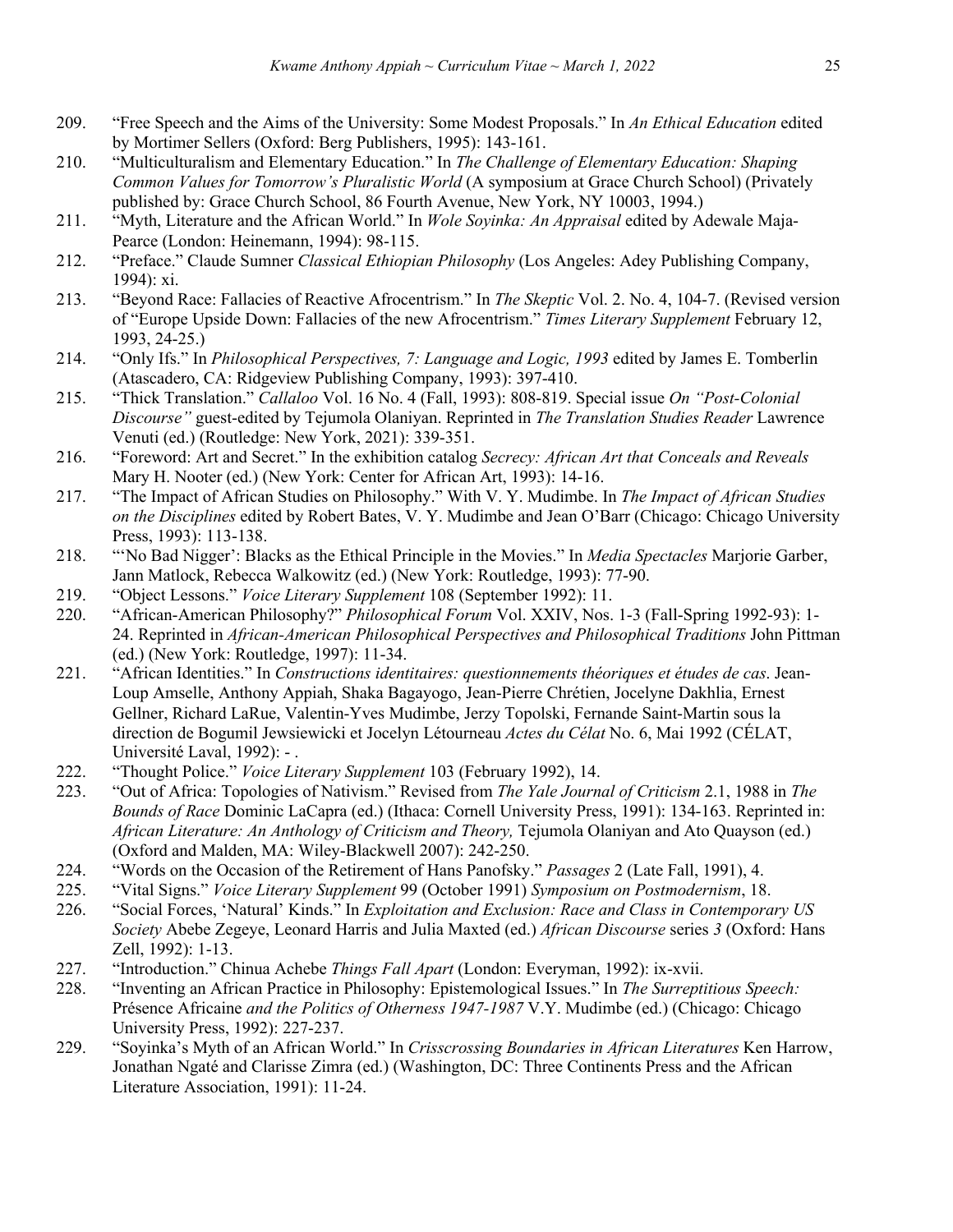209. "Free Speech and the Aims of the University: Some Modest Proposals." In *An Ethical Education* edited by Mortimer Sellers (Oxford: Berg Publishers, 1995): 143-161.
210. "Multiculturalism and Elementary Education." In *The Challenge of Elementary Education: Shaping Common Values for Tomorrow's Pluralistic World* (A symposium at Grace Church School) (Privately published by: Grace Church School, 86 Fourth Avenue, New York, NY 10003, 1994.)
211. "Myth, Literature and the African World." In *Wole Soyinka: An Appraisal* edited by Adewale Maja-Pearce (London: Heinemann, 1994): 98-115.
212. "Preface." Claude Sumner *Classical Ethiopian Philosophy* (Los Angeles: Adey Publishing Company, 1994): xi.
213. "Beyond Race: Fallacies of Reactive Afrocentrism." In *The Skeptic* Vol. 2. No. 4, 104-7. (Revised version of "Europe Upside Down: Fallacies of the new Afrocentrism." *Times Literary Supplement* February 12, 1993, 24-25.)
214. "Only Ifs." In *Philosophical Perspectives, 7: Language and Logic, 1993* edited by James E. Tomberlin (Atascadero, CA: Ridgeview Publishing Company, 1993): 397-410.
215. "Thick Translation." *Callaloo* Vol. 16 No. 4 (Fall, 1993): 808-819. Special issue *On "Post-Colonial Discourse"* guest-edited by Tejumola Olaniyan. Reprinted in *The Translation Studies Reader* Lawrence Venuti (ed.) (Routledge: New York, 2021): 339-351.
216. "Foreword: Art and Secret." In the exhibition catalog *Secrecy: African Art that Conceals and Reveals* Mary H. Nooter (ed.) (New York: Center for African Art, 1993): 14-16.
217. "The Impact of African Studies on Philosophy." With V. Y. Mudimbe. In *The Impact of African Studies on the Disciplines* edited by Robert Bates, V. Y. Mudimbe and Jean O'Barr (Chicago: Chicago University Press, 1993): 113-138.
218. "'No Bad Nigger': Blacks as the Ethical Principle in the Movies." In *Media Spectacles* Marjorie Garber, Jann Matlock, Rebecca Walkowitz (ed.) (New York: Routledge, 1993): 77-90.
219. "Object Lessons." *Voice Literary Supplement* 108 (September 1992): 11.
220. "African-American Philosophy?" *Philosophical Forum* Vol. XXIV, Nos. 1-3 (Fall-Spring 1992-93): 1-24. Reprinted in *African-American Philosophical Perspectives and Philosophical Traditions* John Pittman (ed.) (New York: Routledge, 1997): 11-34.
221. "African Identities." In *Constructions identitaires: questionnements théoriques et études de cas*. Jean-Loup Amselle, Anthony Appiah, Shaka Bagayogo, Jean-Pierre Chrétien, Jocelyne Dakhlia, Ernest Gellner, Richard LaRue, Valentin-Yves Mudimbe, Jerzy Topolski, Fernande Saint-Martin sous la direction de Bogumil Jewsiewicki et Jocelyn Létourneau *Actes du Célat* No. 6, Mai 1992 (CÉLAT, Université Laval, 1992): - .
222. "Thought Police." *Voice Literary Supplement* 103 (February 1992), 14.
223. "Out of Africa: Topologies of Nativism." Revised from *The Yale Journal of Criticism* 2.1, 1988 in *The Bounds of Race* Dominic LaCapra (ed.) (Ithaca: Cornell University Press, 1991): 134-163. Reprinted in: *African Literature: An Anthology of Criticism and Theory,* Tejumola Olaniyan and Ato Quayson (ed.) (Oxford and Malden, MA: Wiley-Blackwell 2007): 242-250.
224. "Words on the Occasion of the Retirement of Hans Panofsky." *Passages* 2 (Late Fall, 1991), 4.
225. "Vital Signs." *Voice Literary Supplement* 99 (October 1991) *Symposium on Postmodernism*, 18.
226. "Social Forces, 'Natural' Kinds." In *Exploitation and Exclusion: Race and Class in Contemporary US Society* Abebe Zegeye, Leonard Harris and Julia Maxted (ed.) *African Discourse* series *3* (Oxford: Hans Zell, 1992): 1-13.
227. "Introduction." Chinua Achebe *Things Fall Apart* (London: Everyman, 1992): ix-xvii.
228. "Inventing an African Practice in Philosophy: Epistemological Issues." In *The Surreptitious Speech:* Présence Africaine *and the Politics of Otherness 1947-1987* V.Y. Mudimbe (ed.) (Chicago: Chicago University Press, 1992): 227-237.
229. "Soyinka's Myth of an African World." In *Crisscrossing Boundaries in African Literatures* Ken Harrow, Jonathan Ngaté and Clarisse Zimra (ed.) (Washington, DC: Three Continents Press and the African Literature Association, 1991): 11-24.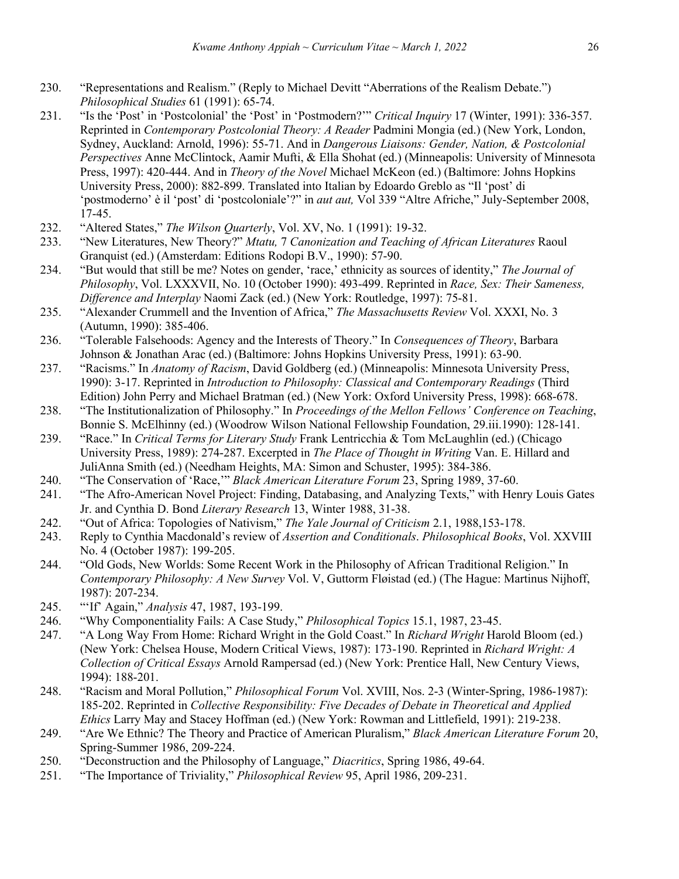230. “Representations and Realism.” (Reply to Michael Devitt “Aberrations of the Realism Debate.”) *Philosophical Studies* 61 (1991): 65-74.
231. “Is the ‘Post’ in ‘Postcolonial’ the ‘Post’ in ‘Postmodern?’” *Critical Inquiry* 17 (Winter, 1991): 336-357. Reprinted in *Contemporary Postcolonial Theory: A Reader* Padmini Mongia (ed.) (New York, London, Sydney, Auckland: Arnold, 1996): 55-71. And in *Dangerous Liaisons: Gender, Nation, & Postcolonial Perspectives* Anne McClintock, Aamir Mufti, & Ella Shohat (ed.) (Minneapolis: University of Minnesota Press, 1997): 420-444. And in *Theory of the Novel* Michael McKeon (ed.) (Baltimore: Johns Hopkins University Press, 2000): 882-899. Translated into Italian by Edoardo Greblo as “Il ‘post’ di ‘postmoderno’ è il ‘post’ di ‘postcoloniale’?” in *aut aut,* Vol 339 “Altre Afriche,” July-September 2008, 17-45.
232. “Altered States,” *The Wilson Quarterly*, Vol. XV, No. 1 (1991): 19-32.
233. “New Literatures, New Theory?” *Mtatu,* 7 *Canonization and Teaching of African Literatures* Raoul Granquist (ed.) (Amsterdam: Editions Rodopi B.V., 1990): 57-90.
234. “But would that still be me? Notes on gender, ‘race,’ ethnicity as sources of identity,” *The Journal of Philosophy*, Vol. LXXXVII, No. 10 (October 1990): 493-499. Reprinted in *Race, Sex: Their Sameness, Difference and Interplay* Naomi Zack (ed.) (New York: Routledge, 1997): 75-81.
235. “Alexander Crummell and the Invention of Africa,” *The Massachusetts Review* Vol. XXXI, No. 3 (Autumn, 1990): 385-406.
236. “Tolerable Falsehoods: Agency and the Interests of Theory.” In *Consequences of Theory*, Barbara Johnson & Jonathan Arac (ed.) (Baltimore: Johns Hopkins University Press, 1991): 63-90.
237. “Racisms.” In *Anatomy of Racism*, David Goldberg (ed.) (Minneapolis: Minnesota University Press, 1990): 3-17. Reprinted in *Introduction to Philosophy: Classical and Contemporary Readings* (Third Edition) John Perry and Michael Bratman (ed.) (New York: Oxford University Press, 1998): 668-678.
238. “The Institutionalization of Philosophy.” In *Proceedings of the Mellon Fellows’ Conference on Teaching*, Bonnie S. McElhinny (ed.) (Woodrow Wilson National Fellowship Foundation, 29.iii.1990): 128-141.
239. “Race.” In *Critical Terms for Literary Study* Frank Lentricchia & Tom McLaughlin (ed.) (Chicago University Press, 1989): 274-287. Excerpted in *The Place of Thought in Writing* Van. E. Hillard and JuliAnna Smith (ed.) (Needham Heights, MA: Simon and Schuster, 1995): 384-386.
240. “The Conservation of ‘Race,’” *Black American Literature Forum* 23, Spring 1989, 37-60.
241. “The Afro-American Novel Project: Finding, Databasing, and Analyzing Texts,” with Henry Louis Gates Jr. and Cynthia D. Bond *Literary Research* 13, Winter 1988, 31-38.
242. “Out of Africa: Topologies of Nativism,” *The Yale Journal of Criticism* 2.1, 1988,153-178.
243. Reply to Cynthia Macdonald’s review of *Assertion and Conditionals*. *Philosophical Books*, Vol. XXVIII No. 4 (October 1987): 199-205.
244. “Old Gods, New Worlds: Some Recent Work in the Philosophy of African Traditional Religion.” In *Contemporary Philosophy: A New Survey* Vol. V, Guttorm Fløistad (ed.) (The Hague: Martinus Nijhoff, 1987): 207-234.
245. “‘If’ Again,” *Analysis* 47, 1987, 193-199.
246. “Why Componentiality Fails: A Case Study,” *Philosophical Topics* 15.1, 1987, 23-45.
247. “A Long Way From Home: Richard Wright in the Gold Coast.” In *Richard Wright* Harold Bloom (ed.) (New York: Chelsea House, Modern Critical Views, 1987): 173-190. Reprinted in *Richard Wright: A Collection of Critical Essays* Arnold Rampersad (ed.) (New York: Prentice Hall, New Century Views, 1994): 188-201.
248. “Racism and Moral Pollution,” *Philosophical Forum* Vol. XVIII, Nos. 2-3 (Winter-Spring, 1986-1987): 185-202. Reprinted in *Collective Responsibility: Five Decades of Debate in Theoretical and Applied Ethics* Larry May and Stacey Hoffman (ed.) (New York: Rowman and Littlefield, 1991): 219-238.
249. “Are We Ethnic? The Theory and Practice of American Pluralism,” *Black American Literature Forum* 20, Spring-Summer 1986, 209-224.
250. “Deconstruction and the Philosophy of Language,” *Diacritics*, Spring 1986, 49-64.
251. “The Importance of Triviality,” *Philosophical Review* 95, April 1986, 209-231.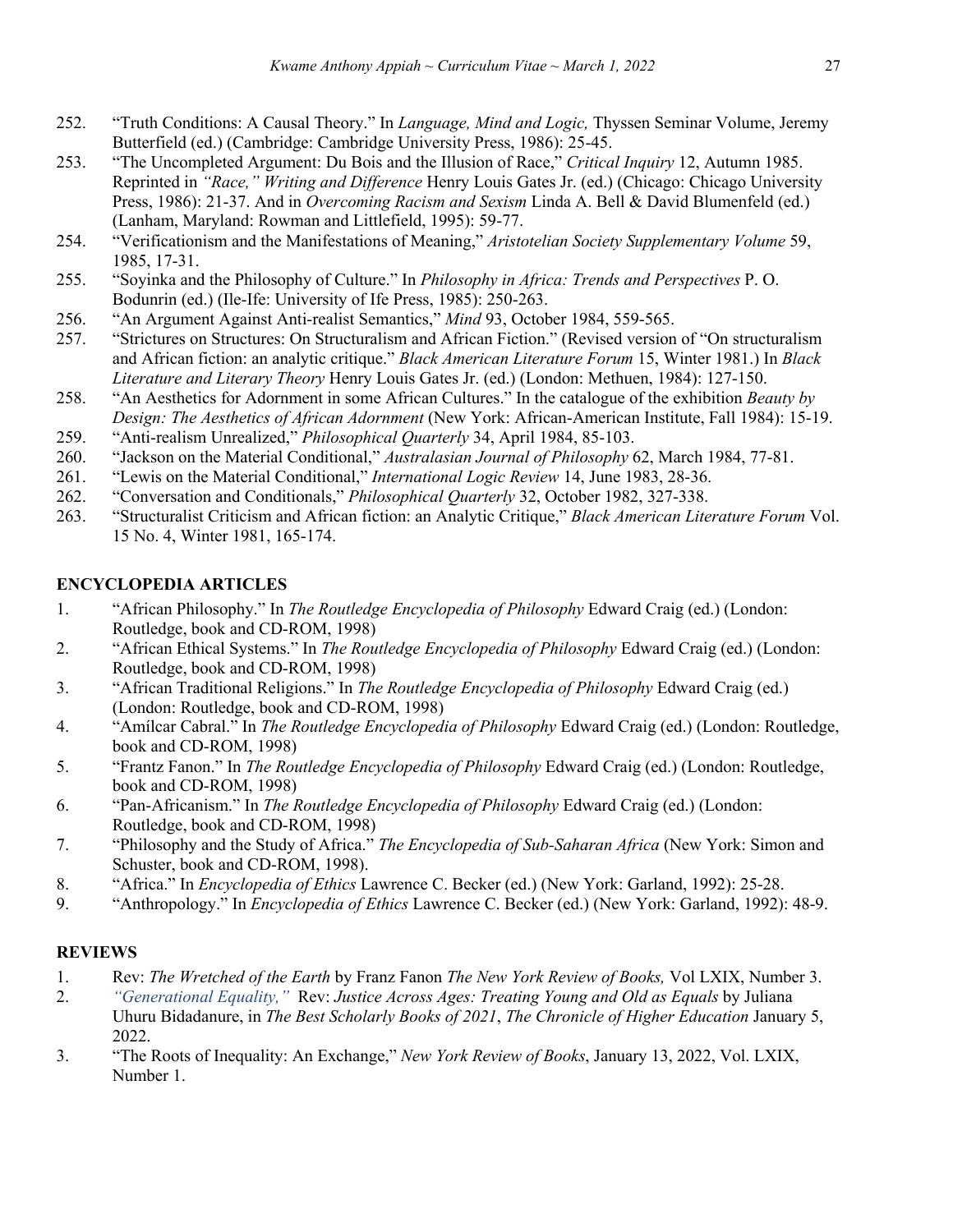252. "Truth Conditions: A Causal Theory." In *Language, Mind and Logic,* Thyssen Seminar Volume, Jeremy Butterfield (ed.) (Cambridge: Cambridge University Press, 1986): 25-45.
253. "The Uncompleted Argument: Du Bois and the Illusion of Race," *Critical Inquiry* 12, Autumn 1985. Reprinted in *"Race," Writing and Difference* Henry Louis Gates Jr. (ed.) (Chicago: Chicago University Press, 1986): 21-37. And in *Overcoming Racism and Sexism* Linda A. Bell & David Blumenfeld (ed.) (Lanham, Maryland: Rowman and Littlefield, 1995): 59-77.
254. "Verificationism and the Manifestations of Meaning," *Aristotelian Society Supplementary Volume* 59, 1985, 17-31.
255. "Soyinka and the Philosophy of Culture." In *Philosophy in Africa: Trends and Perspectives* P. O. Bodunrin (ed.) (Ile-Ife: University of Ife Press, 1985): 250-263.
256. "An Argument Against Anti-realist Semantics," *Mind* 93, October 1984, 559-565.
257. "Strictures on Structures: On Structuralism and African Fiction." (Revised version of "On structuralism and African fiction: an analytic critique." *Black American Literature Forum* 15, Winter 1981.) In *Black Literature and Literary Theory* Henry Louis Gates Jr. (ed.) (London: Methuen, 1984): 127-150.
258. "An Aesthetics for Adornment in some African Cultures." In the catalogue of the exhibition *Beauty by Design: The Aesthetics of African Adornment* (New York: African-American Institute, Fall 1984): 15-19.
259. "Anti-realism Unrealized," *Philosophical Quarterly* 34, April 1984, 85-103.
260. "Jackson on the Material Conditional," *Australasian Journal of Philosophy* 62, March 1984, 77-81.
261. "Lewis on the Material Conditional," *International Logic Review* 14, June 1983, 28-36.
262. "Conversation and Conditionals," *Philosophical Quarterly* 32, October 1982, 327-338.
263. "Structuralist Criticism and African fiction: an Analytic Critique," *Black American Literature Forum* Vol. 15 No. 4, Winter 1981, 165-174.

**ENCYCLOPEDIA ARTICLES**

1. "African Philosophy." In *The Routledge Encyclopedia of Philosophy* Edward Craig (ed.) (London: Routledge, book and CD-ROM, 1998)
2. "African Ethical Systems." In *The Routledge Encyclopedia of Philosophy* Edward Craig (ed.) (London: Routledge, book and CD-ROM, 1998)
3. "African Traditional Religions." In *The Routledge Encyclopedia of Philosophy* Edward Craig (ed.) (London: Routledge, book and CD-ROM, 1998)
4. "Amílcar Cabral." In *The Routledge Encyclopedia of Philosophy* Edward Craig (ed.) (London: Routledge, book and CD-ROM, 1998)
5. "Frantz Fanon." In *The Routledge Encyclopedia of Philosophy* Edward Craig (ed.) (London: Routledge, book and CD-ROM, 1998)
6. "Pan-Africanism." In *The Routledge Encyclopedia of Philosophy* Edward Craig (ed.) (London: Routledge, book and CD-ROM, 1998)
7. "Philosophy and the Study of Africa." *The Encyclopedia of Sub-Saharan Africa* (New York: Simon and Schuster, book and CD-ROM, 1998).
8. "Africa." In *Encyclopedia of Ethics* Lawrence C. Becker (ed.) (New York: Garland, 1992): 25-28.
9. "Anthropology." In *Encyclopedia of Ethics* Lawrence C. Becker (ed.) (New York: Garland, 1992): 48-9.

**REVIEWS**

1. Rev: *The Wretched of the Earth* by Franz Fanon *The New York Review of Books,* Vol LXIX, Number 3.
2. *"Generational Equality,"* Rev: *Justice Across Ages: Treating Young and Old as Equals* by Juliana Uhuru Bidadanure, in *The Best Scholarly Books of 2021*, *The Chronicle of Higher Education* January 5, 2022.
3. "The Roots of Inequality: An Exchange," *New York Review of Books*, January 13, 2022, Vol. LXIX, Number 1.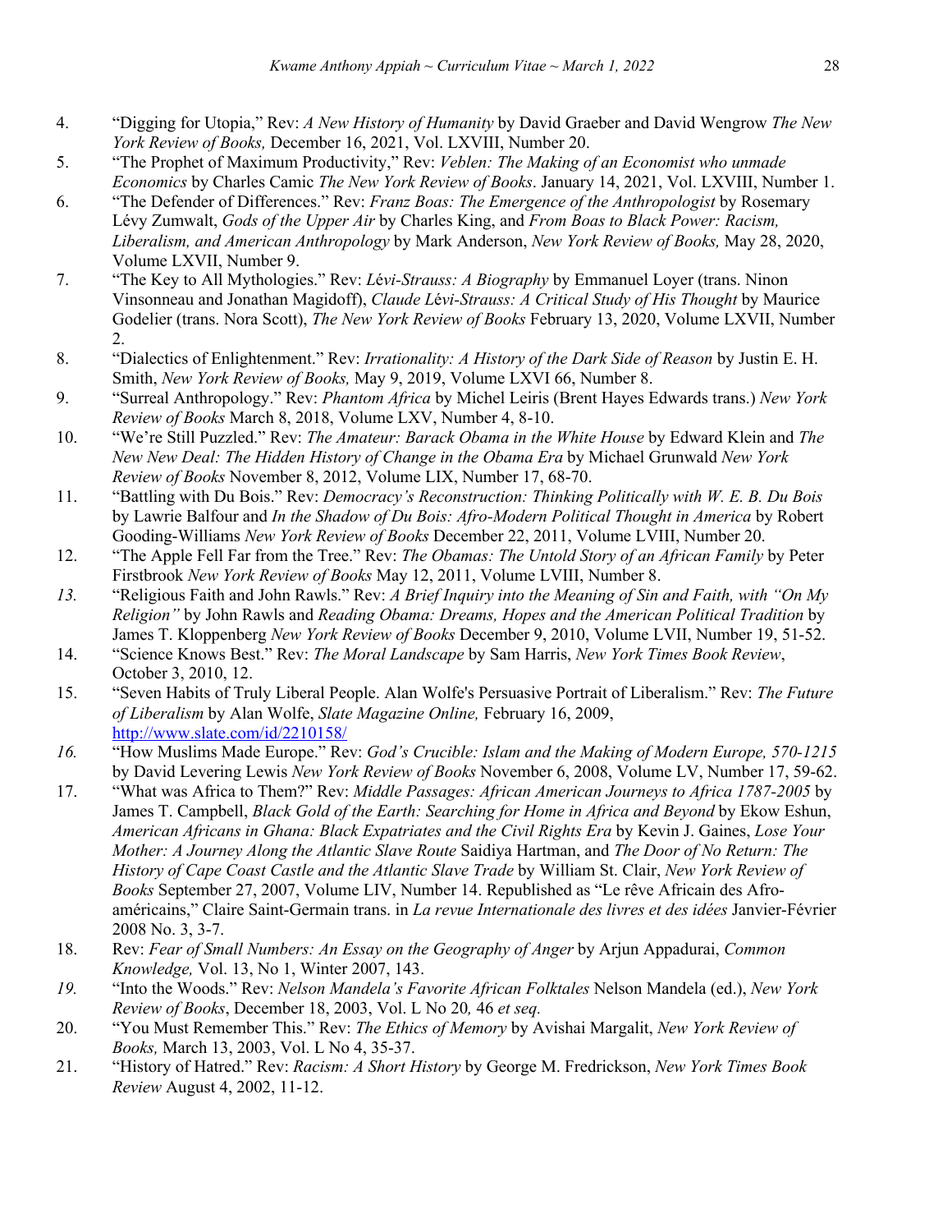4. "Digging for Utopia," Rev: *A New History of Humanity* by David Graeber and David Wengrow *The New York Review of Books,* December 16, 2021, Vol. LXVIII, Number 20.
5. "The Prophet of Maximum Productivity," Rev: *Veblen: The Making of an Economist who unmade Economics* by Charles Camic *The New York Review of Books*. January 14, 2021, Vol. LXVIII, Number 1.
6. "The Defender of Differences." Rev: *Franz Boas: The Emergence of the Anthropologist* by Rosemary Lévy Zumwalt, *Gods of the Upper Air* by Charles King, and *From Boas to Black Power: Racism, Liberalism, and American Anthropology* by Mark Anderson, *New York Review of Books,* May 28, 2020, Volume LXVII, Number 9.
7. "The Key to All Mythologies." Rev: *Lévi-Strauss: A Biography* by Emmanuel Loyer (trans. Ninon Vinsonneau and Jonathan Magidoff), *Claude Lévi-Strauss: A Critical Study of His Thought* by Maurice Godelier (trans. Nora Scott), *The New York Review of Books* February 13, 2020, Volume LXVII, Number 2.
8. "Dialectics of Enlightenment." Rev: *Irrationality: A History of the Dark Side of Reason* by Justin E. H. Smith, *New York Review of Books,* May 9, 2019, Volume LXVI 66, Number 8.
9. "Surreal Anthropology." Rev: *Phantom Africa* by Michel Leiris (Brent Hayes Edwards trans.) *New York Review of Books* March 8, 2018, Volume LXV, Number 4, 8-10.
10. "We're Still Puzzled." Rev: *The Amateur: Barack Obama in the White House* by Edward Klein and *The New New Deal: The Hidden History of Change in the Obama Era* by Michael Grunwald *New York Review of Books* November 8, 2012, Volume LIX, Number 17, 68-70.
11. "Battling with Du Bois." Rev: *Democracy's Reconstruction: Thinking Politically with W. E. B. Du Bois* by Lawrie Balfour and *In the Shadow of Du Bois: Afro-Modern Political Thought in America* by Robert Gooding-Williams *New York Review of Books* December 22, 2011, Volume LVIII, Number 20.
12. "The Apple Fell Far from the Tree." Rev: *The Obamas: The Untold Story of an African Family* by Peter Firstbrook *New York Review of Books* May 12, 2011, Volume LVIII, Number 8.
13. "Religious Faith and John Rawls." Rev: *A Brief Inquiry into the Meaning of Sin and Faith, with "On My Religion"* by John Rawls and *Reading Obama: Dreams, Hopes and the American Political Tradition* by James T. Kloppenberg *New York Review of Books* December 9, 2010, Volume LVII, Number 19, 51-52.
14. "Science Knows Best." Rev: *The Moral Landscape* by Sam Harris, *New York Times Book Review*, October 3, 2010, 12.
15. "Seven Habits of Truly Liberal People. Alan Wolfe's Persuasive Portrait of Liberalism." Rev: *The Future of Liberalism* by Alan Wolfe, *Slate Magazine Online,* February 16, 2009, http://www.slate.com/id/2210158/
16. "How Muslims Made Europe." Rev: *God's Crucible: Islam and the Making of Modern Europe, 570-1215* by David Levering Lewis *New York Review of Books* November 6, 2008, Volume LV, Number 17, 59-62.
17. "What was Africa to Them?" Rev: *Middle Passages: African American Journeys to Africa 1787-2005* by James T. Campbell, *Black Gold of the Earth: Searching for Home in Africa and Beyond* by Ekow Eshun, *American Africans in Ghana: Black Expatriates and the Civil Rights Era* by Kevin J. Gaines, *Lose Your Mother: A Journey Along the Atlantic Slave Route* Saidiya Hartman, and *The Door of No Return: The History of Cape Coast Castle and the Atlantic Slave Trade* by William St. Clair, *New York Review of Books* September 27, 2007, Volume LIV, Number 14. Republished as "Le rêve Africain des Afro-américains," Claire Saint-Germain trans. in *La revue Internationale des livres et des idées* Janvier-Février 2008 No. 3, 3-7.
18. Rev: *Fear of Small Numbers: An Essay on the Geography of Anger* by Arjun Appadurai, *Common Knowledge,* Vol. 13, No 1, Winter 2007, 143.
19. "Into the Woods." Rev: *Nelson Mandela's Favorite African Folktales* Nelson Mandela (ed.), *New York Review of Books*, December 18, 2003, Vol. L No 20*,* 46 *et seq.*
20. "You Must Remember This." Rev: *The Ethics of Memory* by Avishai Margalit, *New York Review of Books,* March 13, 2003, Vol. L No 4, 35-37.
21. "History of Hatred." Rev: *Racism: A Short History* by George M. Fredrickson, *New York Times Book Review* August 4, 2002, 11-12.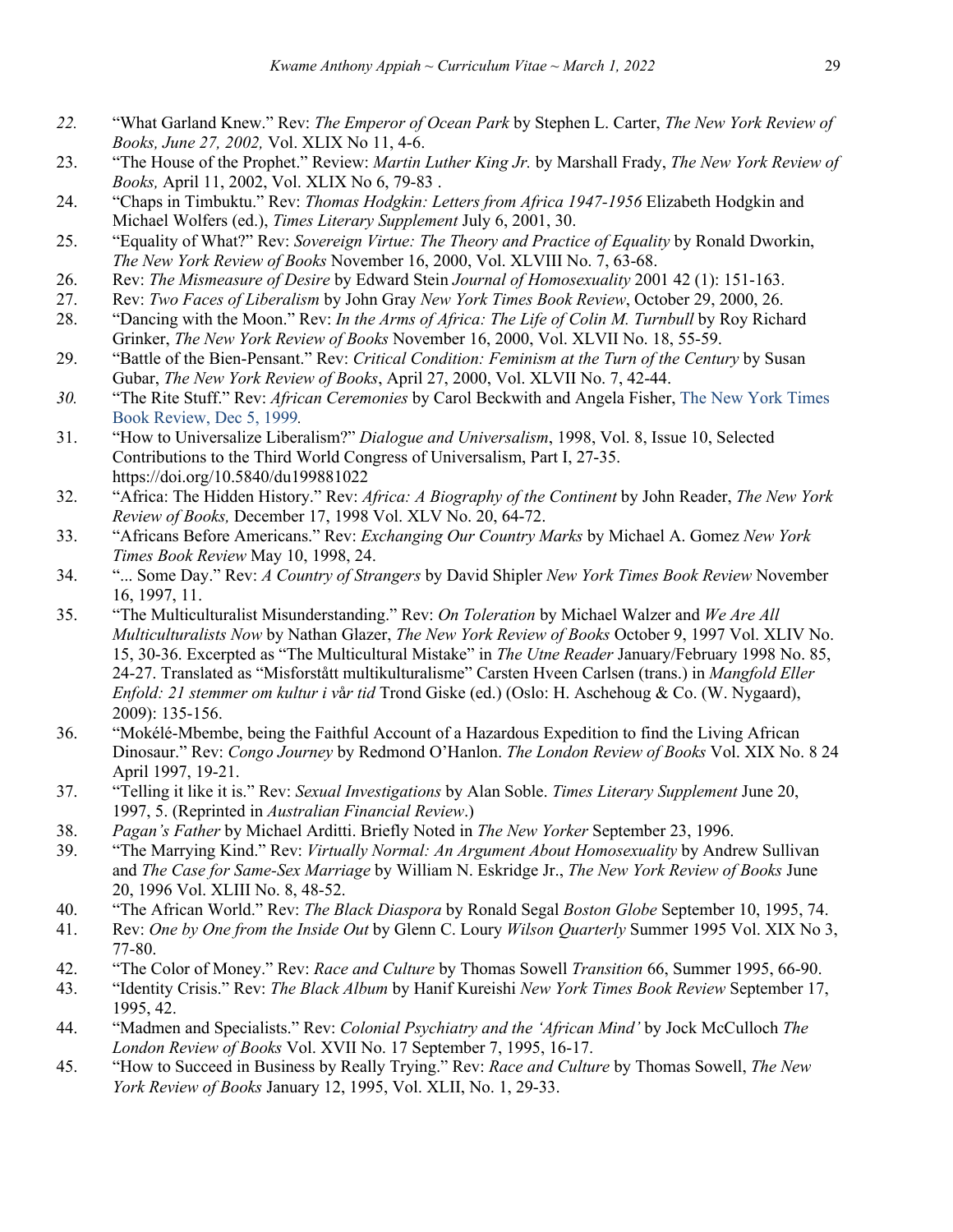*22.* “What Garland Knew.” Rev: *The Emperor of Ocean Park* by Stephen L. Carter, *The New York Review of Books, June 27, 2002,* Vol. XLIX No 11, 4-6.

23. “The House of the Prophet.” Review: *Martin Luther King Jr.* by Marshall Frady, *The New York Review of Books,* April 11, 2002, Vol. XLIX No 6, 79-83 .

24. “Chaps in Timbuktu.” Rev: *Thomas Hodgkin: Letters from Africa 1947-1956* Elizabeth Hodgkin and Michael Wolfers (ed.), *Times Literary Supplement* July 6, 2001, 30.

25. “Equality of What?” Rev: *Sovereign Virtue: The Theory and Practice of Equality* by Ronald Dworkin, *The New York Review of Books* November 16, 2000, Vol. XLVIII No. 7, 63-68.

26. Rev: *The Mismeasure of Desire* by Edward Stein *Journal of Homosexuality* 2001 42 (1): 151-163.

27. Rev: *Two Faces of Liberalism* by John Gray *New York Times Book Review*, October 29, 2000, 26.

28. “Dancing with the Moon.” Rev: *In the Arms of Africa: The Life of Colin M. Turnbull* by Roy Richard Grinker, *The New York Review of Books* November 16, 2000, Vol. XLVII No. 18, 55-59.

29. “Battle of the Bien-Pensant.” Rev: *Critical Condition: Feminism at the Turn of the Century* by Susan Gubar, *The New York Review of Books*, April 27, 2000, Vol. XLVII No. 7, 42-44.

*30.* “The Rite Stuff.” Rev: *African Ceremonies* by Carol Beckwith and Angela Fisher, The New York Times Book Review, Dec 5, 1999*.*

31. “How to Universalize Liberalism?” *Dialogue and Universalism*, 1998, Vol. 8, Issue 10, Selected Contributions to the Third World Congress of Universalism, Part I, 27-35. https://doi.org/10.5840/du199881022

32. “Africa: The Hidden History.” Rev: *Africa: A Biography of the Continent* by John Reader, *The New York Review of Books,* December 17, 1998 Vol. XLV No. 20, 64-72.

33. “Africans Before Americans.” Rev: *Exchanging Our Country Marks* by Michael A. Gomez *New York Times Book Review* May 10, 1998, 24.

34. “... Some Day.” Rev: *A Country of Strangers* by David Shipler *New York Times Book Review* November 16, 1997, 11.

35. “The Multiculturalist Misunderstanding.” Rev: *On Toleration* by Michael Walzer and *We Are All Multiculturalists Now* by Nathan Glazer, *The New York Review of Books* October 9, 1997 Vol. XLIV No. 15, 30-36. Excerpted as “The Multicultural Mistake” in *The Utne Reader* January/February 1998 No. 85, 24-27. Translated as “Misforstått multikulturalisme” Carsten Hveen Carlsen (trans.) in *Mangfold Eller Enfold: 21 stemmer om kultur i vår tid* Trond Giske (ed.) (Oslo: H. Aschehoug & Co. (W. Nygaard), 2009): 135-156.

36. “Mokélé-Mbembe, being the Faithful Account of a Hazardous Expedition to find the Living African Dinosaur.” Rev: *Congo Journey* by Redmond O’Hanlon. *The London Review of Books* Vol. XIX No. 8 24 April 1997, 19-21.

37. “Telling it like it is.” Rev: *Sexual Investigations* by Alan Soble. *Times Literary Supplement* June 20, 1997, 5. (Reprinted in *Australian Financial Review*.)

38. *Pagan’s Father* by Michael Arditti. Briefly Noted in *The New Yorker* September 23, 1996.

39. “The Marrying Kind.” Rev: *Virtually Normal: An Argument About Homosexuality* by Andrew Sullivan and *The Case for Same-Sex Marriage* by William N. Eskridge Jr., *The New York Review of Books* June 20, 1996 Vol. XLIII No. 8, 48-52.

40. “The African World.” Rev: *The Black Diaspora* by Ronald Segal *Boston Globe* September 10, 1995, 74.

41. Rev: *One by One from the Inside Out* by Glenn C. Loury *Wilson Quarterly* Summer 1995 Vol. XIX No 3, 77-80.

42. “The Color of Money.” Rev: *Race and Culture* by Thomas Sowell *Transition* 66, Summer 1995, 66-90.

43. “Identity Crisis.” Rev: *The Black Album* by Hanif Kureishi *New York Times Book Review* September 17, 1995, 42.

44. “Madmen and Specialists.” Rev: *Colonial Psychiatry and the ‘African Mind’* by Jock McCulloch *The London Review of Books* Vol. XVII No. 17 September 7, 1995, 16-17.

45. “How to Succeed in Business by Really Trying.” Rev: *Race and Culture* by Thomas Sowell, *The New York Review of Books* January 12, 1995, Vol. XLII, No. 1, 29-33.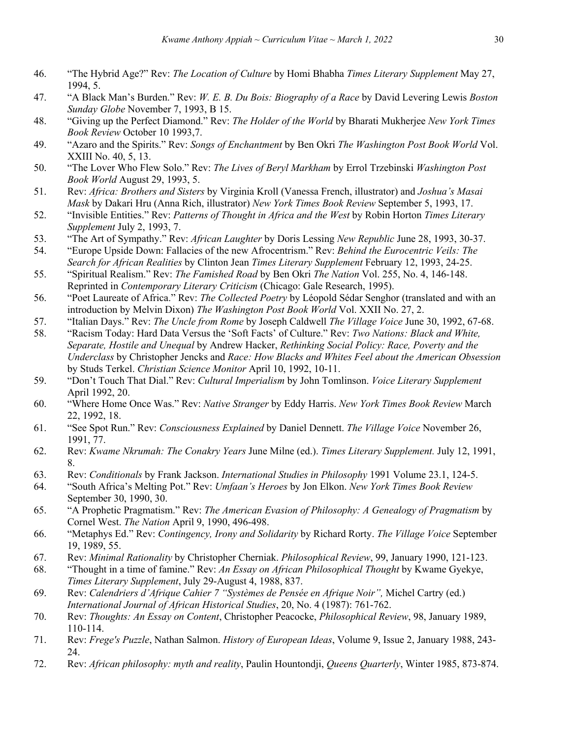46. "The Hybrid Age?" Rev: *The Location of Culture* by Homi Bhabha *Times Literary Supplement* May 27, 1994, 5.
47. "A Black Man's Burden." Rev: *W. E. B. Du Bois: Biography of a Race* by David Levering Lewis *Boston Sunday Globe* November 7, 1993, B 15.
48. "Giving up the Perfect Diamond." Rev: *The Holder of the World* by Bharati Mukherjee *New York Times Book Review* October 10 1993,7.
49. "Azaro and the Spirits." Rev: *Songs of Enchantment* by Ben Okri *The Washington Post Book World* Vol. XXIII No. 40, 5, 13.
50. "The Lover Who Flew Solo." Rev: *The Lives of Beryl Markham* by Errol Trzebinski *Washington Post Book World* August 29, 1993, 5.
51. Rev: *Africa: Brothers and Sisters* by Virginia Kroll (Vanessa French, illustrator) and *Joshua's Masai Mask* by Dakari Hru (Anna Rich, illustrator) *New York Times Book Review* September 5, 1993, 17.
52. "Invisible Entities." Rev: *Patterns of Thought in Africa and the West* by Robin Horton *Times Literary Supplement* July 2, 1993, 7.
53. "The Art of Sympathy." Rev: *African Laughter* by Doris Lessing *New Republic* June 28, 1993, 30-37.
54. "Europe Upside Down: Fallacies of the new Afrocentrism." Rev: *Behind the Eurocentric Veils: The Search for African Realities* by Clinton Jean *Times Literary Supplement* February 12, 1993, 24-25.
55. "Spiritual Realism." Rev: *The Famished Road* by Ben Okri *The Nation* Vol. 255, No. 4, 146-148. Reprinted in *Contemporary Literary Criticism* (Chicago: Gale Research, 1995).
56. "Poet Laureate of Africa." Rev: *The Collected Poetry* by Léopold Sédar Senghor (translated and with an introduction by Melvin Dixon) *The Washington Post Book World* Vol. XXII No. 27, 2.
57. "Italian Days." Rev: *The Uncle from Rome* by Joseph Caldwell *The Village Voice* June 30, 1992, 67-68.
58. "Racism Today: Hard Data Versus the 'Soft Facts' of Culture." Rev: *Two Nations: Black and White, Separate, Hostile and Unequal* by Andrew Hacker, *Rethinking Social Policy: Race, Poverty and the Underclass* by Christopher Jencks and *Race: How Blacks and Whites Feel about the American Obsession* by Studs Terkel. *Christian Science Monitor* April 10, 1992, 10-11.
59. "Don't Touch That Dial." Rev: *Cultural Imperialism* by John Tomlinson. *Voice Literary Supplement* April 1992, 20.
60. "Where Home Once Was." Rev: *Native Stranger* by Eddy Harris. *New York Times Book Review* March 22, 1992, 18.
61. "See Spot Run." Rev: *Consciousness Explained* by Daniel Dennett. *The Village Voice* November 26, 1991, 77.
62. Rev: *Kwame Nkrumah: The Conakry Years* June Milne (ed.). *Times Literary Supplement.* July 12, 1991, 8.
63. Rev: *Conditionals* by Frank Jackson. *International Studies in Philosophy* 1991 Volume 23.1, 124-5.
64. "South Africa's Melting Pot." Rev: *Umfaan's Heroes* by Jon Elkon. *New York Times Book Review* September 30, 1990, 30.
65. "A Prophetic Pragmatism." Rev: *The American Evasion of Philosophy: A Genealogy of Pragmatism* by Cornel West. *The Nation* April 9, 1990, 496-498.
66. "Metaphys Ed." Rev: *Contingency, Irony and Solidarity* by Richard Rorty. *The Village Voice* September 19, 1989, 55.
67. Rev: *Minimal Rationality* by Christopher Cherniak. *Philosophical Review*, 99, January 1990, 121-123.
68. "Thought in a time of famine." Rev: *An Essay on African Philosophical Thought* by Kwame Gyekye, *Times Literary Supplement*, July 29-August 4, 1988, 837.
69. Rev: *Calendriers d'Afrique Cahier 7 "Systèmes de Pensée en Afrique Noir",* Michel Cartry (ed.) *International Journal of African Historical Studies*, 20, No. 4 (1987): 761-762.
70. Rev: *Thoughts: An Essay on Content*, Christopher Peacocke, *Philosophical Review*, 98, January 1989, 110-114.
71. Rev: *Frege's Puzzle*, Nathan Salmon. *History of European Ideas*, Volume 9, Issue 2, January 1988, 243-24.
72. Rev: *African philosophy: myth and reality*, Paulin Hountondji, *Queens Quarterly*, Winter 1985, 873-874.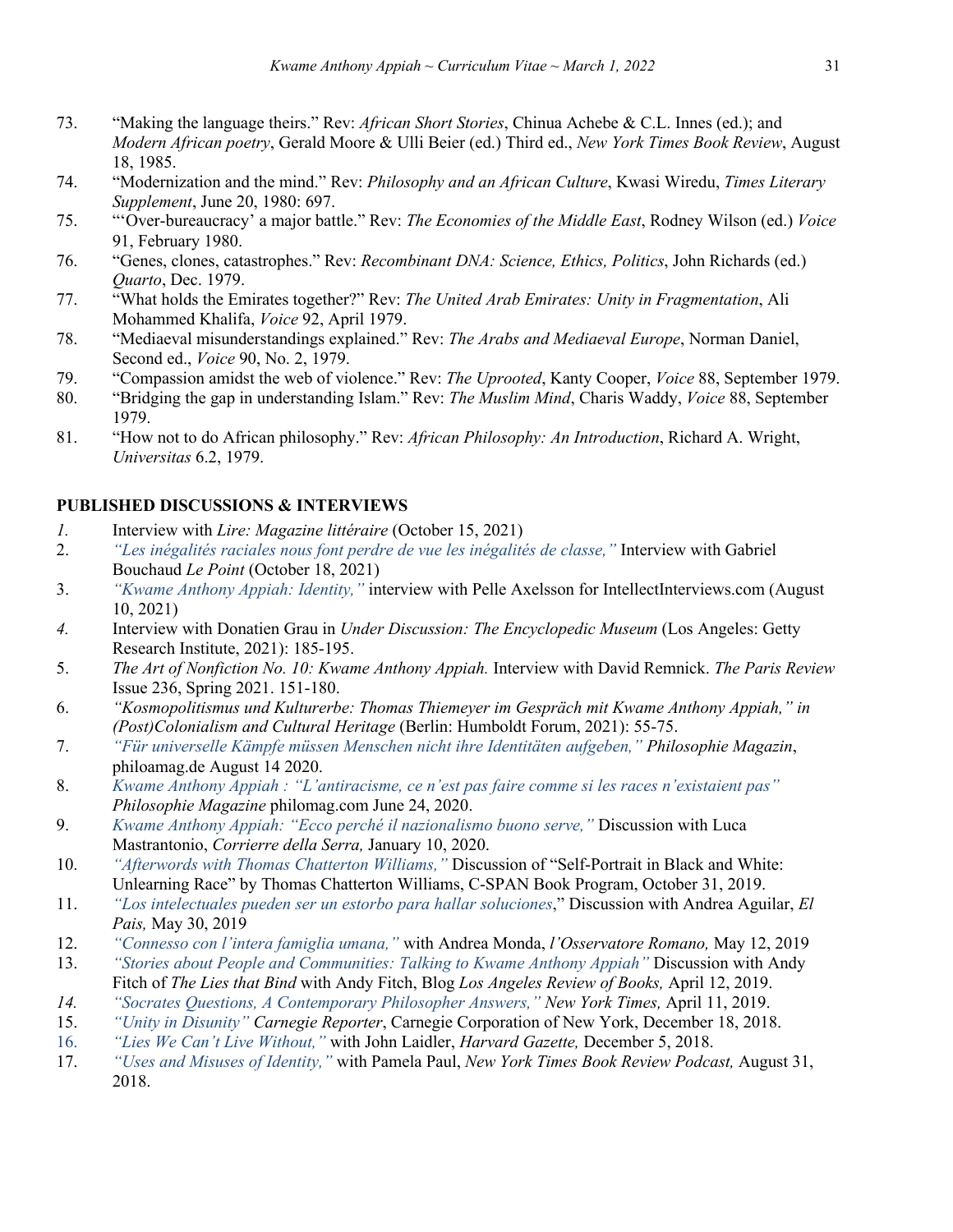73. "Making the language theirs." Rev: *African Short Stories*, Chinua Achebe & C.L. Innes (ed.); and *Modern African poetry*, Gerald Moore & Ulli Beier (ed.) Third ed., *New York Times Book Review*, August 18, 1985.
74. "Modernization and the mind." Rev: *Philosophy and an African Culture*, Kwasi Wiredu, *Times Literary Supplement*, June 20, 1980: 697.
75. "'Over-bureaucracy' a major battle." Rev: *The Economies of the Middle East*, Rodney Wilson (ed.) *Voice* 91, February 1980.
76. "Genes, clones, catastrophes." Rev: *Recombinant DNA: Science, Ethics, Politics*, John Richards (ed.) *Quarto*, Dec. 1979.
77. "What holds the Emirates together?" Rev: *The United Arab Emirates: Unity in Fragmentation*, Ali Mohammed Khalifa, *Voice* 92, April 1979.
78. "Mediaeval misunderstandings explained." Rev: *The Arabs and Mediaeval Europe*, Norman Daniel, Second ed., *Voice* 90, No. 2, 1979.
79. "Compassion amidst the web of violence." Rev: *The Uprooted*, Kanty Cooper, *Voice* 88, September 1979.
80. "Bridging the gap in understanding Islam." Rev: *The Muslim Mind*, Charis Waddy, *Voice* 88, September 1979.
81. "How not to do African philosophy." Rev: *African Philosophy: An Introduction*, Richard A. Wright, *Universitas* 6.2, 1979.

**PUBLISHED DISCUSSIONS & INTERVIEWS**

1. Interview with *Lire: Magazine littéraire* (October 15, 2021)
2. *"Les inégalités raciales nous font perdre de vue les inégalités de classe,"* Interview with Gabriel Bouchaud *Le Point* (October 18, 2021)
3. *"Kwame Anthony Appiah: Identity,"* interview with Pelle Axelsson for IntellectInterviews.com (August 10, 2021)
4. Interview with Donatien Grau in *Under Discussion: The Encyclopedic Museum* (Los Angeles: Getty Research Institute, 2021): 185-195.
5. *The Art of Nonfiction No. 10: Kwame Anthony Appiah.* Interview with David Remnick. *The Paris Review* Issue 236, Spring 2021. 151-180.
6. *"Kosmopolitismus und Kulturerbe: Thomas Thiemeyer im Gespräch mit Kwame Anthony Appiah," in (Post)Colonialism and Cultural Heritage* (Berlin: Humboldt Forum, 2021): 55-75.
7. *"Für universelle Kämpfe müssen Menschen nicht ihre Identitäten aufgeben," Philosophie Magazin*, philoamag.de August 14 2020.
8. *Kwame Anthony Appiah : "L'antiracisme, ce n'est pas faire comme si les races n'existaient pas" Philosophie Magazine* philomag.com June 24, 2020.
9. *Kwame Anthony Appiah: "Ecco perché il nazionalismo buono serve,"* Discussion with Luca Mastrantonio, *Corrierre della Serra,* January 10, 2020.
10. *"Afterwords with Thomas Chatterton Williams,"* Discussion of "Self-Portrait in Black and White: Unlearning Race" by Thomas Chatterton Williams, C-SPAN Book Program, October 31, 2019.
11. *"Los intelectuales pueden ser un estorbo para hallar soluciones*," Discussion with Andrea Aguilar, *El Pais,* May 30, 2019
12. *"Connesso con l'intera famiglia umana,"* with Andrea Monda, *l'Osservatore Romano,* May 12, 2019
13. *"Stories about People and Communities: Talking to Kwame Anthony Appiah"* Discussion with Andy Fitch of *The Lies that Bind* with Andy Fitch, Blog *Los Angeles Review of Books,* April 12, 2019.
14. *"Socrates Questions, A Contemporary Philosopher Answers," New York Times,* April 11, 2019.
15. *"Unity in Disunity" Carnegie Reporter*, Carnegie Corporation of New York, December 18, 2018.
16. *"Lies We Can't Live Without,"* with John Laidler, *Harvard Gazette,* December 5, 2018.
17. *"Uses and Misuses of Identity,"* with Pamela Paul, *New York Times Book Review Podcast,* August 31, 2018.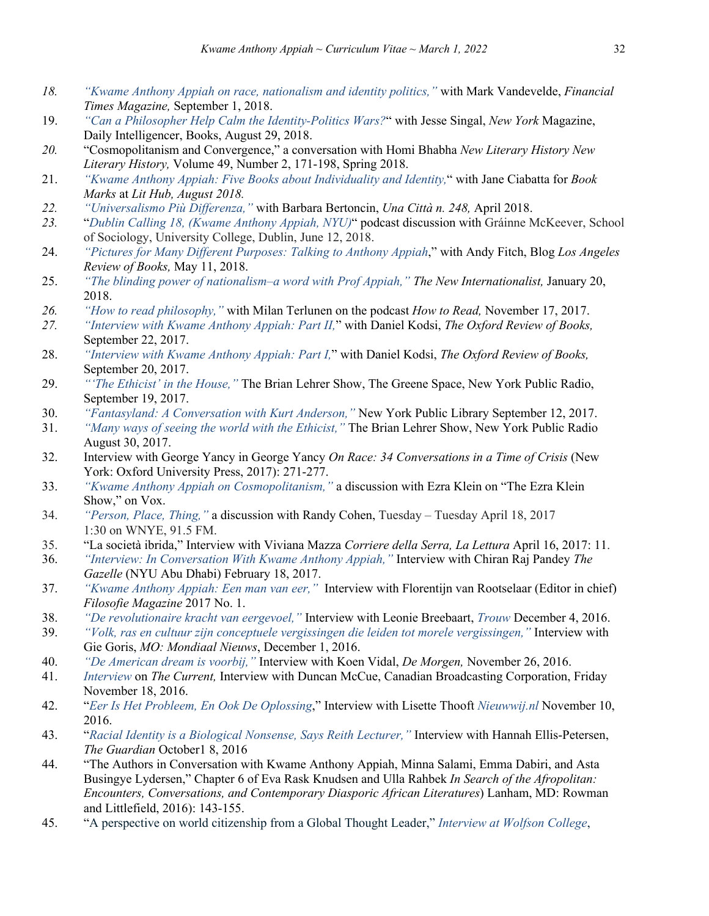18. *"Kwame Anthony Appiah on race, nationalism and identity politics,"* with Mark Vandevelde, *Financial Times Magazine,* September 1, 2018.
19. *"Can a Philosopher Help Calm the Identity-Politics Wars?"* with Jesse Singal, *New York* Magazine, Daily Intelligencer, Books, August 29, 2018.
20. "Cosmopolitanism and Convergence," a conversation with Homi Bhabha *New Literary History New Literary History,* Volume 49, Number 2, 171-198, Spring 2018.
21. *"Kwame Anthony Appiah: Five Books about Individuality and Identity,"* with Jane Ciabatta for *Book Marks* at *Lit Hub, August 2018.*
22. *"Universalismo Più Differenza,"* with Barbara Bertoncin, *Una Città n. 248,* April 2018.
23. "*Dublin Calling 18, (Kwame Anthony Appiah, NYU)*" podcast discussion with Gráinne McKeever, School of Sociology, University College, Dublin, June 12, 2018.
24. *"Pictures for Many Different Purposes: Talking to Anthony Appiah*," with Andy Fitch, Blog *Los Angeles Review of Books,* May 11, 2018.
25. *"The blinding power of nationalism–a word with Prof Appiah," The New Internationalist,* January 20, 2018.
26. *"How to read philosophy,"* with Milan Terlunen on the podcast *How to Read,* November 17, 2017.
27. *"Interview with Kwame Anthony Appiah: Part II,"* with Daniel Kodsi, *The Oxford Review of Books,* September 22, 2017.
28. *"Interview with Kwame Anthony Appiah: Part I,"* with Daniel Kodsi, *The Oxford Review of Books,* September 20, 2017.
29. *"'The Ethicist' in the House,"* The Brian Lehrer Show, The Greene Space, New York Public Radio, September 19, 2017.
30. *"Fantasyland: A Conversation with Kurt Anderson,"* New York Public Library September 12, 2017.
31. *"Many ways of seeing the world with the Ethicist,"* The Brian Lehrer Show, New York Public Radio August 30, 2017.
32. Interview with George Yancy in George Yancy *On Race: 34 Conversations in a Time of Crisis* (New York: Oxford University Press, 2017): 271-277.
33. *"Kwame Anthony Appiah on Cosmopolitanism,"* a discussion with Ezra Klein on "The Ezra Klein Show," on Vox.
34. *"Person, Place, Thing,"* a discussion with Randy Cohen, Tuesday – Tuesday April 18, 2017 1:30 on WNYE, 91.5 FM.
35. "La società ibrida," Interview with Viviana Mazza *Corriere della Serra, La Lettura* April 16, 2017: 11.
36. *"Interview: In Conversation With Kwame Anthony Appiah,"* Interview with Chiran Raj Pandey *The Gazelle* (NYU Abu Dhabi) February 18, 2017.
37. *"Kwame Anthony Appiah: Een man van eer,"* Interview with Florentijn van Rootselaar (Editor in chief) *Filosofie Magazine* 2017 No. 1.
38. *"De revolutionaire kracht van eergevoel,"* Interview with Leonie Breebaart, *Trouw* December 4, 2016.
39. *"Volk, ras en cultuur zijn conceptuele vergissingen die leiden tot morele vergissingen,"* Interview with Gie Goris, *MO: Mondiaal Nieuws*, December 1, 2016.
40. *"De American dream is voorbij,"* Interview with Koen Vidal, *De Morgen,* November 26, 2016.
41. *Interview* on *The Current,* Interview with Duncan McCue, Canadian Broadcasting Corporation, Friday November 18, 2016.
42. "*Eer Is Het Probleem, En Ook De Oplossing*," Interview with Lisette Thooft *Nieuwwij.nl* November 10, 2016.
43. "*Racial Identity is a Biological Nonsense, Says Reith Lecturer,"* Interview with Hannah Ellis-Petersen, *The Guardian* October1 8, 2016
44. "The Authors in Conversation with Kwame Anthony Appiah, Minna Salami, Emma Dabiri, and Asta Busingye Lydersen," Chapter 6 of Eva Rask Knudsen and Ulla Rahbek *In Search of the Afropolitan: Encounters, Conversations, and Contemporary Diasporic African Literatures*) Lanham, MD: Rowman and Littlefield, 2016): 143-155.
45. "A perspective on world citizenship from a Global Thought Leader," *Interview at Wolfson College*,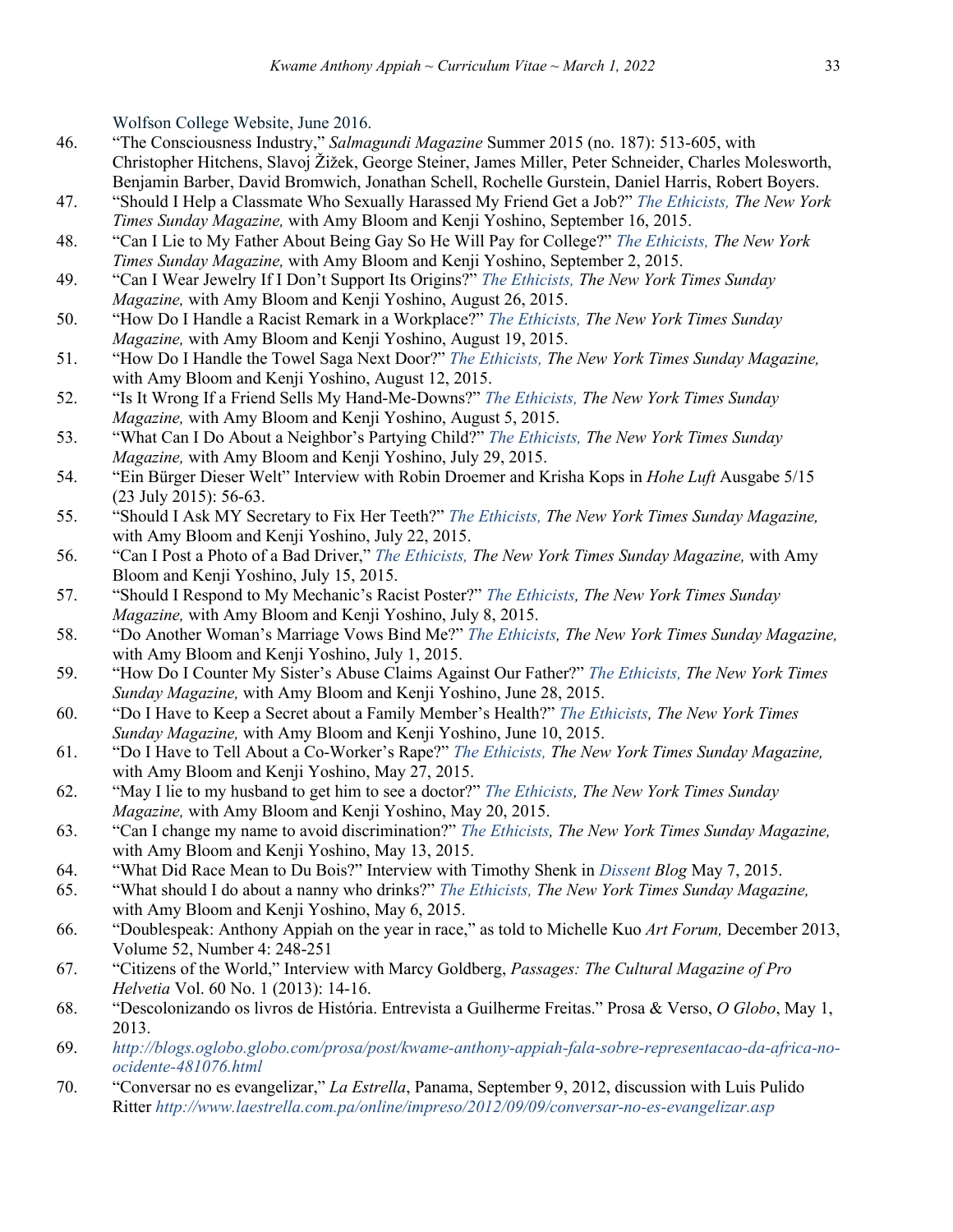Wolfson College Website, June 2016.

46. "The Consciousness Industry," *Salmagundi Magazine* Summer 2015 (no. 187): 513-605, with Christopher Hitchens, Slavoj Žižek, George Steiner, James Miller, Peter Schneider, Charles Molesworth, Benjamin Barber, David Bromwich, Jonathan Schell, Rochelle Gurstein, Daniel Harris, Robert Boyers.
47. "Should I Help a Classmate Who Sexually Harassed My Friend Get a Job?" *The Ethicists, The New York Times Sunday Magazine,* with Amy Bloom and Kenji Yoshino, September 16, 2015.
48. "Can I Lie to My Father About Being Gay So He Will Pay for College?" *The Ethicists, The New York Times Sunday Magazine,* with Amy Bloom and Kenji Yoshino, September 2, 2015.
49. "Can I Wear Jewelry If I Don't Support Its Origins?" *The Ethicists, The New York Times Sunday Magazine,* with Amy Bloom and Kenji Yoshino, August 26, 2015.
50. "How Do I Handle a Racist Remark in a Workplace?" *The Ethicists, The New York Times Sunday Magazine,* with Amy Bloom and Kenji Yoshino, August 19, 2015.
51. "How Do I Handle the Towel Saga Next Door?" *The Ethicists, The New York Times Sunday Magazine,* with Amy Bloom and Kenji Yoshino, August 12, 2015.
52. "Is It Wrong If a Friend Sells My Hand-Me-Downs?" *The Ethicists, The New York Times Sunday Magazine,* with Amy Bloom and Kenji Yoshino, August 5, 2015.
53. "What Can I Do About a Neighbor's Partying Child?" *The Ethicists, The New York Times Sunday Magazine,* with Amy Bloom and Kenji Yoshino, July 29, 2015.
54. "Ein Bürger Dieser Welt" Interview with Robin Droemer and Krisha Kops in *Hohe Luft* Ausgabe 5/15 (23 July 2015): 56-63.
55. "Should I Ask MY Secretary to Fix Her Teeth?" *The Ethicists, The New York Times Sunday Magazine,* with Amy Bloom and Kenji Yoshino, July 22, 2015.
56. "Can I Post a Photo of a Bad Driver," *The Ethicists, The New York Times Sunday Magazine,* with Amy Bloom and Kenji Yoshino, July 15, 2015.
57. "Should I Respond to My Mechanic's Racist Poster?" *The Ethicists, The New York Times Sunday Magazine,* with Amy Bloom and Kenji Yoshino, July 8, 2015.
58. "Do Another Woman's Marriage Vows Bind Me?" *The Ethicists, The New York Times Sunday Magazine,* with Amy Bloom and Kenji Yoshino, July 1, 2015.
59. "How Do I Counter My Sister's Abuse Claims Against Our Father?" *The Ethicists, The New York Times Sunday Magazine,* with Amy Bloom and Kenji Yoshino, June 28, 2015.
60. "Do I Have to Keep a Secret about a Family Member's Health?" *The Ethicists, The New York Times Sunday Magazine,* with Amy Bloom and Kenji Yoshino, June 10, 2015.
61. "Do I Have to Tell About a Co-Worker's Rape?" *The Ethicists, The New York Times Sunday Magazine,* with Amy Bloom and Kenji Yoshino, May 27, 2015.
62. "May I lie to my husband to get him to see a doctor?" *The Ethicists, The New York Times Sunday Magazine,* with Amy Bloom and Kenji Yoshino, May 20, 2015.
63. "Can I change my name to avoid discrimination?" *The Ethicists, The New York Times Sunday Magazine,* with Amy Bloom and Kenji Yoshino, May 13, 2015.
64. "What Did Race Mean to Du Bois?" Interview with Timothy Shenk in *Dissent Blog* May 7, 2015.
65. "What should I do about a nanny who drinks?" *The Ethicists, The New York Times Sunday Magazine,* with Amy Bloom and Kenji Yoshino, May 6, 2015.
66. "Doublespeak: Anthony Appiah on the year in race," as told to Michelle Kuo *Art Forum,* December 2013, Volume 52, Number 4: 248-251
67. "Citizens of the World," Interview with Marcy Goldberg, *Passages: The Cultural Magazine of Pro Helvetia* Vol. 60 No. 1 (2013): 14-16.
68. "Descolonizando os livros de História. Entrevista a Guilherme Freitas." Prosa & Verso, *O Globo*, May 1, 2013.
69. *http://blogs.oglobo.globo.com/prosa/post/kwame-anthony-appiah-fala-sobre-representacao-da-africa-no-ocidente-481076.html*
70. "Conversar no es evangelizar," *La Estrella*, Panama, September 9, 2012, discussion with Luis Pulido Ritter *http://www.laestrella.com.pa/online/impreso/2012/09/09/conversar-no-es-evangelizar.asp*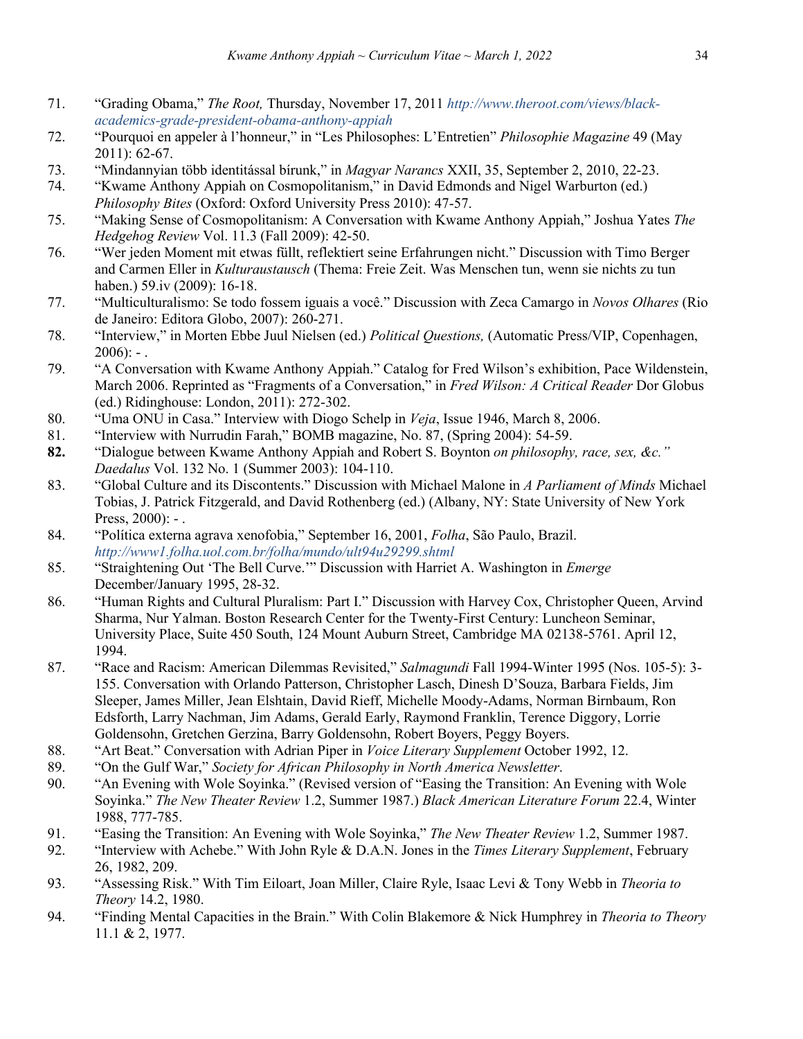71. "Grading Obama," *The Root,* Thursday, November 17, 2011 *http://www.theroot.com/views/black-academics-grade-president-obama-anthony-appiah*
72. "Pourquoi en appeler à l'honneur," in "Les Philosophes: L'Entretien" *Philosophie Magazine* 49 (May 2011): 62-67.
73. "Mindannyian több identitással bírunk," in *Magyar Narancs* XXII, 35, September 2, 2010, 22-23.
74. "Kwame Anthony Appiah on Cosmopolitanism," in David Edmonds and Nigel Warburton (ed.) *Philosophy Bites* (Oxford: Oxford University Press 2010): 47-57.
75. "Making Sense of Cosmopolitanism: A Conversation with Kwame Anthony Appiah," Joshua Yates *The Hedgehog Review* Vol. 11.3 (Fall 2009): 42-50.
76. "Wer jeden Moment mit etwas füllt, reflektiert seine Erfahrungen nicht." Discussion with Timo Berger and Carmen Eller in *Kulturaustausch* (Thema: Freie Zeit. Was Menschen tun, wenn sie nichts zu tun haben.) 59.iv (2009): 16-18.
77. "Multiculturalismo: Se todo fossem iguais a você." Discussion with Zeca Camargo in *Novos Olhares* (Rio de Janeiro: Editora Globo, 2007): 260-271.
78. "Interview," in Morten Ebbe Juul Nielsen (ed.) *Political Questions,* (Automatic Press/VIP, Copenhagen, 2006): - .
79. "A Conversation with Kwame Anthony Appiah." Catalog for Fred Wilson's exhibition, Pace Wildenstein, March 2006. Reprinted as "Fragments of a Conversation," in *Fred Wilson: A Critical Reader* Dor Globus (ed.) Ridinghouse: London, 2011): 272-302.
80. "Uma ONU in Casa." Interview with Diogo Schelp in *Veja*, Issue 1946, March 8, 2006.
81. "Interview with Nurrudin Farah," BOMB magazine, No. 87, (Spring 2004): 54-59.
82. "Dialogue between Kwame Anthony Appiah and Robert S. Boynton *on philosophy, race, sex, &c." Daedalus* Vol. 132 No. 1 (Summer 2003): 104-110.
83. "Global Culture and its Discontents." Discussion with Michael Malone in *A Parliament of Minds* Michael Tobias, J. Patrick Fitzgerald, and David Rothenberg (ed.) (Albany, NY: State University of New York Press, 2000): - .
84. "Política externa agrava xenofobia," September 16, 2001, *Folha*, São Paulo, Brazil. *http://www1.folha.uol.com.br/folha/mundo/ult94u29299.shtml*
85. "Straightening Out 'The Bell Curve.'" Discussion with Harriet A. Washington in *Emerge* December/January 1995, 28-32.
86. "Human Rights and Cultural Pluralism: Part I." Discussion with Harvey Cox, Christopher Queen, Arvind Sharma, Nur Yalman. Boston Research Center for the Twenty-First Century: Luncheon Seminar, University Place, Suite 450 South, 124 Mount Auburn Street, Cambridge MA 02138-5761. April 12, 1994.
87. "Race and Racism: American Dilemmas Revisited," *Salmagundi* Fall 1994-Winter 1995 (Nos. 105-5): 3-155. Conversation with Orlando Patterson, Christopher Lasch, Dinesh D'Souza, Barbara Fields, Jim Sleeper, James Miller, Jean Elshtain, David Rieff, Michelle Moody-Adams, Norman Birnbaum, Ron Edsforth, Larry Nachman, Jim Adams, Gerald Early, Raymond Franklin, Terence Diggory, Lorrie Goldensohn, Gretchen Gerzina, Barry Goldensohn, Robert Boyers, Peggy Boyers.
88. "Art Beat." Conversation with Adrian Piper in *Voice Literary Supplement* October 1992, 12.
89. "On the Gulf War," *Society for African Philosophy in North America Newsletter*.
90. "An Evening with Wole Soyinka." (Revised version of "Easing the Transition: An Evening with Wole Soyinka." *The New Theater Review* 1.2, Summer 1987.) *Black American Literature Forum* 22.4, Winter 1988, 777-785.
91. "Easing the Transition: An Evening with Wole Soyinka," *The New Theater Review* 1.2, Summer 1987.
92. "Interview with Achebe." With John Ryle & D.A.N. Jones in the *Times Literary Supplement*, February 26, 1982, 209.
93. "Assessing Risk." With Tim Eiloart, Joan Miller, Claire Ryle, Isaac Levi & Tony Webb in *Theoria to Theory* 14.2, 1980.
94. "Finding Mental Capacities in the Brain." With Colin Blakemore & Nick Humphrey in *Theoria to Theory* 11.1 & 2, 1977.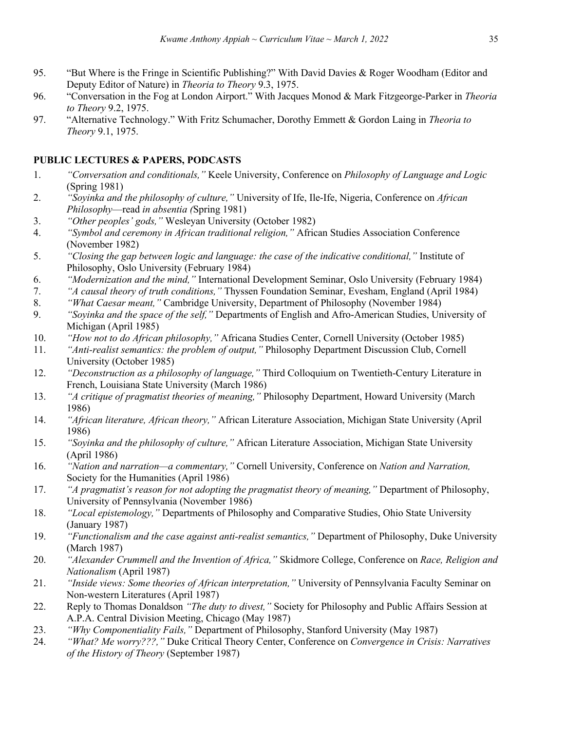95. "But Where is the Fringe in Scientific Publishing?" With David Davies & Roger Woodham (Editor and Deputy Editor of Nature) in *Theoria to Theory* 9.3, 1975.
96. "Conversation in the Fog at London Airport." With Jacques Monod & Mark Fitzgeorge-Parker in *Theoria to Theory* 9.2, 1975.
97. "Alternative Technology." With Fritz Schumacher, Dorothy Emmett & Gordon Laing in *Theoria to Theory* 9.1, 1975.

**PUBLIC LECTURES & PAPERS, PODCASTS**

1. *"Conversation and conditionals,"* Keele University, Conference on *Philosophy of Language and Logic* (Spring 1981)
2. *"Soyinka and the philosophy of culture,"* University of Ife, Ile-Ife, Nigeria, Conference on *African Philosophy*—read *in absentia (*Spring 1981)
3. *"Other peoples' gods,"* Wesleyan University (October 1982)
4. *"Symbol and ceremony in African traditional religion,"* African Studies Association Conference (November 1982)
5. *"Closing the gap between logic and language: the case of the indicative conditional,"* Institute of Philosophy, Oslo University (February 1984)
6. *"Modernization and the mind,"* International Development Seminar, Oslo University (February 1984)
7. *"A causal theory of truth conditions,"* Thyssen Foundation Seminar, Evesham, England (April 1984)
8. *"What Caesar meant,"* Cambridge University, Department of Philosophy (November 1984)
9. *"Soyinka and the space of the self,"* Departments of English and Afro-American Studies, University of Michigan (April 1985)
10. *"How not to do African philosophy,"* Africana Studies Center, Cornell University (October 1985)
11. *"Anti-realist semantics: the problem of output,"* Philosophy Department Discussion Club, Cornell University (October 1985)
12. *"Deconstruction as a philosophy of language,"* Third Colloquium on Twentieth-Century Literature in French, Louisiana State University (March 1986)
13. *"A critique of pragmatist theories of meaning,"* Philosophy Department, Howard University (March 1986)
14. *"African literature, African theory,"* African Literature Association, Michigan State University (April 1986)
15. *"Soyinka and the philosophy of culture,"* African Literature Association, Michigan State University (April 1986)
16. *"Nation and narration—a commentary,"* Cornell University, Conference on *Nation and Narration,* Society for the Humanities (April 1986)
17. *"A pragmatist's reason for not adopting the pragmatist theory of meaning,"* Department of Philosophy, University of Pennsylvania (November 1986)
18. *"Local epistemology,"* Departments of Philosophy and Comparative Studies, Ohio State University (January 1987)
19. *"Functionalism and the case against anti-realist semantics,"* Department of Philosophy, Duke University (March 1987)
20. *"Alexander Crummell and the Invention of Africa,"* Skidmore College, Conference on *Race, Religion and Nationalism* (April 1987)
21. *"Inside views: Some theories of African interpretation,"* University of Pennsylvania Faculty Seminar on Non-western Literatures (April 1987)
22. Reply to Thomas Donaldson *"The duty to divest,"* Society for Philosophy and Public Affairs Session at A.P.A. Central Division Meeting, Chicago (May 1987)
23. *"Why Componentiality Fails,"* Department of Philosophy, Stanford University (May 1987)
24. *"What? Me worry???,"* Duke Critical Theory Center, Conference on *Convergence in Crisis: Narratives of the History of Theory* (September 1987)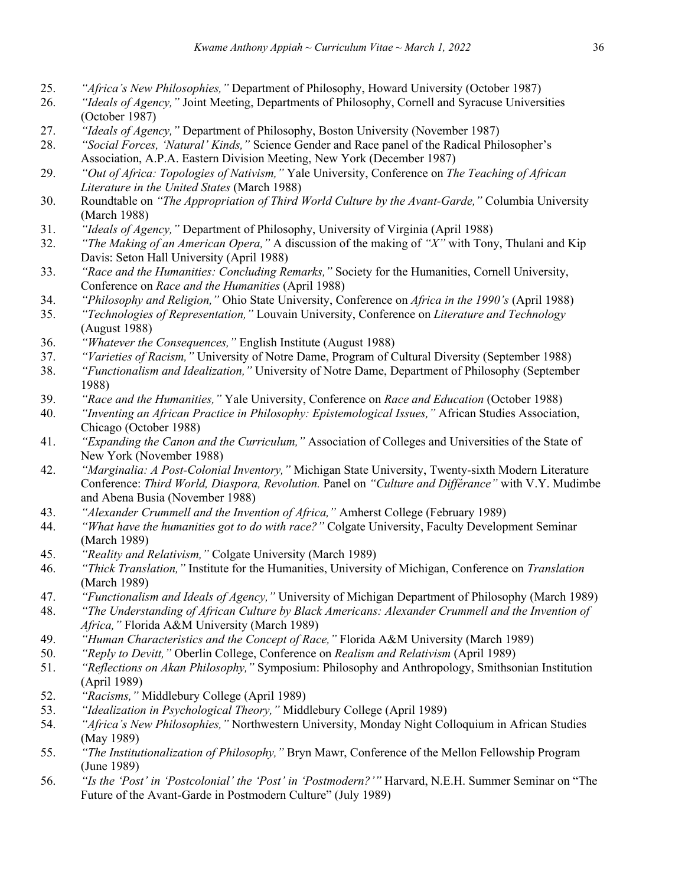25. *"Africa's New Philosophies,"* Department of Philosophy, Howard University (October 1987)
26. *"Ideals of Agency,"* Joint Meeting, Departments of Philosophy, Cornell and Syracuse Universities (October 1987)
27. *"Ideals of Agency,"* Department of Philosophy, Boston University (November 1987)
28. *"Social Forces, 'Natural' Kinds,"* Science Gender and Race panel of the Radical Philosopher's Association, A.P.A. Eastern Division Meeting, New York (December 1987)
29. *"Out of Africa: Topologies of Nativism,"* Yale University, Conference on *The Teaching of African Literature in the United States* (March 1988)
30. Roundtable on *"The Appropriation of Third World Culture by the Avant-Garde,"* Columbia University (March 1988)
31. *"Ideals of Agency,"* Department of Philosophy, University of Virginia (April 1988)
32. *"The Making of an American Opera,"* A discussion of the making of *"X"* with Tony, Thulani and Kip Davis: Seton Hall University (April 1988)
33. *"Race and the Humanities: Concluding Remarks,"* Society for the Humanities, Cornell University, Conference on *Race and the Humanities* (April 1988)
34. *"Philosophy and Religion,"* Ohio State University, Conference on *Africa in the 1990's* (April 1988)
35. *"Technologies of Representation,"* Louvain University, Conference on *Literature and Technology* (August 1988)
36. *"Whatever the Consequences,"* English Institute (August 1988)
37. *"Varieties of Racism,"* University of Notre Dame, Program of Cultural Diversity (September 1988)
38. *"Functionalism and Idealization,"* University of Notre Dame, Department of Philosophy (September 1988)
39. *"Race and the Humanities,"* Yale University, Conference on *Race and Education* (October 1988)
40. *"Inventing an African Practice in Philosophy: Epistemological Issues,"* African Studies Association, Chicago (October 1988)
41. *"Expanding the Canon and the Curriculum,"* Association of Colleges and Universities of the State of New York (November 1988)
42. *"Marginalia: A Post-Colonial Inventory,"* Michigan State University, Twenty-sixth Modern Literature Conference: *Third World, Diaspora, Revolution.* Panel on *"Culture and Différance"* with V.Y. Mudimbe and Abena Busia (November 1988)
43. *"Alexander Crummell and the Invention of Africa,"* Amherst College (February 1989)
44. *"What have the humanities got to do with race?"* Colgate University, Faculty Development Seminar (March 1989)
45. *"Reality and Relativism,"* Colgate University (March 1989)
46. *"Thick Translation,"* Institute for the Humanities, University of Michigan, Conference on *Translation* (March 1989)
47. *"Functionalism and Ideals of Agency,"* University of Michigan Department of Philosophy (March 1989)
48. *"The Understanding of African Culture by Black Americans: Alexander Crummell and the Invention of Africa,"* Florida A&M University (March 1989)
49. *"Human Characteristics and the Concept of Race,"* Florida A&M University (March 1989)
50. *"Reply to Devitt,"* Oberlin College, Conference on *Realism and Relativism* (April 1989)
51. *"Reflections on Akan Philosophy,"* Symposium: Philosophy and Anthropology, Smithsonian Institution (April 1989)
52. *"Racisms,"* Middlebury College (April 1989)
53. *"Idealization in Psychological Theory,"* Middlebury College (April 1989)
54. *"Africa's New Philosophies,"* Northwestern University, Monday Night Colloquium in African Studies (May 1989)
55. *"The Institutionalization of Philosophy,"* Bryn Mawr, Conference of the Mellon Fellowship Program (June 1989)
56. *"Is the 'Post' in 'Postcolonial' the 'Post' in 'Postmodern?'"* Harvard, N.E.H. Summer Seminar on "The Future of the Avant-Garde in Postmodern Culture" (July 1989)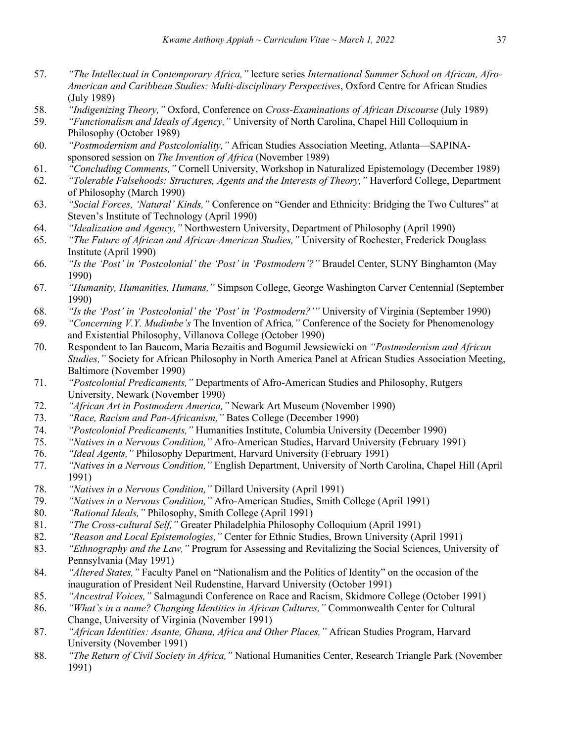57. *"The Intellectual in Contemporary Africa,"* lecture series *International Summer School on African, Afro-American and Caribbean Studies: Multi-disciplinary Perspectives*, Oxford Centre for African Studies (July 1989)
58. *"Indigenizing Theory,"* Oxford, Conference on *Cross-Examinations of African Discourse* (July 1989)
59. *"Functionalism and Ideals of Agency,"* University of North Carolina, Chapel Hill Colloquium in Philosophy (October 1989)
60. *"Postmodernism and Postcoloniality,"* African Studies Association Meeting, Atlanta—SAPINA-sponsored session on *The Invention of Africa* (November 1989)
61. *"Concluding Comments,"* Cornell University, Workshop in Naturalized Epistemology (December 1989)
62. *"Tolerable Falsehoods: Structures, Agents and the Interests of Theory,"* Haverford College, Department of Philosophy (March 1990)
63. *"Social Forces, 'Natural' Kinds,"* Conference on "Gender and Ethnicity: Bridging the Two Cultures" at Steven's Institute of Technology (April 1990)
64. *"Idealization and Agency,"* Northwestern University, Department of Philosophy (April 1990)
65. *"The Future of African and African-American Studies,"* University of Rochester, Frederick Douglass Institute (April 1990)
66. *"Is the 'Post' in 'Postcolonial' the 'Post' in 'Postmodern'?"* Braudel Center, SUNY Binghamton (May 1990)
67. *"Humanity, Humanities, Humans,"* Simpson College, George Washington Carver Centennial (September 1990)
68. *"Is the 'Post' in 'Postcolonial' the 'Post' in 'Postmodern?'"* University of Virginia (September 1990)
69. *"Concerning V.Y. Mudimbe's* The Invention of Africa*,"* Conference of the Society for Phenomenology and Existential Philosophy, Villanova College (October 1990)
70. Respondent to Ian Baucom, Maria Bezaitis and Bogumil Jewsiewicki on *"Postmodernism and African Studies,"* Society for African Philosophy in North America Panel at African Studies Association Meeting, Baltimore (November 1990)
71. *"Postcolonial Predicaments,"* Departments of Afro-American Studies and Philosophy, Rutgers University, Newark (November 1990)
72. *"African Art in Postmodern America,"* Newark Art Museum (November 1990)
73. *"Race, Racism and Pan-Africanism,"* Bates College (December 1990)
74. *"Postcolonial Predicaments,"* Humanities Institute, Columbia University (December 1990)
75. *"Natives in a Nervous Condition,"* Afro-American Studies, Harvard University (February 1991)
76. *"Ideal Agents,"* Philosophy Department, Harvard University (February 1991)
77. *"Natives in a Nervous Condition,"* English Department, University of North Carolina, Chapel Hill (April 1991)
78. *"Natives in a Nervous Condition,"* Dillard University (April 1991)
79. *"Natives in a Nervous Condition,"* Afro-American Studies, Smith College (April 1991)
80. *"Rational Ideals,"* Philosophy, Smith College (April 1991)
81. *"The Cross-cultural Self,"* Greater Philadelphia Philosophy Colloquium (April 1991)
82. *"Reason and Local Epistemologies,"* Center for Ethnic Studies, Brown University (April 1991)
83. *"Ethnography and the Law,"* Program for Assessing and Revitalizing the Social Sciences, University of Pennsylvania (May 1991)
84. *"Altered States,"* Faculty Panel on "Nationalism and the Politics of Identity" on the occasion of the inauguration of President Neil Rudenstine, Harvard University (October 1991)
85. *"Ancestral Voices,"* Salmagundi Conference on Race and Racism, Skidmore College (October 1991)
86. *"What's in a name? Changing Identities in African Cultures,"* Commonwealth Center for Cultural Change, University of Virginia (November 1991)
87. *"African Identities: Asante, Ghana, Africa and Other Places,"* African Studies Program, Harvard University (November 1991)
88. *"The Return of Civil Society in Africa,"* National Humanities Center, Research Triangle Park (November 1991)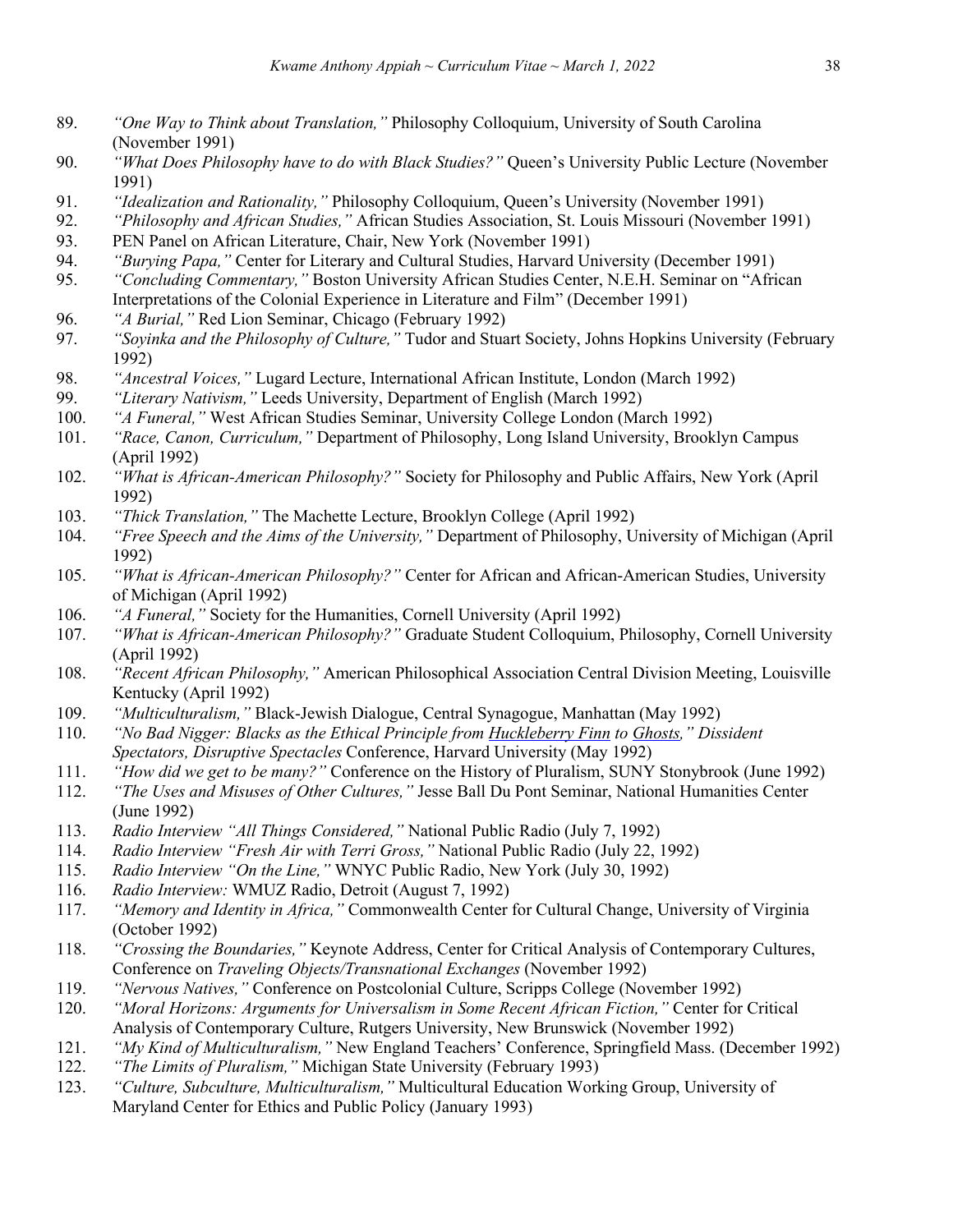89. *"One Way to Think about Translation,"* Philosophy Colloquium, University of South Carolina (November 1991)
90. *"What Does Philosophy have to do with Black Studies?"* Queen's University Public Lecture (November 1991)
91. *"Idealization and Rationality,"* Philosophy Colloquium, Queen's University (November 1991)
92. *"Philosophy and African Studies,"* African Studies Association, St. Louis Missouri (November 1991)
93. PEN Panel on African Literature, Chair, New York (November 1991)
94. *"Burying Papa,"* Center for Literary and Cultural Studies, Harvard University (December 1991)
95. *"Concluding Commentary,"* Boston University African Studies Center, N.E.H. Seminar on "African Interpretations of the Colonial Experience in Literature and Film" (December 1991)
96. *"A Burial,"* Red Lion Seminar, Chicago (February 1992)
97. *"Soyinka and the Philosophy of Culture,"* Tudor and Stuart Society, Johns Hopkins University (February 1992)
98. *"Ancestral Voices,"* Lugard Lecture, International African Institute, London (March 1992)
99. *"Literary Nativism,"* Leeds University, Department of English (March 1992)
100. *"A Funeral,"* West African Studies Seminar, University College London (March 1992)
101. *"Race, Canon, Curriculum,"* Department of Philosophy, Long Island University, Brooklyn Campus (April 1992)
102. *"What is African-American Philosophy?"* Society for Philosophy and Public Affairs, New York (April 1992)
103. *"Thick Translation,"* The Machette Lecture, Brooklyn College (April 1992)
104. *"Free Speech and the Aims of the University,"* Department of Philosophy, University of Michigan (April 1992)
105. *"What is African-American Philosophy?"* Center for African and African-American Studies, University of Michigan (April 1992)
106. *"A Funeral,"* Society for the Humanities, Cornell University (April 1992)
107. *"What is African-American Philosophy?"* Graduate Student Colloquium, Philosophy, Cornell University (April 1992)
108. *"Recent African Philosophy,"* American Philosophical Association Central Division Meeting, Louisville Kentucky (April 1992)
109. *"Multiculturalism,"* Black-Jewish Dialogue, Central Synagogue, Manhattan (May 1992)
110. *"No Bad Nigger: Blacks as the Ethical Principle from Huckleberry Finn to Ghosts," Dissident Spectators, Disruptive Spectacles* Conference, Harvard University (May 1992)
111. *"How did we get to be many?"* Conference on the History of Pluralism, SUNY Stonybrook (June 1992)
112. *"The Uses and Misuses of Other Cultures,"* Jesse Ball Du Pont Seminar, National Humanities Center (June 1992)
113. *Radio Interview "All Things Considered,"* National Public Radio (July 7, 1992)
114. *Radio Interview "Fresh Air with Terri Gross,"* National Public Radio (July 22, 1992)
115. *Radio Interview "On the Line,"* WNYC Public Radio, New York (July 30, 1992)
116. *Radio Interview:* WMUZ Radio, Detroit (August 7, 1992)
117. *"Memory and Identity in Africa,"* Commonwealth Center for Cultural Change, University of Virginia (October 1992)
118. *"Crossing the Boundaries,"* Keynote Address, Center for Critical Analysis of Contemporary Cultures, Conference on *Traveling Objects/Transnational Exchanges* (November 1992)
119. *"Nervous Natives,"* Conference on Postcolonial Culture, Scripps College (November 1992)
120. *"Moral Horizons: Arguments for Universalism in Some Recent African Fiction,"* Center for Critical Analysis of Contemporary Culture, Rutgers University, New Brunswick (November 1992)
121. *"My Kind of Multiculturalism,"* New England Teachers' Conference, Springfield Mass. (December 1992)
122. *"The Limits of Pluralism,"* Michigan State University (February 1993)
123. *"Culture, Subculture, Multiculturalism,"* Multicultural Education Working Group, University of Maryland Center for Ethics and Public Policy (January 1993)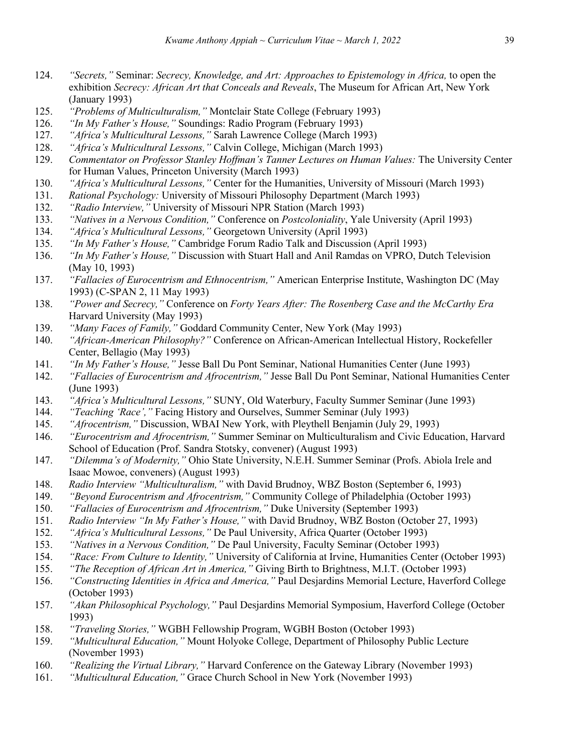124. *"Secrets,"* Seminar: *Secrecy, Knowledge, and Art: Approaches to Epistemology in Africa,* to open the exhibition *Secrecy: African Art that Conceals and Reveals*, The Museum for African Art, New York (January 1993)
125. *"Problems of Multiculturalism,"* Montclair State College (February 1993)
126. *"In My Father's House,"* Soundings: Radio Program (February 1993)
127. *"Africa's Multicultural Lessons,"* Sarah Lawrence College (March 1993)
128. *"Africa's Multicultural Lessons,"* Calvin College, Michigan (March 1993)
129. *Commentator on Professor Stanley Hoffman's Tanner Lectures on Human Values:* The University Center for Human Values, Princeton University (March 1993)
130. *"Africa's Multicultural Lessons,"* Center for the Humanities, University of Missouri (March 1993)
131. *Rational Psychology:* University of Missouri Philosophy Department (March 1993)
132. *"Radio Interview,"* University of Missouri NPR Station (March 1993)
133. *"Natives in a Nervous Condition,"* Conference on *Postcoloniality*, Yale University (April 1993)
134. *"Africa's Multicultural Lessons,"* Georgetown University (April 1993)
135. *"In My Father's House,"* Cambridge Forum Radio Talk and Discussion (April 1993)
136. *"In My Father's House,"* Discussion with Stuart Hall and Anil Ramdas on VPRO, Dutch Television (May 10, 1993)
137. *"Fallacies of Eurocentrism and Ethnocentrism,"* American Enterprise Institute, Washington DC (May 1993) (C-SPAN 2, 11 May 1993)
138. *"Power and Secrecy,"* Conference on *Forty Years After: The Rosenberg Case and the McCarthy Era* Harvard University (May 1993)
139. *"Many Faces of Family,"* Goddard Community Center, New York (May 1993)
140. *"African-American Philosophy?"* Conference on African-American Intellectual History, Rockefeller Center, Bellagio (May 1993)
141. *"In My Father's House,"* Jesse Ball Du Pont Seminar, National Humanities Center (June 1993)
142. *"Fallacies of Eurocentrism and Afrocentrism,"* Jesse Ball Du Pont Seminar, National Humanities Center (June 1993)
143. *"Africa's Multicultural Lessons,"* SUNY, Old Waterbury, Faculty Summer Seminar (June 1993)
144. *"Teaching 'Race',"* Facing History and Ourselves, Summer Seminar (July 1993)
145. *"Afrocentrism,"* Discussion, WBAI New York, with Pleythell Benjamin (July 29, 1993)
146. *"Eurocentrism and Afrocentrism,"* Summer Seminar on Multiculturalism and Civic Education, Harvard School of Education (Prof. Sandra Stotsky, convener) (August 1993)
147. *"Dilemma's of Modernity,"* Ohio State University, N.E.H. Summer Seminar (Profs. Abiola Irele and Isaac Mowoe, conveners) (August 1993)
148. *Radio Interview "Multiculturalism,"* with David Brudnoy, WBZ Boston (September 6, 1993)
149. *"Beyond Eurocentrism and Afrocentrism,"* Community College of Philadelphia (October 1993)
150. *"Fallacies of Eurocentrism and Afrocentrism,"* Duke University (September 1993)
151. *Radio Interview "In My Father's House,"* with David Brudnoy, WBZ Boston (October 27, 1993)
152. *"Africa's Multicultural Lessons,"* De Paul University, Africa Quarter (October 1993)
153. *"Natives in a Nervous Condition,"* De Paul University, Faculty Seminar (October 1993)
154. *"Race: From Culture to Identity,"* University of California at Irvine, Humanities Center (October 1993)
155. *"The Reception of African Art in America,"* Giving Birth to Brightness, M.I.T. (October 1993)
156. *"Constructing Identities in Africa and America,"* Paul Desjardins Memorial Lecture, Haverford College (October 1993)
157. *"Akan Philosophical Psychology,"* Paul Desjardins Memorial Symposium, Haverford College (October 1993)
158. *"Traveling Stories,"* WGBH Fellowship Program, WGBH Boston (October 1993)
159. *"Multicultural Education,"* Mount Holyoke College, Department of Philosophy Public Lecture (November 1993)
160. *"Realizing the Virtual Library,"* Harvard Conference on the Gateway Library (November 1993)
161. *"Multicultural Education,"* Grace Church School in New York (November 1993)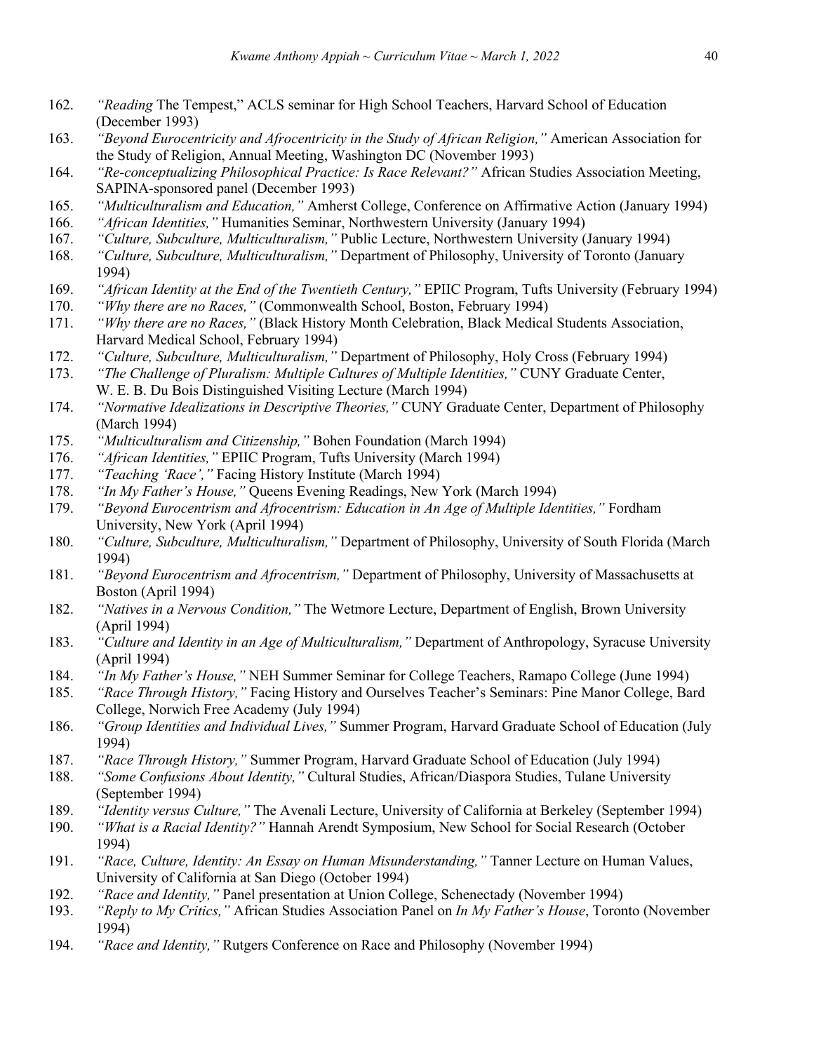162. *"Reading* The Tempest," ACLS seminar for High School Teachers, Harvard School of Education (December 1993)
163. *"Beyond Eurocentricity and Afrocentricity in the Study of African Religion,"* American Association for the Study of Religion, Annual Meeting, Washington DC (November 1993)
164. *"Re-conceptualizing Philosophical Practice: Is Race Relevant?"* African Studies Association Meeting, SAPINA-sponsored panel (December 1993)
165. *"Multiculturalism and Education,"* Amherst College, Conference on Affirmative Action (January 1994)
166. *"African Identities,"* Humanities Seminar, Northwestern University (January 1994)
167. *"Culture, Subculture, Multiculturalism,"* Public Lecture, Northwestern University (January 1994)
168. *"Culture, Subculture, Multiculturalism,"* Department of Philosophy, University of Toronto (January 1994)
169. *"African Identity at the End of the Twentieth Century,"* EPIIC Program, Tufts University (February 1994)
170. *"Why there are no Races,"* (Commonwealth School, Boston, February 1994)
171. *"Why there are no Races,"* (Black History Month Celebration, Black Medical Students Association, Harvard Medical School, February 1994)
172. *"Culture, Subculture, Multiculturalism,"* Department of Philosophy, Holy Cross (February 1994)
173. *"The Challenge of Pluralism: Multiple Cultures of Multiple Identities,"* CUNY Graduate Center, W. E. B. Du Bois Distinguished Visiting Lecture (March 1994)
174. *"Normative Idealizations in Descriptive Theories,"* CUNY Graduate Center, Department of Philosophy (March 1994)
175. *"Multiculturalism and Citizenship,"* Bohen Foundation (March 1994)
176. *"African Identities,"* EPIIC Program, Tufts University (March 1994)
177. *"Teaching 'Race',"* Facing History Institute (March 1994)
178. *"In My Father's House,"* Queens Evening Readings, New York (March 1994)
179. *"Beyond Eurocentrism and Afrocentrism: Education in An Age of Multiple Identities,"* Fordham University, New York (April 1994)
180. *"Culture, Subculture, Multiculturalism,"* Department of Philosophy, University of South Florida (March 1994)
181. *"Beyond Eurocentrism and Afrocentrism,"* Department of Philosophy, University of Massachusetts at Boston (April 1994)
182. *"Natives in a Nervous Condition,"* The Wetmore Lecture, Department of English, Brown University (April 1994)
183. *"Culture and Identity in an Age of Multiculturalism,"* Department of Anthropology, Syracuse University (April 1994)
184. *"In My Father's House,"* NEH Summer Seminar for College Teachers, Ramapo College (June 1994)
185. *"Race Through History,"* Facing History and Ourselves Teacher's Seminars: Pine Manor College, Bard College, Norwich Free Academy (July 1994)
186. *"Group Identities and Individual Lives,"* Summer Program, Harvard Graduate School of Education (July 1994)
187. *"Race Through History,"* Summer Program, Harvard Graduate School of Education (July 1994)
188. *"Some Confusions About Identity,"* Cultural Studies, African/Diaspora Studies, Tulane University (September 1994)
189. *"Identity versus Culture,"* The Avenali Lecture, University of California at Berkeley (September 1994)
190. *"What is a Racial Identity?"* Hannah Arendt Symposium, New School for Social Research (October 1994)
191. *"Race, Culture, Identity: An Essay on Human Misunderstanding,"* Tanner Lecture on Human Values, University of California at San Diego (October 1994)
192. *"Race and Identity,"* Panel presentation at Union College, Schenectady (November 1994)
193. *"Reply to My Critics,"* African Studies Association Panel on *In My Father's House*, Toronto (November 1994)
194. *"Race and Identity,"* Rutgers Conference on Race and Philosophy (November 1994)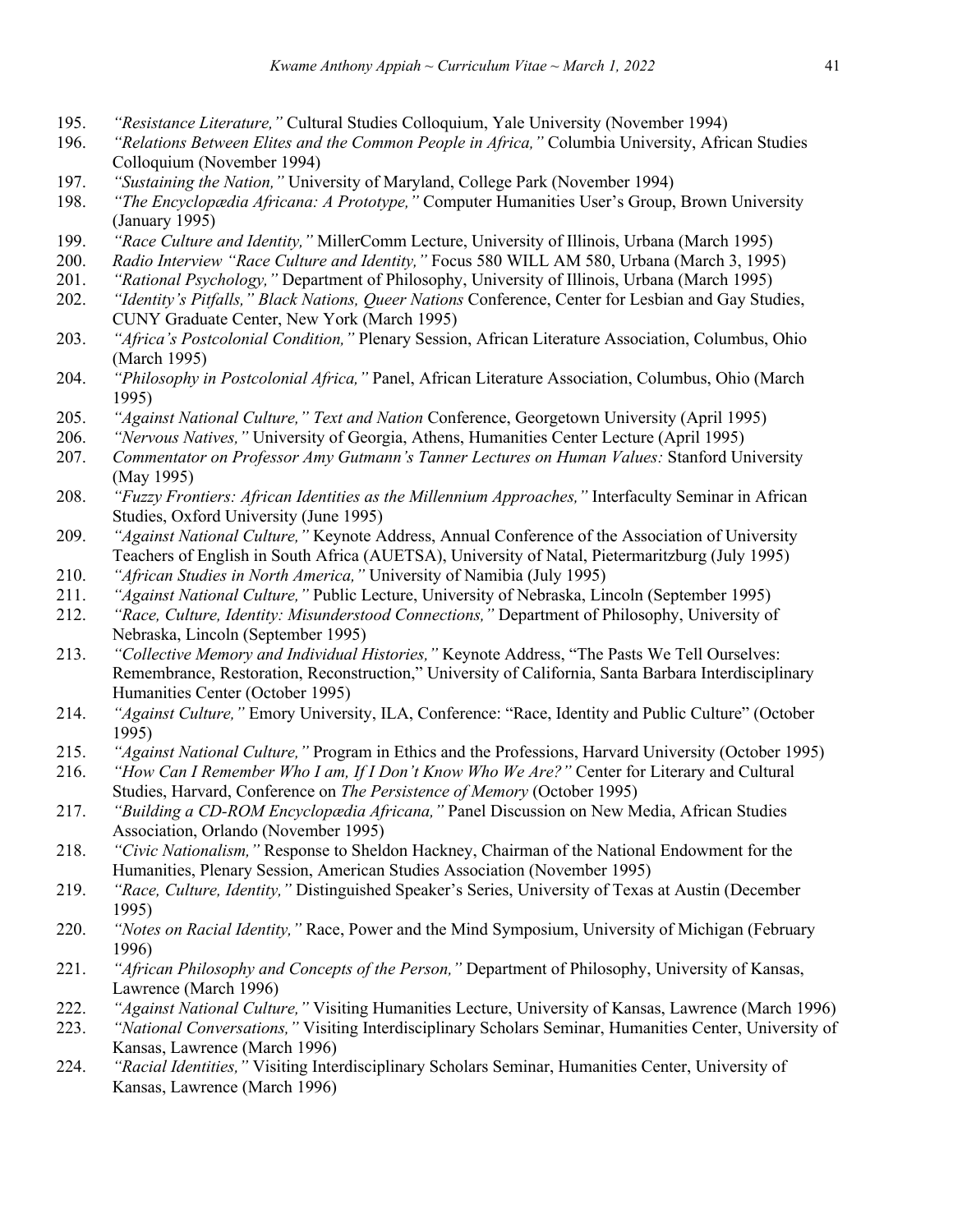195. *"Resistance Literature,"* Cultural Studies Colloquium, Yale University (November 1994)
196. *"Relations Between Elites and the Common People in Africa,"* Columbia University, African Studies Colloquium (November 1994)
197. *"Sustaining the Nation,"* University of Maryland, College Park (November 1994)
198. *"The Encyclopædia Africana: A Prototype,"* Computer Humanities User's Group, Brown University (January 1995)
199. *"Race Culture and Identity,"* MillerComm Lecture, University of Illinois, Urbana (March 1995)
200. *Radio Interview "Race Culture and Identity,"* Focus 580 WILL AM 580, Urbana (March 3, 1995)
201. *"Rational Psychology,"* Department of Philosophy, University of Illinois, Urbana (March 1995)
202. *"Identity's Pitfalls," Black Nations, Queer Nations* Conference, Center for Lesbian and Gay Studies, CUNY Graduate Center, New York (March 1995)
203. *"Africa's Postcolonial Condition,"* Plenary Session, African Literature Association, Columbus, Ohio (March 1995)
204. *"Philosophy in Postcolonial Africa,"* Panel, African Literature Association, Columbus, Ohio (March 1995)
205. *"Against National Culture," Text and Nation* Conference, Georgetown University (April 1995)
206. *"Nervous Natives,"* University of Georgia, Athens, Humanities Center Lecture (April 1995)
207. *Commentator on Professor Amy Gutmann's Tanner Lectures on Human Values:* Stanford University (May 1995)
208. *"Fuzzy Frontiers: African Identities as the Millennium Approaches,"* Interfaculty Seminar in African Studies, Oxford University (June 1995)
209. *"Against National Culture,"* Keynote Address, Annual Conference of the Association of University Teachers of English in South Africa (AUETSA), University of Natal, Pietermaritzburg (July 1995)
210. *"African Studies in North America,"* University of Namibia (July 1995)
211. *"Against National Culture,"* Public Lecture, University of Nebraska, Lincoln (September 1995)
212. *"Race, Culture, Identity: Misunderstood Connections,"* Department of Philosophy, University of Nebraska, Lincoln (September 1995)
213. *"Collective Memory and Individual Histories,"* Keynote Address, "The Pasts We Tell Ourselves: Remembrance, Restoration, Reconstruction," University of California, Santa Barbara Interdisciplinary Humanities Center (October 1995)
214. *"Against Culture,"* Emory University, ILA, Conference: "Race, Identity and Public Culture" (October 1995)
215. *"Against National Culture,"* Program in Ethics and the Professions, Harvard University (October 1995)
216. *"How Can I Remember Who I am, If I Don't Know Who We Are?"* Center for Literary and Cultural Studies, Harvard, Conference on *The Persistence of Memory* (October 1995)
217. *"Building a CD-ROM Encyclopædia Africana,"* Panel Discussion on New Media, African Studies Association, Orlando (November 1995)
218. *"Civic Nationalism,"* Response to Sheldon Hackney, Chairman of the National Endowment for the Humanities, Plenary Session, American Studies Association (November 1995)
219. *"Race, Culture, Identity,"* Distinguished Speaker's Series, University of Texas at Austin (December 1995)
220. *"Notes on Racial Identity,"* Race, Power and the Mind Symposium, University of Michigan (February 1996)
221. *"African Philosophy and Concepts of the Person,"* Department of Philosophy, University of Kansas, Lawrence (March 1996)
222. *"Against National Culture,"* Visiting Humanities Lecture, University of Kansas, Lawrence (March 1996)
223. *"National Conversations,"* Visiting Interdisciplinary Scholars Seminar, Humanities Center, University of Kansas, Lawrence (March 1996)
224. *"Racial Identities,"* Visiting Interdisciplinary Scholars Seminar, Humanities Center, University of Kansas, Lawrence (March 1996)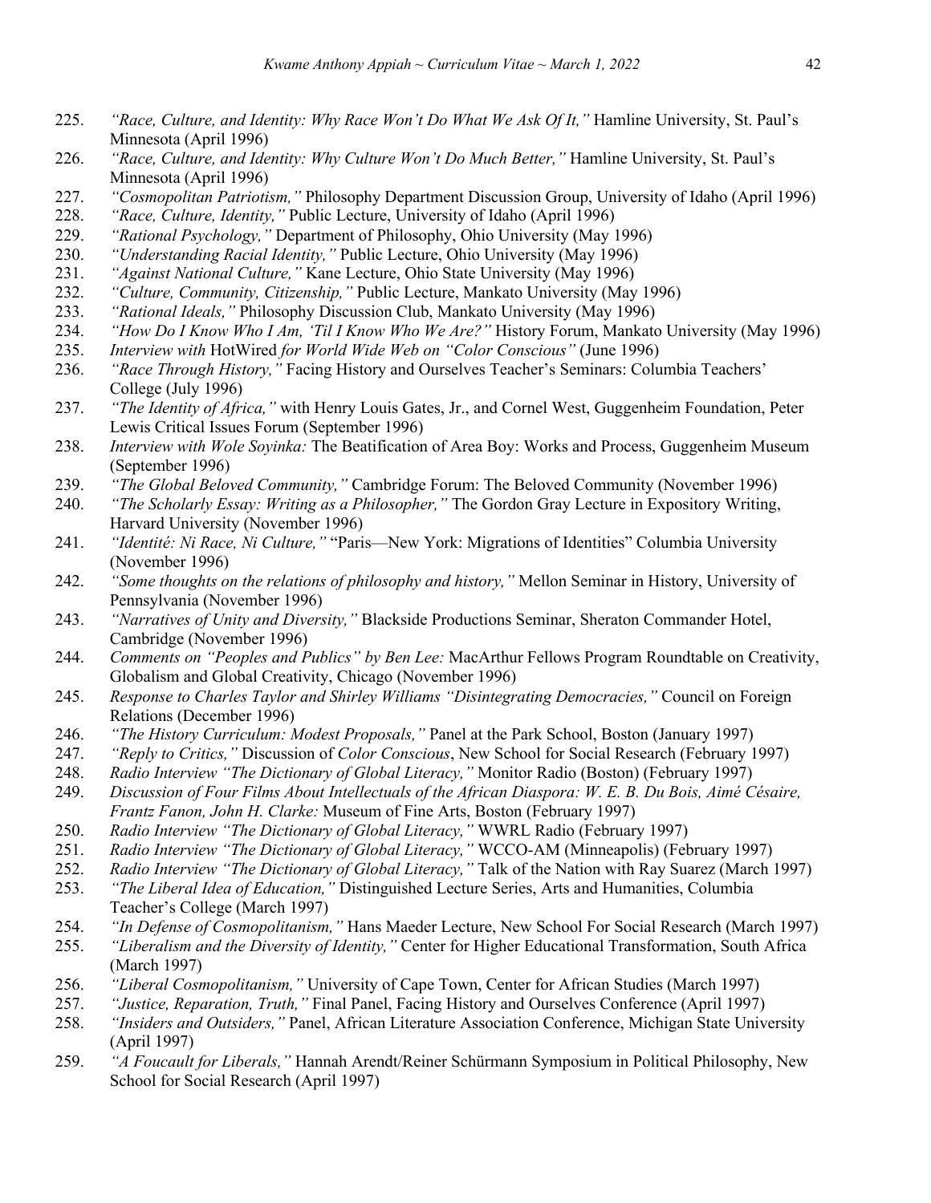225. *"Race, Culture, and Identity: Why Race Won't Do What We Ask Of It,"* Hamline University, St. Paul's Minnesota (April 1996)
226. *"Race, Culture, and Identity: Why Culture Won't Do Much Better,"* Hamline University, St. Paul's Minnesota (April 1996)
227. *"Cosmopolitan Patriotism,"* Philosophy Department Discussion Group, University of Idaho (April 1996)
228. *"Race, Culture, Identity,"* Public Lecture, University of Idaho (April 1996)
229. *"Rational Psychology,"* Department of Philosophy, Ohio University (May 1996)
230. *"Understanding Racial Identity,"* Public Lecture, Ohio University (May 1996)
231. *"Against National Culture,"* Kane Lecture, Ohio State University (May 1996)
232. *"Culture, Community, Citizenship,"* Public Lecture, Mankato University (May 1996)
233. *"Rational Ideals,"* Philosophy Discussion Club, Mankato University (May 1996)
234. *"How Do I Know Who I Am, 'Til I Know Who We Are?"* History Forum, Mankato University (May 1996)
235. *Interview with* HotWired *for World Wide Web on "Color Conscious"* (June 1996)
236. *"Race Through History,"* Facing History and Ourselves Teacher's Seminars: Columbia Teachers' College (July 1996)
237. *"The Identity of Africa,"* with Henry Louis Gates, Jr., and Cornel West, Guggenheim Foundation, Peter Lewis Critical Issues Forum (September 1996)
238. *Interview with Wole Soyinka:* The Beatification of Area Boy: Works and Process, Guggenheim Museum (September 1996)
239. *"The Global Beloved Community,"* Cambridge Forum: The Beloved Community (November 1996)
240. *"The Scholarly Essay: Writing as a Philosopher,"* The Gordon Gray Lecture in Expository Writing, Harvard University (November 1996)
241. *"Identité: Ni Race, Ni Culture,"* "Paris—New York: Migrations of Identities" Columbia University (November 1996)
242. *"Some thoughts on the relations of philosophy and history,"* Mellon Seminar in History, University of Pennsylvania (November 1996)
243. *"Narratives of Unity and Diversity,"* Blackside Productions Seminar, Sheraton Commander Hotel, Cambridge (November 1996)
244. *Comments on "Peoples and Publics" by Ben Lee:* MacArthur Fellows Program Roundtable on Creativity, Globalism and Global Creativity, Chicago (November 1996)
245. *Response to Charles Taylor and Shirley Williams "Disintegrating Democracies,"* Council on Foreign Relations (December 1996)
246. *"The History Curriculum: Modest Proposals,"* Panel at the Park School, Boston (January 1997)
247. *"Reply to Critics,"* Discussion of *Color Conscious*, New School for Social Research (February 1997)
248. *Radio Interview "The Dictionary of Global Literacy,"* Monitor Radio (Boston) (February 1997)
249. *Discussion of Four Films About Intellectuals of the African Diaspora: W. E. B. Du Bois, Aimé Césaire, Frantz Fanon, John H. Clarke:* Museum of Fine Arts, Boston (February 1997)
250. *Radio Interview "The Dictionary of Global Literacy,"* WWRL Radio (February 1997)
251. *Radio Interview "The Dictionary of Global Literacy,"* WCCO-AM (Minneapolis) (February 1997)
252. *Radio Interview "The Dictionary of Global Literacy,"* Talk of the Nation with Ray Suarez (March 1997)
253. *"The Liberal Idea of Education,"* Distinguished Lecture Series, Arts and Humanities, Columbia Teacher's College (March 1997)
254. *"In Defense of Cosmopolitanism,"* Hans Maeder Lecture, New School For Social Research (March 1997)
255. *"Liberalism and the Diversity of Identity,"* Center for Higher Educational Transformation, South Africa (March 1997)
256. *"Liberal Cosmopolitanism,"* University of Cape Town, Center for African Studies (March 1997)
257. *"Justice, Reparation, Truth,"* Final Panel, Facing History and Ourselves Conference (April 1997)
258. *"Insiders and Outsiders,"* Panel, African Literature Association Conference, Michigan State University (April 1997)
259. *"A Foucault for Liberals,"* Hannah Arendt/Reiner Schürmann Symposium in Political Philosophy, New School for Social Research (April 1997)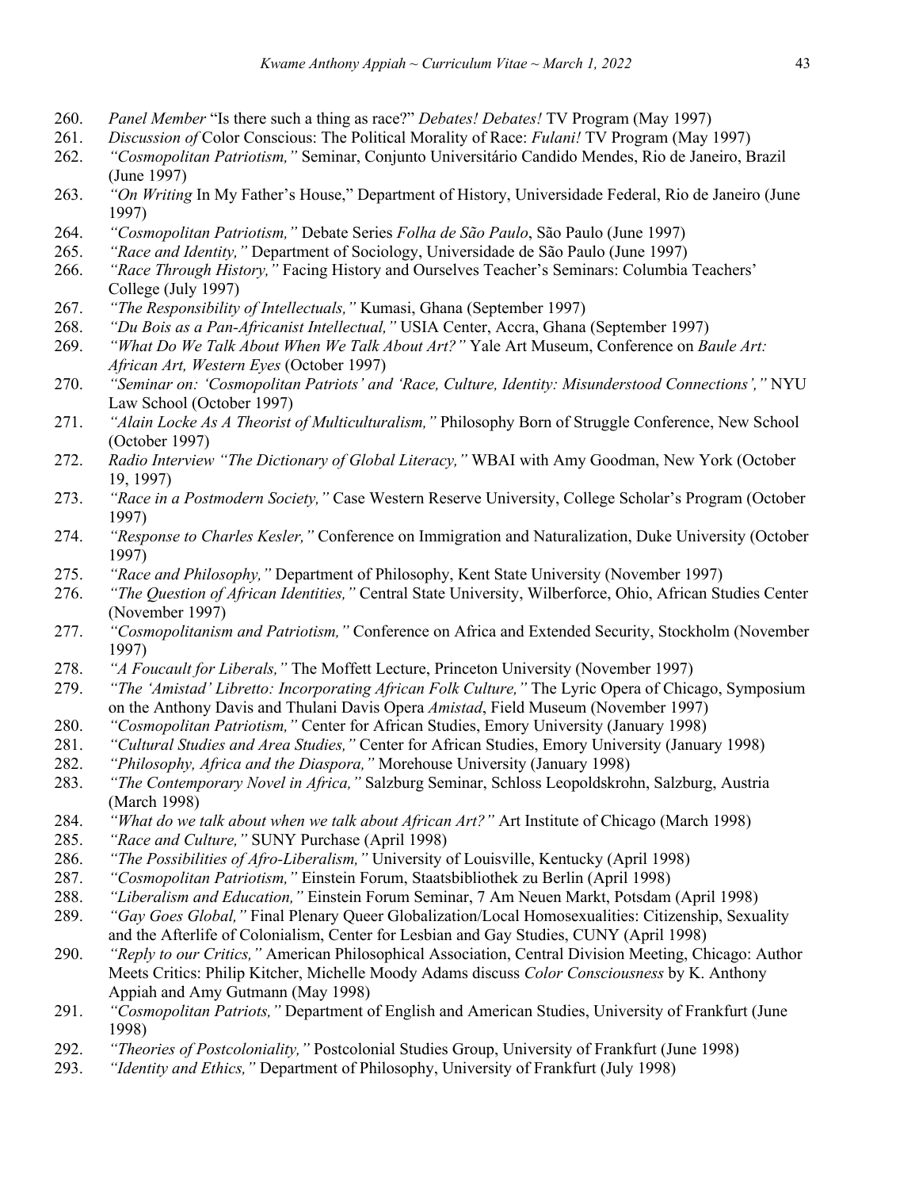260. *Panel Member* "Is there such a thing as race?" *Debates! Debates!* TV Program (May 1997)
261. *Discussion of* Color Conscious: The Political Morality of Race: *Fulani!* TV Program (May 1997)
262. *"Cosmopolitan Patriotism,"* Seminar, Conjunto Universitário Candido Mendes, Rio de Janeiro, Brazil (June 1997)
263. *"On Writing* In My Father's House," Department of History, Universidade Federal, Rio de Janeiro (June 1997)
264. *"Cosmopolitan Patriotism,"* Debate Series *Folha de São Paulo*, São Paulo (June 1997)
265. *"Race and Identity,"* Department of Sociology, Universidade de São Paulo (June 1997)
266. *"Race Through History,"* Facing History and Ourselves Teacher's Seminars: Columbia Teachers' College (July 1997)
267. *"The Responsibility of Intellectuals,"* Kumasi, Ghana (September 1997)
268. *"Du Bois as a Pan-Africanist Intellectual,"* USIA Center, Accra, Ghana (September 1997)
269. *"What Do We Talk About When We Talk About Art?"* Yale Art Museum, Conference on *Baule Art: African Art, Western Eyes* (October 1997)
270. *"Seminar on: 'Cosmopolitan Patriots' and 'Race, Culture, Identity: Misunderstood Connections',"* NYU Law School (October 1997)
271. *"Alain Locke As A Theorist of Multiculturalism,"* Philosophy Born of Struggle Conference, New School (October 1997)
272. *Radio Interview "The Dictionary of Global Literacy,"* WBAI with Amy Goodman, New York (October 19, 1997)
273. *"Race in a Postmodern Society,"* Case Western Reserve University, College Scholar's Program (October 1997)
274. *"Response to Charles Kesler,"* Conference on Immigration and Naturalization, Duke University (October 1997)
275. *"Race and Philosophy,"* Department of Philosophy, Kent State University (November 1997)
276. *"The Question of African Identities,"* Central State University, Wilberforce, Ohio, African Studies Center (November 1997)
277. *"Cosmopolitanism and Patriotism,"* Conference on Africa and Extended Security, Stockholm (November 1997)
278. *"A Foucault for Liberals,"* The Moffett Lecture, Princeton University (November 1997)
279. *"The 'Amistad' Libretto: Incorporating African Folk Culture,"* The Lyric Opera of Chicago, Symposium on the Anthony Davis and Thulani Davis Opera *Amistad*, Field Museum (November 1997)
280. *"Cosmopolitan Patriotism,"* Center for African Studies, Emory University (January 1998)
281. *"Cultural Studies and Area Studies,"* Center for African Studies, Emory University (January 1998)
282. *"Philosophy, Africa and the Diaspora,"* Morehouse University (January 1998)
283. *"The Contemporary Novel in Africa,"* Salzburg Seminar, Schloss Leopoldskrohn, Salzburg, Austria (March 1998)
284. *"What do we talk about when we talk about African Art?"* Art Institute of Chicago (March 1998)
285. *"Race and Culture,"* SUNY Purchase (April 1998)
286. *"The Possibilities of Afro-Liberalism,"* University of Louisville, Kentucky (April 1998)
287. *"Cosmopolitan Patriotism,"* Einstein Forum, Staatsbibliothek zu Berlin (April 1998)
288. *"Liberalism and Education,"* Einstein Forum Seminar, 7 Am Neuen Markt, Potsdam (April 1998)
289. *"Gay Goes Global,"* Final Plenary Queer Globalization/Local Homosexualities: Citizenship, Sexuality and the Afterlife of Colonialism, Center for Lesbian and Gay Studies, CUNY (April 1998)
290. *"Reply to our Critics,"* American Philosophical Association, Central Division Meeting, Chicago: Author Meets Critics: Philip Kitcher, Michelle Moody Adams discuss *Color Consciousness* by K. Anthony Appiah and Amy Gutmann (May 1998)
291. *"Cosmopolitan Patriots,"* Department of English and American Studies, University of Frankfurt (June 1998)
292. *"Theories of Postcoloniality,"* Postcolonial Studies Group, University of Frankfurt (June 1998)
293. *"Identity and Ethics,"* Department of Philosophy, University of Frankfurt (July 1998)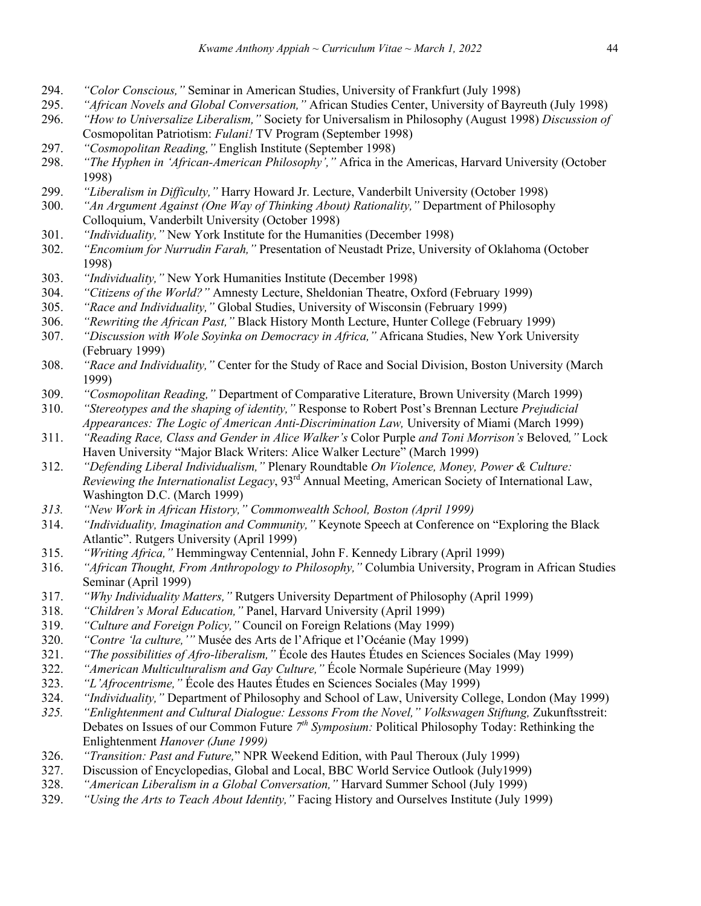294. *"Color Conscious,"* Seminar in American Studies, University of Frankfurt (July 1998)
295. *"African Novels and Global Conversation,"* African Studies Center, University of Bayreuth (July 1998)
296. *"How to Universalize Liberalism,"* Society for Universalism in Philosophy (August 1998) *Discussion of* Cosmopolitan Patriotism: *Fulani!* TV Program (September 1998)
297. *"Cosmopolitan Reading,"* English Institute (September 1998)
298. *"The Hyphen in 'African-American Philosophy',"* Africa in the Americas, Harvard University (October 1998)
299. *"Liberalism in Difficulty,"* Harry Howard Jr. Lecture, Vanderbilt University (October 1998)
300. *"An Argument Against (One Way of Thinking About) Rationality,"* Department of Philosophy Colloquium, Vanderbilt University (October 1998)
301. *"Individuality,"* New York Institute for the Humanities (December 1998)
302. *"Encomium for Nurrudin Farah,"* Presentation of Neustadt Prize, University of Oklahoma (October 1998)
303. *"Individuality,"* New York Humanities Institute (December 1998)
304. *"Citizens of the World?"* Amnesty Lecture, Sheldonian Theatre, Oxford (February 1999)
305. *"Race and Individuality,"* Global Studies, University of Wisconsin (February 1999)
306. *"Rewriting the African Past,"* Black History Month Lecture, Hunter College (February 1999)
307. *"Discussion with Wole Soyinka on Democracy in Africa,"* Africana Studies, New York University (February 1999)
308. *"Race and Individuality,"* Center for the Study of Race and Social Division, Boston University (March 1999)
309. *"Cosmopolitan Reading,"* Department of Comparative Literature, Brown University (March 1999)
310. *"Stereotypes and the shaping of identity,"* Response to Robert Post's Brennan Lecture *Prejudicial Appearances: The Logic of American Anti-Discrimination Law,* University of Miami (March 1999)
311. *"Reading Race, Class and Gender in Alice Walker's* Color Purple *and Toni Morrison's* Beloved*,"* Lock Haven University "Major Black Writers: Alice Walker Lecture" (March 1999)
312. *"Defending Liberal Individualism,"* Plenary Roundtable *On Violence, Money, Power & Culture: Reviewing the Internationalist Legacy*, 93rd Annual Meeting, American Society of International Law, Washington D.C. (March 1999)
313. *"New Work in African History," Commonwealth School, Boston (April 1999)*
314. *"Individuality, Imagination and Community,"* Keynote Speech at Conference on "Exploring the Black Atlantic". Rutgers University (April 1999)
315. *"Writing Africa,"* Hemmingway Centennial, John F. Kennedy Library (April 1999)
316. *"African Thought, From Anthropology to Philosophy,"* Columbia University, Program in African Studies Seminar (April 1999)
317. *"Why Individuality Matters,"* Rutgers University Department of Philosophy (April 1999)
318. *"Children's Moral Education,"* Panel, Harvard University (April 1999)
319. *"Culture and Foreign Policy,"* Council on Foreign Relations (May 1999)
320. *"Contre 'la culture,'"* Musée des Arts de l'Afrique et l'Océanie (May 1999)
321. *"The possibilities of Afro-liberalism,"* École des Hautes Études en Sciences Sociales (May 1999)
322. *"American Multiculturalism and Gay Culture,"* École Normale Supérieure (May 1999)
323. *"L'Afrocentrisme,"* École des Hautes Études en Sciences Sociales (May 1999)
324. *"Individuality,"* Department of Philosophy and School of Law, University College, London (May 1999)
325. *"Enlightenment and Cultural Dialogue: Lessons From the Novel," Volkswagen Stiftung,* Zukunftsstreit: Debates on Issues of our Common Future *7th Symposium:* Political Philosophy Today: Rethinking the Enlightenment *Hanover (June 1999)*
326. *"Transition: Past and Future,"* NPR Weekend Edition, with Paul Theroux (July 1999)
327. Discussion of Encyclopedias, Global and Local, BBC World Service Outlook (July1999)
328. *"American Liberalism in a Global Conversation,"* Harvard Summer School (July 1999)
329. *"Using the Arts to Teach About Identity,"* Facing History and Ourselves Institute (July 1999)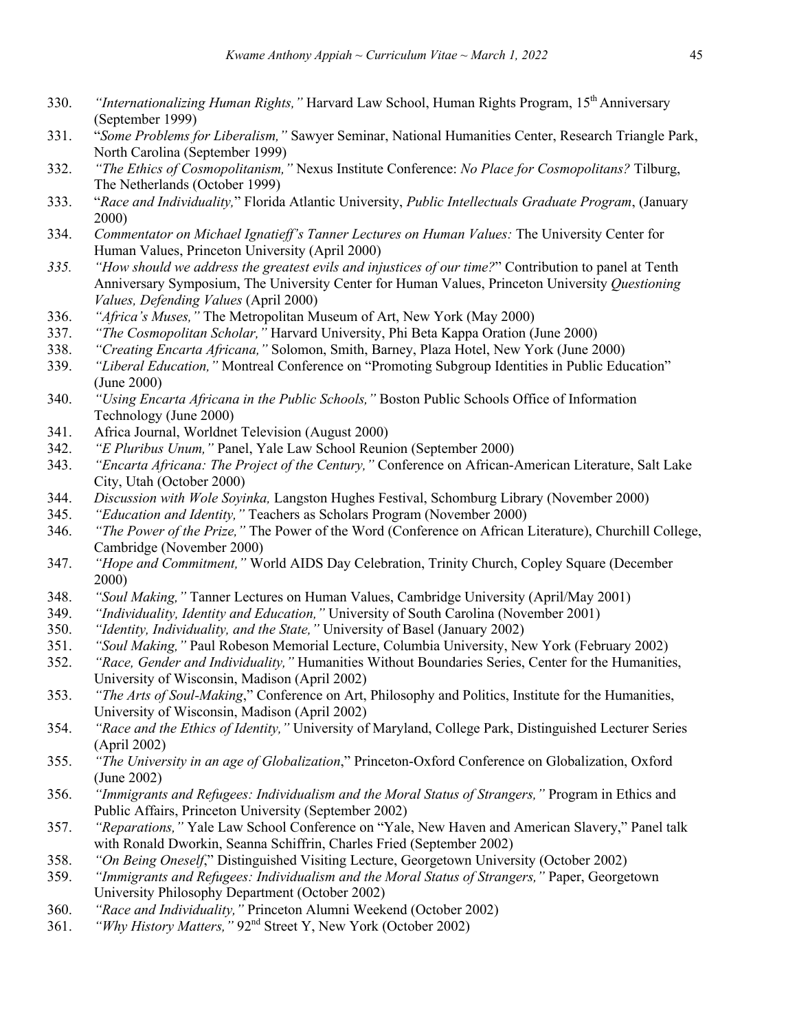330. *"Internationalizing Human Rights,"* Harvard Law School, Human Rights Program, 15th Anniversary (September 1999)
331. "*Some Problems for Liberalism,"* Sawyer Seminar, National Humanities Center, Research Triangle Park, North Carolina (September 1999)
332. *"The Ethics of Cosmopolitanism,"* Nexus Institute Conference: *No Place for Cosmopolitans?* Tilburg, The Netherlands (October 1999)
333. "*Race and Individuality,*" Florida Atlantic University, *Public Intellectuals Graduate Program*, (January 2000)
334. *Commentator on Michael Ignatieff's Tanner Lectures on Human Values:* The University Center for Human Values, Princeton University (April 2000)
335. *"How should we address the greatest evils and injustices of our time?*" Contribution to panel at Tenth Anniversary Symposium, The University Center for Human Values, Princeton University *Questioning Values, Defending Values* (April 2000)
336. *"Africa's Muses,"* The Metropolitan Museum of Art, New York (May 2000)
337. *"The Cosmopolitan Scholar,"* Harvard University, Phi Beta Kappa Oration (June 2000)
338. *"Creating Encarta Africana,"* Solomon, Smith, Barney, Plaza Hotel, New York (June 2000)
339. *"Liberal Education,"* Montreal Conference on "Promoting Subgroup Identities in Public Education" (June 2000)
340. *"Using Encarta Africana in the Public Schools,"* Boston Public Schools Office of Information Technology (June 2000)
341. Africa Journal, Worldnet Television (August 2000)
342. *"E Pluribus Unum,"* Panel, Yale Law School Reunion (September 2000)
343. *"Encarta Africana: The Project of the Century,"* Conference on African-American Literature, Salt Lake City, Utah (October 2000)
344. *Discussion with Wole Soyinka,* Langston Hughes Festival, Schomburg Library (November 2000)
345. *"Education and Identity,"* Teachers as Scholars Program (November 2000)
346. *"The Power of the Prize,"* The Power of the Word (Conference on African Literature), Churchill College, Cambridge (November 2000)
347. *"Hope and Commitment,"* World AIDS Day Celebration, Trinity Church, Copley Square (December 2000)
348. *"Soul Making,"* Tanner Lectures on Human Values, Cambridge University (April/May 2001)
349. *"Individuality, Identity and Education,"* University of South Carolina (November 2001)
350. *"Identity, Individuality, and the State,"* University of Basel (January 2002)
351. *"Soul Making,"* Paul Robeson Memorial Lecture, Columbia University, New York (February 2002)
352. *"Race, Gender and Individuality,"* Humanities Without Boundaries Series, Center for the Humanities, University of Wisconsin, Madison (April 2002)
353. *"The Arts of Soul-Making*," Conference on Art, Philosophy and Politics, Institute for the Humanities, University of Wisconsin, Madison (April 2002)
354. *"Race and the Ethics of Identity,"* University of Maryland, College Park, Distinguished Lecturer Series (April 2002)
355. *"The University in an age of Globalization*," Princeton-Oxford Conference on Globalization, Oxford (June 2002)
356. *"Immigrants and Refugees: Individualism and the Moral Status of Strangers,"* Program in Ethics and Public Affairs, Princeton University (September 2002)
357. *"Reparations,"* Yale Law School Conference on "Yale, New Haven and American Slavery," Panel talk with Ronald Dworkin, Seanna Schiffrin, Charles Fried (September 2002)
358. *"On Being Oneself*," Distinguished Visiting Lecture, Georgetown University (October 2002)
359. *"Immigrants and Refugees: Individualism and the Moral Status of Strangers,"* Paper, Georgetown University Philosophy Department (October 2002)
360. *"Race and Individuality,"* Princeton Alumni Weekend (October 2002)
361. *"Why History Matters,"* 92nd Street Y, New York (October 2002)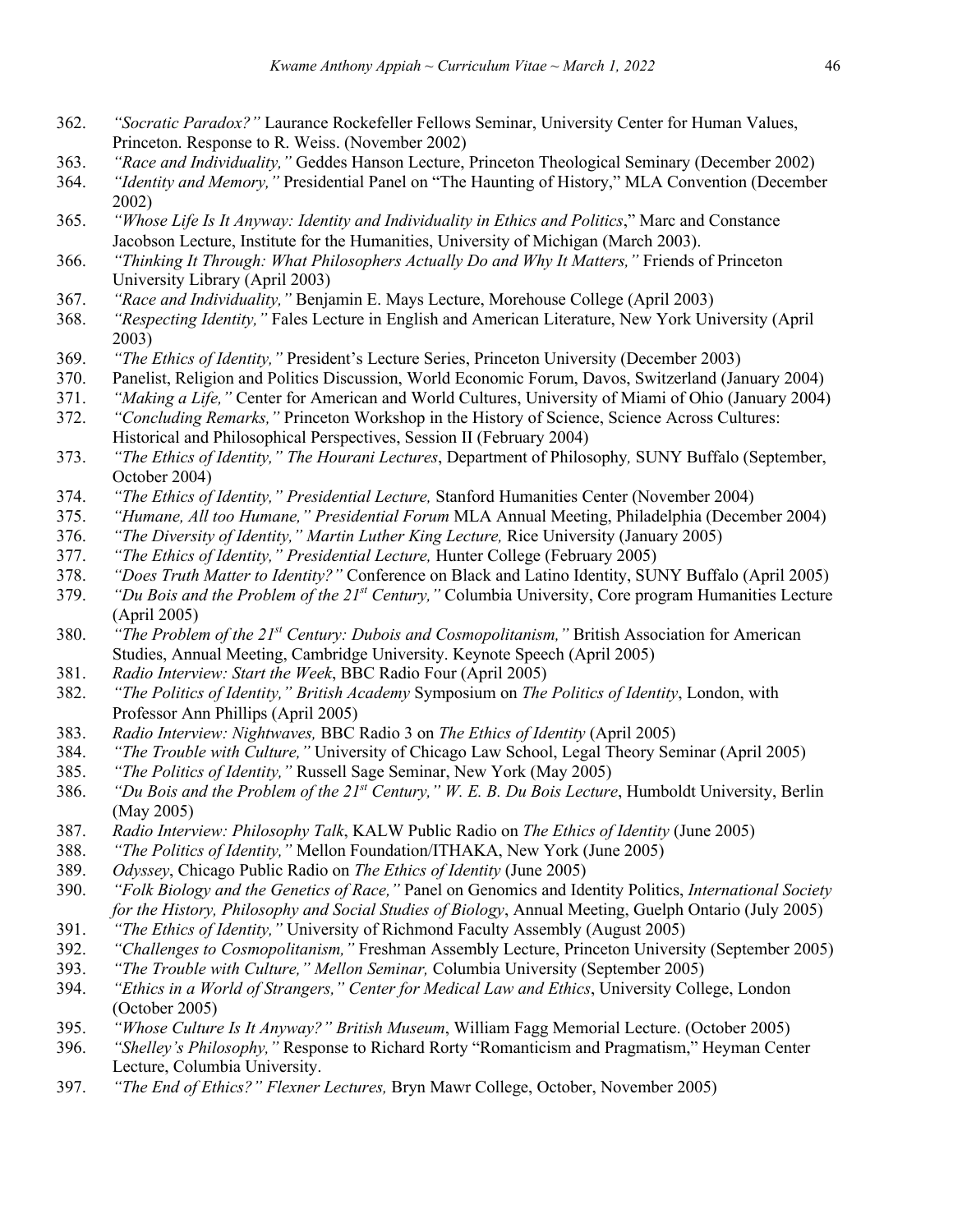362. *"Socratic Paradox?"* Laurance Rockefeller Fellows Seminar, University Center for Human Values, Princeton. Response to R. Weiss. (November 2002)
363. *"Race and Individuality,"* Geddes Hanson Lecture, Princeton Theological Seminary (December 2002)
364. *"Identity and Memory,"* Presidential Panel on "The Haunting of History," MLA Convention (December 2002)
365. *"Whose Life Is It Anyway: Identity and Individuality in Ethics and Politics*," Marc and Constance Jacobson Lecture, Institute for the Humanities, University of Michigan (March 2003).
366. *"Thinking It Through: What Philosophers Actually Do and Why It Matters,"* Friends of Princeton University Library (April 2003)
367. *"Race and Individuality,"* Benjamin E. Mays Lecture, Morehouse College (April 2003)
368. *"Respecting Identity,"* Fales Lecture in English and American Literature, New York University (April 2003)
369. *"The Ethics of Identity,"* President's Lecture Series, Princeton University (December 2003)
370. Panelist, Religion and Politics Discussion, World Economic Forum, Davos, Switzerland (January 2004)
371. *"Making a Life,"* Center for American and World Cultures, University of Miami of Ohio (January 2004)
372. *"Concluding Remarks,"* Princeton Workshop in the History of Science, Science Across Cultures: Historical and Philosophical Perspectives, Session II (February 2004)
373. *"The Ethics of Identity," The Hourani Lectures*, Department of Philosophy*,* SUNY Buffalo (September, October 2004)
374. *"The Ethics of Identity," Presidential Lecture,* Stanford Humanities Center (November 2004)
375. *"Humane, All too Humane," Presidential Forum* MLA Annual Meeting, Philadelphia (December 2004)
376. *"The Diversity of Identity," Martin Luther King Lecture,* Rice University (January 2005)
377. *"The Ethics of Identity," Presidential Lecture,* Hunter College (February 2005)
378. *"Does Truth Matter to Identity?"* Conference on Black and Latino Identity, SUNY Buffalo (April 2005)
379. *"Du Bois and the Problem of the 21st Century,"* Columbia University, Core program Humanities Lecture (April 2005)
380. *"The Problem of the 21st Century: Dubois and Cosmopolitanism,"* British Association for American Studies, Annual Meeting, Cambridge University. Keynote Speech (April 2005)
381. *Radio Interview: Start the Week*, BBC Radio Four (April 2005)
382. *"The Politics of Identity," British Academy* Symposium on *The Politics of Identity*, London, with Professor Ann Phillips (April 2005)
383. *Radio Interview: Nightwaves,* BBC Radio 3 on *The Ethics of Identity* (April 2005)
384. *"The Trouble with Culture,"* University of Chicago Law School, Legal Theory Seminar (April 2005)
385. *"The Politics of Identity,"* Russell Sage Seminar, New York (May 2005)
386. *"Du Bois and the Problem of the 21st Century," W. E. B. Du Bois Lecture*, Humboldt University, Berlin (May 2005)
387. *Radio Interview: Philosophy Talk*, KALW Public Radio on *The Ethics of Identity* (June 2005)
388. *"The Politics of Identity,"* Mellon Foundation/ITHAKA, New York (June 2005)
389. *Odyssey*, Chicago Public Radio on *The Ethics of Identity* (June 2005)
390. *"Folk Biology and the Genetics of Race,"* Panel on Genomics and Identity Politics, *International Society for the History, Philosophy and Social Studies of Biology*, Annual Meeting, Guelph Ontario (July 2005)
391. *"The Ethics of Identity,"* University of Richmond Faculty Assembly (August 2005)
392. *"Challenges to Cosmopolitanism,"* Freshman Assembly Lecture, Princeton University (September 2005)
393. *"The Trouble with Culture," Mellon Seminar,* Columbia University (September 2005)
394. *"Ethics in a World of Strangers," Center for Medical Law and Ethics*, University College, London (October 2005)
395. *"Whose Culture Is It Anyway?" British Museum*, William Fagg Memorial Lecture. (October 2005)
396. *"Shelley's Philosophy,"* Response to Richard Rorty "Romanticism and Pragmatism," Heyman Center Lecture, Columbia University.
397. *"The End of Ethics?" Flexner Lectures,* Bryn Mawr College, October, November 2005)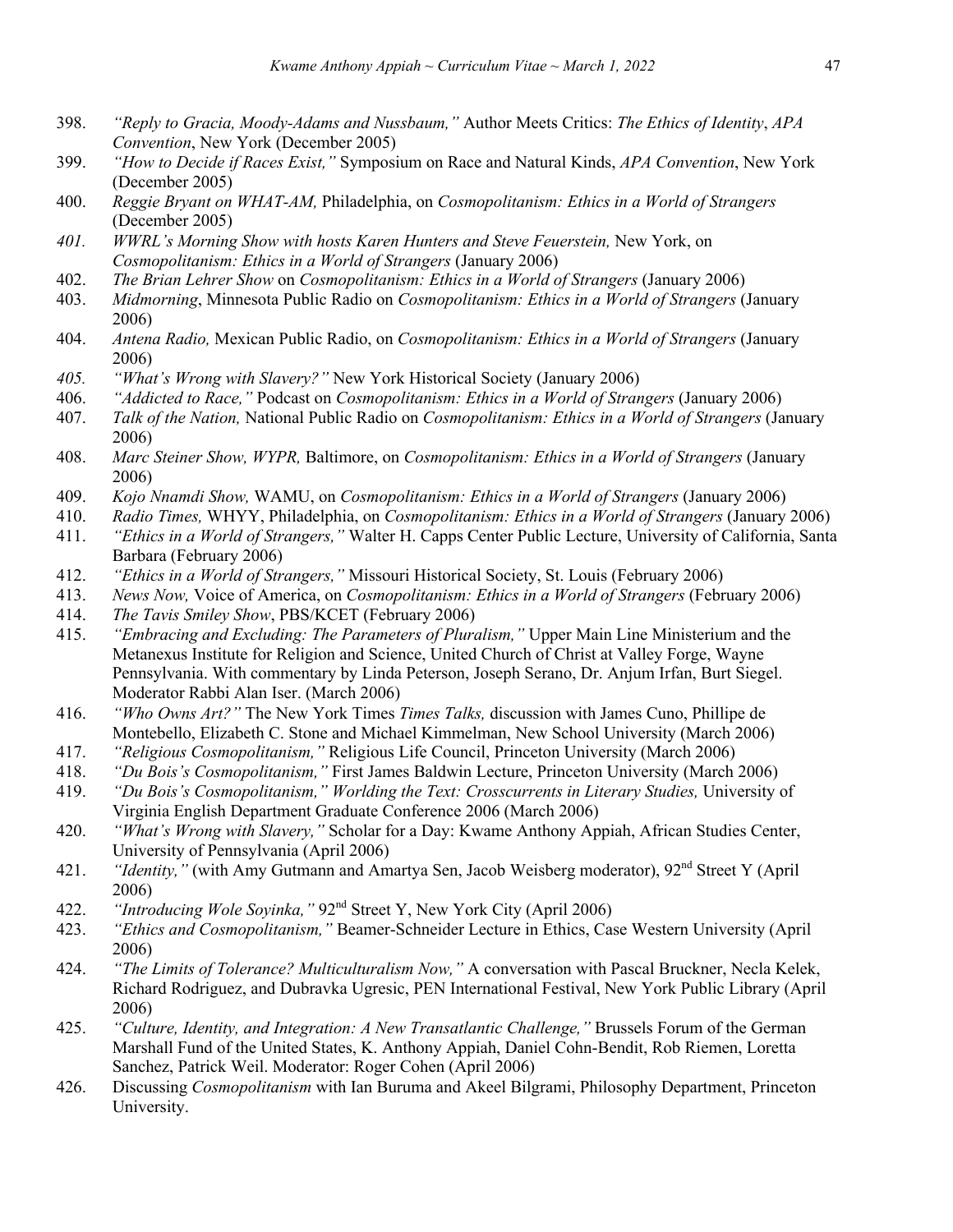398. *"Reply to Gracia, Moody-Adams and Nussbaum,"* Author Meets Critics: *The Ethics of Identity*, *APA Convention*, New York (December 2005)
399. *"How to Decide if Races Exist,"* Symposium on Race and Natural Kinds, *APA Convention*, New York (December 2005)
400. *Reggie Bryant on WHAT-AM,* Philadelphia, on *Cosmopolitanism: Ethics in a World of Strangers* (December 2005)
401. *WWRL's Morning Show with hosts Karen Hunters and Steve Feuerstein,* New York, on *Cosmopolitanism: Ethics in a World of Strangers* (January 2006)
402. *The Brian Lehrer Show* on *Cosmopolitanism: Ethics in a World of Strangers* (January 2006)
403. *Midmorning*, Minnesota Public Radio on *Cosmopolitanism: Ethics in a World of Strangers* (January 2006)
404. *Antena Radio,* Mexican Public Radio, on *Cosmopolitanism: Ethics in a World of Strangers* (January 2006)
405. *"What's Wrong with Slavery?"* New York Historical Society (January 2006)
406. *"Addicted to Race,"* Podcast on *Cosmopolitanism: Ethics in a World of Strangers* (January 2006)
407. *Talk of the Nation,* National Public Radio on *Cosmopolitanism: Ethics in a World of Strangers* (January 2006)
408. *Marc Steiner Show, WYPR,* Baltimore, on *Cosmopolitanism: Ethics in a World of Strangers* (January 2006)
409. *Kojo Nnamdi Show,* WAMU, on *Cosmopolitanism: Ethics in a World of Strangers* (January 2006)
410. *Radio Times,* WHYY, Philadelphia, on *Cosmopolitanism: Ethics in a World of Strangers* (January 2006)
411. *"Ethics in a World of Strangers,"* Walter H. Capps Center Public Lecture, University of California, Santa Barbara (February 2006)
412. *"Ethics in a World of Strangers,"* Missouri Historical Society, St. Louis (February 2006)
413. *News Now,* Voice of America, on *Cosmopolitanism: Ethics in a World of Strangers* (February 2006)
414. *The Tavis Smiley Show*, PBS/KCET (February 2006)
415. *"Embracing and Excluding: The Parameters of Pluralism,"* Upper Main Line Ministerium and the Metanexus Institute for Religion and Science, United Church of Christ at Valley Forge, Wayne Pennsylvania. With commentary by Linda Peterson, Joseph Serano, Dr. Anjum Irfan, Burt Siegel. Moderator Rabbi Alan Iser. (March 2006)
416. *"Who Owns Art?"* The New York Times *Times Talks,* discussion with James Cuno, Phillipe de Montebello, Elizabeth C. Stone and Michael Kimmelman, New School University (March 2006)
417. *"Religious Cosmopolitanism,"* Religious Life Council, Princeton University (March 2006)
418. *"Du Bois's Cosmopolitanism,"* First James Baldwin Lecture, Princeton University (March 2006)
419. *"Du Bois's Cosmopolitanism," Worlding the Text: Crosscurrents in Literary Studies,* University of Virginia English Department Graduate Conference 2006 (March 2006)
420. *"What's Wrong with Slavery,"* Scholar for a Day: Kwame Anthony Appiah, African Studies Center, University of Pennsylvania (April 2006)
421. *"Identity,"* (with Amy Gutmann and Amartya Sen, Jacob Weisberg moderator), 92nd Street Y (April 2006)
422. *"Introducing Wole Soyinka,"* 92nd Street Y, New York City (April 2006)
423. *"Ethics and Cosmopolitanism,"* Beamer-Schneider Lecture in Ethics, Case Western University (April 2006)
424. *"The Limits of Tolerance? Multiculturalism Now,"* A conversation with Pascal Bruckner, Necla Kelek, Richard Rodriguez, and Dubravka Ugresic, PEN International Festival, New York Public Library (April 2006)
425. *"Culture, Identity, and Integration: A New Transatlantic Challenge,"* Brussels Forum of the German Marshall Fund of the United States, K. Anthony Appiah, Daniel Cohn-Bendit, Rob Riemen, Loretta Sanchez, Patrick Weil. Moderator: Roger Cohen (April 2006)
426. Discussing *Cosmopolitanism* with Ian Buruma and Akeel Bilgrami, Philosophy Department, Princeton University.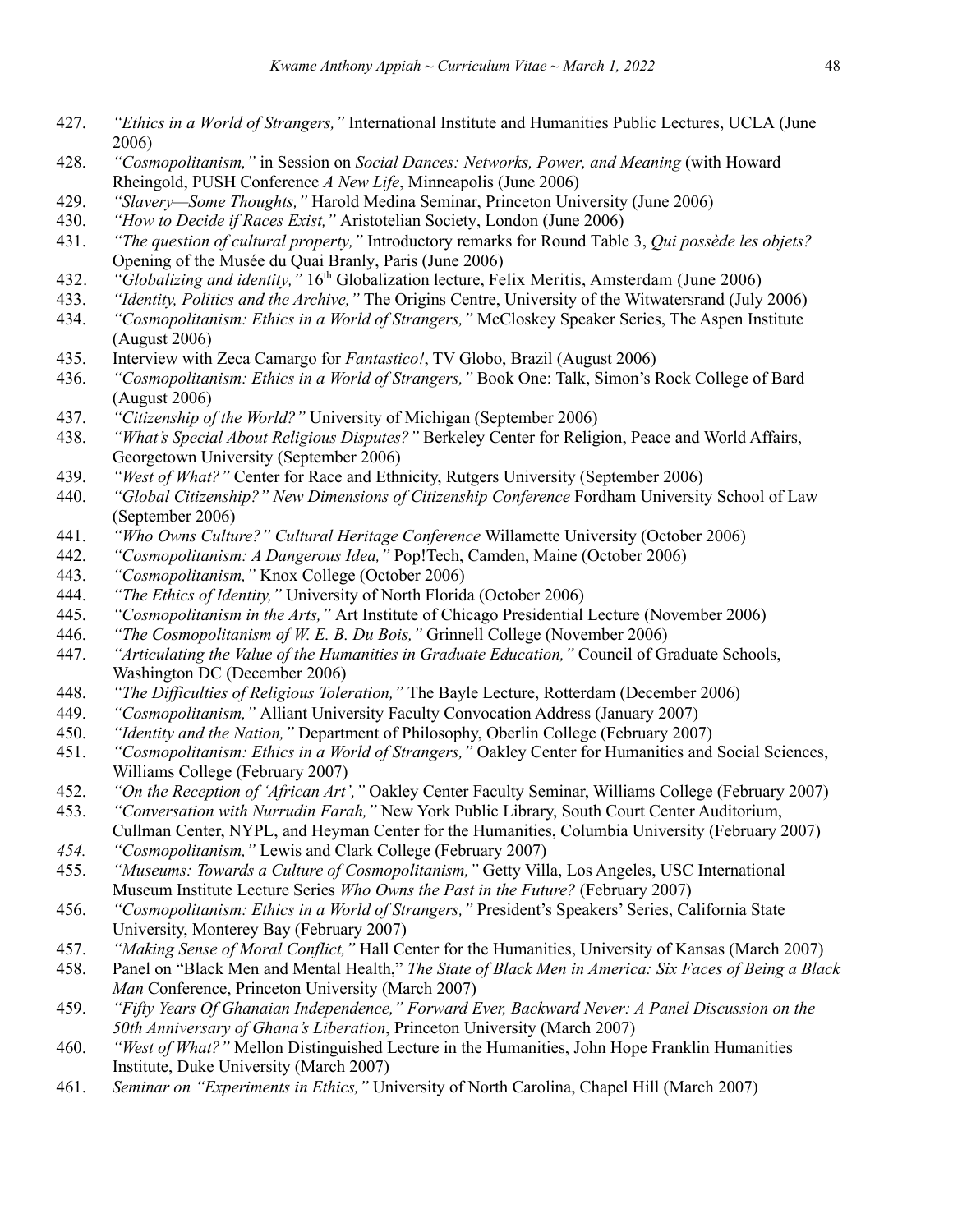427. *"Ethics in a World of Strangers,"* International Institute and Humanities Public Lectures, UCLA (June 2006)
428. *"Cosmopolitanism,"* in Session on *Social Dances: Networks, Power, and Meaning* (with Howard Rheingold, PUSH Conference *A New Life*, Minneapolis (June 2006)
429. *"Slavery—Some Thoughts,"* Harold Medina Seminar, Princeton University (June 2006)
430. *"How to Decide if Races Exist,"* Aristotelian Society, London (June 2006)
431. *"The question of cultural property,"* Introductory remarks for Round Table 3, *Qui possède les objets?* Opening of the Musée du Quai Branly, Paris (June 2006)
432. *"Globalizing and identity,"* 16th Globalization lecture, Felix Meritis, Amsterdam (June 2006)
433. *"Identity, Politics and the Archive,"* The Origins Centre, University of the Witwatersrand (July 2006)
434. *"Cosmopolitanism: Ethics in a World of Strangers,"* McCloskey Speaker Series, The Aspen Institute (August 2006)
435. Interview with Zeca Camargo for *Fantastico!*, TV Globo, Brazil (August 2006)
436. *"Cosmopolitanism: Ethics in a World of Strangers,"* Book One: Talk, Simon's Rock College of Bard (August 2006)
437. *"Citizenship of the World?"* University of Michigan (September 2006)
438. *"What's Special About Religious Disputes?"* Berkeley Center for Religion, Peace and World Affairs, Georgetown University (September 2006)
439. *"West of What?"* Center for Race and Ethnicity, Rutgers University (September 2006)
440. *"Global Citizenship?" New Dimensions of Citizenship Conference* Fordham University School of Law (September 2006)
441. *"Who Owns Culture?" Cultural Heritage Conference* Willamette University (October 2006)
442. *"Cosmopolitanism: A Dangerous Idea,"* Pop!Tech, Camden, Maine (October 2006)
443. *"Cosmopolitanism,"* Knox College (October 2006)
444. *"The Ethics of Identity,"* University of North Florida (October 2006)
445. *"Cosmopolitanism in the Arts,"* Art Institute of Chicago Presidential Lecture (November 2006)
446. *"The Cosmopolitanism of W. E. B. Du Bois,"* Grinnell College (November 2006)
447. *"Articulating the Value of the Humanities in Graduate Education,"* Council of Graduate Schools, Washington DC (December 2006)
448. *"The Difficulties of Religious Toleration,"* The Bayle Lecture, Rotterdam (December 2006)
449. *"Cosmopolitanism,"* Alliant University Faculty Convocation Address (January 2007)
450. *"Identity and the Nation,"* Department of Philosophy, Oberlin College (February 2007)
451. *"Cosmopolitanism: Ethics in a World of Strangers,"* Oakley Center for Humanities and Social Sciences, Williams College (February 2007)
452. *"On the Reception of 'African Art',"* Oakley Center Faculty Seminar, Williams College (February 2007)
453. *"Conversation with Nurrudin Farah,"* New York Public Library, South Court Center Auditorium, Cullman Center, NYPL, and Heyman Center for the Humanities, Columbia University (February 2007)
454. *"Cosmopolitanism,"* Lewis and Clark College (February 2007)
455. *"Museums: Towards a Culture of Cosmopolitanism,"* Getty Villa, Los Angeles, USC International Museum Institute Lecture Series *Who Owns the Past in the Future?* (February 2007)
456. *"Cosmopolitanism: Ethics in a World of Strangers,"* President's Speakers' Series, California State University, Monterey Bay (February 2007)
457. *"Making Sense of Moral Conflict,"* Hall Center for the Humanities, University of Kansas (March 2007)
458. Panel on "Black Men and Mental Health," *The State of Black Men in America: Six Faces of Being a Black Man* Conference, Princeton University (March 2007)
459. *"Fifty Years Of Ghanaian Independence," Forward Ever, Backward Never: A Panel Discussion on the 50th Anniversary of Ghana's Liberation*, Princeton University (March 2007)
460. *"West of What?"* Mellon Distinguished Lecture in the Humanities, John Hope Franklin Humanities Institute, Duke University (March 2007)
461. *Seminar on "Experiments in Ethics,"* University of North Carolina, Chapel Hill (March 2007)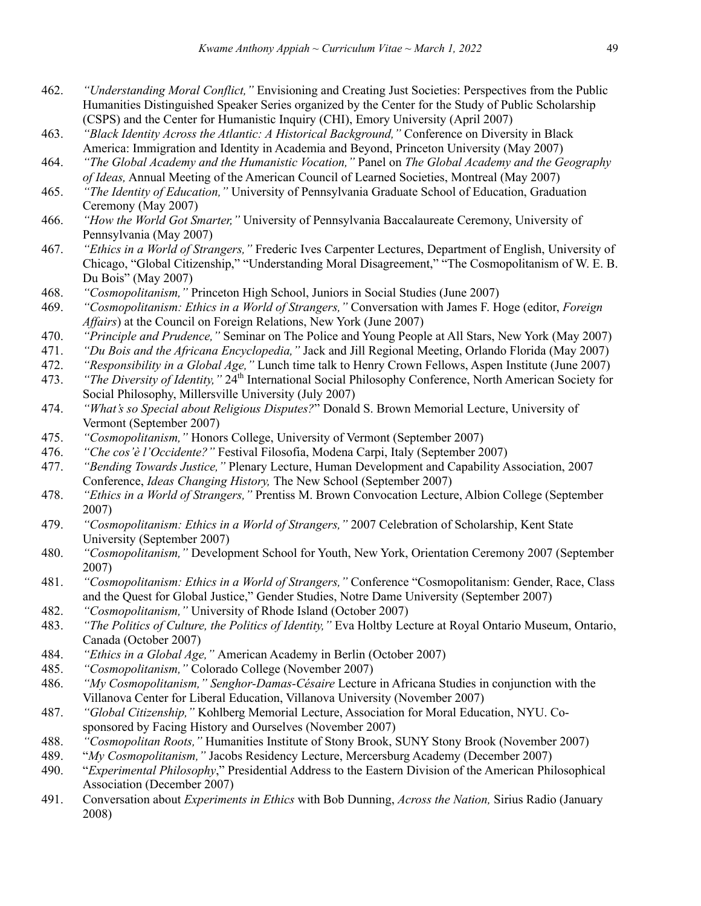462. *"Understanding Moral Conflict,"* Envisioning and Creating Just Societies: Perspectives from the Public Humanities Distinguished Speaker Series organized by the Center for the Study of Public Scholarship (CSPS) and the Center for Humanistic Inquiry (CHI), Emory University (April 2007)
463. *"Black Identity Across the Atlantic: A Historical Background,"* Conference on Diversity in Black America: Immigration and Identity in Academia and Beyond, Princeton University (May 2007)
464. *"The Global Academy and the Humanistic Vocation,"* Panel on *The Global Academy and the Geography of Ideas,* Annual Meeting of the American Council of Learned Societies, Montreal (May 2007)
465. *"The Identity of Education,"* University of Pennsylvania Graduate School of Education, Graduation Ceremony (May 2007)
466. *"How the World Got Smarter,"* University of Pennsylvania Baccalaureate Ceremony, University of Pennsylvania (May 2007)
467. *"Ethics in a World of Strangers,"* Frederic Ives Carpenter Lectures, Department of English, University of Chicago, "Global Citizenship," "Understanding Moral Disagreement," "The Cosmopolitanism of W. E. B. Du Bois" (May 2007)
468. *"Cosmopolitanism,"* Princeton High School, Juniors in Social Studies (June 2007)
469. *"Cosmopolitanism: Ethics in a World of Strangers,"* Conversation with James F. Hoge (editor, *Foreign Affairs*) at the Council on Foreign Relations, New York (June 2007)
470. *"Principle and Prudence,"* Seminar on The Police and Young People at All Stars, New York (May 2007)
471. *"Du Bois and the Africana Encyclopedia,"* Jack and Jill Regional Meeting, Orlando Florida (May 2007)
472. *"Responsibility in a Global Age,"* Lunch time talk to Henry Crown Fellows, Aspen Institute (June 2007)
473. *"The Diversity of Identity,"* 24th International Social Philosophy Conference, North American Society for Social Philosophy, Millersville University (July 2007)
474. *"What's so Special about Religious Disputes?"* Donald S. Brown Memorial Lecture, University of Vermont (September 2007)
475. *"Cosmopolitanism,"* Honors College, University of Vermont (September 2007)
476. *"Che cos'è l'Occidente?"* Festival Filosofia, Modena Carpi, Italy (September 2007)
477. *"Bending Towards Justice,"* Plenary Lecture, Human Development and Capability Association, 2007 Conference, *Ideas Changing History,* The New School (September 2007)
478. *"Ethics in a World of Strangers,"* Prentiss M. Brown Convocation Lecture, Albion College (September 2007)
479. *"Cosmopolitanism: Ethics in a World of Strangers,"* 2007 Celebration of Scholarship, Kent State University (September 2007)
480. *"Cosmopolitanism,"* Development School for Youth, New York, Orientation Ceremony 2007 (September 2007)
481. *"Cosmopolitanism: Ethics in a World of Strangers,"* Conference "Cosmopolitanism: Gender, Race, Class and the Quest for Global Justice," Gender Studies, Notre Dame University (September 2007)
482. *"Cosmopolitanism,"* University of Rhode Island (October 2007)
483. *"The Politics of Culture, the Politics of Identity,"* Eva Holtby Lecture at Royal Ontario Museum, Ontario, Canada (October 2007)
484. *"Ethics in a Global Age,"* American Academy in Berlin (October 2007)
485. *"Cosmopolitanism,"* Colorado College (November 2007)
486. *"My Cosmopolitanism," Senghor-Damas-Césaire* Lecture in Africana Studies in conjunction with the Villanova Center for Liberal Education, Villanova University (November 2007)
487. *"Global Citizenship,"* Kohlberg Memorial Lecture, Association for Moral Education, NYU. Co-sponsored by Facing History and Ourselves (November 2007)
488. *"Cosmopolitan Roots,"* Humanities Institute of Stony Brook, SUNY Stony Brook (November 2007)
489. "*My Cosmopolitanism,"* Jacobs Residency Lecture, Mercersburg Academy (December 2007)
490. "*Experimental Philosophy*," Presidential Address to the Eastern Division of the American Philosophical Association (December 2007)
491. Conversation about *Experiments in Ethics* with Bob Dunning, *Across the Nation,* Sirius Radio (January 2008)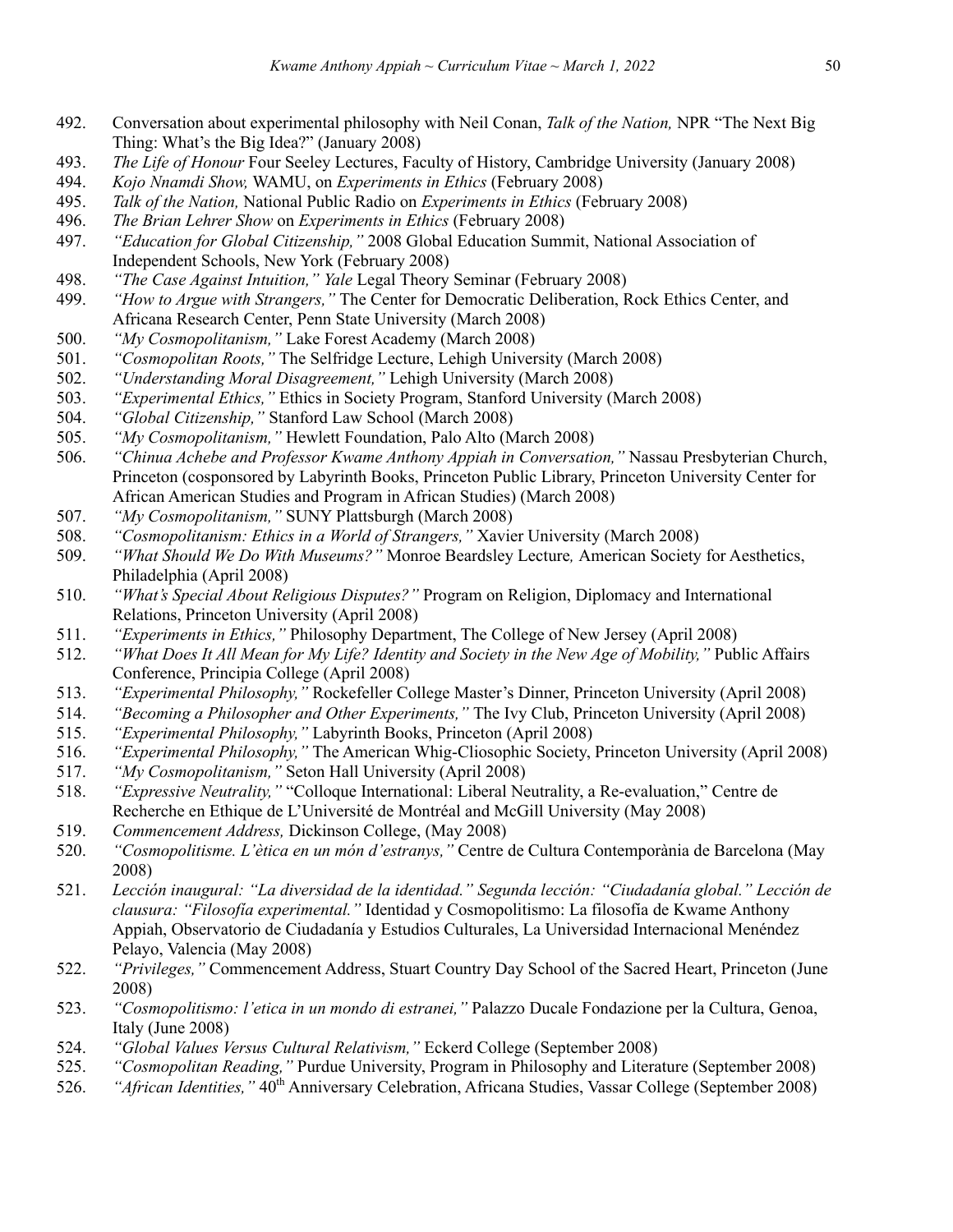492. Conversation about experimental philosophy with Neil Conan, *Talk of the Nation,* NPR "The Next Big Thing: What's the Big Idea?" (January 2008)
493. *The Life of Honour* Four Seeley Lectures, Faculty of History, Cambridge University (January 2008)
494. *Kojo Nnamdi Show,* WAMU, on *Experiments in Ethics* (February 2008)
495. *Talk of the Nation,* National Public Radio on *Experiments in Ethics* (February 2008)
496. *The Brian Lehrer Show* on *Experiments in Ethics* (February 2008)
497. *"Education for Global Citizenship,"* 2008 Global Education Summit, National Association of Independent Schools, New York (February 2008)
498. *"The Case Against Intuition," Yale* Legal Theory Seminar (February 2008)
499. *"How to Argue with Strangers,"* The Center for Democratic Deliberation, Rock Ethics Center, and Africana Research Center, Penn State University (March 2008)
500. *"My Cosmopolitanism,"* Lake Forest Academy (March 2008)
501. *"Cosmopolitan Roots,"* The Selfridge Lecture, Lehigh University (March 2008)
502. *"Understanding Moral Disagreement,"* Lehigh University (March 2008)
503. *"Experimental Ethics,"* Ethics in Society Program, Stanford University (March 2008)
504. *"Global Citizenship,"* Stanford Law School (March 2008)
505. *"My Cosmopolitanism,"* Hewlett Foundation, Palo Alto (March 2008)
506. *"Chinua Achebe and Professor Kwame Anthony Appiah in Conversation,"* Nassau Presbyterian Church, Princeton (cosponsored by Labyrinth Books, Princeton Public Library, Princeton University Center for African American Studies and Program in African Studies) (March 2008)
507. *"My Cosmopolitanism,"* SUNY Plattsburgh (March 2008)
508. *"Cosmopolitanism: Ethics in a World of Strangers,"* Xavier University (March 2008)
509. *"What Should We Do With Museums?"* Monroe Beardsley Lecture*,* American Society for Aesthetics, Philadelphia (April 2008)
510. *"What's Special About Religious Disputes?"* Program on Religion, Diplomacy and International Relations, Princeton University (April 2008)
511. *"Experiments in Ethics,"* Philosophy Department, The College of New Jersey (April 2008)
512. *"What Does It All Mean for My Life? Identity and Society in the New Age of Mobility,"* Public Affairs Conference, Principia College (April 2008)
513. *"Experimental Philosophy,"* Rockefeller College Master's Dinner, Princeton University (April 2008)
514. *"Becoming a Philosopher and Other Experiments,"* The Ivy Club, Princeton University (April 2008)
515. *"Experimental Philosophy,"* Labyrinth Books, Princeton (April 2008)
516. *"Experimental Philosophy,"* The American Whig-Cliosophic Society, Princeton University (April 2008)
517. *"My Cosmopolitanism,"* Seton Hall University (April 2008)
518. *"Expressive Neutrality,"* "Colloque International: Liberal Neutrality, a Re-evaluation," Centre de Recherche en Ethique de L'Université de Montréal and McGill University (May 2008)
519. *Commencement Address,* Dickinson College, (May 2008)
520. *"Cosmopolitisme. L'ètica en un món d'estranys,"* Centre de Cultura Contemporània de Barcelona (May 2008)
521. *Lección inaugural: "La diversidad de la identidad." Segunda lección: "Ciudadanía global." Lección de clausura: "Filosofía experimental."* Identidad y Cosmopolitismo: La filosofía de Kwame Anthony Appiah, Observatorio de Ciudadanía y Estudios Culturales, La Universidad Internacional Menéndez Pelayo, Valencia (May 2008)
522. *"Privileges,"* Commencement Address, Stuart Country Day School of the Sacred Heart, Princeton (June 2008)
523. *"Cosmopolitismo: l'etica in un mondo di estranei,"* Palazzo Ducale Fondazione per la Cultura, Genoa, Italy (June 2008)
524. *"Global Values Versus Cultural Relativism,"* Eckerd College (September 2008)
525. *"Cosmopolitan Reading,"* Purdue University, Program in Philosophy and Literature (September 2008)
526. *"African Identities,"* 40th Anniversary Celebration, Africana Studies, Vassar College (September 2008)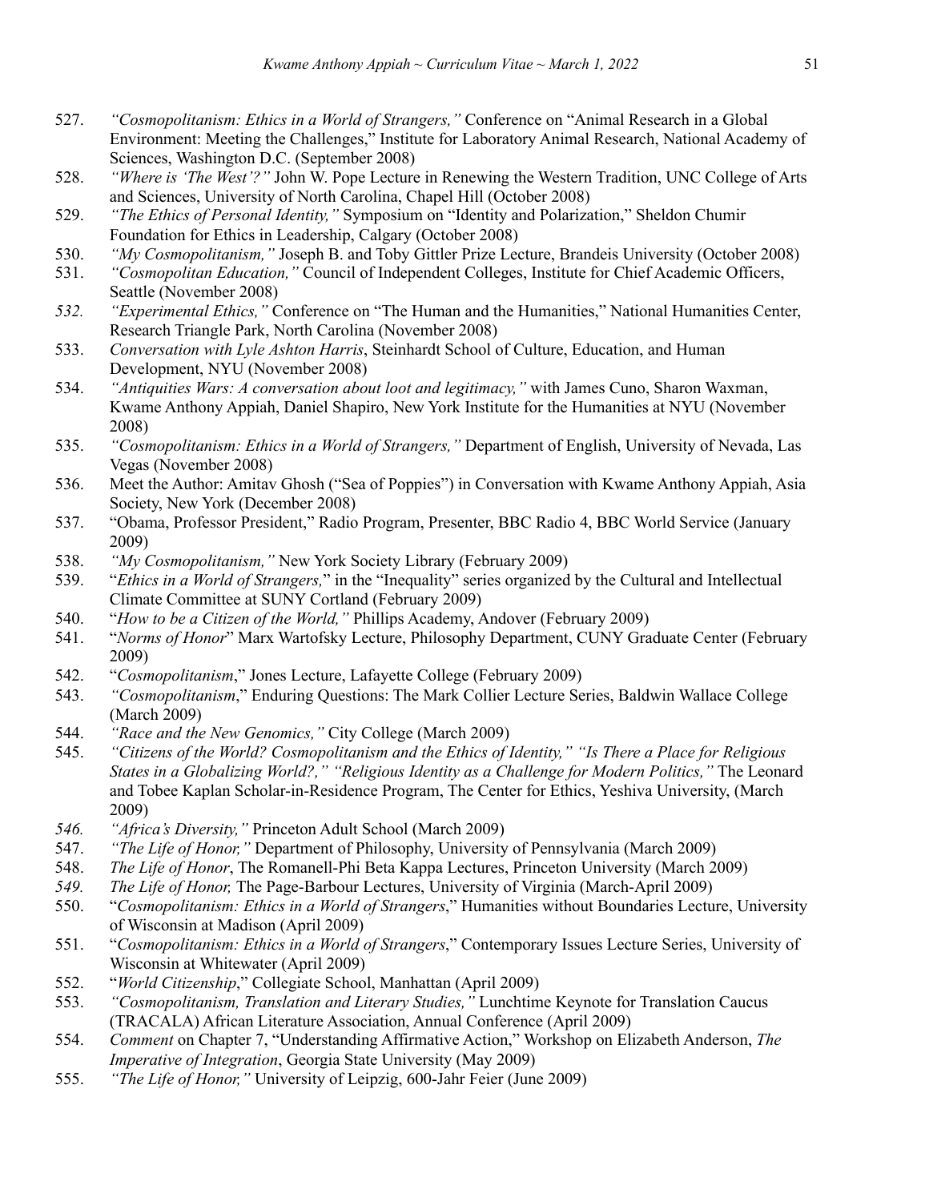527. *"Cosmopolitanism: Ethics in a World of Strangers,"* Conference on "Animal Research in a Global Environment: Meeting the Challenges," Institute for Laboratory Animal Research, National Academy of Sciences, Washington D.C. (September 2008)
528. *"Where is 'The West'?"* John W. Pope Lecture in Renewing the Western Tradition, UNC College of Arts and Sciences, University of North Carolina, Chapel Hill (October 2008)
529. *"The Ethics of Personal Identity,"* Symposium on "Identity and Polarization," Sheldon Chumir Foundation for Ethics in Leadership, Calgary (October 2008)
530. *"My Cosmopolitanism,"* Joseph B. and Toby Gittler Prize Lecture, Brandeis University (October 2008)
531. *"Cosmopolitan Education,"* Council of Independent Colleges, Institute for Chief Academic Officers, Seattle (November 2008)
532. *"Experimental Ethics,"* Conference on "The Human and the Humanities," National Humanities Center, Research Triangle Park, North Carolina (November 2008)
533. *Conversation with Lyle Ashton Harris*, Steinhardt School of Culture, Education, and Human Development, NYU (November 2008)
534. *"Antiquities Wars: A conversation about loot and legitimacy,"* with James Cuno, Sharon Waxman, Kwame Anthony Appiah, Daniel Shapiro, New York Institute for the Humanities at NYU (November 2008)
535. *"Cosmopolitanism: Ethics in a World of Strangers,"* Department of English, University of Nevada, Las Vegas (November 2008)
536. Meet the Author: Amitav Ghosh ("Sea of Poppies") in Conversation with Kwame Anthony Appiah, Asia Society, New York (December 2008)
537. "Obama, Professor President," Radio Program, Presenter, BBC Radio 4, BBC World Service (January 2009)
538. *"My Cosmopolitanism,"* New York Society Library (February 2009)
539. "*Ethics in a World of Strangers,*" in the "Inequality" series organized by the Cultural and Intellectual Climate Committee at SUNY Cortland (February 2009)
540. "*How to be a Citizen of the World,"* Phillips Academy, Andover (February 2009)
541. "*Norms of Honor*" Marx Wartofsky Lecture, Philosophy Department, CUNY Graduate Center (February 2009)
542. "*Cosmopolitanism*," Jones Lecture, Lafayette College (February 2009)
543. *"Cosmopolitanism*," Enduring Questions: The Mark Collier Lecture Series, Baldwin Wallace College (March 2009)
544. *"Race and the New Genomics,"* City College (March 2009)
545. *"Citizens of the World? Cosmopolitanism and the Ethics of Identity," "Is There a Place for Religious States in a Globalizing World?," "Religious Identity as a Challenge for Modern Politics,"* The Leonard and Tobee Kaplan Scholar-in-Residence Program, The Center for Ethics, Yeshiva University, (March 2009)
546. *"Africa's Diversity,"* Princeton Adult School (March 2009)
547. *"The Life of Honor,"* Department of Philosophy, University of Pennsylvania (March 2009)
548. *The Life of Honor*, The Romanell-Phi Beta Kappa Lectures, Princeton University (March 2009)
549. *The Life of Honor,* The Page-Barbour Lectures, University of Virginia (March-April 2009)
550. "*Cosmopolitanism: Ethics in a World of Strangers*," Humanities without Boundaries Lecture, University of Wisconsin at Madison (April 2009)
551. "*Cosmopolitanism: Ethics in a World of Strangers*," Contemporary Issues Lecture Series, University of Wisconsin at Whitewater (April 2009)
552. "*World Citizenship*," Collegiate School, Manhattan (April 2009)
553. *"Cosmopolitanism, Translation and Literary Studies,"* Lunchtime Keynote for Translation Caucus (TRACALA) African Literature Association, Annual Conference (April 2009)
554. *Comment* on Chapter 7, "Understanding Affirmative Action," Workshop on Elizabeth Anderson, *The Imperative of Integration*, Georgia State University (May 2009)
555. *"The Life of Honor,"* University of Leipzig, 600-Jahr Feier (June 2009)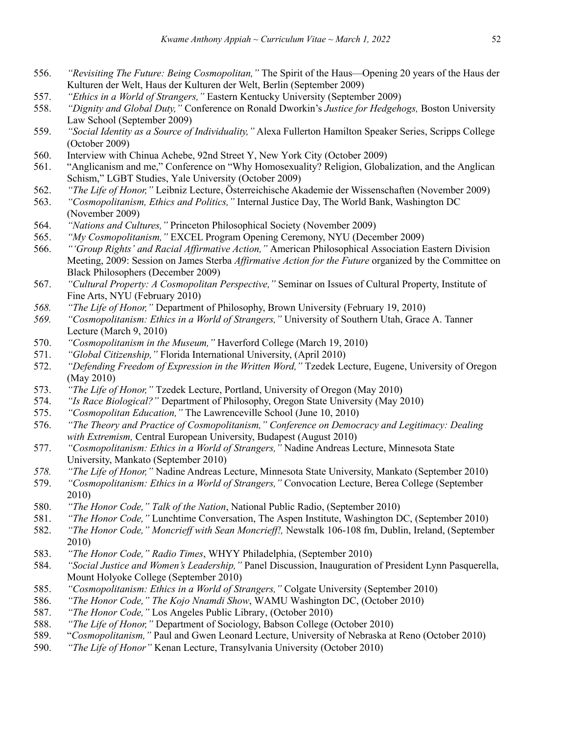556. *"Revisiting The Future: Being Cosmopolitan,"* The Spirit of the Haus—Opening 20 years of the Haus der Kulturen der Welt, Haus der Kulturen der Welt, Berlin (September 2009)
557. *"Ethics in a World of Strangers,"* Eastern Kentucky University (September 2009)
558. *"Dignity and Global Duty,"* Conference on Ronald Dworkin's *Justice for Hedgehogs,* Boston University Law School (September 2009)
559. *"Social Identity as a Source of Individuality,"* Alexa Fullerton Hamilton Speaker Series, Scripps College (October 2009)
560. Interview with Chinua Achebe, 92nd Street Y, New York City (October 2009)
561. "Anglicanism and me," Conference on "Why Homosexuality? Religion, Globalization, and the Anglican Schism," LGBT Studies, Yale University (October 2009)
562. *"The Life of Honor,"* Leibniz Lecture, Österreichische Akademie der Wissenschaften (November 2009)
563. *"Cosmopolitanism, Ethics and Politics,"* Internal Justice Day, The World Bank, Washington DC (November 2009)
564. *"Nations and Cultures,"* Princeton Philosophical Society (November 2009)
565. *"My Cosmopolitanism,"* EXCEL Program Opening Ceremony, NYU (December 2009)
566. *"'Group Rights' and Racial Affirmative Action,"* American Philosophical Association Eastern Division Meeting, 2009: Session on James Sterba *Affirmative Action for the Future* organized by the Committee on Black Philosophers (December 2009)
567. *"Cultural Property: A Cosmopolitan Perspective,"* Seminar on Issues of Cultural Property, Institute of Fine Arts, NYU (February 2010)
568. *"The Life of Honor,"* Department of Philosophy, Brown University (February 19, 2010)
569. *"Cosmopolitanism: Ethics in a World of Strangers,"* University of Southern Utah, Grace A. Tanner Lecture (March 9, 2010)
570. *"Cosmopolitanism in the Museum,"* Haverford College (March 19, 2010)
571. *"Global Citizenship,"* Florida International University, (April 2010)
572. *"Defending Freedom of Expression in the Written Word,"* Tzedek Lecture, Eugene, University of Oregon (May 2010)
573. *"The Life of Honor,"* Tzedek Lecture, Portland, University of Oregon (May 2010)
574. *"Is Race Biological?"* Department of Philosophy, Oregon State University (May 2010)
575. *"Cosmopolitan Education,"* The Lawrenceville School (June 10, 2010)
576. *"The Theory and Practice of Cosmopolitanism," Conference on Democracy and Legitimacy: Dealing with Extremism,* Central European University, Budapest (August 2010)
577. *"Cosmopolitanism: Ethics in a World of Strangers,"* Nadine Andreas Lecture, Minnesota State University, Mankato (September 2010)
578. *"The Life of Honor,"* Nadine Andreas Lecture, Minnesota State University, Mankato (September 2010)
579. *"Cosmopolitanism: Ethics in a World of Strangers,"* Convocation Lecture, Berea College (September 2010)
580. *"The Honor Code," Talk of the Nation*, National Public Radio, (September 2010)
581. *"The Honor Code,"* Lunchtime Conversation, The Aspen Institute, Washington DC, (September 2010)
582. *"The Honor Code," Moncrieff with Sean Moncrieff!,* Newstalk 106-108 fm, Dublin, Ireland, (September 2010)
583. *"The Honor Code," Radio Times*, WHYY Philadelphia, (September 2010)
584. *"Social Justice and Women's Leadership,"* Panel Discussion, Inauguration of President Lynn Pasquerella, Mount Holyoke College (September 2010)
585. *"Cosmopolitanism: Ethics in a World of Strangers,"* Colgate University (September 2010)
586. *"The Honor Code," The Kojo Nnamdi Show*, WAMU Washington DC, (October 2010)
587. *"The Honor Code,"* Los Angeles Public Library, (October 2010)
588. *"The Life of Honor,"* Department of Sociology, Babson College (October 2010)
589. "*Cosmopolitanism,"* Paul and Gwen Leonard Lecture, University of Nebraska at Reno (October 2010)
590. *"The Life of Honor"* Kenan Lecture, Transylvania University (October 2010)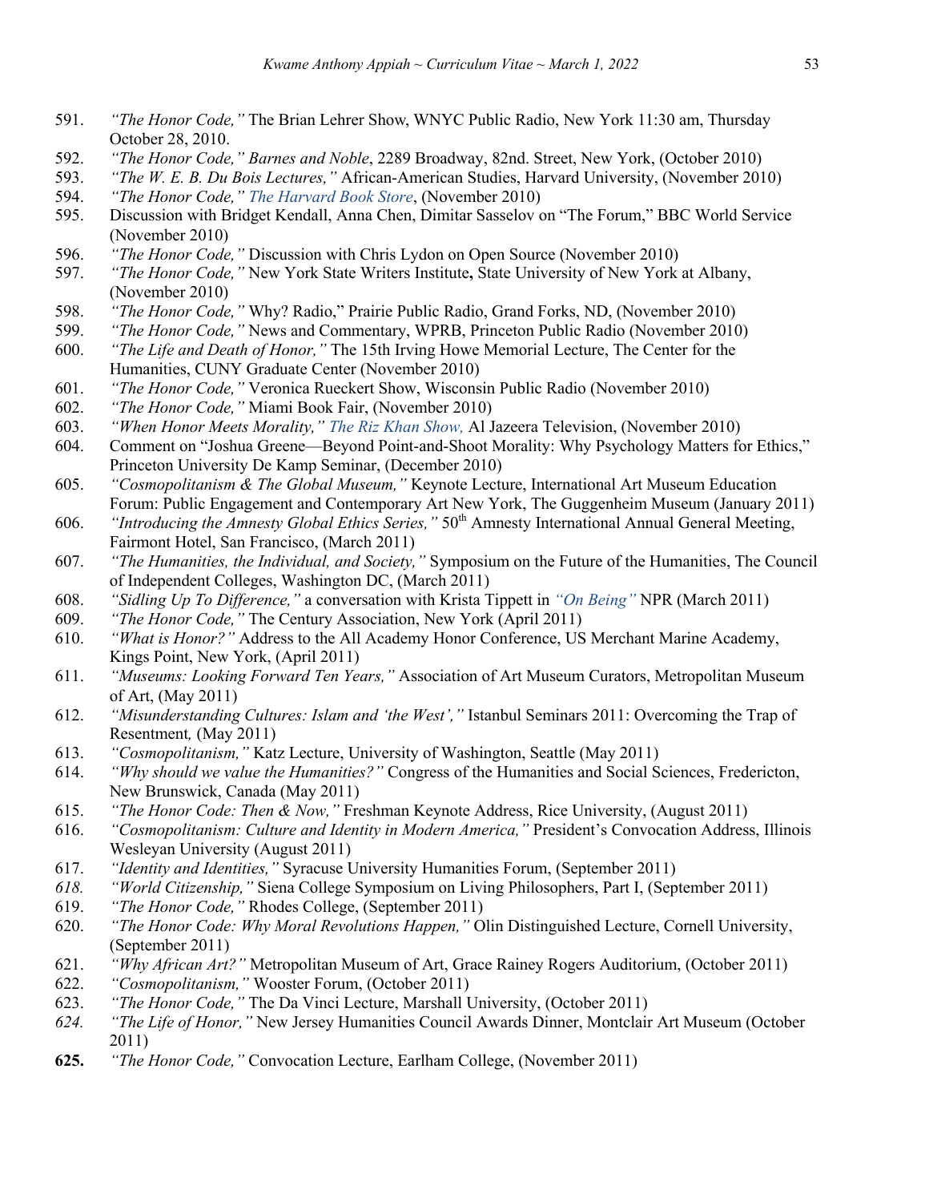591. *"The Honor Code,"* The Brian Lehrer Show, WNYC Public Radio, New York 11:30 am, Thursday October 28, 2010.
592. *"The Honor Code," Barnes and Noble*, 2289 Broadway, 82nd. Street, New York, (October 2010)
593. *"The W. E. B. Du Bois Lectures,"* African-American Studies, Harvard University, (November 2010)
594. *"The Honor Code," The Harvard Book Store*, (November 2010)
595. Discussion with Bridget Kendall, Anna Chen, Dimitar Sasselov on "The Forum," BBC World Service (November 2010)
596. *"The Honor Code,"* Discussion with Chris Lydon on Open Source (November 2010)
597. *"The Honor Code,"* New York State Writers Institute**,** State University of New York at Albany, (November 2010)
598. *"The Honor Code,"* Why? Radio," Prairie Public Radio, Grand Forks, ND, (November 2010)
599. *"The Honor Code,"* News and Commentary, WPRB, Princeton Public Radio (November 2010)
600. *"The Life and Death of Honor,"* The 15th Irving Howe Memorial Lecture, The Center for the Humanities, CUNY Graduate Center (November 2010)
601. *"The Honor Code,"* Veronica Rueckert Show, Wisconsin Public Radio (November 2010)
602. *"The Honor Code,"* Miami Book Fair, (November 2010)
603. *"When Honor Meets Morality," The Riz Khan Show,* Al Jazeera Television, (November 2010)
604. Comment on "Joshua Greene—Beyond Point-and-Shoot Morality: Why Psychology Matters for Ethics," Princeton University De Kamp Seminar, (December 2010)
605. *"Cosmopolitanism & The Global Museum,"* Keynote Lecture, International Art Museum Education Forum: Public Engagement and Contemporary Art New York, The Guggenheim Museum (January 2011)
606. *"Introducing the Amnesty Global Ethics Series,"* 50th Amnesty International Annual General Meeting, Fairmont Hotel, San Francisco, (March 2011)
607. *"The Humanities, the Individual, and Society,"* Symposium on the Future of the Humanities, The Council of Independent Colleges, Washington DC, (March 2011)
608. *"Sidling Up To Difference,"* a conversation with Krista Tippett in *"On Being"* NPR (March 2011)
609. *"The Honor Code,"* The Century Association, New York (April 2011)
610. *"What is Honor?"* Address to the All Academy Honor Conference, US Merchant Marine Academy, Kings Point, New York, (April 2011)
611. *"Museums: Looking Forward Ten Years,"* Association of Art Museum Curators, Metropolitan Museum of Art, (May 2011)
612. *"Misunderstanding Cultures: Islam and 'the West',"* Istanbul Seminars 2011: Overcoming the Trap of Resentment*,* (May 2011)
613. *"Cosmopolitanism,"* Katz Lecture, University of Washington, Seattle (May 2011)
614. *"Why should we value the Humanities?"* Congress of the Humanities and Social Sciences, Fredericton, New Brunswick, Canada (May 2011)
615. *"The Honor Code: Then & Now,"* Freshman Keynote Address, Rice University, (August 2011)
616. *"Cosmopolitanism: Culture and Identity in Modern America,"* President's Convocation Address, Illinois Wesleyan University (August 2011)
617. *"Identity and Identities,"* Syracuse University Humanities Forum, (September 2011)
618. *"World Citizenship,"* Siena College Symposium on Living Philosophers, Part I, (September 2011)
619. *"The Honor Code,"* Rhodes College, (September 2011)
620. *"The Honor Code: Why Moral Revolutions Happen,"* Olin Distinguished Lecture, Cornell University, (September 2011)
621. *"Why African Art?"* Metropolitan Museum of Art, Grace Rainey Rogers Auditorium, (October 2011)
622. *"Cosmopolitanism,"* Wooster Forum, (October 2011)
623. *"The Honor Code,"* The Da Vinci Lecture, Marshall University, (October 2011)
624. *"The Life of Honor,"* New Jersey Humanities Council Awards Dinner, Montclair Art Museum (October 2011)
625. *"The Honor Code,"* Convocation Lecture, Earlham College, (November 2011)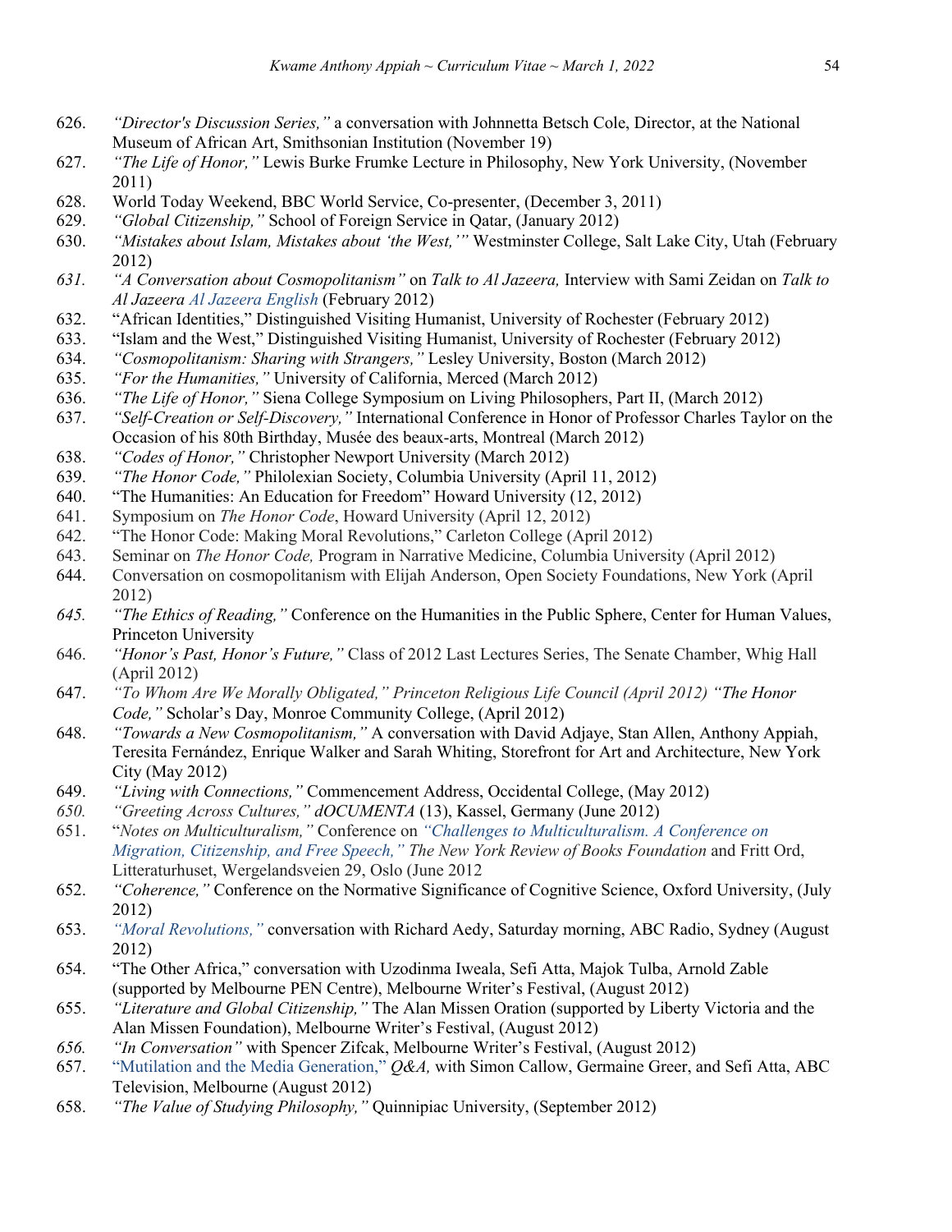626. *"Director's Discussion Series,"* a conversation with Johnnetta Betsch Cole, Director, at the National Museum of African Art, Smithsonian Institution (November 19)
627. *"The Life of Honor,"* Lewis Burke Frumke Lecture in Philosophy, New York University, (November 2011)
628. World Today Weekend, BBC World Service, Co-presenter, (December 3, 2011)
629. *"Global Citizenship,"* School of Foreign Service in Qatar, (January 2012)
630. *"Mistakes about Islam, Mistakes about 'the West,'"* Westminster College, Salt Lake City, Utah (February 2012)
631. *"A Conversation about Cosmopolitanism"* on *Talk to Al Jazeera,* Interview with Sami Zeidan on *Talk to Al Jazeera Al Jazeera English* (February 2012)
632. "African Identities," Distinguished Visiting Humanist, University of Rochester (February 2012)
633. "Islam and the West," Distinguished Visiting Humanist, University of Rochester (February 2012)
634. *"Cosmopolitanism: Sharing with Strangers,"* Lesley University, Boston (March 2012)
635. *"For the Humanities,"* University of California, Merced (March 2012)
636. *"The Life of Honor,"* Siena College Symposium on Living Philosophers, Part II, (March 2012)
637. *"Self-Creation or Self-Discovery,"* International Conference in Honor of Professor Charles Taylor on the Occasion of his 80th Birthday, Musée des beaux-arts, Montreal (March 2012)
638. *"Codes of Honor,"* Christopher Newport University (March 2012)
639. *"The Honor Code,"* Philolexian Society, Columbia University (April 11, 2012)
640. "The Humanities: An Education for Freedom" Howard University (12, 2012)
641. Symposium on *The Honor Code*, Howard University (April 12, 2012)
642. "The Honor Code: Making Moral Revolutions," Carleton College (April 2012)
643. Seminar on *The Honor Code,* Program in Narrative Medicine, Columbia University (April 2012)
644. Conversation on cosmopolitanism with Elijah Anderson, Open Society Foundations, New York (April 2012)
645. *"The Ethics of Reading,"* Conference on the Humanities in the Public Sphere, Center for Human Values, Princeton University
646. *"Honor's Past, Honor's Future,"* Class of 2012 Last Lectures Series, The Senate Chamber, Whig Hall (April 2012)
647. *"To Whom Are We Morally Obligated," Princeton Religious Life Council (April 2012) "The Honor Code,"* Scholar's Day, Monroe Community College, (April 2012)
648. *"Towards a New Cosmopolitanism,"* A conversation with David Adjaye, Stan Allen, Anthony Appiah, Teresita Fernández, Enrique Walker and Sarah Whiting, Storefront for Art and Architecture, New York City (May 2012)
649. *"Living with Connections,"* Commencement Address, Occidental College, (May 2012)
650. *"Greeting Across Cultures," dOCUMENTA* (13), Kassel, Germany (June 2012)
651. "*Notes on Multiculturalism,"* Conference on *"Challenges to Multiculturalism. A Conference on Migration, Citizenship, and Free Speech," The New York Review of Books Foundation* and Fritt Ord, Litteraturhuset, Wergelandsveien 29, Oslo (June 2012
652. *"Coherence,"* Conference on the Normative Significance of Cognitive Science, Oxford University, (July 2012)
653. *"Moral Revolutions,"* conversation with Richard Aedy, Saturday morning, ABC Radio, Sydney (August 2012)
654. "The Other Africa," conversation with Uzodinma Iweala, Sefi Atta, Majok Tulba, Arnold Zable (supported by Melbourne PEN Centre), Melbourne Writer's Festival, (August 2012)
655. *"Literature and Global Citizenship,"* The Alan Missen Oration (supported by Liberty Victoria and the Alan Missen Foundation), Melbourne Writer's Festival, (August 2012)
656. *"In Conversation"* with Spencer Zifcak, Melbourne Writer's Festival, (August 2012)
657. "Mutilation and the Media Generation," *Q&A,* with Simon Callow, Germaine Greer, and Sefi Atta, ABC Television, Melbourne (August 2012)
658. *"The Value of Studying Philosophy,"* Quinnipiac University, (September 2012)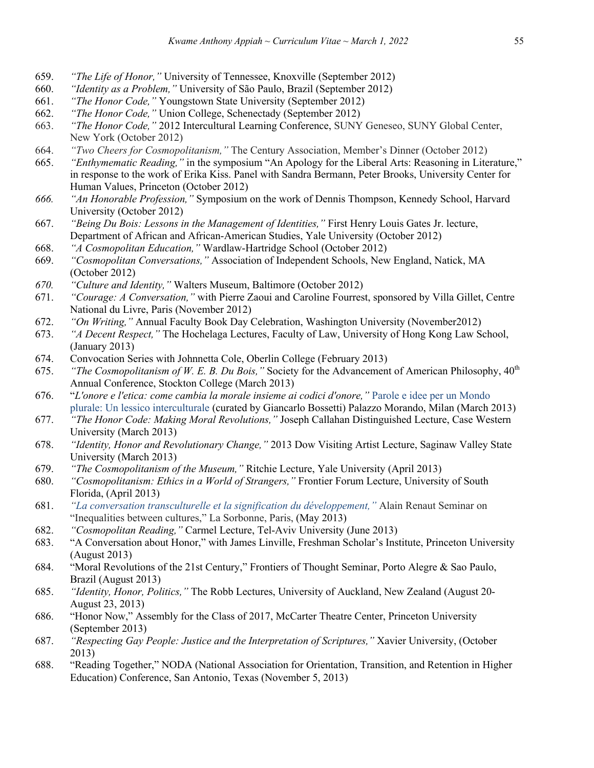659. *"The Life of Honor,"* University of Tennessee, Knoxville (September 2012)
660. *"Identity as a Problem,"* University of São Paulo, Brazil (September 2012)
661. *"The Honor Code,"* Youngstown State University (September 2012)
662. *"The Honor Code,"* Union College, Schenectady (September 2012)
663. *"The Honor Code,"* 2012 Intercultural Learning Conference, SUNY Geneseo, SUNY Global Center, New York (October 2012)
664. *"Two Cheers for Cosmopolitanism,"* The Century Association, Member's Dinner (October 2012)
665. *"Enthymematic Reading,"* in the symposium "An Apology for the Liberal Arts: Reasoning in Literature," in response to the work of Erika Kiss. Panel with Sandra Bermann, Peter Brooks, University Center for Human Values, Princeton (October 2012)
666. *"An Honorable Profession,"* Symposium on the work of Dennis Thompson, Kennedy School, Harvard University (October 2012)
667. *"Being Du Bois: Lessons in the Management of Identities,"* First Henry Louis Gates Jr. lecture, Department of African and African-American Studies, Yale University (October 2012)
668. *"A Cosmopolitan Education,"* Wardlaw-Hartridge School (October 2012)
669. *"Cosmopolitan Conversations,"* Association of Independent Schools, New England, Natick, MA (October 2012)
670. *"Culture and Identity,"* Walters Museum, Baltimore (October 2012)
671. *"Courage: A Conversation,"* with Pierre Zaoui and Caroline Fourrest, sponsored by Villa Gillet, Centre National du Livre, Paris (November 2012)
672. *"On Writing,"* Annual Faculty Book Day Celebration, Washington University (November2012)
673. *"A Decent Respect,"* The Hochelaga Lectures, Faculty of Law, University of Hong Kong Law School, (January 2013)
674. Convocation Series with Johnnetta Cole, Oberlin College (February 2013)
675. *"The Cosmopolitanism of W. E. B. Du Bois,"* Society for the Advancement of American Philosophy, 40th Annual Conference, Stockton College (March 2013)
676. "*L'onore e l'etica: come cambia la morale insieme ai codici d'onore,"* Parole e idee per un Mondo plurale: Un lessico interculturale (curated by Giancarlo Bossetti) Palazzo Morando, Milan (March 2013)
677. *"The Honor Code: Making Moral Revolutions,"* Joseph Callahan Distinguished Lecture, Case Western University (March 2013)
678. *"Identity, Honor and Revolutionary Change,"* 2013 Dow Visiting Artist Lecture, Saginaw Valley State University (March 2013)
679. *"The Cosmopolitanism of the Museum,"* Ritchie Lecture, Yale University (April 2013)
680. *"Cosmopolitanism: Ethics in a World of Strangers,"* Frontier Forum Lecture, University of South Florida, (April 2013)
681. *"La conversation transculturelle et la signification du développement,"* Alain Renaut Seminar on "Inequalities between cultures," La Sorbonne, Paris, (May 2013)
682. *"Cosmopolitan Reading,"* Carmel Lecture, Tel-Aviv University (June 2013)
683. "A Conversation about Honor," with James Linville, Freshman Scholar's Institute, Princeton University (August 2013)
684. "Moral Revolutions of the 21st Century," Frontiers of Thought Seminar, Porto Alegre & Sao Paulo, Brazil (August 2013)
685. *"Identity, Honor, Politics,"* The Robb Lectures, University of Auckland, New Zealand (August 20-August 23, 2013)
686. "Honor Now," Assembly for the Class of 2017, McCarter Theatre Center, Princeton University (September 2013)
687. *"Respecting Gay People: Justice and the Interpretation of Scriptures,"* Xavier University, (October 2013)
688. "Reading Together," NODA (National Association for Orientation, Transition, and Retention in Higher Education) Conference, San Antonio, Texas (November 5, 2013)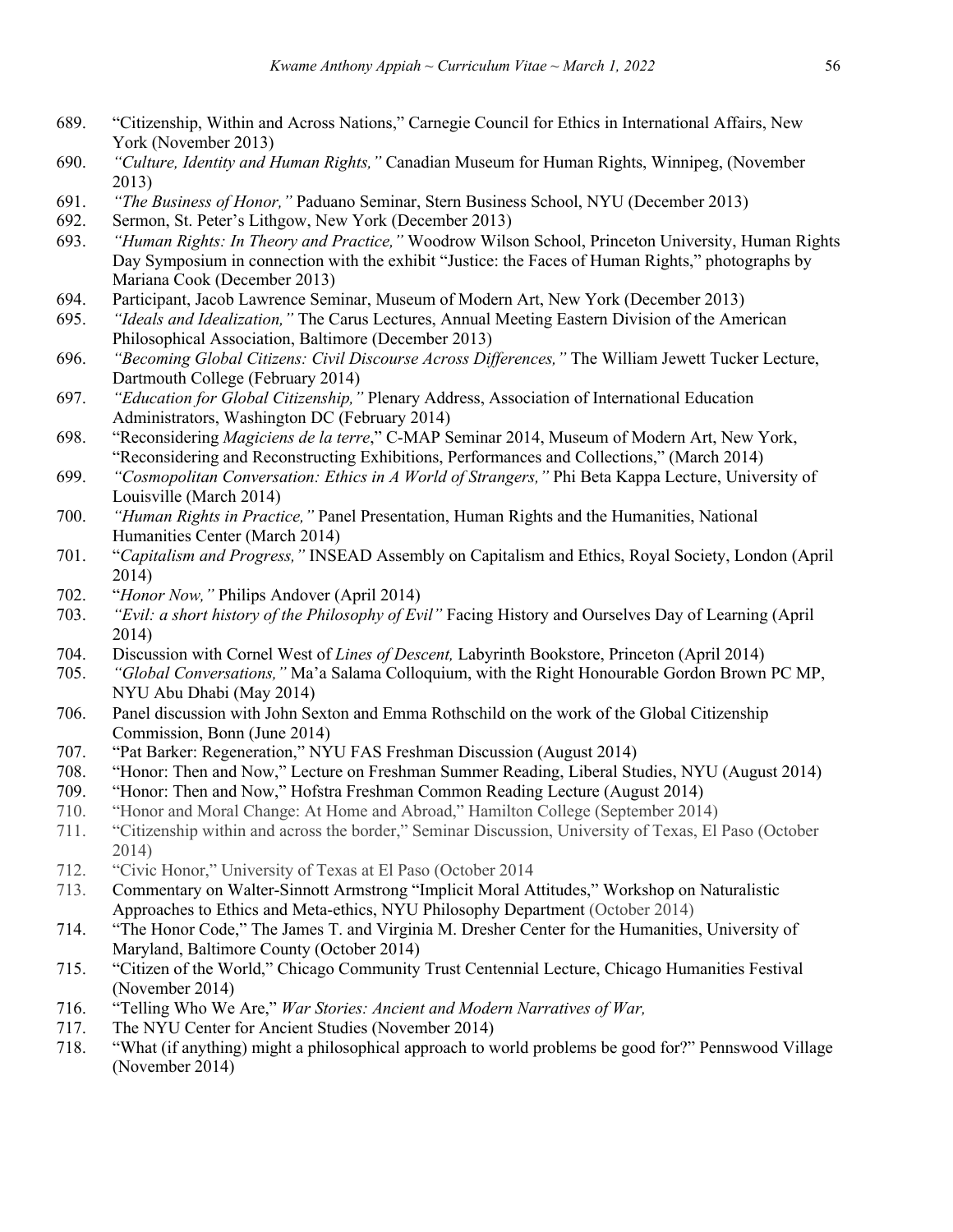689. "Citizenship, Within and Across Nations," Carnegie Council for Ethics in International Affairs, New York (November 2013)
690. *"Culture, Identity and Human Rights,"* Canadian Museum for Human Rights, Winnipeg, (November 2013)
691. *"The Business of Honor,"* Paduano Seminar, Stern Business School, NYU (December 2013)
692. Sermon, St. Peter's Lithgow, New York (December 2013)
693. *"Human Rights: In Theory and Practice,"* Woodrow Wilson School, Princeton University, Human Rights Day Symposium in connection with the exhibit "Justice: the Faces of Human Rights," photographs by Mariana Cook (December 2013)
694. Participant, Jacob Lawrence Seminar, Museum of Modern Art, New York (December 2013)
695. *"Ideals and Idealization,"* The Carus Lectures, Annual Meeting Eastern Division of the American Philosophical Association, Baltimore (December 2013)
696. *"Becoming Global Citizens: Civil Discourse Across Differences,"* The William Jewett Tucker Lecture, Dartmouth College (February 2014)
697. *"Education for Global Citizenship,"* Plenary Address, Association of International Education Administrators, Washington DC (February 2014)
698. "Reconsidering *Magiciens de la terre*," C-MAP Seminar 2014, Museum of Modern Art, New York, "Reconsidering and Reconstructing Exhibitions, Performances and Collections," (March 2014)
699. *"Cosmopolitan Conversation: Ethics in A World of Strangers,"* Phi Beta Kappa Lecture, University of Louisville (March 2014)
700. *"Human Rights in Practice,"* Panel Presentation, Human Rights and the Humanities, National Humanities Center (March 2014)
701. "*Capitalism and Progress,"* INSEAD Assembly on Capitalism and Ethics, Royal Society, London (April 2014)
702. "*Honor Now,"* Philips Andover (April 2014)
703. *"Evil: a short history of the Philosophy of Evil"* Facing History and Ourselves Day of Learning (April 2014)
704. Discussion with Cornel West of *Lines of Descent,* Labyrinth Bookstore, Princeton (April 2014)
705. *"Global Conversations,"* Ma'a Salama Colloquium, with the Right Honourable Gordon Brown PC MP, NYU Abu Dhabi (May 2014)
706. Panel discussion with John Sexton and Emma Rothschild on the work of the Global Citizenship Commission, Bonn (June 2014)
707. "Pat Barker: Regeneration," NYU FAS Freshman Discussion (August 2014)
708. "Honor: Then and Now," Lecture on Freshman Summer Reading, Liberal Studies, NYU (August 2014)
709. "Honor: Then and Now," Hofstra Freshman Common Reading Lecture (August 2014)
710. "Honor and Moral Change: At Home and Abroad," Hamilton College (September 2014)
711. "Citizenship within and across the border," Seminar Discussion, University of Texas, El Paso (October 2014)
712. "Civic Honor," University of Texas at El Paso (October 2014
713. Commentary on Walter-Sinnott Armstrong "Implicit Moral Attitudes," Workshop on Naturalistic Approaches to Ethics and Meta-ethics, NYU Philosophy Department (October 2014)
714. "The Honor Code," The James T. and Virginia M. Dresher Center for the Humanities, University of Maryland, Baltimore County (October 2014)
715. "Citizen of the World," Chicago Community Trust Centennial Lecture, Chicago Humanities Festival (November 2014)
716. "Telling Who We Are," *War Stories: Ancient and Modern Narratives of War,*
717. The NYU Center for Ancient Studies (November 2014)
718. "What (if anything) might a philosophical approach to world problems be good for?" Pennswood Village (November 2014)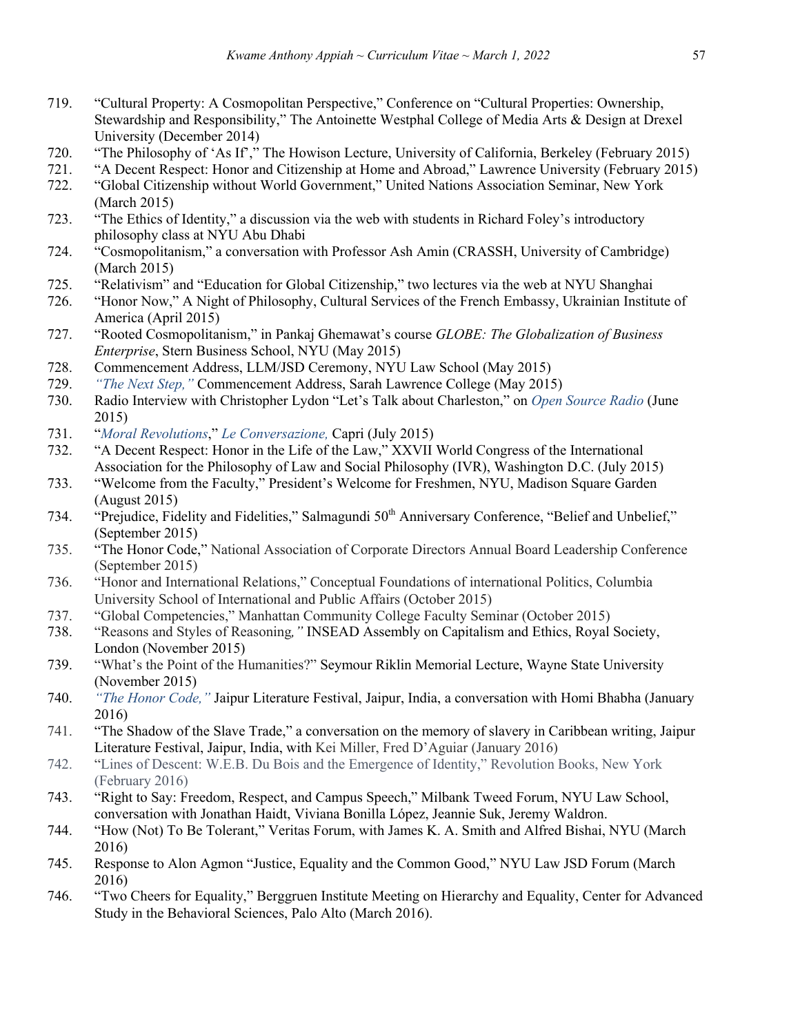719. "Cultural Property: A Cosmopolitan Perspective," Conference on "Cultural Properties: Ownership, Stewardship and Responsibility," The Antoinette Westphal College of Media Arts & Design at Drexel University (December 2014)
720. "The Philosophy of 'As If'," The Howison Lecture, University of California, Berkeley (February 2015)
721. "A Decent Respect: Honor and Citizenship at Home and Abroad," Lawrence University (February 2015)
722. "Global Citizenship without World Government," United Nations Association Seminar, New York (March 2015)
723. "The Ethics of Identity," a discussion via the web with students in Richard Foley's introductory philosophy class at NYU Abu Dhabi
724. "Cosmopolitanism," a conversation with Professor Ash Amin (CRASSH, University of Cambridge) (March 2015)
725. "Relativism" and "Education for Global Citizenship," two lectures via the web at NYU Shanghai
726. "Honor Now," A Night of Philosophy, Cultural Services of the French Embassy, Ukrainian Institute of America (April 2015)
727. "Rooted Cosmopolitanism," in Pankaj Ghemawat's course *GLOBE: The Globalization of Business Enterprise*, Stern Business School, NYU (May 2015)
728. Commencement Address, LLM/JSD Ceremony, NYU Law School (May 2015)
729. *"The Next Step,"* Commencement Address, Sarah Lawrence College (May 2015)
730. Radio Interview with Christopher Lydon "Let's Talk about Charleston," on *Open Source Radio* (June 2015)
731. "*Moral Revolutions*," *Le Conversazione,* Capri (July 2015)
732. "A Decent Respect: Honor in the Life of the Law," XXVII World Congress of the International Association for the Philosophy of Law and Social Philosophy (IVR), Washington D.C. (July 2015)
733. "Welcome from the Faculty," President's Welcome for Freshmen, NYU, Madison Square Garden (August 2015)
734. "Prejudice, Fidelity and Fidelities," Salmagundi 50th Anniversary Conference, "Belief and Unbelief," (September 2015)
735. "The Honor Code," National Association of Corporate Directors Annual Board Leadership Conference (September 2015)
736. "Honor and International Relations," Conceptual Foundations of international Politics, Columbia University School of International and Public Affairs (October 2015)
737. "Global Competencies," Manhattan Community College Faculty Seminar (October 2015)
738. "Reasons and Styles of Reasoning*,"* INSEAD Assembly on Capitalism and Ethics, Royal Society, London (November 2015)
739. "What's the Point of the Humanities?" Seymour Riklin Memorial Lecture, Wayne State University (November 2015)
740. *"The Honor Code,"* Jaipur Literature Festival, Jaipur, India, a conversation with Homi Bhabha (January 2016)
741. "The Shadow of the Slave Trade," a conversation on the memory of slavery in Caribbean writing, Jaipur Literature Festival, Jaipur, India, with Kei Miller, Fred D'Aguiar (January 2016)
742. "Lines of Descent: W.E.B. Du Bois and the Emergence of Identity," Revolution Books, New York (February 2016)
743. "Right to Say: Freedom, Respect, and Campus Speech," Milbank Tweed Forum, NYU Law School, conversation with Jonathan Haidt, Viviana Bonilla López, Jeannie Suk, Jeremy Waldron.
744. "How (Not) To Be Tolerant," Veritas Forum, with James K. A. Smith and Alfred Bishai, NYU (March 2016)
745. Response to Alon Agmon "Justice, Equality and the Common Good," NYU Law JSD Forum (March 2016)
746. "Two Cheers for Equality," Berggruen Institute Meeting on Hierarchy and Equality, Center for Advanced Study in the Behavioral Sciences, Palo Alto (March 2016).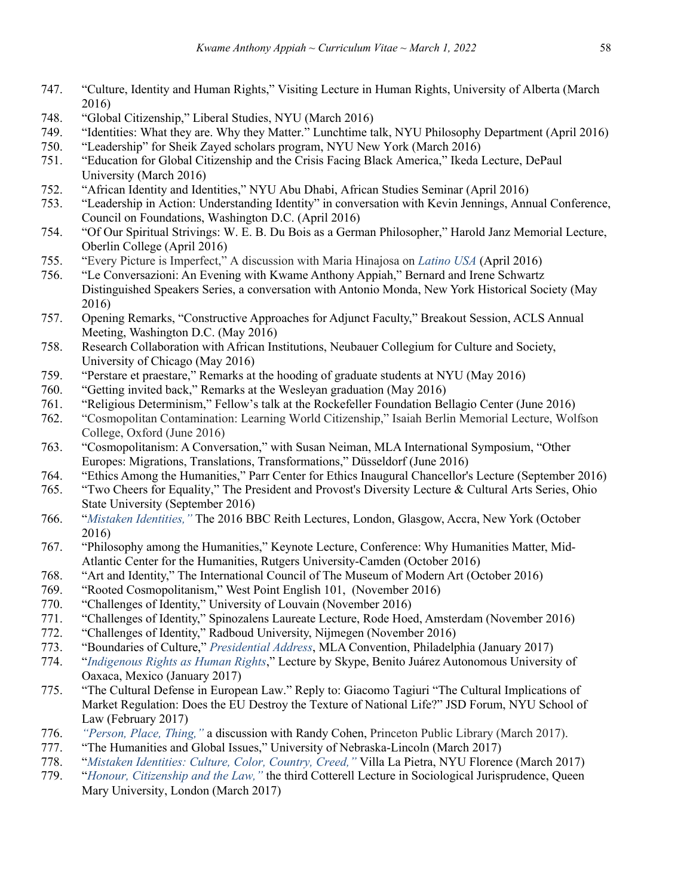747. "Culture, Identity and Human Rights," Visiting Lecture in Human Rights, University of Alberta (March 2016)
748. "Global Citizenship," Liberal Studies, NYU (March 2016)
749. "Identities: What they are. Why they Matter." Lunchtime talk, NYU Philosophy Department (April 2016)
750. "Leadership" for Sheik Zayed scholars program, NYU New York (March 2016)
751. "Education for Global Citizenship and the Crisis Facing Black America," Ikeda Lecture, DePaul University (March 2016)
752. "African Identity and Identities," NYU Abu Dhabi, African Studies Seminar (April 2016)
753. "Leadership in Action: Understanding Identity" in conversation with Kevin Jennings, Annual Conference, Council on Foundations, Washington D.C. (April 2016)
754. "Of Our Spiritual Strivings: W. E. B. Du Bois as a German Philosopher," Harold Janz Memorial Lecture, Oberlin College (April 2016)
755. "Every Picture is Imperfect," A discussion with Maria Hinajosa on *Latino USA* (April 2016)
756. "Le Conversazioni: An Evening with Kwame Anthony Appiah," Bernard and Irene Schwartz Distinguished Speakers Series, a conversation with Antonio Monda, New York Historical Society (May 2016)
757. Opening Remarks, "Constructive Approaches for Adjunct Faculty," Breakout Session, ACLS Annual Meeting, Washington D.C. (May 2016)
758. Research Collaboration with African Institutions, Neubauer Collegium for Culture and Society, University of Chicago (May 2016)
759. "Perstare et praestare," Remarks at the hooding of graduate students at NYU (May 2016)
760. "Getting invited back," Remarks at the Wesleyan graduation (May 2016)
761. "Religious Determinism," Fellow's talk at the Rockefeller Foundation Bellagio Center (June 2016)
762. "Cosmopolitan Contamination: Learning World Citizenship," Isaiah Berlin Memorial Lecture, Wolfson College, Oxford (June 2016)
763. "Cosmopolitanism: A Conversation," with Susan Neiman, MLA International Symposium, "Other Europes: Migrations, Translations, Transformations," Düsseldorf (June 2016)
764. "Ethics Among the Humanities," Parr Center for Ethics Inaugural Chancellor's Lecture (September 2016)
765. "Two Cheers for Equality," The President and Provost's Diversity Lecture & Cultural Arts Series, Ohio State University (September 2016)
766. "*Mistaken Identities,"* The 2016 BBC Reith Lectures, London, Glasgow, Accra, New York (October 2016)
767. "Philosophy among the Humanities," Keynote Lecture, Conference: Why Humanities Matter, Mid-Atlantic Center for the Humanities, Rutgers University-Camden (October 2016)
768. "Art and Identity," The International Council of The Museum of Modern Art (October 2016)
769. "Rooted Cosmopolitanism," West Point English 101, (November 2016)
770. "Challenges of Identity," University of Louvain (November 2016)
771. "Challenges of Identity," Spinozalens Laureate Lecture, Rode Hoed, Amsterdam (November 2016)
772. "Challenges of Identity," Radboud University, Nijmegen (November 2016)
773. "Boundaries of Culture," *Presidential Address*, MLA Convention, Philadelphia (January 2017)
774. "*Indigenous Rights as Human Rights*," Lecture by Skype, Benito Juárez Autonomous University of Oaxaca, Mexico (January 2017)
775. "The Cultural Defense in European Law." Reply to: Giacomo Tagiuri "The Cultural Implications of Market Regulation: Does the EU Destroy the Texture of National Life?" JSD Forum, NYU School of Law (February 2017)
776. *"Person, Place, Thing,"* a discussion with Randy Cohen, Princeton Public Library (March 2017).
777. "The Humanities and Global Issues," University of Nebraska-Lincoln (March 2017)
778. "*Mistaken Identities: Culture, Color, Country, Creed,"* Villa La Pietra, NYU Florence (March 2017)
779. "*Honour, Citizenship and the Law,"* the third Cotterell Lecture in Sociological Jurisprudence, Queen Mary University, London (March 2017)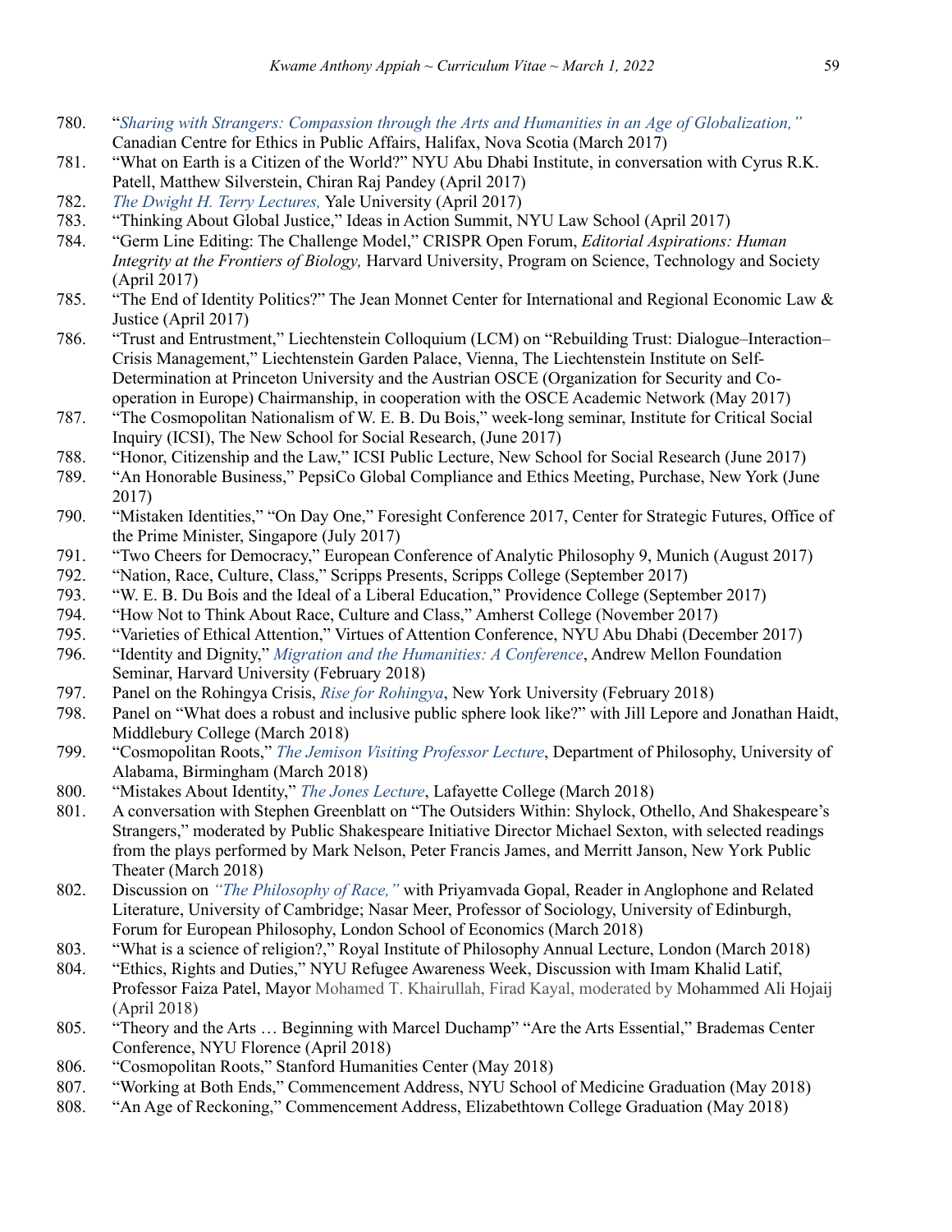780. "*Sharing with Strangers: Compassion through the Arts and Humanities in an Age of Globalization,"* Canadian Centre for Ethics in Public Affairs, Halifax, Nova Scotia (March 2017)
781. "What on Earth is a Citizen of the World?" NYU Abu Dhabi Institute, in conversation with Cyrus R.K. Patell, Matthew Silverstein, Chiran Raj Pandey (April 2017)
782. *The Dwight H. Terry Lectures,* Yale University (April 2017)
783. "Thinking About Global Justice," Ideas in Action Summit, NYU Law School (April 2017)
784. "Germ Line Editing: The Challenge Model," CRISPR Open Forum, *Editorial Aspirations: Human Integrity at the Frontiers of Biology,* Harvard University, Program on Science, Technology and Society (April 2017)
785. "The End of Identity Politics?" The Jean Monnet Center for International and Regional Economic Law & Justice (April 2017)
786. "Trust and Entrustment," Liechtenstein Colloquium (LCM) on "Rebuilding Trust: Dialogue–Interaction–Crisis Management," Liechtenstein Garden Palace, Vienna, The Liechtenstein Institute on Self-Determination at Princeton University and the Austrian OSCE (Organization for Security and Co-operation in Europe) Chairmanship, in cooperation with the OSCE Academic Network (May 2017)
787. "The Cosmopolitan Nationalism of W. E. B. Du Bois," week-long seminar, Institute for Critical Social Inquiry (ICSI), The New School for Social Research, (June 2017)
788. "Honor, Citizenship and the Law," ICSI Public Lecture, New School for Social Research (June 2017)
789. "An Honorable Business," PepsiCo Global Compliance and Ethics Meeting, Purchase, New York (June 2017)
790. "Mistaken Identities," "On Day One," Foresight Conference 2017, Center for Strategic Futures, Office of the Prime Minister, Singapore (July 2017)
791. "Two Cheers for Democracy," European Conference of Analytic Philosophy 9, Munich (August 2017)
792. "Nation, Race, Culture, Class," Scripps Presents, Scripps College (September 2017)
793. "W. E. B. Du Bois and the Ideal of a Liberal Education," Providence College (September 2017)
794. "How Not to Think About Race, Culture and Class," Amherst College (November 2017)
795. "Varieties of Ethical Attention," Virtues of Attention Conference, NYU Abu Dhabi (December 2017)
796. "Identity and Dignity," *Migration and the Humanities: A Conference*, Andrew Mellon Foundation Seminar, Harvard University (February 2018)
797. Panel on the Rohingya Crisis, *Rise for Rohingya*, New York University (February 2018)
798. Panel on "What does a robust and inclusive public sphere look like?" with Jill Lepore and Jonathan Haidt, Middlebury College (March 2018)
799. "Cosmopolitan Roots," *The Jemison Visiting Professor Lecture*, Department of Philosophy, University of Alabama, Birmingham (March 2018)
800. "Mistakes About Identity," *The Jones Lecture*, Lafayette College (March 2018)
801. A conversation with Stephen Greenblatt on "The Outsiders Within: Shylock, Othello, And Shakespeare's Strangers," moderated by Public Shakespeare Initiative Director Michael Sexton, with selected readings from the plays performed by Mark Nelson, Peter Francis James, and Merritt Janson, New York Public Theater (March 2018)
802. Discussion on *"The Philosophy of Race,"* with Priyamvada Gopal, Reader in Anglophone and Related Literature, University of Cambridge; Nasar Meer, Professor of Sociology, University of Edinburgh, Forum for European Philosophy, London School of Economics (March 2018)
803. "What is a science of religion?," Royal Institute of Philosophy Annual Lecture, London (March 2018)
804. "Ethics, Rights and Duties," NYU Refugee Awareness Week, Discussion with Imam Khalid Latif, Professor Faiza Patel, Mayor Mohamed T. Khairullah, Firad Kayal, moderated by Mohammed Ali Hojaij (April 2018)
805. "Theory and the Arts … Beginning with Marcel Duchamp" "Are the Arts Essential," Brademas Center Conference, NYU Florence (April 2018)
806. "Cosmopolitan Roots," Stanford Humanities Center (May 2018)
807. "Working at Both Ends," Commencement Address, NYU School of Medicine Graduation (May 2018)
808. "An Age of Reckoning," Commencement Address, Elizabethtown College Graduation (May 2018)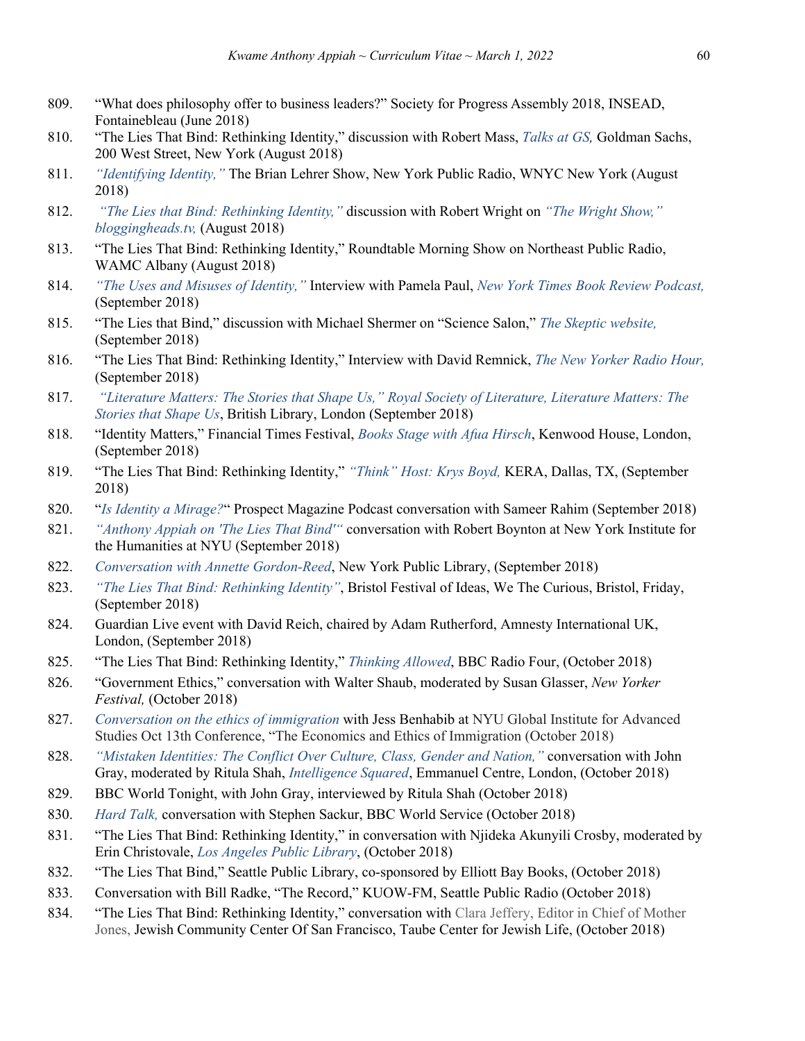809. "What does philosophy offer to business leaders?" Society for Progress Assembly 2018, INSEAD, Fontainebleau (June 2018)
810. "The Lies That Bind: Rethinking Identity," discussion with Robert Mass, *Talks at GS,* Goldman Sachs, 200 West Street, New York (August 2018)
811. *"Identifying Identity,"* The Brian Lehrer Show, New York Public Radio, WNYC New York (August 2018)
812. *"The Lies that Bind: Rethinking Identity,"* discussion with Robert Wright on *"The Wright Show," bloggingheads.tv,* (August 2018)
813. "The Lies That Bind: Rethinking Identity," Roundtable Morning Show on Northeast Public Radio, WAMC Albany (August 2018)
814. *"The Uses and Misuses of Identity,"* Interview with Pamela Paul, *New York Times Book Review Podcast,* (September 2018)
815. "The Lies that Bind," discussion with Michael Shermer on "Science Salon," *The Skeptic website,* (September 2018)
816. "The Lies That Bind: Rethinking Identity," Interview with David Remnick, *The New Yorker Radio Hour,* (September 2018)
817. *"Literature Matters: The Stories that Shape Us," Royal Society of Literature, Literature Matters: The Stories that Shape Us*, British Library, London (September 2018)
818. "Identity Matters," Financial Times Festival, *Books Stage with Afua Hirsch*, Kenwood House, London, (September 2018)
819. "The Lies That Bind: Rethinking Identity," *"Think" Host: Krys Boyd,* KERA, Dallas, TX, (September 2018)
820. "*Is Identity a Mirage?*" Prospect Magazine Podcast conversation with Sameer Rahim (September 2018)
821. *"Anthony Appiah on 'The Lies That Bind'"* conversation with Robert Boynton at New York Institute for the Humanities at NYU (September 2018)
822. *Conversation with Annette Gordon-Reed*, New York Public Library, (September 2018)
823. *"The Lies That Bind: Rethinking Identity"*, Bristol Festival of Ideas, We The Curious, Bristol, Friday, (September 2018)
824. Guardian Live event with David Reich, chaired by Adam Rutherford, Amnesty International UK, London, (September 2018)
825. "The Lies That Bind: Rethinking Identity," *Thinking Allowed*, BBC Radio Four, (October 2018)
826. "Government Ethics," conversation with Walter Shaub, moderated by Susan Glasser, *New Yorker Festival,* (October 2018)
827. *Conversation on the ethics of immigration* with Jess Benhabib at NYU Global Institute for Advanced Studies Oct 13th Conference, "The Economics and Ethics of Immigration (October 2018)
828. *"Mistaken Identities: The Conflict Over Culture, Class, Gender and Nation,"* conversation with John Gray, moderated by Ritula Shah, *Intelligence Squared*, Emmanuel Centre, London, (October 2018)
829. BBC World Tonight, with John Gray, interviewed by Ritula Shah (October 2018)
830. *Hard Talk,* conversation with Stephen Sackur, BBC World Service (October 2018)
831. "The Lies That Bind: Rethinking Identity," in conversation with Njideka Akunyili Crosby, moderated by Erin Christovale, *Los Angeles Public Library*, (October 2018)
832. "The Lies That Bind," Seattle Public Library, co-sponsored by Elliott Bay Books, (October 2018)
833. Conversation with Bill Radke, "The Record," KUOW-FM, Seattle Public Radio (October 2018)
834. "The Lies That Bind: Rethinking Identity," conversation with Clara Jeffery, Editor in Chief of Mother Jones, Jewish Community Center Of San Francisco, Taube Center for Jewish Life, (October 2018)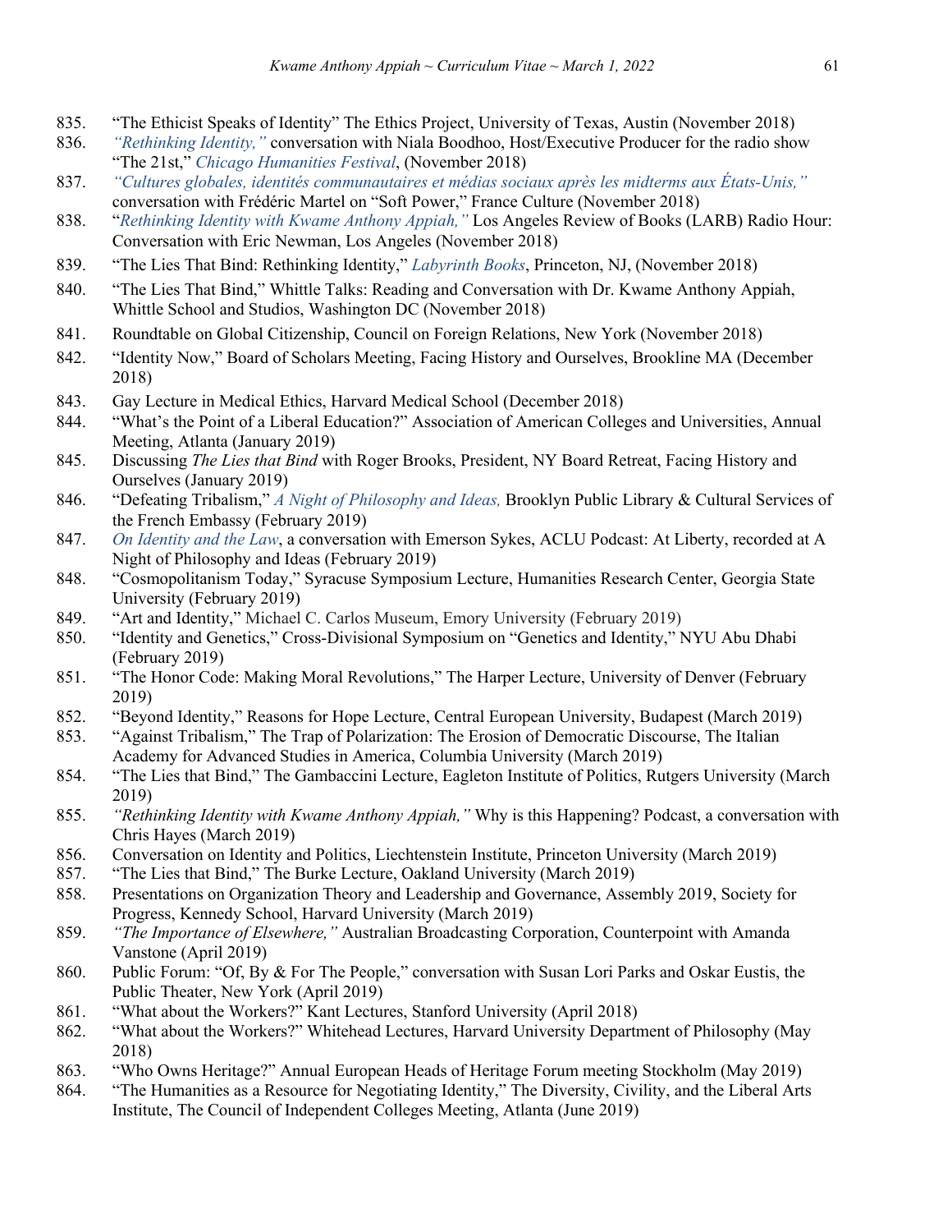835. "The Ethicist Speaks of Identity" The Ethics Project, University of Texas, Austin (November 2018)
836. *"Rethinking Identity,"* conversation with Niala Boodhoo, Host/Executive Producer for the radio show "The 21st," *Chicago Humanities Festival*, (November 2018)
837. *"Cultures globales, identités communautaires et médias sociaux après les midterms aux États-Unis,"* conversation with Frédéric Martel on "Soft Power," France Culture (November 2018)
838. "*Rethinking Identity with Kwame Anthony Appiah,"* Los Angeles Review of Books (LARB) Radio Hour: Conversation with Eric Newman, Los Angeles (November 2018)
839. "The Lies That Bind: Rethinking Identity," *Labyrinth Books*, Princeton, NJ, (November 2018)
840. "The Lies That Bind," Whittle Talks: Reading and Conversation with Dr. Kwame Anthony Appiah, Whittle School and Studios, Washington DC (November 2018)
841. Roundtable on Global Citizenship, Council on Foreign Relations, New York (November 2018)
842. "Identity Now," Board of Scholars Meeting, Facing History and Ourselves, Brookline MA (December 2018)
843. Gay Lecture in Medical Ethics, Harvard Medical School (December 2018)
844. "What's the Point of a Liberal Education?" Association of American Colleges and Universities, Annual Meeting, Atlanta (January 2019)
845. Discussing *The Lies that Bind* with Roger Brooks, President, NY Board Retreat, Facing History and Ourselves (January 2019)
846. "Defeating Tribalism," *A Night of Philosophy and Ideas,* Brooklyn Public Library & Cultural Services of the French Embassy (February 2019)
847. *On Identity and the Law*, a conversation with Emerson Sykes, ACLU Podcast: At Liberty, recorded at A Night of Philosophy and Ideas (February 2019)
848. "Cosmopolitanism Today," Syracuse Symposium Lecture, Humanities Research Center, Georgia State University (February 2019)
849. "Art and Identity," Michael C. Carlos Museum, Emory University (February 2019)
850. "Identity and Genetics," Cross-Divisional Symposium on "Genetics and Identity," NYU Abu Dhabi (February 2019)
851. "The Honor Code: Making Moral Revolutions," The Harper Lecture, University of Denver (February 2019)
852. "Beyond Identity," Reasons for Hope Lecture, Central European University, Budapest (March 2019)
853. "Against Tribalism," The Trap of Polarization: The Erosion of Democratic Discourse, The Italian Academy for Advanced Studies in America, Columbia University (March 2019)
854. "The Lies that Bind," The Gambaccini Lecture, Eagleton Institute of Politics, Rutgers University (March 2019)
855. *"Rethinking Identity with Kwame Anthony Appiah,"* Why is this Happening? Podcast, a conversation with Chris Hayes (March 2019)
856. Conversation on Identity and Politics, Liechtenstein Institute, Princeton University (March 2019)
857. "The Lies that Bind," The Burke Lecture, Oakland University (March 2019)
858. Presentations on Organization Theory and Leadership and Governance, Assembly 2019, Society for Progress, Kennedy School, Harvard University (March 2019)
859. *"The Importance of Elsewhere,"* Australian Broadcasting Corporation, Counterpoint with Amanda Vanstone (April 2019)
860. Public Forum: "Of, By & For The People," conversation with Susan Lori Parks and Oskar Eustis, the Public Theater, New York (April 2019)
861. "What about the Workers?" Kant Lectures, Stanford University (April 2018)
862. "What about the Workers?" Whitehead Lectures, Harvard University Department of Philosophy (May 2018)
863. "Who Owns Heritage?" Annual European Heads of Heritage Forum meeting Stockholm (May 2019)
864. "The Humanities as a Resource for Negotiating Identity," The Diversity, Civility, and the Liberal Arts Institute, The Council of Independent Colleges Meeting, Atlanta (June 2019)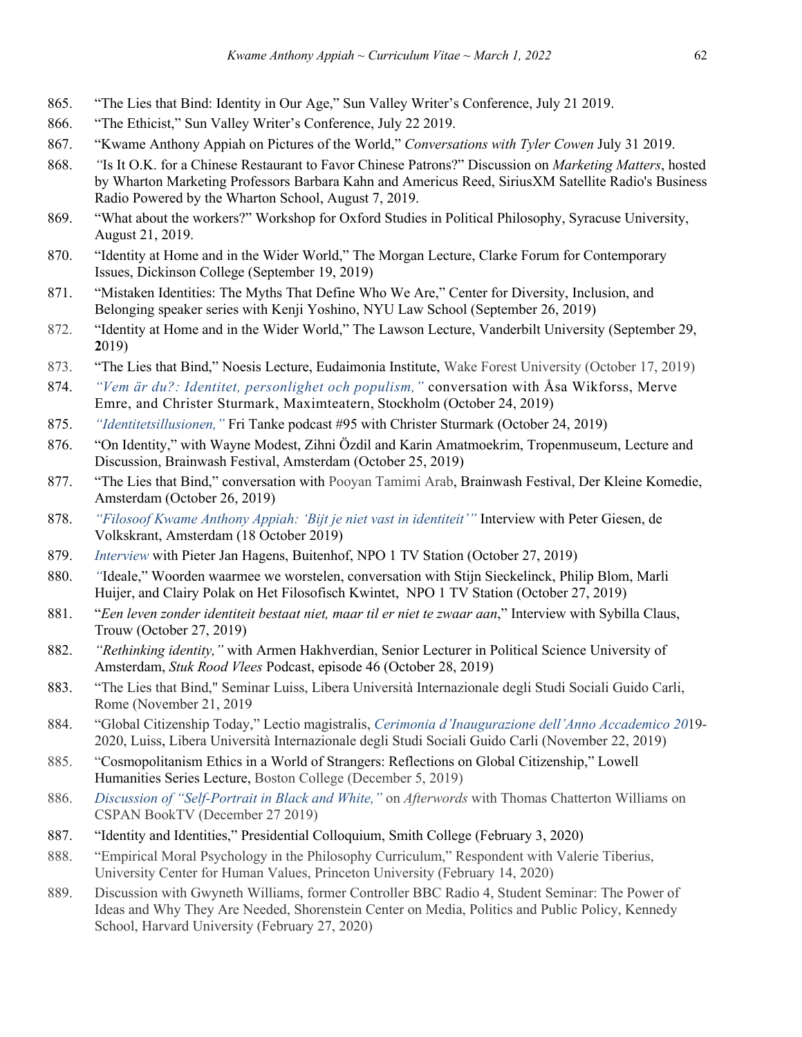865. "The Lies that Bind: Identity in Our Age," Sun Valley Writer's Conference, July 21 2019.
866. "The Ethicist," Sun Valley Writer's Conference, July 22 2019.
867. "Kwame Anthony Appiah on Pictures of the World," *Conversations with Tyler Cowen* July 31 2019.
868. *"*Is It O.K. for a Chinese Restaurant to Favor Chinese Patrons?" Discussion on *Marketing Matters*, hosted by Wharton Marketing Professors Barbara Kahn and Americus Reed, SiriusXM Satellite Radio's Business Radio Powered by the Wharton School, August 7, 2019.
869. "What about the workers?" Workshop for Oxford Studies in Political Philosophy, Syracuse University, August 21, 2019.
870. "Identity at Home and in the Wider World," The Morgan Lecture, Clarke Forum for Contemporary Issues, Dickinson College (September 19, 2019)
871. "Mistaken Identities: The Myths That Define Who We Are," Center for Diversity, Inclusion, and Belonging speaker series with Kenji Yoshino, NYU Law School (September 26, 2019)
872. "Identity at Home and in the Wider World," The Lawson Lecture, Vanderbilt University (September 29, **2**019)
873. "The Lies that Bind," Noesis Lecture, Eudaimonia Institute, Wake Forest University (October 17, 2019)
874. *"Vem är du?: Identitet, personlighet och populism,"* conversation with Åsa Wikforss, Merve Emre, and Christer Sturmark, Maximteatern, Stockholm (October 24, 2019)
875. *"Identitetsillusionen,"* Fri Tanke podcast #95 with Christer Sturmark (October 24, 2019)
876. "On Identity," with Wayne Modest, Zihni Özdil and Karin Amatmoekrim, Tropenmuseum, Lecture and Discussion, Brainwash Festival, Amsterdam (October 25, 2019)
877. "The Lies that Bind," conversation with Pooyan Tamimi Arab, Brainwash Festival, Der Kleine Komedie, Amsterdam (October 26, 2019)
878. *"Filosoof Kwame Anthony Appiah: 'Bijt je niet vast in identiteit'"* Interview with Peter Giesen, de Volkskrant, Amsterdam (18 October 2019)
879. *Interview* with Pieter Jan Hagens, Buitenhof, NPO 1 TV Station (October 27, 2019)
880. *"*Ideale," Woorden waarmee we worstelen, conversation with Stijn Sieckelinck, Philip Blom, Marli Huijer, and Clairy Polak on Het Filosofisch Kwintet, NPO 1 TV Station (October 27, 2019)
881. "*Een leven zonder identiteit bestaat niet, maar til er niet te zwaar aan*," Interview with Sybilla Claus, Trouw (October 27, 2019)
882. *"Rethinking identity,"* with Armen Hakhverdian, Senior Lecturer in Political Science University of Amsterdam, *Stuk Rood Vlees* Podcast, episode 46 (October 28, 2019)
883. "The Lies that Bind," Seminar Luiss, Libera Università Internazionale degli Studi Sociali Guido Carli, Rome (November 21, 2019
884. "Global Citizenship Today," Lectio magistralis, *Cerimonia d'Inaugurazione dell'Anno Accademico 20*19-2020, Luiss, Libera Università Internazionale degli Studi Sociali Guido Carli (November 22, 2019)
885. "Cosmopolitanism Ethics in a World of Strangers: Reflections on Global Citizenship," Lowell Humanities Series Lecture, Boston College (December 5, 2019)
886. *Discussion of "Self-Portrait in Black and White,"* on *Afterwords* with Thomas Chatterton Williams on CSPAN BookTV (December 27 2019)
887. "Identity and Identities," Presidential Colloquium, Smith College (February 3, 2020)
888. "Empirical Moral Psychology in the Philosophy Curriculum," Respondent with Valerie Tiberius, University Center for Human Values, Princeton University (February 14, 2020)
889. Discussion with Gwyneth Williams, former Controller BBC Radio 4, Student Seminar: The Power of Ideas and Why They Are Needed, Shorenstein Center on Media, Politics and Public Policy, Kennedy School, Harvard University (February 27, 2020)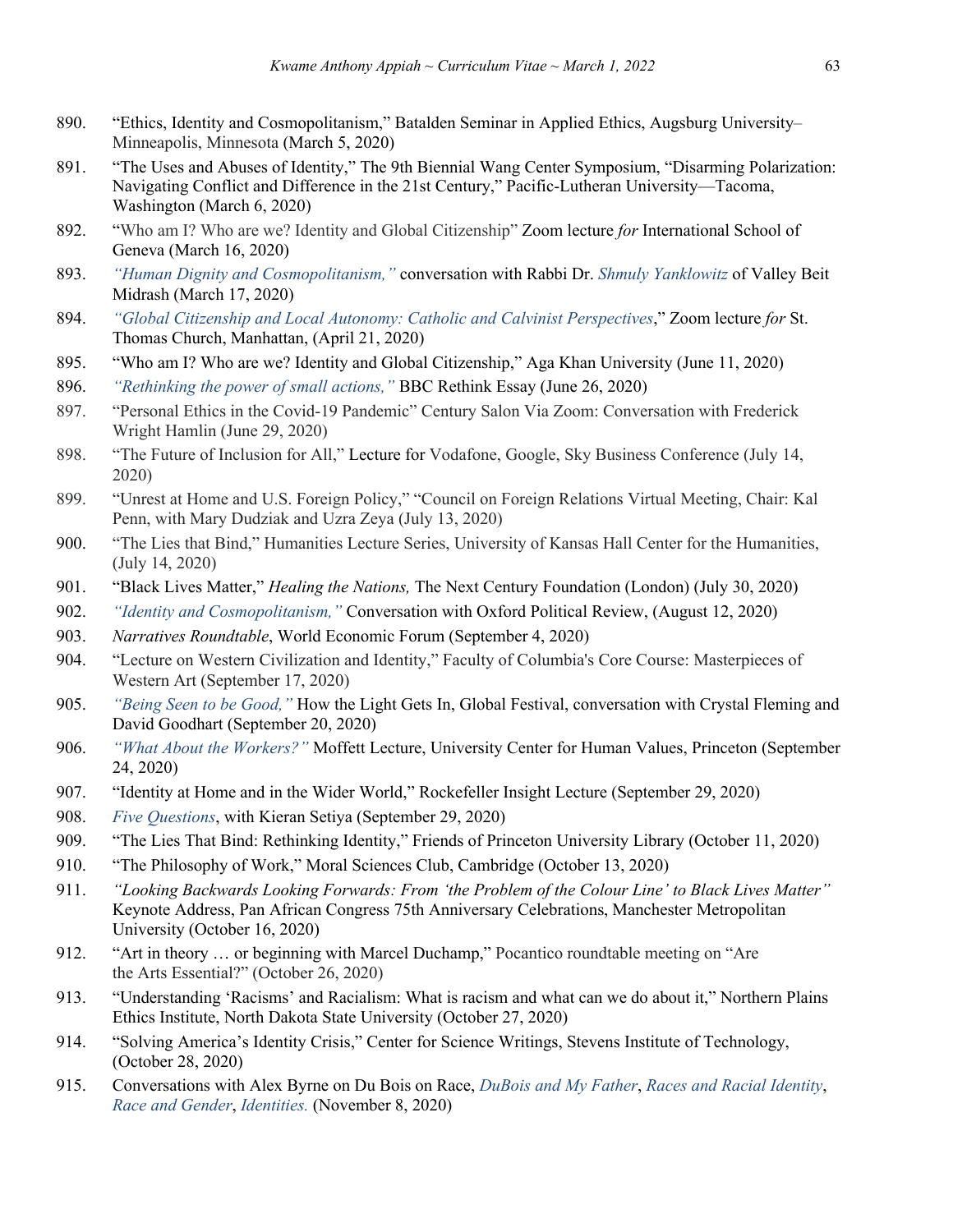890. "Ethics, Identity and Cosmopolitanism," Batalden Seminar in Applied Ethics, Augsburg University–Minneapolis, Minnesota (March 5, 2020)
891. "The Uses and Abuses of Identity," The 9th Biennial Wang Center Symposium, "Disarming Polarization: Navigating Conflict and Difference in the 21st Century," Pacific-Lutheran University—Tacoma, Washington (March 6, 2020)
892. "Who am I? Who are we? Identity and Global Citizenship" Zoom lecture *for* International School of Geneva (March 16, 2020)
893. *"Human Dignity and Cosmopolitanism,"* conversation with Rabbi Dr. *Shmuly Yanklowitz* of Valley Beit Midrash (March 17, 2020)
894. *"Global Citizenship and Local Autonomy: Catholic and Calvinist Perspectives*," Zoom lecture *for* St. Thomas Church, Manhattan, (April 21, 2020)
895. "Who am I? Who are we? Identity and Global Citizenship," Aga Khan University (June 11, 2020)
896. *"Rethinking the power of small actions,"* BBC Rethink Essay (June 26, 2020)
897. "Personal Ethics in the Covid-19 Pandemic" Century Salon Via Zoom: Conversation with Frederick Wright Hamlin (June 29, 2020)
898. "The Future of Inclusion for All," Lecture for Vodafone, Google, Sky Business Conference (July 14, 2020)
899. "Unrest at Home and U.S. Foreign Policy," "Council on Foreign Relations Virtual Meeting, Chair: Kal Penn, with Mary Dudziak and Uzra Zeya (July 13, 2020)
900. "The Lies that Bind," Humanities Lecture Series, University of Kansas Hall Center for the Humanities, (July 14, 2020)
901. "Black Lives Matter," *Healing the Nations,* The Next Century Foundation (London) (July 30, 2020)
902. *"Identity and Cosmopolitanism,"* Conversation with Oxford Political Review, (August 12, 2020)
903. *Narratives Roundtable*, World Economic Forum (September 4, 2020)
904. "Lecture on Western Civilization and Identity," Faculty of Columbia's Core Course: Masterpieces of Western Art (September 17, 2020)
905. *"Being Seen to be Good,"* How the Light Gets In, Global Festival, conversation with Crystal Fleming and David Goodhart (September 20, 2020)
906. *"What About the Workers?"* Moffett Lecture, University Center for Human Values, Princeton (September 24, 2020)
907. "Identity at Home and in the Wider World," Rockefeller Insight Lecture (September 29, 2020)
908. *Five Questions*, with Kieran Setiya (September 29, 2020)
909. "The Lies That Bind: Rethinking Identity," Friends of Princeton University Library (October 11, 2020)
910. "The Philosophy of Work," Moral Sciences Club, Cambridge (October 13, 2020)
911. *"Looking Backwards Looking Forwards: From 'the Problem of the Colour Line' to Black Lives Matter"* Keynote Address, Pan African Congress 75th Anniversary Celebrations, Manchester Metropolitan University (October 16, 2020)
912. "Art in theory … or beginning with Marcel Duchamp," Pocantico roundtable meeting on "Are the Arts Essential?" (October 26, 2020)
913. "Understanding 'Racisms' and Racialism: What is racism and what can we do about it," Northern Plains Ethics Institute, North Dakota State University (October 27, 2020)
914. "Solving America's Identity Crisis," Center for Science Writings, Stevens Institute of Technology, (October 28, 2020)
915. Conversations with Alex Byrne on Du Bois on Race, *DuBois and My Father*, *Races and Racial Identity*, *Race and Gender*, *Identities.* (November 8, 2020)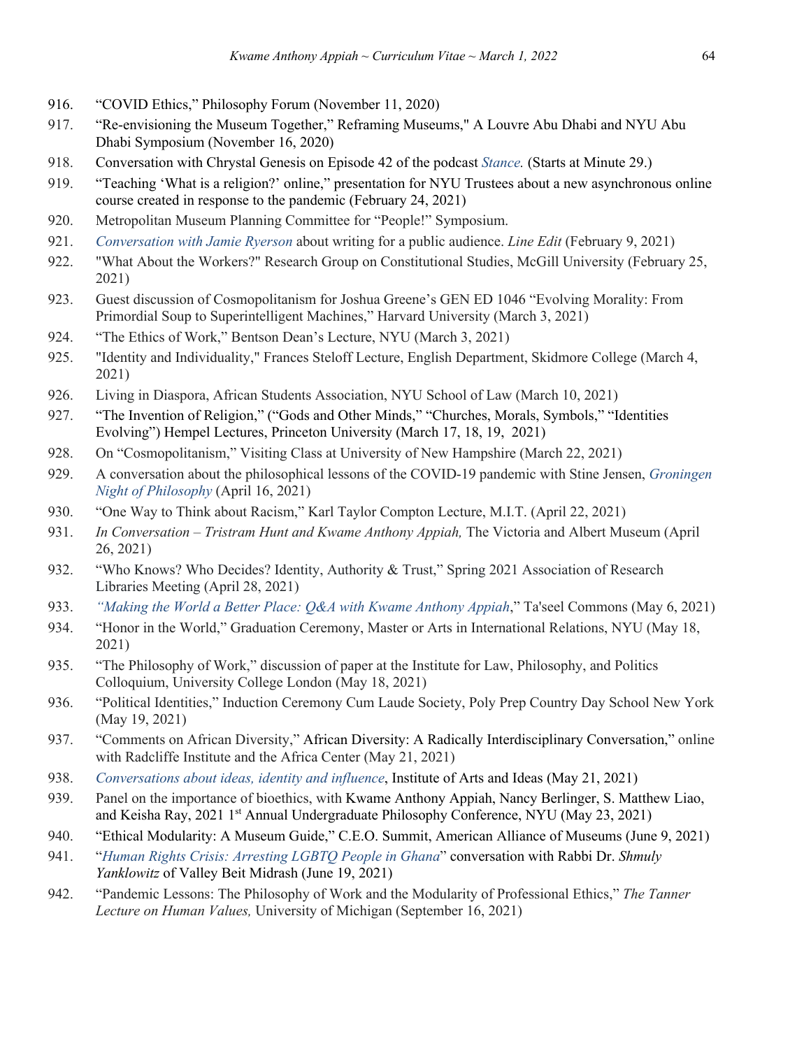916. "COVID Ethics," Philosophy Forum (November 11, 2020)
917. "Re-envisioning the Museum Together," Reframing Museums," A Louvre Abu Dhabi and NYU Abu Dhabi Symposium (November 16, 2020)
918. Conversation with Chrystal Genesis on Episode 42 of the podcast *Stance.* (Starts at Minute 29.)
919. "Teaching 'What is a religion?' online," presentation for NYU Trustees about a new asynchronous online course created in response to the pandemic (February 24, 2021)
920. Metropolitan Museum Planning Committee for "People!" Symposium.
921. *Conversation with Jamie Ryerson* about writing for a public audience. *Line Edit* (February 9, 2021)
922. "What About the Workers?" Research Group on Constitutional Studies, McGill University (February 25, 2021)
923. Guest discussion of Cosmopolitanism for Joshua Greene's GEN ED 1046 "Evolving Morality: From Primordial Soup to Superintelligent Machines," Harvard University (March 3, 2021)
924. "The Ethics of Work," Bentson Dean's Lecture, NYU (March 3, 2021)
925. "Identity and Individuality," Frances Steloff Lecture, English Department, Skidmore College (March 4, 2021)
926. Living in Diaspora, African Students Association, NYU School of Law (March 10, 2021)
927. "The Invention of Religion," ("Gods and Other Minds," "Churches, Morals, Symbols," "Identities Evolving") Hempel Lectures, Princeton University (March 17, 18, 19, 2021)
928. On "Cosmopolitanism," Visiting Class at University of New Hampshire (March 22, 2021)
929. A conversation about the philosophical lessons of the COVID-19 pandemic with Stine Jensen, *Groningen Night of Philosophy* (April 16, 2021)
930. "One Way to Think about Racism," Karl Taylor Compton Lecture, M.I.T. (April 22, 2021)
931. *In Conversation – Tristram Hunt and Kwame Anthony Appiah,* The Victoria and Albert Museum (April 26, 2021)
932. "Who Knows? Who Decides? Identity, Authority & Trust," Spring 2021 Association of Research Libraries Meeting (April 28, 2021)
933. *"Making the World a Better Place: Q&A with Kwame Anthony Appiah*," Ta'seel Commons (May 6, 2021)
934. "Honor in the World," Graduation Ceremony, Master or Arts in International Relations, NYU (May 18, 2021)
935. "The Philosophy of Work," discussion of paper at the Institute for Law, Philosophy, and Politics Colloquium, University College London (May 18, 2021)
936. "Political Identities," Induction Ceremony Cum Laude Society, Poly Prep Country Day School New York (May 19, 2021)
937. "Comments on African Diversity," African Diversity: A Radically Interdisciplinary Conversation," online with Radcliffe Institute and the Africa Center (May 21, 2021)
938. *Conversations about ideas, identity and influence*, Institute of Arts and Ideas (May 21, 2021)
939. Panel on the importance of bioethics, with Kwame Anthony Appiah, Nancy Berlinger, S. Matthew Liao, and Keisha Ray, 2021 1st Annual Undergraduate Philosophy Conference, NYU (May 23, 2021)
940. "Ethical Modularity: A Museum Guide," C.E.O. Summit, American Alliance of Museums (June 9, 2021)
941. "*Human Rights Crisis: Arresting LGBTQ People in Ghana*" conversation with Rabbi Dr. *Shmuly Yanklowitz* of Valley Beit Midrash (June 19, 2021)
942. "Pandemic Lessons: The Philosophy of Work and the Modularity of Professional Ethics," *The Tanner Lecture on Human Values,* University of Michigan (September 16, 2021)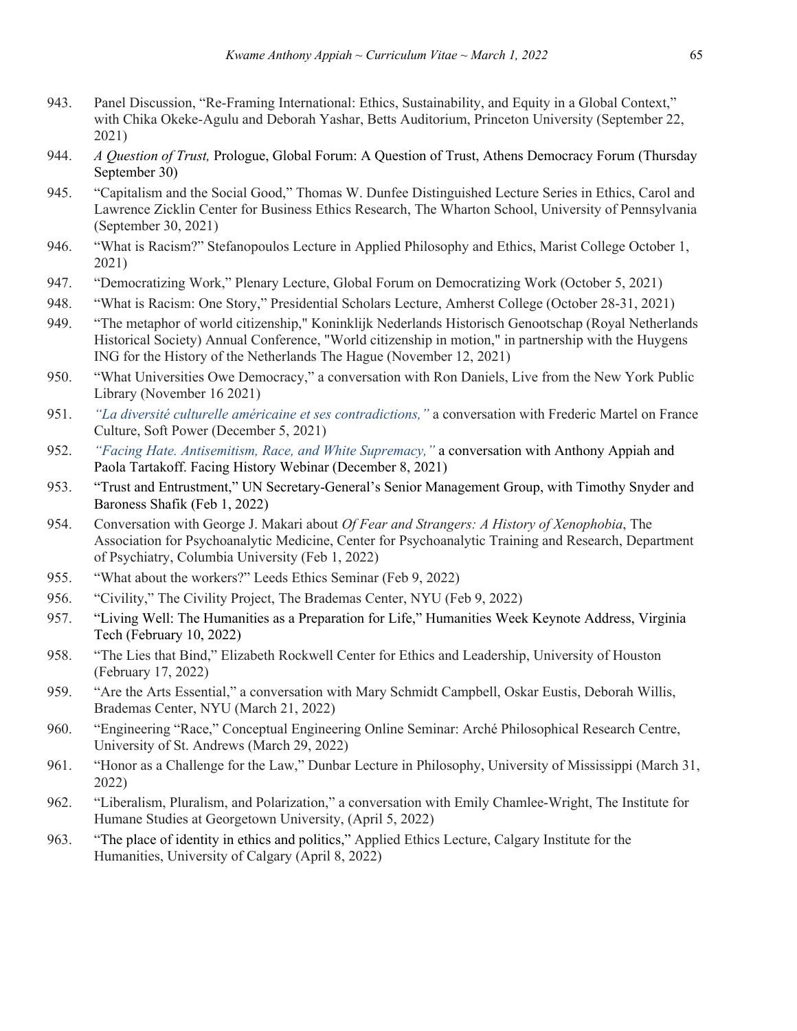943. Panel Discussion, “Re-Framing International: Ethics, Sustainability, and Equity in a Global Context,” with Chika Okeke-Agulu and Deborah Yashar, Betts Auditorium, Princeton University (September 22, 2021)

944. *A Question of Trust,* Prologue, Global Forum: A Question of Trust, Athens Democracy Forum (Thursday September 30)

945. “Capitalism and the Social Good,” Thomas W. Dunfee Distinguished Lecture Series in Ethics, Carol and Lawrence Zicklin Center for Business Ethics Research, The Wharton School, University of Pennsylvania (September 30, 2021)

946. “What is Racism?” Stefanopoulos Lecture in Applied Philosophy and Ethics, Marist College October 1, 2021)

947. “Democratizing Work,” Plenary Lecture, Global Forum on Democratizing Work (October 5, 2021)

948. “What is Racism: One Story,” Presidential Scholars Lecture, Amherst College (October 28-31, 2021)

949. “The metaphor of world citizenship," Koninklijk Nederlands Historisch Genootschap (Royal Netherlands Historical Society) Annual Conference, "World citizenship in motion," in partnership with the Huygens ING for the History of the Netherlands The Hague (November 12, 2021)

950. “What Universities Owe Democracy,” a conversation with Ron Daniels, Live from the New York Public Library (November 16 2021)

951. *“La diversité culturelle américaine et ses contradictions,”* a conversation with Frederic Martel on France Culture, Soft Power (December 5, 2021)

952. *“Facing Hate. Antisemitism, Race, and White Supremacy,”* a conversation with Anthony Appiah and Paola Tartakoff. Facing History Webinar (December 8, 2021)

953. “Trust and Entrustment,” UN Secretary-General’s Senior Management Group, with Timothy Snyder and Baroness Shafik (Feb 1, 2022)

954. Conversation with George J. Makari about *Of Fear and Strangers: A History of Xenophobia*, The Association for Psychoanalytic Medicine, Center for Psychoanalytic Training and Research, Department of Psychiatry, Columbia University (Feb 1, 2022)

955. “What about the workers?” Leeds Ethics Seminar (Feb 9, 2022)

956. “Civility,” The Civility Project, The Brademas Center, NYU (Feb 9, 2022)

957. “Living Well: The Humanities as a Preparation for Life,” Humanities Week Keynote Address, Virginia Tech (February 10, 2022)

958. “The Lies that Bind,” Elizabeth Rockwell Center for Ethics and Leadership, University of Houston (February 17, 2022)

959. “Are the Arts Essential,” a conversation with Mary Schmidt Campbell, Oskar Eustis, Deborah Willis, Brademas Center, NYU (March 21, 2022)

960. “Engineering “Race,” Conceptual Engineering Online Seminar: Arché Philosophical Research Centre, University of St. Andrews (March 29, 2022)

961. “Honor as a Challenge for the Law,” Dunbar Lecture in Philosophy, University of Mississippi (March 31, 2022)

962. “Liberalism, Pluralism, and Polarization,” a conversation with Emily Chamlee-Wright, The Institute for Humane Studies at Georgetown University, (April 5, 2022)

963. “The place of identity in ethics and politics,” Applied Ethics Lecture, Calgary Institute for the Humanities, University of Calgary (April 8, 2022)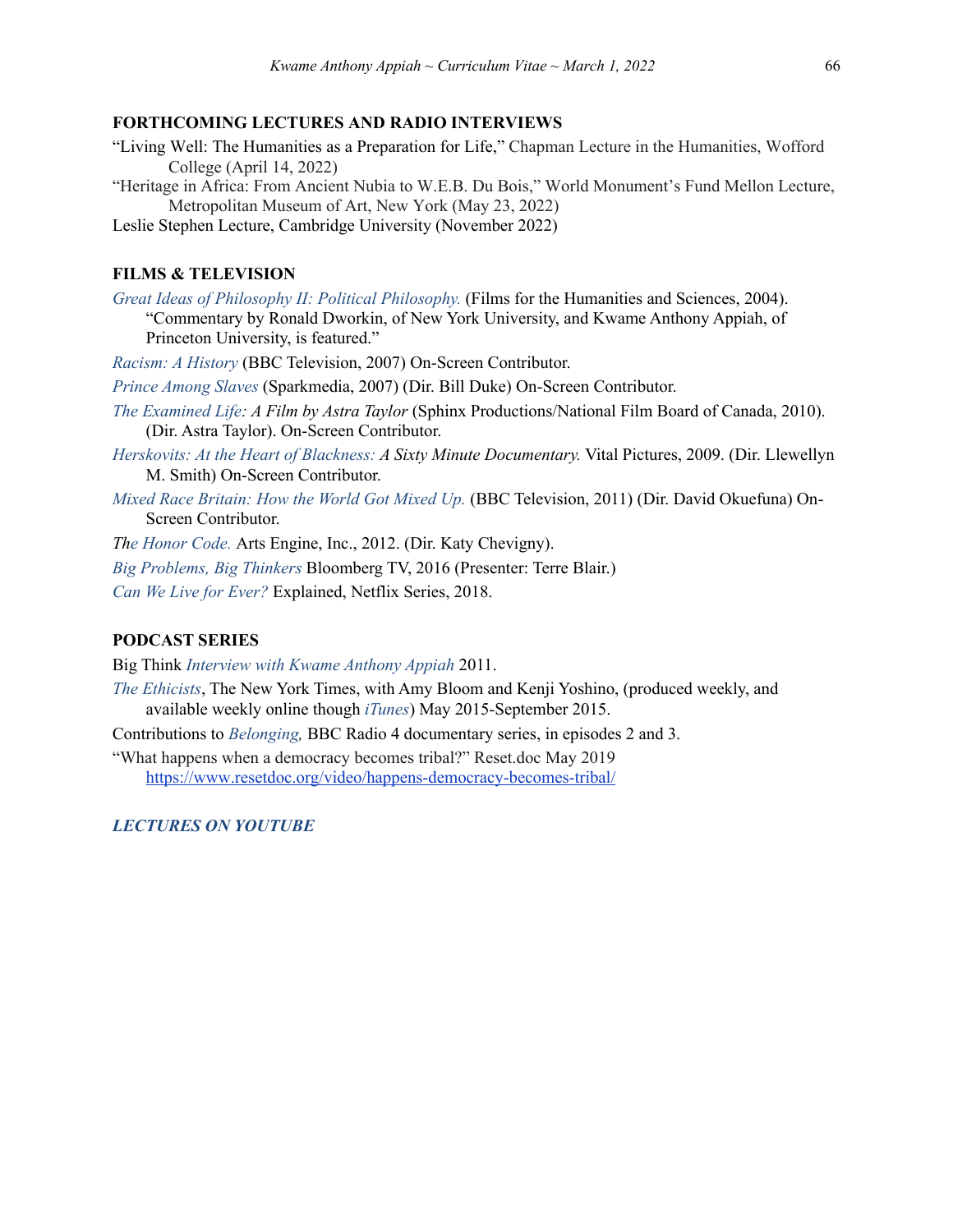**FORTHCOMING LECTURES AND RADIO INTERVIEWS**

"Living Well: The Humanities as a Preparation for Life," Chapman Lecture in the Humanities, Wofford College (April 14, 2022)

"Heritage in Africa: From Ancient Nubia to W.E.B. Du Bois," World Monument's Fund Mellon Lecture, Metropolitan Museum of Art, New York (May 23, 2022)

Leslie Stephen Lecture, Cambridge University (November 2022)

**FILMS & TELEVISION**

*Great Ideas of Philosophy II: Political Philosophy.* (Films for the Humanities and Sciences, 2004). "Commentary by Ronald Dworkin, of New York University, and Kwame Anthony Appiah, of Princeton University, is featured."

*Racism: A History* (BBC Television, 2007) On-Screen Contributor.

*Prince Among Slaves* (Sparkmedia, 2007) (Dir. Bill Duke) On-Screen Contributor.

*The Examined Life: A Film by Astra Taylor* (Sphinx Productions/National Film Board of Canada, 2010). (Dir. Astra Taylor). On-Screen Contributor.

*Herskovits: At the Heart of Blackness: A Sixty Minute Documentary.* Vital Pictures, 2009. (Dir. Llewellyn M. Smith) On-Screen Contributor.

*Mixed Race Britain: How the World Got Mixed Up.* (BBC Television, 2011) (Dir. David Okuefuna) On-Screen Contributor.

*The Honor Code.* Arts Engine, Inc., 2012. (Dir. Katy Chevigny).

*Big Problems, Big Thinkers* Bloomberg TV, 2016 (Presenter: Terre Blair.)

*Can We Live for Ever?* Explained, Netflix Series, 2018.

**PODCAST SERIES**

Big Think *Interview with Kwame Anthony Appiah* 2011.

*The Ethicists*, The New York Times, with Amy Bloom and Kenji Yoshino, (produced weekly, and available weekly online though *iTunes*) May 2015-September 2015.

Contributions to *Belonging,* BBC Radio 4 documentary series, in episodes 2 and 3.

"What happens when a democracy becomes tribal?" Reset.doc May 2019 https://www.resetdoc.org/video/happens-democracy-becomes-tribal/

***LECTURES ON YOUTUBE***